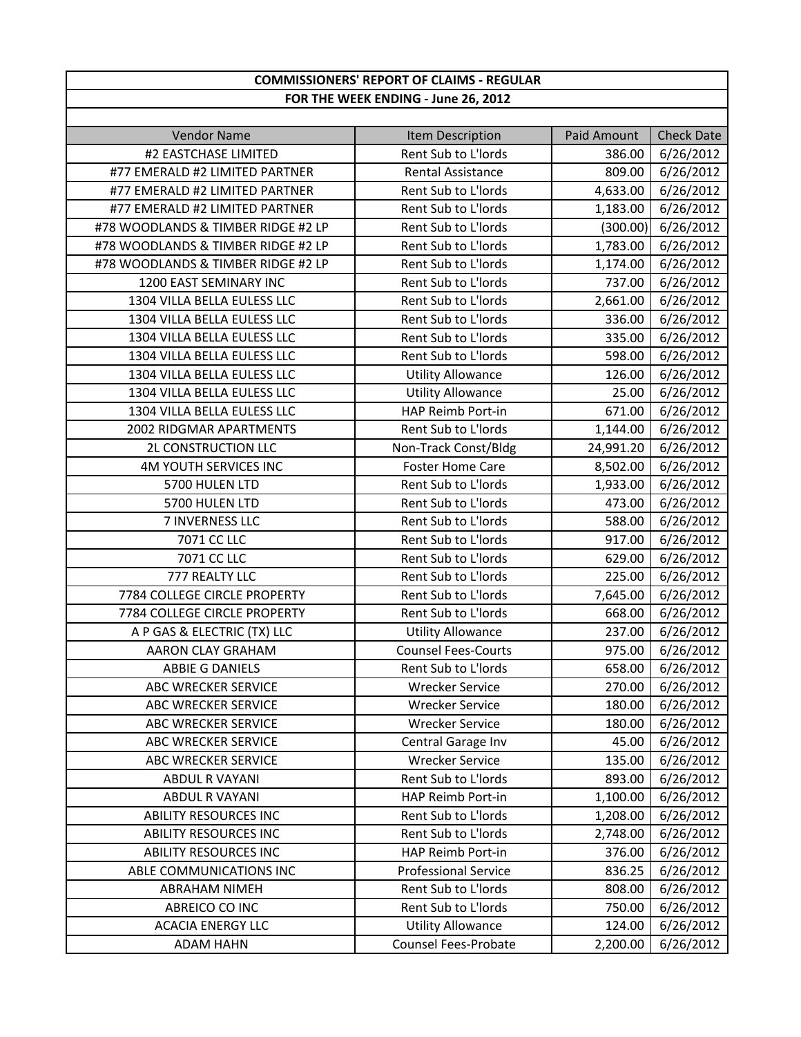## COMMISSIONERS' REPORT OF CLAIMS - REGULAR
### FOR THE WEEK ENDING - June 26, 2012

| Vendor Name | Item Description | Paid Amount | Check Date |
|---|---|---|---|
| #2 EASTCHASE LIMITED | Rent Sub to L'lords | 386.00 | 6/26/2012 |
| #77 EMERALD #2 LIMITED PARTNER | Rental Assistance | 809.00 | 6/26/2012 |
| #77 EMERALD #2 LIMITED PARTNER | Rent Sub to L'lords | 4,633.00 | 6/26/2012 |
| #77 EMERALD #2 LIMITED PARTNER | Rent Sub to L'lords | 1,183.00 | 6/26/2012 |
| #78 WOODLANDS & TIMBER RIDGE #2 LP | Rent Sub to L'lords | (300.00) | 6/26/2012 |
| #78 WOODLANDS & TIMBER RIDGE #2 LP | Rent Sub to L'lords | 1,783.00 | 6/26/2012 |
| #78 WOODLANDS & TIMBER RIDGE #2 LP | Rent Sub to L'lords | 1,174.00 | 6/26/2012 |
| 1200 EAST SEMINARY INC | Rent Sub to L'lords | 737.00 | 6/26/2012 |
| 1304 VILLA BELLA EULESS LLC | Rent Sub to L'lords | 2,661.00 | 6/26/2012 |
| 1304 VILLA BELLA EULESS LLC | Rent Sub to L'lords | 336.00 | 6/26/2012 |
| 1304 VILLA BELLA EULESS LLC | Rent Sub to L'lords | 335.00 | 6/26/2012 |
| 1304 VILLA BELLA EULESS LLC | Rent Sub to L'lords | 598.00 | 6/26/2012 |
| 1304 VILLA BELLA EULESS LLC | Utility Allowance | 126.00 | 6/26/2012 |
| 1304 VILLA BELLA EULESS LLC | Utility Allowance | 25.00 | 6/26/2012 |
| 1304 VILLA BELLA EULESS LLC | HAP Reimb Port-in | 671.00 | 6/26/2012 |
| 2002 RIDGMAR APARTMENTS | Rent Sub to L'lords | 1,144.00 | 6/26/2012 |
| 2L CONSTRUCTION LLC | Non-Track Const/Bldg | 24,991.20 | 6/26/2012 |
| 4M YOUTH SERVICES INC | Foster Home Care | 8,502.00 | 6/26/2012 |
| 5700 HULEN LTD | Rent Sub to L'lords | 1,933.00 | 6/26/2012 |
| 5700 HULEN LTD | Rent Sub to L'lords | 473.00 | 6/26/2012 |
| 7 INVERNESS LLC | Rent Sub to L'lords | 588.00 | 6/26/2012 |
| 7071 CC LLC | Rent Sub to L'lords | 917.00 | 6/26/2012 |
| 7071 CC LLC | Rent Sub to L'lords | 629.00 | 6/26/2012 |
| 777 REALTY LLC | Rent Sub to L'lords | 225.00 | 6/26/2012 |
| 7784 COLLEGE CIRCLE PROPERTY | Rent Sub to L'lords | 7,645.00 | 6/26/2012 |
| 7784 COLLEGE CIRCLE PROPERTY | Rent Sub to L'lords | 668.00 | 6/26/2012 |
| A P GAS & ELECTRIC (TX) LLC | Utility Allowance | 237.00 | 6/26/2012 |
| AARON CLAY GRAHAM | Counsel Fees-Courts | 975.00 | 6/26/2012 |
| ABBIE G DANIELS | Rent Sub to L'lords | 658.00 | 6/26/2012 |
| ABC WRECKER SERVICE | Wrecker Service | 270.00 | 6/26/2012 |
| ABC WRECKER SERVICE | Wrecker Service | 180.00 | 6/26/2012 |
| ABC WRECKER SERVICE | Wrecker Service | 180.00 | 6/26/2012 |
| ABC WRECKER SERVICE | Central Garage Inv | 45.00 | 6/26/2012 |
| ABC WRECKER SERVICE | Wrecker Service | 135.00 | 6/26/2012 |
| ABDUL R VAYANI | Rent Sub to L'lords | 893.00 | 6/26/2012 |
| ABDUL R VAYANI | HAP Reimb Port-in | 1,100.00 | 6/26/2012 |
| ABILITY RESOURCES INC | Rent Sub to L'lords | 1,208.00 | 6/26/2012 |
| ABILITY RESOURCES INC | Rent Sub to L'lords | 2,748.00 | 6/26/2012 |
| ABILITY RESOURCES INC | HAP Reimb Port-in | 376.00 | 6/26/2012 |
| ABLE COMMUNICATIONS INC | Professional Service | 836.25 | 6/26/2012 |
| ABRAHAM NIMEH | Rent Sub to L'lords | 808.00 | 6/26/2012 |
| ABREICO CO INC | Rent Sub to L'lords | 750.00 | 6/26/2012 |
| ACACIA ENERGY LLC | Utility Allowance | 124.00 | 6/26/2012 |
| ADAM HAHN | Counsel Fees-Probate | 2,200.00 | 6/26/2012 |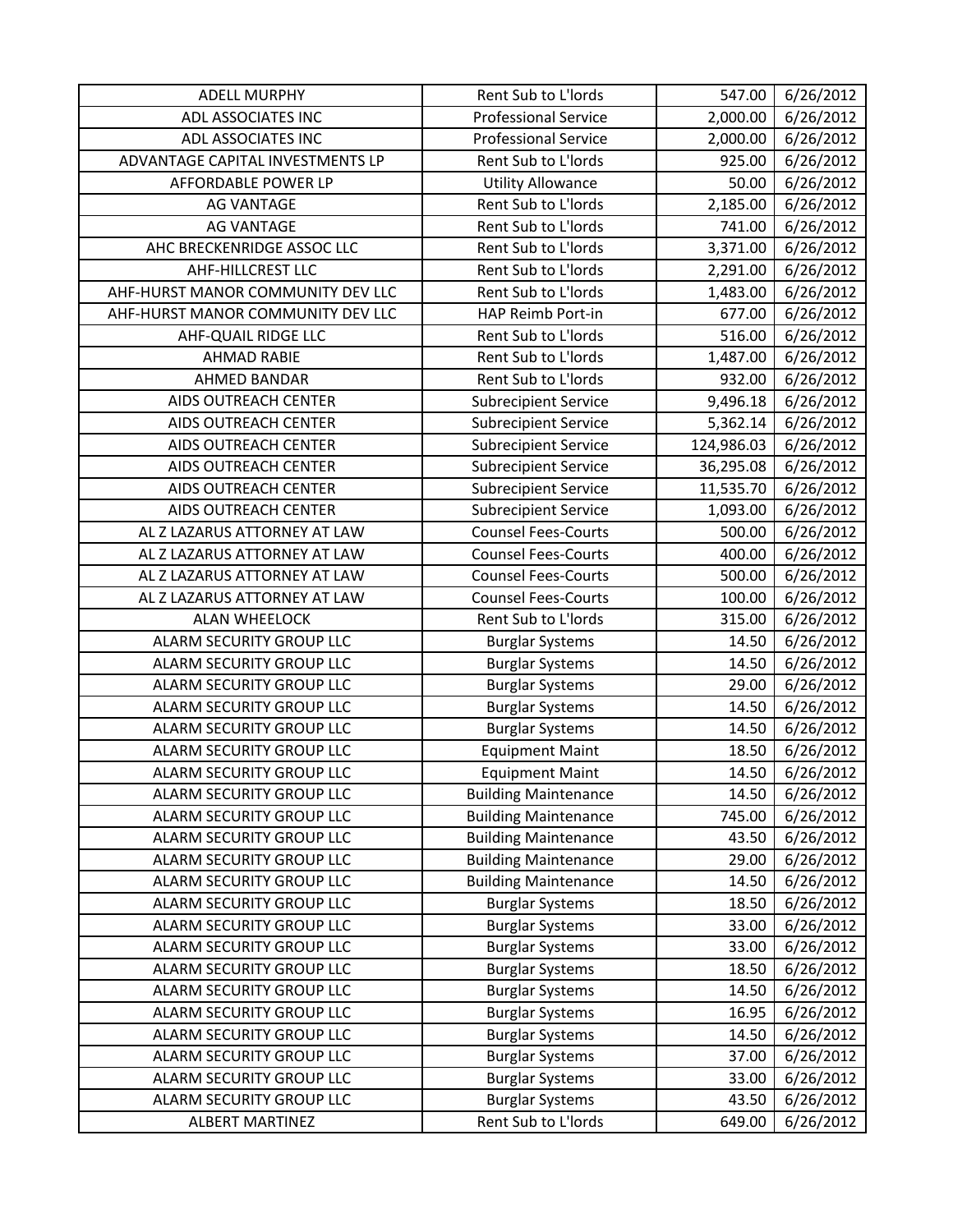| | | | |
|---|---|---|---|
| ADELL MURPHY | Rent Sub to L'lords | 547.00 | 6/26/2012 |
| ADL ASSOCIATES INC | Professional Service | 2,000.00 | 6/26/2012 |
| ADL ASSOCIATES INC | Professional Service | 2,000.00 | 6/26/2012 |
| ADVANTAGE CAPITAL INVESTMENTS LP | Rent Sub to L'lords | 925.00 | 6/26/2012 |
| AFFORDABLE POWER LP | Utility Allowance | 50.00 | 6/26/2012 |
| AG VANTAGE | Rent Sub to L'lords | 2,185.00 | 6/26/2012 |
| AG VANTAGE | Rent Sub to L'lords | 741.00 | 6/26/2012 |
| AHC BRECKENRIDGE ASSOC LLC | Rent Sub to L'lords | 3,371.00 | 6/26/2012 |
| AHF-HILLCREST LLC | Rent Sub to L'lords | 2,291.00 | 6/26/2012 |
| AHF-HURST MANOR COMMUNITY DEV LLC | Rent Sub to L'lords | 1,483.00 | 6/26/2012 |
| AHF-HURST MANOR COMMUNITY DEV LLC | HAP Reimb Port-in | 677.00 | 6/26/2012 |
| AHF-QUAIL RIDGE LLC | Rent Sub to L'lords | 516.00 | 6/26/2012 |
| AHMAD RABIE | Rent Sub to L'lords | 1,487.00 | 6/26/2012 |
| AHMED BANDAR | Rent Sub to L'lords | 932.00 | 6/26/2012 |
| AIDS OUTREACH CENTER | Subrecipient Service | 9,496.18 | 6/26/2012 |
| AIDS OUTREACH CENTER | Subrecipient Service | 5,362.14 | 6/26/2012 |
| AIDS OUTREACH CENTER | Subrecipient Service | 124,986.03 | 6/26/2012 |
| AIDS OUTREACH CENTER | Subrecipient Service | 36,295.08 | 6/26/2012 |
| AIDS OUTREACH CENTER | Subrecipient Service | 11,535.70 | 6/26/2012 |
| AIDS OUTREACH CENTER | Subrecipient Service | 1,093.00 | 6/26/2012 |
| AL Z LAZARUS ATTORNEY AT LAW | Counsel Fees-Courts | 500.00 | 6/26/2012 |
| AL Z LAZARUS ATTORNEY AT LAW | Counsel Fees-Courts | 400.00 | 6/26/2012 |
| AL Z LAZARUS ATTORNEY AT LAW | Counsel Fees-Courts | 500.00 | 6/26/2012 |
| AL Z LAZARUS ATTORNEY AT LAW | Counsel Fees-Courts | 100.00 | 6/26/2012 |
| ALAN WHEELOCK | Rent Sub to L'lords | 315.00 | 6/26/2012 |
| ALARM SECURITY GROUP LLC | Burglar Systems | 14.50 | 6/26/2012 |
| ALARM SECURITY GROUP LLC | Burglar Systems | 14.50 | 6/26/2012 |
| ALARM SECURITY GROUP LLC | Burglar Systems | 29.00 | 6/26/2012 |
| ALARM SECURITY GROUP LLC | Burglar Systems | 14.50 | 6/26/2012 |
| ALARM SECURITY GROUP LLC | Burglar Systems | 14.50 | 6/26/2012 |
| ALARM SECURITY GROUP LLC | Equipment Maint | 18.50 | 6/26/2012 |
| ALARM SECURITY GROUP LLC | Equipment Maint | 14.50 | 6/26/2012 |
| ALARM SECURITY GROUP LLC | Building Maintenance | 14.50 | 6/26/2012 |
| ALARM SECURITY GROUP LLC | Building Maintenance | 745.00 | 6/26/2012 |
| ALARM SECURITY GROUP LLC | Building Maintenance | 43.50 | 6/26/2012 |
| ALARM SECURITY GROUP LLC | Building Maintenance | 29.00 | 6/26/2012 |
| ALARM SECURITY GROUP LLC | Building Maintenance | 14.50 | 6/26/2012 |
| ALARM SECURITY GROUP LLC | Burglar Systems | 18.50 | 6/26/2012 |
| ALARM SECURITY GROUP LLC | Burglar Systems | 33.00 | 6/26/2012 |
| ALARM SECURITY GROUP LLC | Burglar Systems | 33.00 | 6/26/2012 |
| ALARM SECURITY GROUP LLC | Burglar Systems | 18.50 | 6/26/2012 |
| ALARM SECURITY GROUP LLC | Burglar Systems | 14.50 | 6/26/2012 |
| ALARM SECURITY GROUP LLC | Burglar Systems | 16.95 | 6/26/2012 |
| ALARM SECURITY GROUP LLC | Burglar Systems | 14.50 | 6/26/2012 |
| ALARM SECURITY GROUP LLC | Burglar Systems | 37.00 | 6/26/2012 |
| ALARM SECURITY GROUP LLC | Burglar Systems | 33.00 | 6/26/2012 |
| ALARM SECURITY GROUP LLC | Burglar Systems | 43.50 | 6/26/2012 |
| ALBERT MARTINEZ | Rent Sub to L'lords | 649.00 | 6/26/2012 |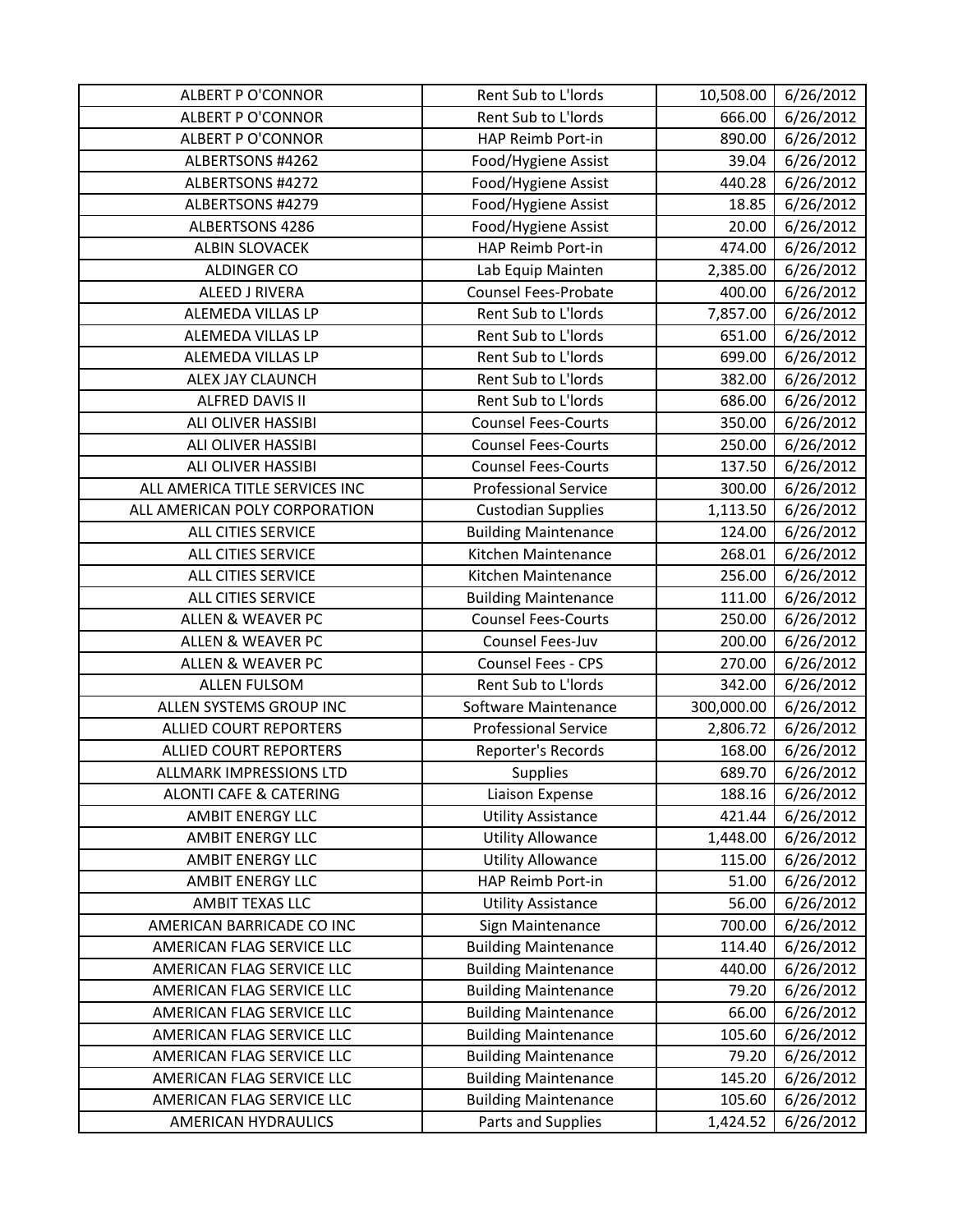| | | | |
|---|---|---|---|
| ALBERT P O'CONNOR | Rent Sub to L'lords | 10,508.00 | 6/26/2012 |
| ALBERT P O'CONNOR | Rent Sub to L'lords | 666.00 | 6/26/2012 |
| ALBERT P O'CONNOR | HAP Reimb Port-in | 890.00 | 6/26/2012 |
| ALBERTSONS #4262 | Food/Hygiene Assist | 39.04 | 6/26/2012 |
| ALBERTSONS #4272 | Food/Hygiene Assist | 440.28 | 6/26/2012 |
| ALBERTSONS #4279 | Food/Hygiene Assist | 18.85 | 6/26/2012 |
| ALBERTSONS 4286 | Food/Hygiene Assist | 20.00 | 6/26/2012 |
| ALBIN SLOVACEK | HAP Reimb Port-in | 474.00 | 6/26/2012 |
| ALDINGER CO | Lab Equip Mainten | 2,385.00 | 6/26/2012 |
| ALEED J RIVERA | Counsel Fees-Probate | 400.00 | 6/26/2012 |
| ALEMEDA VILLAS LP | Rent Sub to L'lords | 7,857.00 | 6/26/2012 |
| ALEMEDA VILLAS LP | Rent Sub to L'lords | 651.00 | 6/26/2012 |
| ALEMEDA VILLAS LP | Rent Sub to L'lords | 699.00 | 6/26/2012 |
| ALEX JAY CLAUNCH | Rent Sub to L'lords | 382.00 | 6/26/2012 |
| ALFRED DAVIS II | Rent Sub to L'lords | 686.00 | 6/26/2012 |
| ALI OLIVER HASSIBI | Counsel Fees-Courts | 350.00 | 6/26/2012 |
| ALI OLIVER HASSIBI | Counsel Fees-Courts | 250.00 | 6/26/2012 |
| ALI OLIVER HASSIBI | Counsel Fees-Courts | 137.50 | 6/26/2012 |
| ALL AMERICA TITLE SERVICES INC | Professional Service | 300.00 | 6/26/2012 |
| ALL AMERICAN POLY CORPORATION | Custodian Supplies | 1,113.50 | 6/26/2012 |
| ALL CITIES SERVICE | Building Maintenance | 124.00 | 6/26/2012 |
| ALL CITIES SERVICE | Kitchen Maintenance | 268.01 | 6/26/2012 |
| ALL CITIES SERVICE | Kitchen Maintenance | 256.00 | 6/26/2012 |
| ALL CITIES SERVICE | Building Maintenance | 111.00 | 6/26/2012 |
| ALLEN & WEAVER PC | Counsel Fees-Courts | 250.00 | 6/26/2012 |
| ALLEN & WEAVER PC | Counsel Fees-Juv | 200.00 | 6/26/2012 |
| ALLEN & WEAVER PC | Counsel Fees - CPS | 270.00 | 6/26/2012 |
| ALLEN FULSOM | Rent Sub to L'lords | 342.00 | 6/26/2012 |
| ALLEN SYSTEMS GROUP INC | Software Maintenance | 300,000.00 | 6/26/2012 |
| ALLIED COURT REPORTERS | Professional Service | 2,806.72 | 6/26/2012 |
| ALLIED COURT REPORTERS | Reporter's Records | 168.00 | 6/26/2012 |
| ALLMARK IMPRESSIONS LTD | Supplies | 689.70 | 6/26/2012 |
| ALONTI CAFE & CATERING | Liaison Expense | 188.16 | 6/26/2012 |
| AMBIT ENERGY LLC | Utility Assistance | 421.44 | 6/26/2012 |
| AMBIT ENERGY LLC | Utility Allowance | 1,448.00 | 6/26/2012 |
| AMBIT ENERGY LLC | Utility Allowance | 115.00 | 6/26/2012 |
| AMBIT ENERGY LLC | HAP Reimb Port-in | 51.00 | 6/26/2012 |
| AMBIT TEXAS LLC | Utility Assistance | 56.00 | 6/26/2012 |
| AMERICAN BARRICADE CO INC | Sign Maintenance | 700.00 | 6/26/2012 |
| AMERICAN FLAG SERVICE LLC | Building Maintenance | 114.40 | 6/26/2012 |
| AMERICAN FLAG SERVICE LLC | Building Maintenance | 440.00 | 6/26/2012 |
| AMERICAN FLAG SERVICE LLC | Building Maintenance | 79.20 | 6/26/2012 |
| AMERICAN FLAG SERVICE LLC | Building Maintenance | 66.00 | 6/26/2012 |
| AMERICAN FLAG SERVICE LLC | Building Maintenance | 105.60 | 6/26/2012 |
| AMERICAN FLAG SERVICE LLC | Building Maintenance | 79.20 | 6/26/2012 |
| AMERICAN FLAG SERVICE LLC | Building Maintenance | 145.20 | 6/26/2012 |
| AMERICAN FLAG SERVICE LLC | Building Maintenance | 105.60 | 6/26/2012 |
| AMERICAN HYDRAULICS | Parts and Supplies | 1,424.52 | 6/26/2012 |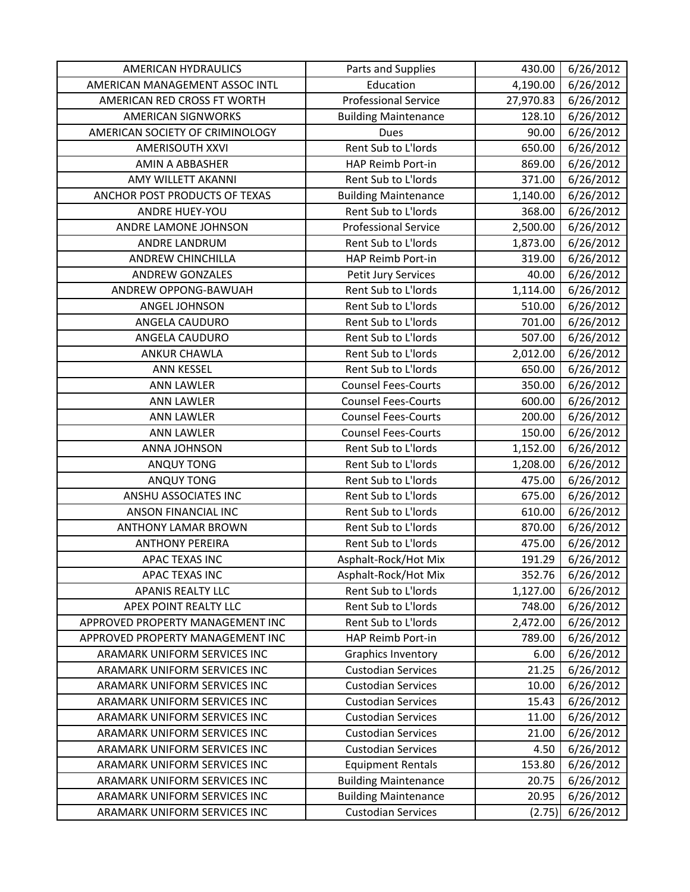| | | | |
|---|---|---|---|
| AMERICAN HYDRAULICS | Parts and Supplies | 430.00 | 6/26/2012 |
| AMERICAN MANAGEMENT ASSOC INTL | Education | 4,190.00 | 6/26/2012 |
| AMERICAN RED CROSS FT WORTH | Professional Service | 27,970.83 | 6/26/2012 |
| AMERICAN SIGNWORKS | Building Maintenance | 128.10 | 6/26/2012 |
| AMERICAN SOCIETY OF CRIMINOLOGY | Dues | 90.00 | 6/26/2012 |
| AMERISOUTH XXVI | Rent Sub to L'lords | 650.00 | 6/26/2012 |
| AMIN A ABBASHER | HAP Reimb Port-in | 869.00 | 6/26/2012 |
| AMY WILLETT AKANNI | Rent Sub to L'lords | 371.00 | 6/26/2012 |
| ANCHOR POST PRODUCTS OF TEXAS | Building Maintenance | 1,140.00 | 6/26/2012 |
| ANDRE HUEY-YOU | Rent Sub to L'lords | 368.00 | 6/26/2012 |
| ANDRE LAMONE JOHNSON | Professional Service | 2,500.00 | 6/26/2012 |
| ANDRE LANDRUM | Rent Sub to L'lords | 1,873.00 | 6/26/2012 |
| ANDREW CHINCHILLA | HAP Reimb Port-in | 319.00 | 6/26/2012 |
| ANDREW GONZALES | Petit Jury Services | 40.00 | 6/26/2012 |
| ANDREW OPPONG-BAWUAH | Rent Sub to L'lords | 1,114.00 | 6/26/2012 |
| ANGEL JOHNSON | Rent Sub to L'lords | 510.00 | 6/26/2012 |
| ANGELA CAUDURO | Rent Sub to L'lords | 701.00 | 6/26/2012 |
| ANGELA CAUDURO | Rent Sub to L'lords | 507.00 | 6/26/2012 |
| ANKUR CHAWLA | Rent Sub to L'lords | 2,012.00 | 6/26/2012 |
| ANN KESSEL | Rent Sub to L'lords | 650.00 | 6/26/2012 |
| ANN LAWLER | Counsel Fees-Courts | 350.00 | 6/26/2012 |
| ANN LAWLER | Counsel Fees-Courts | 600.00 | 6/26/2012 |
| ANN LAWLER | Counsel Fees-Courts | 200.00 | 6/26/2012 |
| ANN LAWLER | Counsel Fees-Courts | 150.00 | 6/26/2012 |
| ANNA JOHNSON | Rent Sub to L'lords | 1,152.00 | 6/26/2012 |
| ANQUY TONG | Rent Sub to L'lords | 1,208.00 | 6/26/2012 |
| ANQUY TONG | Rent Sub to L'lords | 475.00 | 6/26/2012 |
| ANSHU ASSOCIATES INC | Rent Sub to L'lords | 675.00 | 6/26/2012 |
| ANSON FINANCIAL INC | Rent Sub to L'lords | 610.00 | 6/26/2012 |
| ANTHONY LAMAR BROWN | Rent Sub to L'lords | 870.00 | 6/26/2012 |
| ANTHONY PEREIRA | Rent Sub to L'lords | 475.00 | 6/26/2012 |
| APAC TEXAS INC | Asphalt-Rock/Hot Mix | 191.29 | 6/26/2012 |
| APAC TEXAS INC | Asphalt-Rock/Hot Mix | 352.76 | 6/26/2012 |
| APANIS REALTY LLC | Rent Sub to L'lords | 1,127.00 | 6/26/2012 |
| APEX POINT REALTY LLC | Rent Sub to L'lords | 748.00 | 6/26/2012 |
| APPROVED PROPERTY MANAGEMENT INC | Rent Sub to L'lords | 2,472.00 | 6/26/2012 |
| APPROVED PROPERTY MANAGEMENT INC | HAP Reimb Port-in | 789.00 | 6/26/2012 |
| ARAMARK UNIFORM SERVICES INC | Graphics Inventory | 6.00 | 6/26/2012 |
| ARAMARK UNIFORM SERVICES INC | Custodian Services | 21.25 | 6/26/2012 |
| ARAMARK UNIFORM SERVICES INC | Custodian Services | 10.00 | 6/26/2012 |
| ARAMARK UNIFORM SERVICES INC | Custodian Services | 15.43 | 6/26/2012 |
| ARAMARK UNIFORM SERVICES INC | Custodian Services | 11.00 | 6/26/2012 |
| ARAMARK UNIFORM SERVICES INC | Custodian Services | 21.00 | 6/26/2012 |
| ARAMARK UNIFORM SERVICES INC | Custodian Services | 4.50 | 6/26/2012 |
| ARAMARK UNIFORM SERVICES INC | Equipment Rentals | 153.80 | 6/26/2012 |
| ARAMARK UNIFORM SERVICES INC | Building Maintenance | 20.75 | 6/26/2012 |
| ARAMARK UNIFORM SERVICES INC | Building Maintenance | 20.95 | 6/26/2012 |
| ARAMARK UNIFORM SERVICES INC | Custodian Services | (2.75) | 6/26/2012 |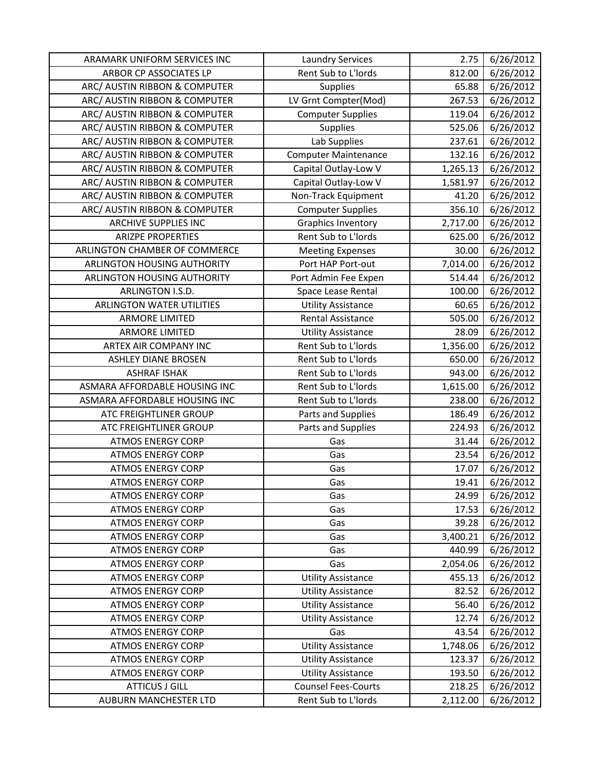| ARAMARK UNIFORM SERVICES INC | Laundry Services | 2.75 | 6/26/2012 |
|---|---|---|---|
| ARBOR CP ASSOCIATES LP | Rent Sub to L'lords | 812.00 | 6/26/2012 |
| ARC/ AUSTIN RIBBON & COMPUTER | Supplies | 65.88 | 6/26/2012 |
| ARC/ AUSTIN RIBBON & COMPUTER | LV Grnt Compter(Mod) | 267.53 | 6/26/2012 |
| ARC/ AUSTIN RIBBON & COMPUTER | Computer Supplies | 119.04 | 6/26/2012 |
| ARC/ AUSTIN RIBBON & COMPUTER | Supplies | 525.06 | 6/26/2012 |
| ARC/ AUSTIN RIBBON & COMPUTER | Lab Supplies | 237.61 | 6/26/2012 |
| ARC/ AUSTIN RIBBON & COMPUTER | Computer Maintenance | 132.16 | 6/26/2012 |
| ARC/ AUSTIN RIBBON & COMPUTER | Capital Outlay-Low V | 1,265.13 | 6/26/2012 |
| ARC/ AUSTIN RIBBON & COMPUTER | Capital Outlay-Low V | 1,581.97 | 6/26/2012 |
| ARC/ AUSTIN RIBBON & COMPUTER | Non-Track Equipment | 41.20 | 6/26/2012 |
| ARC/ AUSTIN RIBBON & COMPUTER | Computer Supplies | 356.10 | 6/26/2012 |
| ARCHIVE SUPPLIES INC | Graphics Inventory | 2,717.00 | 6/26/2012 |
| ARIZPE PROPERTIES | Rent Sub to L'lords | 625.00 | 6/26/2012 |
| ARLINGTON CHAMBER OF COMMERCE | Meeting Expenses | 30.00 | 6/26/2012 |
| ARLINGTON HOUSING AUTHORITY | Port HAP Port-out | 7,014.00 | 6/26/2012 |
| ARLINGTON HOUSING AUTHORITY | Port Admin Fee Expen | 514.44 | 6/26/2012 |
| ARLINGTON I.S.D. | Space Lease Rental | 100.00 | 6/26/2012 |
| ARLINGTON WATER UTILITIES | Utility Assistance | 60.65 | 6/26/2012 |
| ARMORE LIMITED | Rental Assistance | 505.00 | 6/26/2012 |
| ARMORE LIMITED | Utility Assistance | 28.09 | 6/26/2012 |
| ARTEX AIR COMPANY INC | Rent Sub to L'lords | 1,356.00 | 6/26/2012 |
| ASHLEY DIANE BROSEN | Rent Sub to L'lords | 650.00 | 6/26/2012 |
| ASHRAF ISHAK | Rent Sub to L'lords | 943.00 | 6/26/2012 |
| ASMARA AFFORDABLE HOUSING INC | Rent Sub to L'lords | 1,615.00 | 6/26/2012 |
| ASMARA AFFORDABLE HOUSING INC | Rent Sub to L'lords | 238.00 | 6/26/2012 |
| ATC FREIGHTLINER GROUP | Parts and Supplies | 186.49 | 6/26/2012 |
| ATC FREIGHTLINER GROUP | Parts and Supplies | 224.93 | 6/26/2012 |
| ATMOS ENERGY CORP | Gas | 31.44 | 6/26/2012 |
| ATMOS ENERGY CORP | Gas | 23.54 | 6/26/2012 |
| ATMOS ENERGY CORP | Gas | 17.07 | 6/26/2012 |
| ATMOS ENERGY CORP | Gas | 19.41 | 6/26/2012 |
| ATMOS ENERGY CORP | Gas | 24.99 | 6/26/2012 |
| ATMOS ENERGY CORP | Gas | 17.53 | 6/26/2012 |
| ATMOS ENERGY CORP | Gas | 39.28 | 6/26/2012 |
| ATMOS ENERGY CORP | Gas | 3,400.21 | 6/26/2012 |
| ATMOS ENERGY CORP | Gas | 440.99 | 6/26/2012 |
| ATMOS ENERGY CORP | Gas | 2,054.06 | 6/26/2012 |
| ATMOS ENERGY CORP | Utility Assistance | 455.13 | 6/26/2012 |
| ATMOS ENERGY CORP | Utility Assistance | 82.52 | 6/26/2012 |
| ATMOS ENERGY CORP | Utility Assistance | 56.40 | 6/26/2012 |
| ATMOS ENERGY CORP | Utility Assistance | 12.74 | 6/26/2012 |
| ATMOS ENERGY CORP | Gas | 43.54 | 6/26/2012 |
| ATMOS ENERGY CORP | Utility Assistance | 1,748.06 | 6/26/2012 |
| ATMOS ENERGY CORP | Utility Assistance | 123.37 | 6/26/2012 |
| ATMOS ENERGY CORP | Utility Assistance | 193.50 | 6/26/2012 |
| ATTICUS J GILL | Counsel Fees-Courts | 218.25 | 6/26/2012 |
| AUBURN MANCHESTER LTD | Rent Sub to L'lords | 2,112.00 | 6/26/2012 |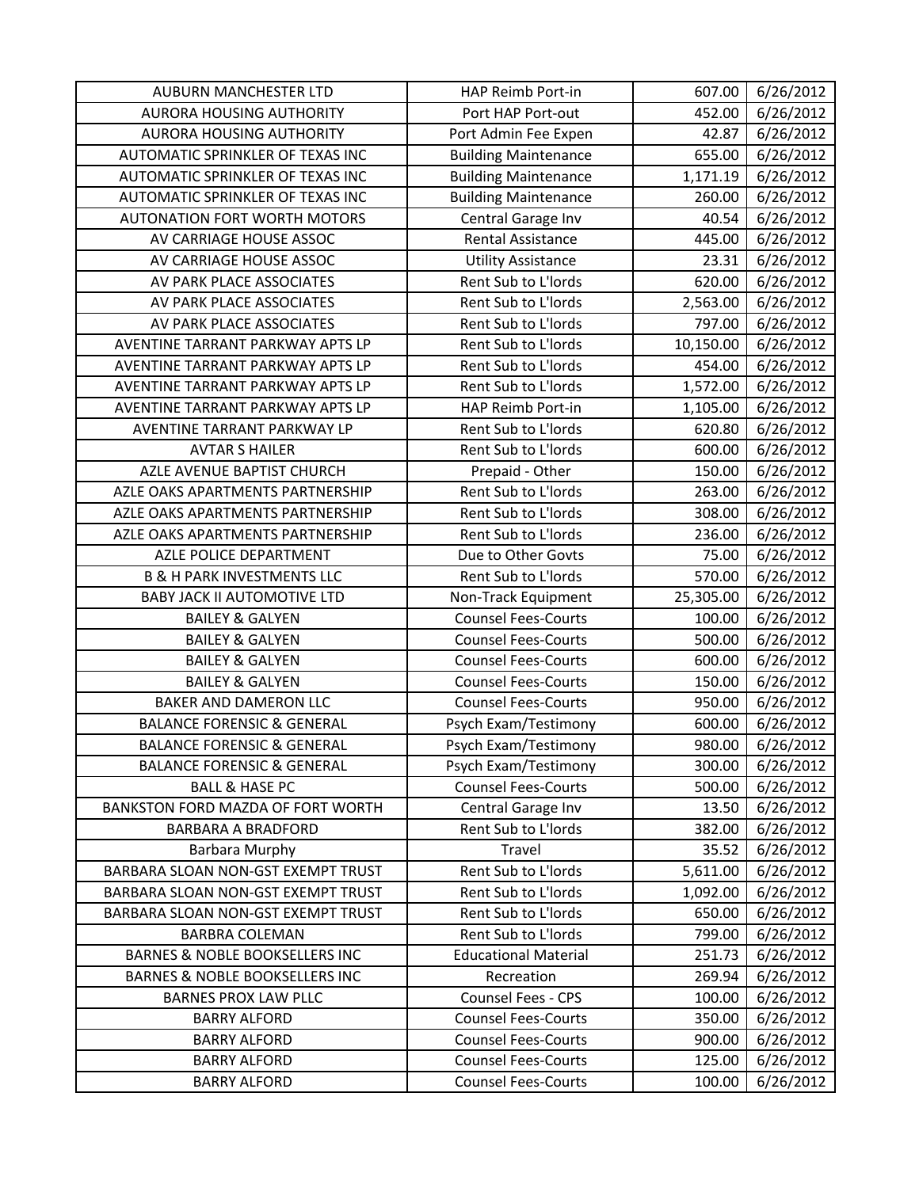| AUBURN MANCHESTER LTD | HAP Reimb Port-in | 607.00 | 6/26/2012 |
|---|---|---|---|
| AURORA HOUSING AUTHORITY | Port HAP Port-out | 452.00 | 6/26/2012 |
| AURORA HOUSING AUTHORITY | Port Admin Fee Expen | 42.87 | 6/26/2012 |
| AUTOMATIC SPRINKLER OF TEXAS INC | Building Maintenance | 655.00 | 6/26/2012 |
| AUTOMATIC SPRINKLER OF TEXAS INC | Building Maintenance | 1,171.19 | 6/26/2012 |
| AUTOMATIC SPRINKLER OF TEXAS INC | Building Maintenance | 260.00 | 6/26/2012 |
| AUTONATION FORT WORTH MOTORS | Central Garage Inv | 40.54 | 6/26/2012 |
| AV CARRIAGE HOUSE ASSOC | Rental Assistance | 445.00 | 6/26/2012 |
| AV CARRIAGE HOUSE ASSOC | Utility Assistance | 23.31 | 6/26/2012 |
| AV PARK PLACE ASSOCIATES | Rent Sub to L'lords | 620.00 | 6/26/2012 |
| AV PARK PLACE ASSOCIATES | Rent Sub to L'lords | 2,563.00 | 6/26/2012 |
| AV PARK PLACE ASSOCIATES | Rent Sub to L'lords | 797.00 | 6/26/2012 |
| AVENTINE TARRANT PARKWAY APTS LP | Rent Sub to L'lords | 10,150.00 | 6/26/2012 |
| AVENTINE TARRANT PARKWAY APTS LP | Rent Sub to L'lords | 454.00 | 6/26/2012 |
| AVENTINE TARRANT PARKWAY APTS LP | Rent Sub to L'lords | 1,572.00 | 6/26/2012 |
| AVENTINE TARRANT PARKWAY APTS LP | HAP Reimb Port-in | 1,105.00 | 6/26/2012 |
| AVENTINE TARRANT PARKWAY LP | Rent Sub to L'lords | 620.80 | 6/26/2012 |
| AVTAR S HAILER | Rent Sub to L'lords | 600.00 | 6/26/2012 |
| AZLE AVENUE BAPTIST CHURCH | Prepaid - Other | 150.00 | 6/26/2012 |
| AZLE OAKS APARTMENTS PARTNERSHIP | Rent Sub to L'lords | 263.00 | 6/26/2012 |
| AZLE OAKS APARTMENTS PARTNERSHIP | Rent Sub to L'lords | 308.00 | 6/26/2012 |
| AZLE OAKS APARTMENTS PARTNERSHIP | Rent Sub to L'lords | 236.00 | 6/26/2012 |
| AZLE POLICE DEPARTMENT | Due to Other Govts | 75.00 | 6/26/2012 |
| B & H PARK INVESTMENTS LLC | Rent Sub to L'lords | 570.00 | 6/26/2012 |
| BABY JACK II AUTOMOTIVE LTD | Non-Track Equipment | 25,305.00 | 6/26/2012 |
| BAILEY & GALYEN | Counsel Fees-Courts | 100.00 | 6/26/2012 |
| BAILEY & GALYEN | Counsel Fees-Courts | 500.00 | 6/26/2012 |
| BAILEY & GALYEN | Counsel Fees-Courts | 600.00 | 6/26/2012 |
| BAILEY & GALYEN | Counsel Fees-Courts | 150.00 | 6/26/2012 |
| BAKER AND DAMERON LLC | Counsel Fees-Courts | 950.00 | 6/26/2012 |
| BALANCE FORENSIC & GENERAL | Psych Exam/Testimony | 600.00 | 6/26/2012 |
| BALANCE FORENSIC & GENERAL | Psych Exam/Testimony | 980.00 | 6/26/2012 |
| BALANCE FORENSIC & GENERAL | Psych Exam/Testimony | 300.00 | 6/26/2012 |
| BALL & HASE PC | Counsel Fees-Courts | 500.00 | 6/26/2012 |
| BANKSTON FORD MAZDA OF FORT WORTH | Central Garage Inv | 13.50 | 6/26/2012 |
| BARBARA A BRADFORD | Rent Sub to L'lords | 382.00 | 6/26/2012 |
| Barbara Murphy | Travel | 35.52 | 6/26/2012 |
| BARBARA SLOAN NON-GST EXEMPT TRUST | Rent Sub to L'lords | 5,611.00 | 6/26/2012 |
| BARBARA SLOAN NON-GST EXEMPT TRUST | Rent Sub to L'lords | 1,092.00 | 6/26/2012 |
| BARBARA SLOAN NON-GST EXEMPT TRUST | Rent Sub to L'lords | 650.00 | 6/26/2012 |
| BARBRA COLEMAN | Rent Sub to L'lords | 799.00 | 6/26/2012 |
| BARNES & NOBLE BOOKSELLERS INC | Educational Material | 251.73 | 6/26/2012 |
| BARNES & NOBLE BOOKSELLERS INC | Recreation | 269.94 | 6/26/2012 |
| BARNES PROX LAW PLLC | Counsel Fees - CPS | 100.00 | 6/26/2012 |
| BARRY ALFORD | Counsel Fees-Courts | 350.00 | 6/26/2012 |
| BARRY ALFORD | Counsel Fees-Courts | 900.00 | 6/26/2012 |
| BARRY ALFORD | Counsel Fees-Courts | 125.00 | 6/26/2012 |
| BARRY ALFORD | Counsel Fees-Courts | 100.00 | 6/26/2012 |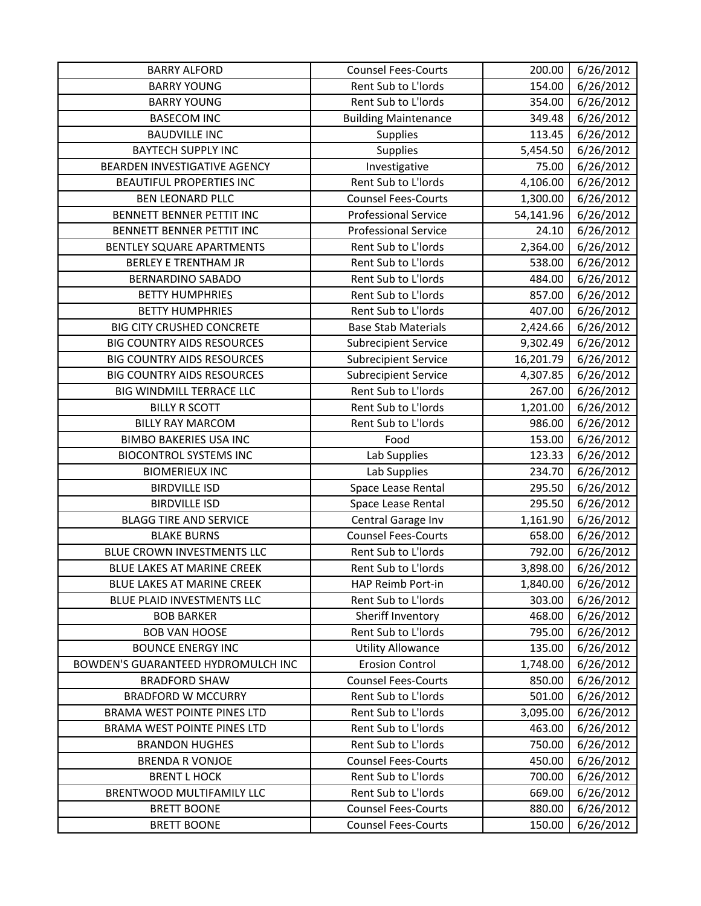| BARRY ALFORD | Counsel Fees-Courts | 200.00 | 6/26/2012 |
|---|---|---|---|
| BARRY YOUNG | Rent Sub to L'lords | 154.00 | 6/26/2012 |
| BARRY YOUNG | Rent Sub to L'lords | 354.00 | 6/26/2012 |
| BASECOM INC | Building Maintenance | 349.48 | 6/26/2012 |
| BAUDVILLE INC | Supplies | 113.45 | 6/26/2012 |
| BAYTECH SUPPLY INC | Supplies | 5,454.50 | 6/26/2012 |
| BEARDEN INVESTIGATIVE AGENCY | Investigative | 75.00 | 6/26/2012 |
| BEAUTIFUL PROPERTIES INC | Rent Sub to L'lords | 4,106.00 | 6/26/2012 |
| BEN LEONARD PLLC | Counsel Fees-Courts | 1,300.00 | 6/26/2012 |
| BENNETT BENNER PETTIT INC | Professional Service | 54,141.96 | 6/26/2012 |
| BENNETT BENNER PETTIT INC | Professional Service | 24.10 | 6/26/2012 |
| BENTLEY SQUARE APARTMENTS | Rent Sub to L'lords | 2,364.00 | 6/26/2012 |
| BERLEY E TRENTHAM JR | Rent Sub to L'lords | 538.00 | 6/26/2012 |
| BERNARDINO SABADO | Rent Sub to L'lords | 484.00 | 6/26/2012 |
| BETTY HUMPHRIES | Rent Sub to L'lords | 857.00 | 6/26/2012 |
| BETTY HUMPHRIES | Rent Sub to L'lords | 407.00 | 6/26/2012 |
| BIG CITY CRUSHED CONCRETE | Base Stab Materials | 2,424.66 | 6/26/2012 |
| BIG COUNTRY AIDS RESOURCES | Subrecipient Service | 9,302.49 | 6/26/2012 |
| BIG COUNTRY AIDS RESOURCES | Subrecipient Service | 16,201.79 | 6/26/2012 |
| BIG COUNTRY AIDS RESOURCES | Subrecipient Service | 4,307.85 | 6/26/2012 |
| BIG WINDMILL TERRACE LLC | Rent Sub to L'lords | 267.00 | 6/26/2012 |
| BILLY R SCOTT | Rent Sub to L'lords | 1,201.00 | 6/26/2012 |
| BILLY RAY MARCOM | Rent Sub to L'lords | 986.00 | 6/26/2012 |
| BIMBO BAKERIES USA INC | Food | 153.00 | 6/26/2012 |
| BIOCONTROL SYSTEMS INC | Lab Supplies | 123.33 | 6/26/2012 |
| BIOMERIEUX INC | Lab Supplies | 234.70 | 6/26/2012 |
| BIRDVILLE ISD | Space Lease Rental | 295.50 | 6/26/2012 |
| BIRDVILLE ISD | Space Lease Rental | 295.50 | 6/26/2012 |
| BLAGG TIRE AND SERVICE | Central Garage Inv | 1,161.90 | 6/26/2012 |
| BLAKE BURNS | Counsel Fees-Courts | 658.00 | 6/26/2012 |
| BLUE CROWN INVESTMENTS LLC | Rent Sub to L'lords | 792.00 | 6/26/2012 |
| BLUE LAKES AT MARINE CREEK | Rent Sub to L'lords | 3,898.00 | 6/26/2012 |
| BLUE LAKES AT MARINE CREEK | HAP Reimb Port-in | 1,840.00 | 6/26/2012 |
| BLUE PLAID INVESTMENTS LLC | Rent Sub to L'lords | 303.00 | 6/26/2012 |
| BOB BARKER | Sheriff Inventory | 468.00 | 6/26/2012 |
| BOB VAN HOOSE | Rent Sub to L'lords | 795.00 | 6/26/2012 |
| BOUNCE ENERGY INC | Utility Allowance | 135.00 | 6/26/2012 |
| BOWDEN'S GUARANTEED HYDROMULCH INC | Erosion Control | 1,748.00 | 6/26/2012 |
| BRADFORD SHAW | Counsel Fees-Courts | 850.00 | 6/26/2012 |
| BRADFORD W MCCURRY | Rent Sub to L'lords | 501.00 | 6/26/2012 |
| BRAMA WEST POINTE PINES LTD | Rent Sub to L'lords | 3,095.00 | 6/26/2012 |
| BRAMA WEST POINTE PINES LTD | Rent Sub to L'lords | 463.00 | 6/26/2012 |
| BRANDON HUGHES | Rent Sub to L'lords | 750.00 | 6/26/2012 |
| BRENDA R VONJOE | Counsel Fees-Courts | 450.00 | 6/26/2012 |
| BRENT L HOCK | Rent Sub to L'lords | 700.00 | 6/26/2012 |
| BRENTWOOD MULTIFAMILY LLC | Rent Sub to L'lords | 669.00 | 6/26/2012 |
| BRETT BOONE | Counsel Fees-Courts | 880.00 | 6/26/2012 |
| BRETT BOONE | Counsel Fees-Courts | 150.00 | 6/26/2012 |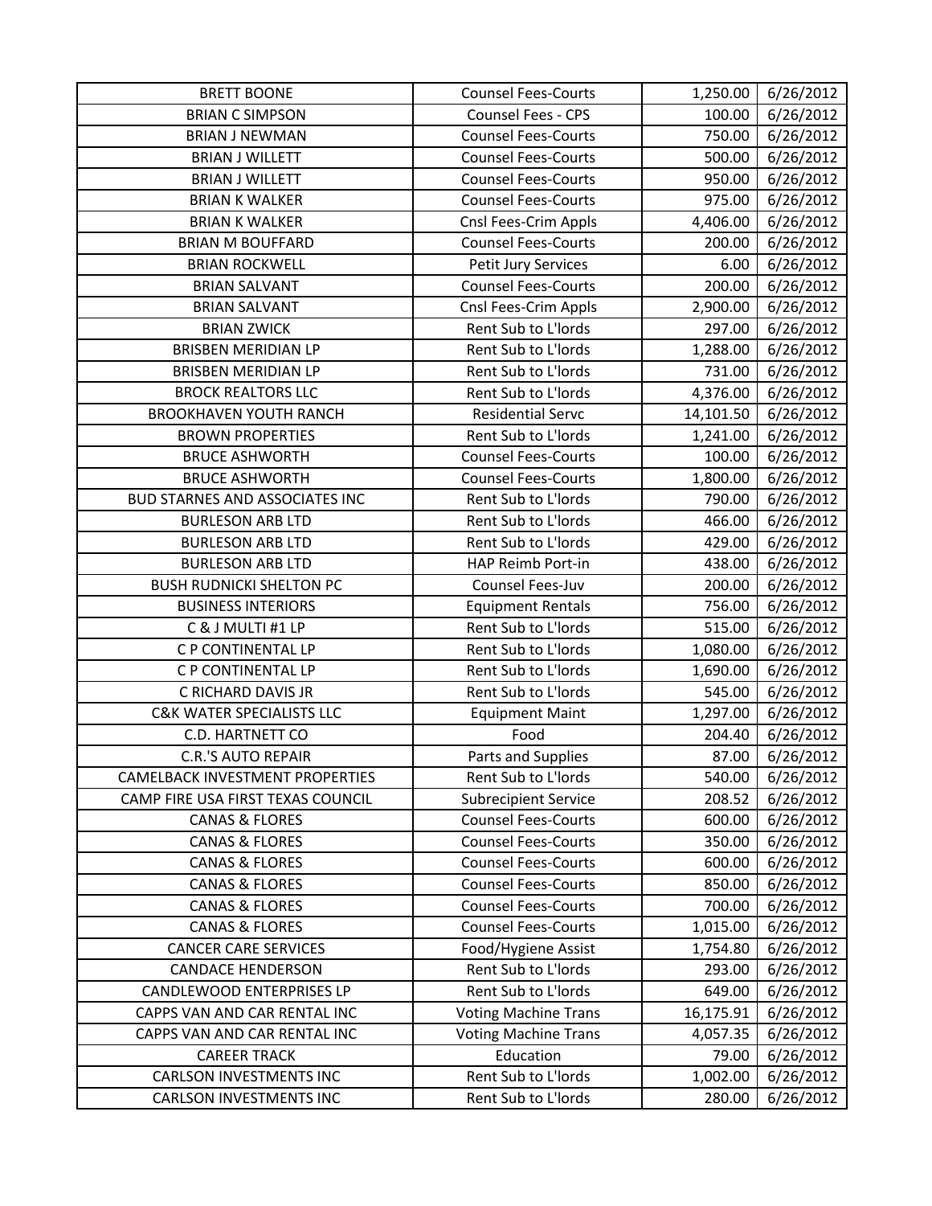| BRETT BOONE | Counsel Fees-Courts | 1,250.00 | 6/26/2012 |
|---|---|---|---|
| BRIAN C SIMPSON | Counsel Fees - CPS | 100.00 | 6/26/2012 |
| BRIAN J NEWMAN | Counsel Fees-Courts | 750.00 | 6/26/2012 |
| BRIAN J WILLETT | Counsel Fees-Courts | 500.00 | 6/26/2012 |
| BRIAN J WILLETT | Counsel Fees-Courts | 950.00 | 6/26/2012 |
| BRIAN K WALKER | Counsel Fees-Courts | 975.00 | 6/26/2012 |
| BRIAN K WALKER | Cnsl Fees-Crim Appls | 4,406.00 | 6/26/2012 |
| BRIAN M BOUFFARD | Counsel Fees-Courts | 200.00 | 6/26/2012 |
| BRIAN ROCKWELL | Petit Jury Services | 6.00 | 6/26/2012 |
| BRIAN SALVANT | Counsel Fees-Courts | 200.00 | 6/26/2012 |
| BRIAN SALVANT | Cnsl Fees-Crim Appls | 2,900.00 | 6/26/2012 |
| BRIAN ZWICK | Rent Sub to L'lords | 297.00 | 6/26/2012 |
| BRISBEN MERIDIAN LP | Rent Sub to L'lords | 1,288.00 | 6/26/2012 |
| BRISBEN MERIDIAN LP | Rent Sub to L'lords | 731.00 | 6/26/2012 |
| BROCK REALTORS LLC | Rent Sub to L'lords | 4,376.00 | 6/26/2012 |
| BROOKHAVEN YOUTH RANCH | Residential Servc | 14,101.50 | 6/26/2012 |
| BROWN PROPERTIES | Rent Sub to L'lords | 1,241.00 | 6/26/2012 |
| BRUCE ASHWORTH | Counsel Fees-Courts | 100.00 | 6/26/2012 |
| BRUCE ASHWORTH | Counsel Fees-Courts | 1,800.00 | 6/26/2012 |
| BUD STARNES AND ASSOCIATES INC | Rent Sub to L'lords | 790.00 | 6/26/2012 |
| BURLESON ARB LTD | Rent Sub to L'lords | 466.00 | 6/26/2012 |
| BURLESON ARB LTD | Rent Sub to L'lords | 429.00 | 6/26/2012 |
| BURLESON ARB LTD | HAP Reimb Port-in | 438.00 | 6/26/2012 |
| BUSH RUDNICKI SHELTON PC | Counsel Fees-Juv | 200.00 | 6/26/2012 |
| BUSINESS INTERIORS | Equipment Rentals | 756.00 | 6/26/2012 |
| C & J MULTI #1 LP | Rent Sub to L'lords | 515.00 | 6/26/2012 |
| C P CONTINENTAL LP | Rent Sub to L'lords | 1,080.00 | 6/26/2012 |
| C P CONTINENTAL LP | Rent Sub to L'lords | 1,690.00 | 6/26/2012 |
| C RICHARD DAVIS JR | Rent Sub to L'lords | 545.00 | 6/26/2012 |
| C&K WATER SPECIALISTS LLC | Equipment Maint | 1,297.00 | 6/26/2012 |
| C.D. HARTNETT CO | Food | 204.40 | 6/26/2012 |
| C.R.'S AUTO REPAIR | Parts and Supplies | 87.00 | 6/26/2012 |
| CAMELBACK INVESTMENT PROPERTIES | Rent Sub to L'lords | 540.00 | 6/26/2012 |
| CAMP FIRE USA FIRST TEXAS COUNCIL | Subrecipient Service | 208.52 | 6/26/2012 |
| CANAS & FLORES | Counsel Fees-Courts | 600.00 | 6/26/2012 |
| CANAS & FLORES | Counsel Fees-Courts | 350.00 | 6/26/2012 |
| CANAS & FLORES | Counsel Fees-Courts | 600.00 | 6/26/2012 |
| CANAS & FLORES | Counsel Fees-Courts | 850.00 | 6/26/2012 |
| CANAS & FLORES | Counsel Fees-Courts | 700.00 | 6/26/2012 |
| CANAS & FLORES | Counsel Fees-Courts | 1,015.00 | 6/26/2012 |
| CANCER CARE SERVICES | Food/Hygiene Assist | 1,754.80 | 6/26/2012 |
| CANDACE HENDERSON | Rent Sub to L'lords | 293.00 | 6/26/2012 |
| CANDLEWOOD ENTERPRISES LP | Rent Sub to L'lords | 649.00 | 6/26/2012 |
| CAPPS VAN AND CAR RENTAL INC | Voting Machine Trans | 16,175.91 | 6/26/2012 |
| CAPPS VAN AND CAR RENTAL INC | Voting Machine Trans | 4,057.35 | 6/26/2012 |
| CAREER TRACK | Education | 79.00 | 6/26/2012 |
| CARLSON INVESTMENTS INC | Rent Sub to L'lords | 1,002.00 | 6/26/2012 |
| CARLSON INVESTMENTS INC | Rent Sub to L'lords | 280.00 | 6/26/2012 |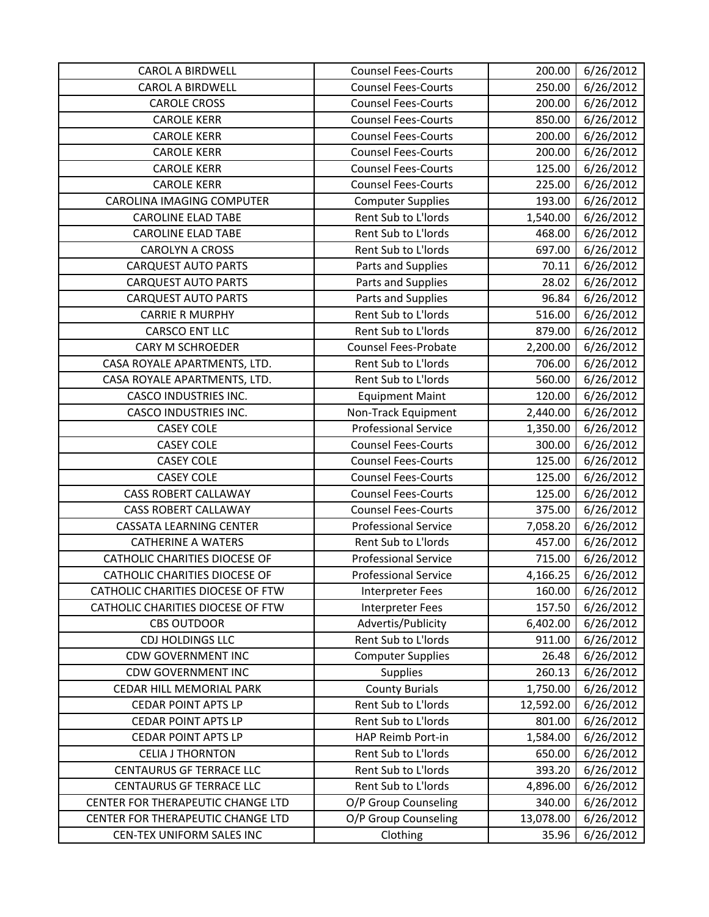| CAROL A BIRDWELL | Counsel Fees-Courts | 200.00 | 6/26/2012 |
|---|---|---|---|
| CAROL A BIRDWELL | Counsel Fees-Courts | 250.00 | 6/26/2012 |
| CAROLE CROSS | Counsel Fees-Courts | 200.00 | 6/26/2012 |
| CAROLE KERR | Counsel Fees-Courts | 850.00 | 6/26/2012 |
| CAROLE KERR | Counsel Fees-Courts | 200.00 | 6/26/2012 |
| CAROLE KERR | Counsel Fees-Courts | 200.00 | 6/26/2012 |
| CAROLE KERR | Counsel Fees-Courts | 125.00 | 6/26/2012 |
| CAROLE KERR | Counsel Fees-Courts | 225.00 | 6/26/2012 |
| CAROLINA IMAGING COMPUTER | Computer Supplies | 193.00 | 6/26/2012 |
| CAROLINE ELAD TABE | Rent Sub to L'lords | 1,540.00 | 6/26/2012 |
| CAROLINE ELAD TABE | Rent Sub to L'lords | 468.00 | 6/26/2012 |
| CAROLYN A CROSS | Rent Sub to L'lords | 697.00 | 6/26/2012 |
| CARQUEST AUTO PARTS | Parts and Supplies | 70.11 | 6/26/2012 |
| CARQUEST AUTO PARTS | Parts and Supplies | 28.02 | 6/26/2012 |
| CARQUEST AUTO PARTS | Parts and Supplies | 96.84 | 6/26/2012 |
| CARRIE R MURPHY | Rent Sub to L'lords | 516.00 | 6/26/2012 |
| CARSCO ENT LLC | Rent Sub to L'lords | 879.00 | 6/26/2012 |
| CARY M SCHROEDER | Counsel Fees-Probate | 2,200.00 | 6/26/2012 |
| CASA ROYALE APARTMENTS, LTD. | Rent Sub to L'lords | 706.00 | 6/26/2012 |
| CASA ROYALE APARTMENTS, LTD. | Rent Sub to L'lords | 560.00 | 6/26/2012 |
| CASCO INDUSTRIES INC. | Equipment Maint | 120.00 | 6/26/2012 |
| CASCO INDUSTRIES INC. | Non-Track Equipment | 2,440.00 | 6/26/2012 |
| CASEY COLE | Professional Service | 1,350.00 | 6/26/2012 |
| CASEY COLE | Counsel Fees-Courts | 300.00 | 6/26/2012 |
| CASEY COLE | Counsel Fees-Courts | 125.00 | 6/26/2012 |
| CASEY COLE | Counsel Fees-Courts | 125.00 | 6/26/2012 |
| CASS ROBERT CALLAWAY | Counsel Fees-Courts | 125.00 | 6/26/2012 |
| CASS ROBERT CALLAWAY | Counsel Fees-Courts | 375.00 | 6/26/2012 |
| CASSATA LEARNING CENTER | Professional Service | 7,058.20 | 6/26/2012 |
| CATHERINE A WATERS | Rent Sub to L'lords | 457.00 | 6/26/2012 |
| CATHOLIC CHARITIES DIOCESE OF | Professional Service | 715.00 | 6/26/2012 |
| CATHOLIC CHARITIES DIOCESE OF | Professional Service | 4,166.25 | 6/26/2012 |
| CATHOLIC CHARITIES DIOCESE OF FTW | Interpreter Fees | 160.00 | 6/26/2012 |
| CATHOLIC CHARITIES DIOCESE OF FTW | Interpreter Fees | 157.50 | 6/26/2012 |
| CBS OUTDOOR | Advertis/Publicity | 6,402.00 | 6/26/2012 |
| CDJ HOLDINGS LLC | Rent Sub to L'lords | 911.00 | 6/26/2012 |
| CDW GOVERNMENT INC | Computer Supplies | 26.48 | 6/26/2012 |
| CDW GOVERNMENT INC | Supplies | 260.13 | 6/26/2012 |
| CEDAR HILL MEMORIAL PARK | County Burials | 1,750.00 | 6/26/2012 |
| CEDAR POINT APTS LP | Rent Sub to L'lords | 12,592.00 | 6/26/2012 |
| CEDAR POINT APTS LP | Rent Sub to L'lords | 801.00 | 6/26/2012 |
| CEDAR POINT APTS LP | HAP Reimb Port-in | 1,584.00 | 6/26/2012 |
| CELIA J THORNTON | Rent Sub to L'lords | 650.00 | 6/26/2012 |
| CENTAURUS GF TERRACE LLC | Rent Sub to L'lords | 393.20 | 6/26/2012 |
| CENTAURUS GF TERRACE LLC | Rent Sub to L'lords | 4,896.00 | 6/26/2012 |
| CENTER FOR THERAPEUTIC CHANGE LTD | O/P Group Counseling | 340.00 | 6/26/2012 |
| CENTER FOR THERAPEUTIC CHANGE LTD | O/P Group Counseling | 13,078.00 | 6/26/2012 |
| CEN-TEX UNIFORM SALES INC | Clothing | 35.96 | 6/26/2012 |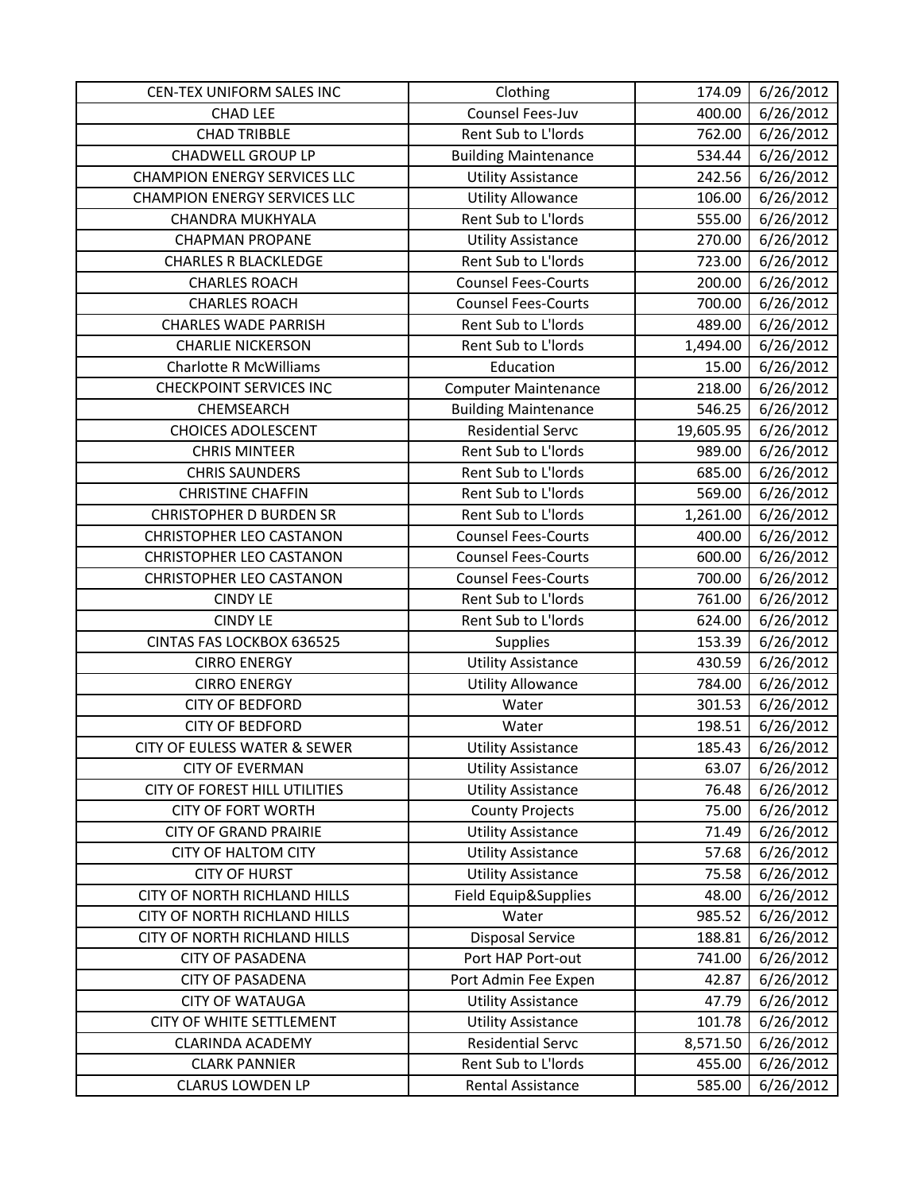| | | | |
|---|---|---|---|
| CEN-TEX UNIFORM SALES INC | Clothing | 174.09 | 6/26/2012 |
| CHAD LEE | Counsel Fees-Juv | 400.00 | 6/26/2012 |
| CHAD TRIBBLE | Rent Sub to L'lords | 762.00 | 6/26/2012 |
| CHADWELL GROUP LP | Building Maintenance | 534.44 | 6/26/2012 |
| CHAMPION ENERGY SERVICES LLC | Utility Assistance | 242.56 | 6/26/2012 |
| CHAMPION ENERGY SERVICES LLC | Utility Allowance | 106.00 | 6/26/2012 |
| CHANDRA MUKHYALA | Rent Sub to L'lords | 555.00 | 6/26/2012 |
| CHAPMAN PROPANE | Utility Assistance | 270.00 | 6/26/2012 |
| CHARLES R BLACKLEDGE | Rent Sub to L'lords | 723.00 | 6/26/2012 |
| CHARLES ROACH | Counsel Fees-Courts | 200.00 | 6/26/2012 |
| CHARLES ROACH | Counsel Fees-Courts | 700.00 | 6/26/2012 |
| CHARLES WADE PARRISH | Rent Sub to L'lords | 489.00 | 6/26/2012 |
| CHARLIE NICKERSON | Rent Sub to L'lords | 1,494.00 | 6/26/2012 |
| Charlotte R McWilliams | Education | 15.00 | 6/26/2012 |
| CHECKPOINT SERVICES INC | Computer Maintenance | 218.00 | 6/26/2012 |
| CHEMSEARCH | Building Maintenance | 546.25 | 6/26/2012 |
| CHOICES ADOLESCENT | Residential Servc | 19,605.95 | 6/26/2012 |
| CHRIS MINTEER | Rent Sub to L'lords | 989.00 | 6/26/2012 |
| CHRIS SAUNDERS | Rent Sub to L'lords | 685.00 | 6/26/2012 |
| CHRISTINE CHAFFIN | Rent Sub to L'lords | 569.00 | 6/26/2012 |
| CHRISTOPHER D BURDEN SR | Rent Sub to L'lords | 1,261.00 | 6/26/2012 |
| CHRISTOPHER LEO CASTANON | Counsel Fees-Courts | 400.00 | 6/26/2012 |
| CHRISTOPHER LEO CASTANON | Counsel Fees-Courts | 600.00 | 6/26/2012 |
| CHRISTOPHER LEO CASTANON | Counsel Fees-Courts | 700.00 | 6/26/2012 |
| CINDY LE | Rent Sub to L'lords | 761.00 | 6/26/2012 |
| CINDY LE | Rent Sub to L'lords | 624.00 | 6/26/2012 |
| CINTAS FAS LOCKBOX 636525 | Supplies | 153.39 | 6/26/2012 |
| CIRRO ENERGY | Utility Assistance | 430.59 | 6/26/2012 |
| CIRRO ENERGY | Utility Allowance | 784.00 | 6/26/2012 |
| CITY OF BEDFORD | Water | 301.53 | 6/26/2012 |
| CITY OF BEDFORD | Water | 198.51 | 6/26/2012 |
| CITY OF EULESS WATER & SEWER | Utility Assistance | 185.43 | 6/26/2012 |
| CITY OF EVERMAN | Utility Assistance | 63.07 | 6/26/2012 |
| CITY OF FOREST HILL UTILITIES | Utility Assistance | 76.48 | 6/26/2012 |
| CITY OF FORT WORTH | County Projects | 75.00 | 6/26/2012 |
| CITY OF GRAND PRAIRIE | Utility Assistance | 71.49 | 6/26/2012 |
| CITY OF HALTOM CITY | Utility Assistance | 57.68 | 6/26/2012 |
| CITY OF HURST | Utility Assistance | 75.58 | 6/26/2012 |
| CITY OF NORTH RICHLAND HILLS | Field Equip&Supplies | 48.00 | 6/26/2012 |
| CITY OF NORTH RICHLAND HILLS | Water | 985.52 | 6/26/2012 |
| CITY OF NORTH RICHLAND HILLS | Disposal Service | 188.81 | 6/26/2012 |
| CITY OF PASADENA | Port HAP Port-out | 741.00 | 6/26/2012 |
| CITY OF PASADENA | Port Admin Fee Expen | 42.87 | 6/26/2012 |
| CITY OF WATAUGA | Utility Assistance | 47.79 | 6/26/2012 |
| CITY OF WHITE SETTLEMENT | Utility Assistance | 101.78 | 6/26/2012 |
| CLARINDA ACADEMY | Residential Servc | 8,571.50 | 6/26/2012 |
| CLARK PANNIER | Rent Sub to L'lords | 455.00 | 6/26/2012 |
| CLARUS LOWDEN LP | Rental Assistance | 585.00 | 6/26/2012 |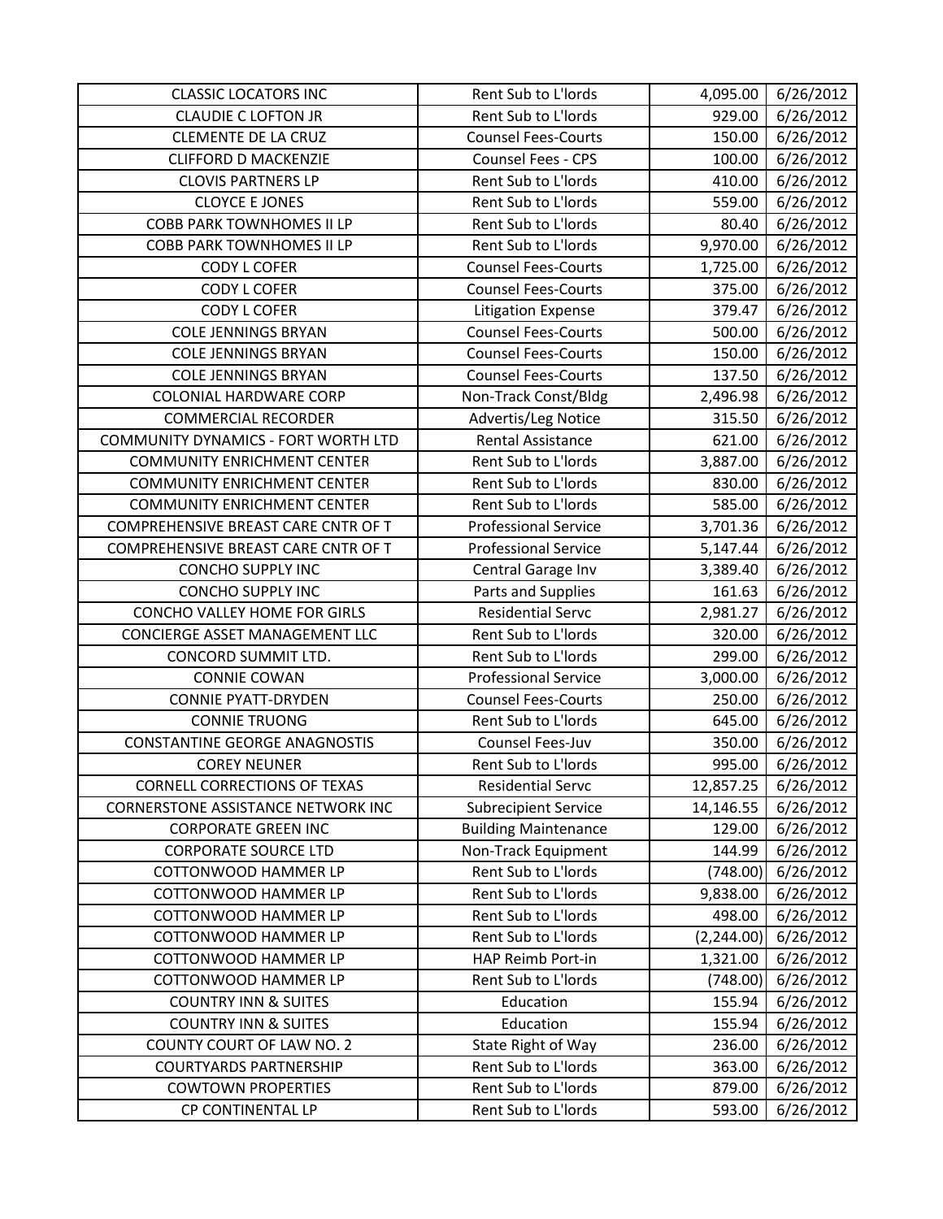| CLASSIC LOCATORS INC | Rent Sub to L'lords | 4,095.00 | 6/26/2012 |
|---|---|---|---|
| CLAUDIE C LOFTON JR | Rent Sub to L'lords | 929.00 | 6/26/2012 |
| CLEMENTE DE LA CRUZ | Counsel Fees-Courts | 150.00 | 6/26/2012 |
| CLIFFORD D MACKENZIE | Counsel Fees - CPS | 100.00 | 6/26/2012 |
| CLOVIS PARTNERS LP | Rent Sub to L'lords | 410.00 | 6/26/2012 |
| CLOYCE E JONES | Rent Sub to L'lords | 559.00 | 6/26/2012 |
| COBB PARK TOWNHOMES II LP | Rent Sub to L'lords | 80.40 | 6/26/2012 |
| COBB PARK TOWNHOMES II LP | Rent Sub to L'lords | 9,970.00 | 6/26/2012 |
| CODY L COFER | Counsel Fees-Courts | 1,725.00 | 6/26/2012 |
| CODY L COFER | Counsel Fees-Courts | 375.00 | 6/26/2012 |
| CODY L COFER | Litigation Expense | 379.47 | 6/26/2012 |
| COLE JENNINGS BRYAN | Counsel Fees-Courts | 500.00 | 6/26/2012 |
| COLE JENNINGS BRYAN | Counsel Fees-Courts | 150.00 | 6/26/2012 |
| COLE JENNINGS BRYAN | Counsel Fees-Courts | 137.50 | 6/26/2012 |
| COLONIAL HARDWARE CORP | Non-Track Const/Bldg | 2,496.98 | 6/26/2012 |
| COMMERCIAL RECORDER | Advertis/Leg Notice | 315.50 | 6/26/2012 |
| COMMUNITY DYNAMICS - FORT WORTH LTD | Rental Assistance | 621.00 | 6/26/2012 |
| COMMUNITY ENRICHMENT CENTER | Rent Sub to L'lords | 3,887.00 | 6/26/2012 |
| COMMUNITY ENRICHMENT CENTER | Rent Sub to L'lords | 830.00 | 6/26/2012 |
| COMMUNITY ENRICHMENT CENTER | Rent Sub to L'lords | 585.00 | 6/26/2012 |
| COMPREHENSIVE BREAST CARE CNTR OF T | Professional Service | 3,701.36 | 6/26/2012 |
| COMPREHENSIVE BREAST CARE CNTR OF T | Professional Service | 5,147.44 | 6/26/2012 |
| CONCHO SUPPLY INC | Central Garage Inv | 3,389.40 | 6/26/2012 |
| CONCHO SUPPLY INC | Parts and Supplies | 161.63 | 6/26/2012 |
| CONCHO VALLEY HOME FOR GIRLS | Residential Servc | 2,981.27 | 6/26/2012 |
| CONCIERGE ASSET MANAGEMENT LLC | Rent Sub to L'lords | 320.00 | 6/26/2012 |
| CONCORD SUMMIT LTD. | Rent Sub to L'lords | 299.00 | 6/26/2012 |
| CONNIE COWAN | Professional Service | 3,000.00 | 6/26/2012 |
| CONNIE PYATT-DRYDEN | Counsel Fees-Courts | 250.00 | 6/26/2012 |
| CONNIE TRUONG | Rent Sub to L'lords | 645.00 | 6/26/2012 |
| CONSTANTINE GEORGE ANAGNOSTIS | Counsel Fees-Juv | 350.00 | 6/26/2012 |
| COREY NEUNER | Rent Sub to L'lords | 995.00 | 6/26/2012 |
| CORNELL CORRECTIONS OF TEXAS | Residential Servc | 12,857.25 | 6/26/2012 |
| CORNERSTONE ASSISTANCE NETWORK INC | Subrecipient Service | 14,146.55 | 6/26/2012 |
| CORPORATE GREEN INC | Building Maintenance | 129.00 | 6/26/2012 |
| CORPORATE SOURCE LTD | Non-Track Equipment | 144.99 | 6/26/2012 |
| COTTONWOOD HAMMER LP | Rent Sub to L'lords | (748.00) | 6/26/2012 |
| COTTONWOOD HAMMER LP | Rent Sub to L'lords | 9,838.00 | 6/26/2012 |
| COTTONWOOD HAMMER LP | Rent Sub to L'lords | 498.00 | 6/26/2012 |
| COTTONWOOD HAMMER LP | Rent Sub to L'lords | (2,244.00) | 6/26/2012 |
| COTTONWOOD HAMMER LP | HAP Reimb Port-in | 1,321.00 | 6/26/2012 |
| COTTONWOOD HAMMER LP | Rent Sub to L'lords | (748.00) | 6/26/2012 |
| COUNTRY INN & SUITES | Education | 155.94 | 6/26/2012 |
| COUNTRY INN & SUITES | Education | 155.94 | 6/26/2012 |
| COUNTY COURT OF LAW NO. 2 | State Right of Way | 236.00 | 6/26/2012 |
| COURTYARDS PARTNERSHIP | Rent Sub to L'lords | 363.00 | 6/26/2012 |
| COWTOWN PROPERTIES | Rent Sub to L'lords | 879.00 | 6/26/2012 |
| CP CONTINENTAL LP | Rent Sub to L'lords | 593.00 | 6/26/2012 |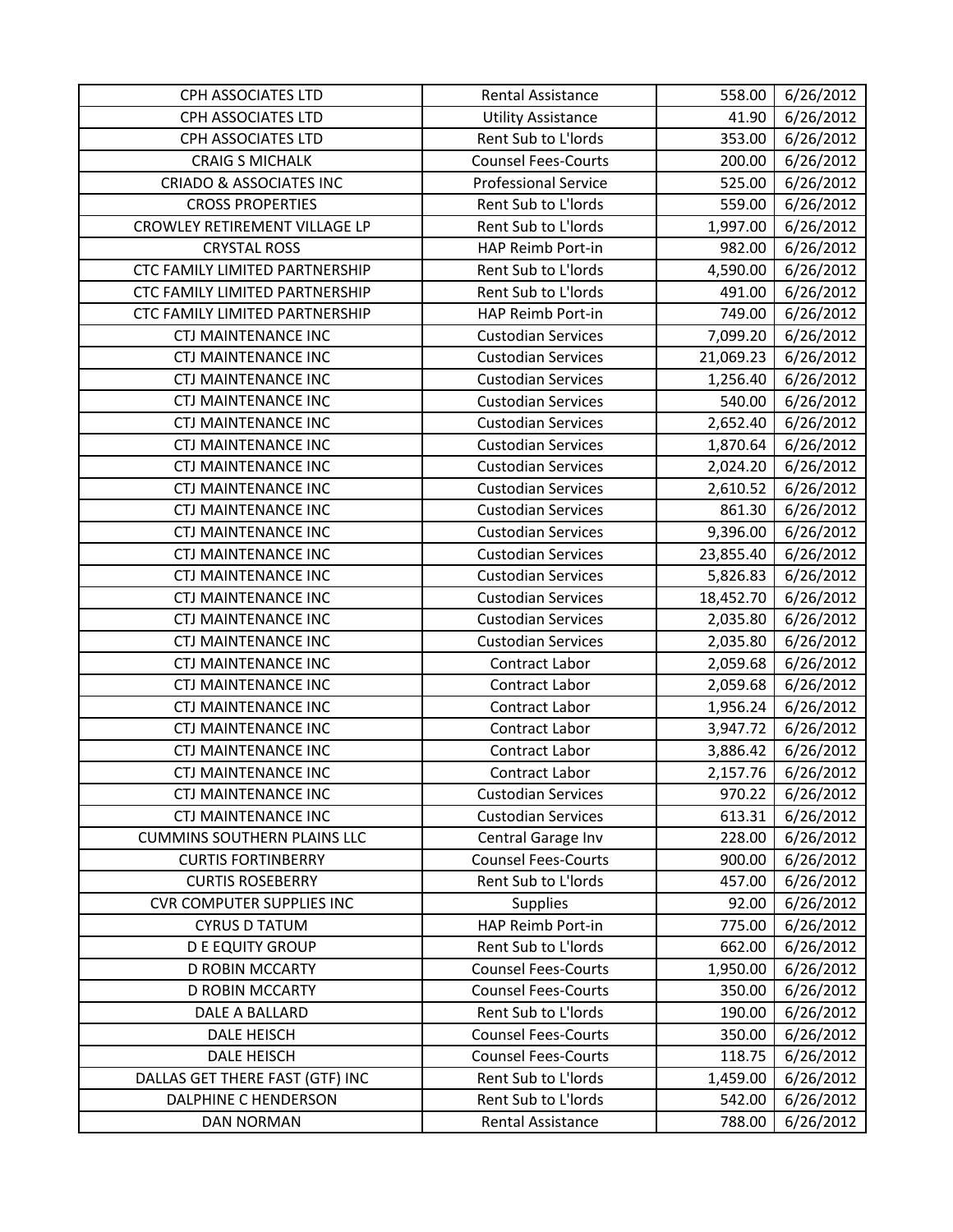| CPH ASSOCIATES LTD | Rental Assistance | 558.00 | 6/26/2012 |
|---|---|---|---|
| CPH ASSOCIATES LTD | Utility Assistance | 41.90 | 6/26/2012 |
| CPH ASSOCIATES LTD | Rent Sub to L'lords | 353.00 | 6/26/2012 |
| CRAIG S MICHALK | Counsel Fees-Courts | 200.00 | 6/26/2012 |
| CRIADO & ASSOCIATES INC | Professional Service | 525.00 | 6/26/2012 |
| CROSS PROPERTIES | Rent Sub to L'lords | 559.00 | 6/26/2012 |
| CROWLEY RETIREMENT VILLAGE LP | Rent Sub to L'lords | 1,997.00 | 6/26/2012 |
| CRYSTAL ROSS | HAP Reimb Port-in | 982.00 | 6/26/2012 |
| CTC FAMILY LIMITED PARTNERSHIP | Rent Sub to L'lords | 4,590.00 | 6/26/2012 |
| CTC FAMILY LIMITED PARTNERSHIP | Rent Sub to L'lords | 491.00 | 6/26/2012 |
| CTC FAMILY LIMITED PARTNERSHIP | HAP Reimb Port-in | 749.00 | 6/26/2012 |
| CTJ MAINTENANCE INC | Custodian Services | 7,099.20 | 6/26/2012 |
| CTJ MAINTENANCE INC | Custodian Services | 21,069.23 | 6/26/2012 |
| CTJ MAINTENANCE INC | Custodian Services | 1,256.40 | 6/26/2012 |
| CTJ MAINTENANCE INC | Custodian Services | 540.00 | 6/26/2012 |
| CTJ MAINTENANCE INC | Custodian Services | 2,652.40 | 6/26/2012 |
| CTJ MAINTENANCE INC | Custodian Services | 1,870.64 | 6/26/2012 |
| CTJ MAINTENANCE INC | Custodian Services | 2,024.20 | 6/26/2012 |
| CTJ MAINTENANCE INC | Custodian Services | 2,610.52 | 6/26/2012 |
| CTJ MAINTENANCE INC | Custodian Services | 861.30 | 6/26/2012 |
| CTJ MAINTENANCE INC | Custodian Services | 9,396.00 | 6/26/2012 |
| CTJ MAINTENANCE INC | Custodian Services | 23,855.40 | 6/26/2012 |
| CTJ MAINTENANCE INC | Custodian Services | 5,826.83 | 6/26/2012 |
| CTJ MAINTENANCE INC | Custodian Services | 18,452.70 | 6/26/2012 |
| CTJ MAINTENANCE INC | Custodian Services | 2,035.80 | 6/26/2012 |
| CTJ MAINTENANCE INC | Custodian Services | 2,035.80 | 6/26/2012 |
| CTJ MAINTENANCE INC | Contract Labor | 2,059.68 | 6/26/2012 |
| CTJ MAINTENANCE INC | Contract Labor | 2,059.68 | 6/26/2012 |
| CTJ MAINTENANCE INC | Contract Labor | 1,956.24 | 6/26/2012 |
| CTJ MAINTENANCE INC | Contract Labor | 3,947.72 | 6/26/2012 |
| CTJ MAINTENANCE INC | Contract Labor | 3,886.42 | 6/26/2012 |
| CTJ MAINTENANCE INC | Contract Labor | 2,157.76 | 6/26/2012 |
| CTJ MAINTENANCE INC | Custodian Services | 970.22 | 6/26/2012 |
| CTJ MAINTENANCE INC | Custodian Services | 613.31 | 6/26/2012 |
| CUMMINS SOUTHERN PLAINS LLC | Central Garage Inv | 228.00 | 6/26/2012 |
| CURTIS FORTINBERRY | Counsel Fees-Courts | 900.00 | 6/26/2012 |
| CURTIS ROSEBERRY | Rent Sub to L'lords | 457.00 | 6/26/2012 |
| CVR COMPUTER SUPPLIES INC | Supplies | 92.00 | 6/26/2012 |
| CYRUS D TATUM | HAP Reimb Port-in | 775.00 | 6/26/2012 |
| D E EQUITY GROUP | Rent Sub to L'lords | 662.00 | 6/26/2012 |
| D ROBIN MCCARTY | Counsel Fees-Courts | 1,950.00 | 6/26/2012 |
| D ROBIN MCCARTY | Counsel Fees-Courts | 350.00 | 6/26/2012 |
| DALE A BALLARD | Rent Sub to L'lords | 190.00 | 6/26/2012 |
| DALE HEISCH | Counsel Fees-Courts | 350.00 | 6/26/2012 |
| DALE HEISCH | Counsel Fees-Courts | 118.75 | 6/26/2012 |
| DALLAS GET THERE FAST (GTF) INC | Rent Sub to L'lords | 1,459.00 | 6/26/2012 |
| DALPHINE C HENDERSON | Rent Sub to L'lords | 542.00 | 6/26/2012 |
| DAN NORMAN | Rental Assistance | 788.00 | 6/26/2012 |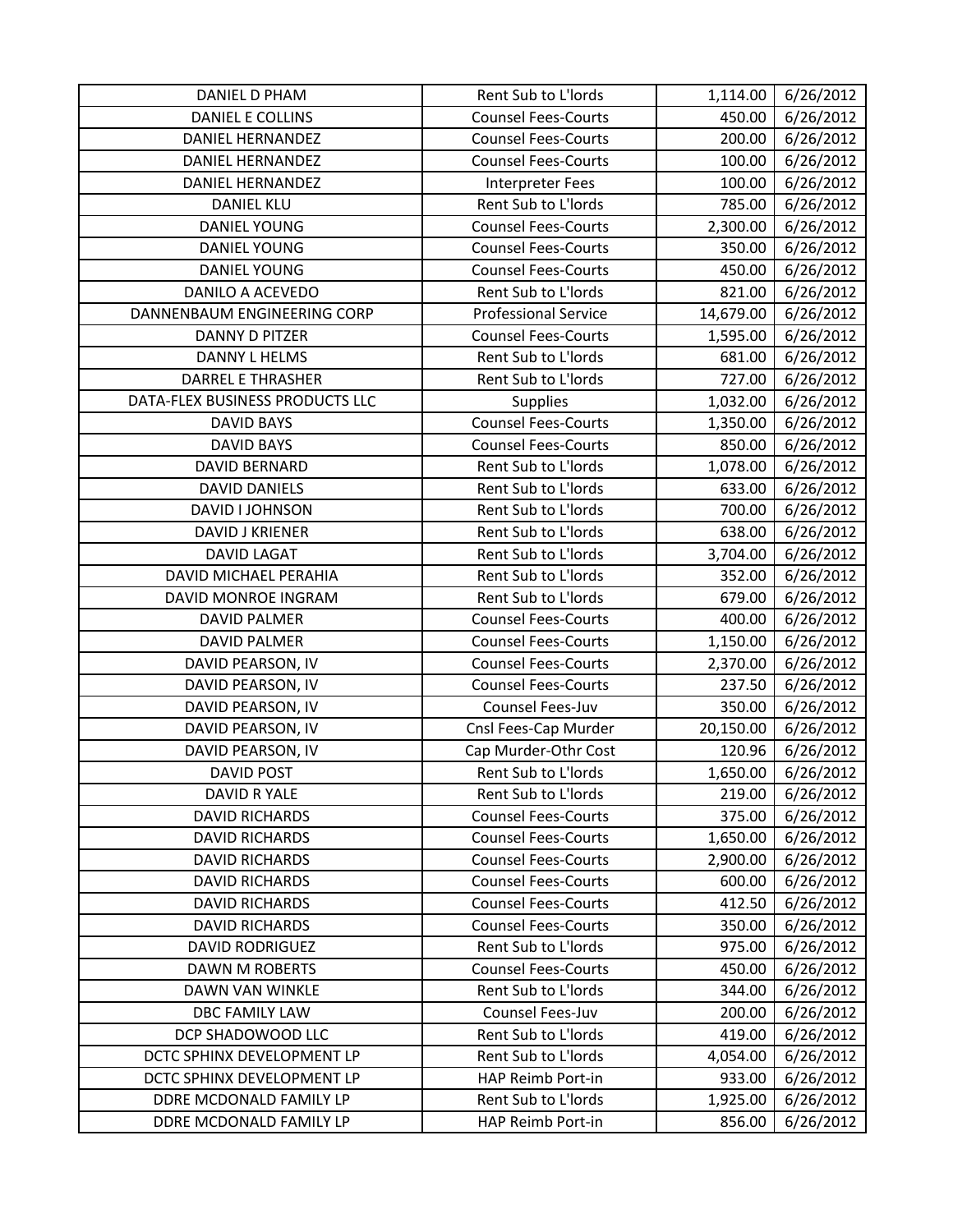| DANIEL D PHAM | Rent Sub to L'lords | 1,114.00 | 6/26/2012 |
|---|---|---|---|
| DANIEL E COLLINS | Counsel Fees-Courts | 450.00 | 6/26/2012 |
| DANIEL HERNANDEZ | Counsel Fees-Courts | 200.00 | 6/26/2012 |
| DANIEL HERNANDEZ | Counsel Fees-Courts | 100.00 | 6/26/2012 |
| DANIEL HERNANDEZ | Interpreter Fees | 100.00 | 6/26/2012 |
| DANIEL KLU | Rent Sub to L'lords | 785.00 | 6/26/2012 |
| DANIEL YOUNG | Counsel Fees-Courts | 2,300.00 | 6/26/2012 |
| DANIEL YOUNG | Counsel Fees-Courts | 350.00 | 6/26/2012 |
| DANIEL YOUNG | Counsel Fees-Courts | 450.00 | 6/26/2012 |
| DANILO A ACEVEDO | Rent Sub to L'lords | 821.00 | 6/26/2012 |
| DANNENBAUM ENGINEERING CORP | Professional Service | 14,679.00 | 6/26/2012 |
| DANNY D PITZER | Counsel Fees-Courts | 1,595.00 | 6/26/2012 |
| DANNY L HELMS | Rent Sub to L'lords | 681.00 | 6/26/2012 |
| DARREL E THRASHER | Rent Sub to L'lords | 727.00 | 6/26/2012 |
| DATA-FLEX BUSINESS PRODUCTS LLC | Supplies | 1,032.00 | 6/26/2012 |
| DAVID BAYS | Counsel Fees-Courts | 1,350.00 | 6/26/2012 |
| DAVID BAYS | Counsel Fees-Courts | 850.00 | 6/26/2012 |
| DAVID BERNARD | Rent Sub to L'lords | 1,078.00 | 6/26/2012 |
| DAVID DANIELS | Rent Sub to L'lords | 633.00 | 6/26/2012 |
| DAVID I JOHNSON | Rent Sub to L'lords | 700.00 | 6/26/2012 |
| DAVID J KRIENER | Rent Sub to L'lords | 638.00 | 6/26/2012 |
| DAVID LAGAT | Rent Sub to L'lords | 3,704.00 | 6/26/2012 |
| DAVID MICHAEL PERAHIA | Rent Sub to L'lords | 352.00 | 6/26/2012 |
| DAVID MONROE INGRAM | Rent Sub to L'lords | 679.00 | 6/26/2012 |
| DAVID PALMER | Counsel Fees-Courts | 400.00 | 6/26/2012 |
| DAVID PALMER | Counsel Fees-Courts | 1,150.00 | 6/26/2012 |
| DAVID PEARSON, IV | Counsel Fees-Courts | 2,370.00 | 6/26/2012 |
| DAVID PEARSON, IV | Counsel Fees-Courts | 237.50 | 6/26/2012 |
| DAVID PEARSON, IV | Counsel Fees-Juv | 350.00 | 6/26/2012 |
| DAVID PEARSON, IV | Cnsl Fees-Cap Murder | 20,150.00 | 6/26/2012 |
| DAVID PEARSON, IV | Cap Murder-Othr Cost | 120.96 | 6/26/2012 |
| DAVID POST | Rent Sub to L'lords | 1,650.00 | 6/26/2012 |
| DAVID R YALE | Rent Sub to L'lords | 219.00 | 6/26/2012 |
| DAVID RICHARDS | Counsel Fees-Courts | 375.00 | 6/26/2012 |
| DAVID RICHARDS | Counsel Fees-Courts | 1,650.00 | 6/26/2012 |
| DAVID RICHARDS | Counsel Fees-Courts | 2,900.00 | 6/26/2012 |
| DAVID RICHARDS | Counsel Fees-Courts | 600.00 | 6/26/2012 |
| DAVID RICHARDS | Counsel Fees-Courts | 412.50 | 6/26/2012 |
| DAVID RICHARDS | Counsel Fees-Courts | 350.00 | 6/26/2012 |
| DAVID RODRIGUEZ | Rent Sub to L'lords | 975.00 | 6/26/2012 |
| DAWN M ROBERTS | Counsel Fees-Courts | 450.00 | 6/26/2012 |
| DAWN VAN WINKLE | Rent Sub to L'lords | 344.00 | 6/26/2012 |
| DBC FAMILY LAW | Counsel Fees-Juv | 200.00 | 6/26/2012 |
| DCP SHADOWOOD LLC | Rent Sub to L'lords | 419.00 | 6/26/2012 |
| DCTC SPHINX DEVELOPMENT LP | Rent Sub to L'lords | 4,054.00 | 6/26/2012 |
| DCTC SPHINX DEVELOPMENT LP | HAP Reimb Port-in | 933.00 | 6/26/2012 |
| DDRE MCDONALD FAMILY LP | Rent Sub to L'lords | 1,925.00 | 6/26/2012 |
| DDRE MCDONALD FAMILY LP | HAP Reimb Port-in | 856.00 | 6/26/2012 |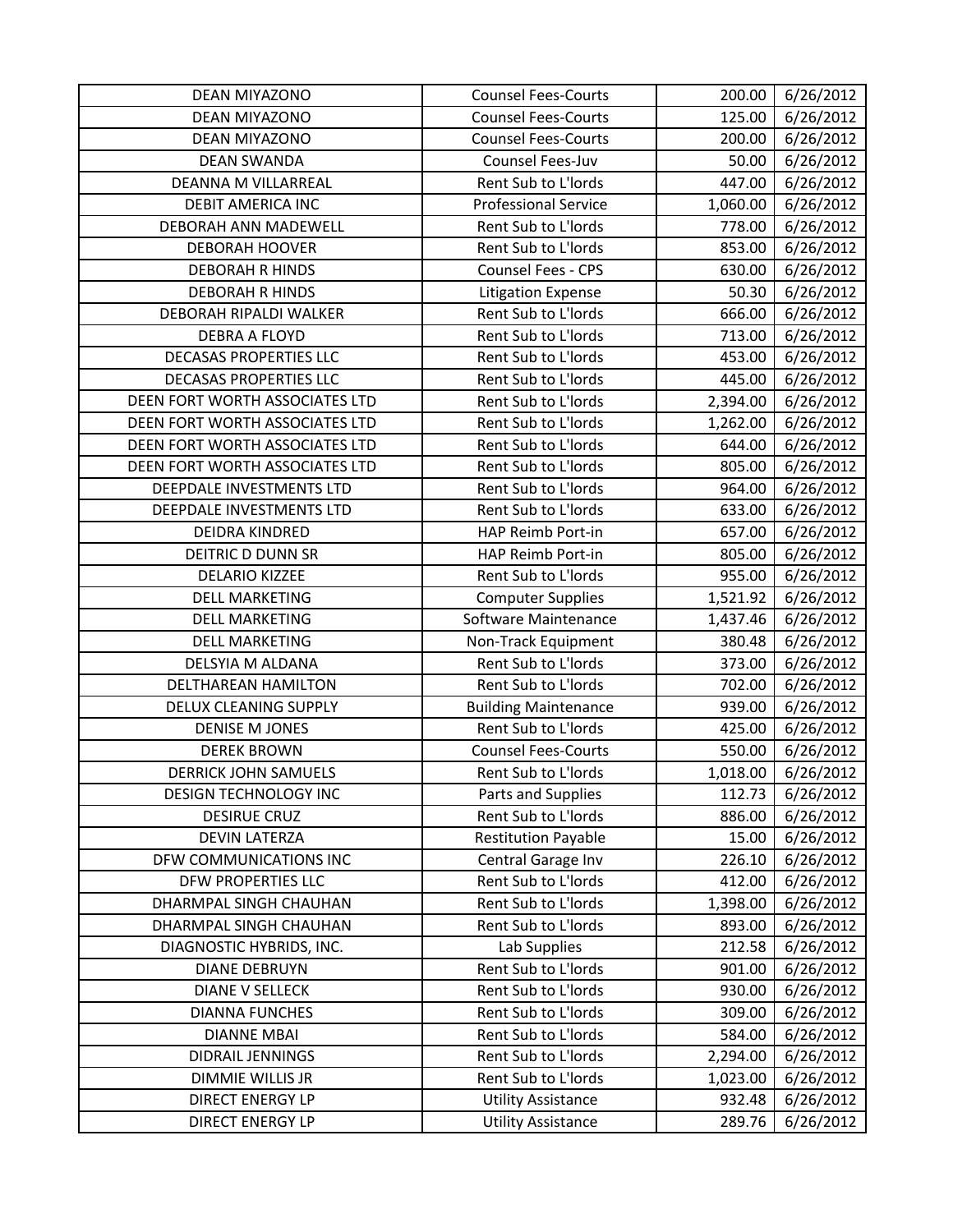| | | | |
|---|---|---|---|
| DEAN MIYAZONO | Counsel Fees-Courts | 200.00 | 6/26/2012 |
| DEAN MIYAZONO | Counsel Fees-Courts | 125.00 | 6/26/2012 |
| DEAN MIYAZONO | Counsel Fees-Courts | 200.00 | 6/26/2012 |
| DEAN SWANDA | Counsel Fees-Juv | 50.00 | 6/26/2012 |
| DEANNA M VILLARREAL | Rent Sub to L'lords | 447.00 | 6/26/2012 |
| DEBIT AMERICA INC | Professional Service | 1,060.00 | 6/26/2012 |
| DEBORAH ANN MADEWELL | Rent Sub to L'lords | 778.00 | 6/26/2012 |
| DEBORAH HOOVER | Rent Sub to L'lords | 853.00 | 6/26/2012 |
| DEBORAH R HINDS | Counsel Fees - CPS | 630.00 | 6/26/2012 |
| DEBORAH R HINDS | Litigation Expense | 50.30 | 6/26/2012 |
| DEBORAH RIPALDI WALKER | Rent Sub to L'lords | 666.00 | 6/26/2012 |
| DEBRA A FLOYD | Rent Sub to L'lords | 713.00 | 6/26/2012 |
| DECASAS PROPERTIES LLC | Rent Sub to L'lords | 453.00 | 6/26/2012 |
| DECASAS PROPERTIES LLC | Rent Sub to L'lords | 445.00 | 6/26/2012 |
| DEEN FORT WORTH ASSOCIATES LTD | Rent Sub to L'lords | 2,394.00 | 6/26/2012 |
| DEEN FORT WORTH ASSOCIATES LTD | Rent Sub to L'lords | 1,262.00 | 6/26/2012 |
| DEEN FORT WORTH ASSOCIATES LTD | Rent Sub to L'lords | 644.00 | 6/26/2012 |
| DEEN FORT WORTH ASSOCIATES LTD | Rent Sub to L'lords | 805.00 | 6/26/2012 |
| DEEPDALE INVESTMENTS LTD | Rent Sub to L'lords | 964.00 | 6/26/2012 |
| DEEPDALE INVESTMENTS LTD | Rent Sub to L'lords | 633.00 | 6/26/2012 |
| DEIDRA KINDRED | HAP Reimb Port-in | 657.00 | 6/26/2012 |
| DEITRIC D DUNN SR | HAP Reimb Port-in | 805.00 | 6/26/2012 |
| DELARIO KIZZEE | Rent Sub to L'lords | 955.00 | 6/26/2012 |
| DELL MARKETING | Computer Supplies | 1,521.92 | 6/26/2012 |
| DELL MARKETING | Software Maintenance | 1,437.46 | 6/26/2012 |
| DELL MARKETING | Non-Track Equipment | 380.48 | 6/26/2012 |
| DELSYIA M ALDANA | Rent Sub to L'lords | 373.00 | 6/26/2012 |
| DELTHAREAN HAMILTON | Rent Sub to L'lords | 702.00 | 6/26/2012 |
| DELUX CLEANING SUPPLY | Building Maintenance | 939.00 | 6/26/2012 |
| DENISE M JONES | Rent Sub to L'lords | 425.00 | 6/26/2012 |
| DEREK BROWN | Counsel Fees-Courts | 550.00 | 6/26/2012 |
| DERRICK JOHN SAMUELS | Rent Sub to L'lords | 1,018.00 | 6/26/2012 |
| DESIGN TECHNOLOGY INC | Parts and Supplies | 112.73 | 6/26/2012 |
| DESIRUE CRUZ | Rent Sub to L'lords | 886.00 | 6/26/2012 |
| DEVIN LATERZA | Restitution Payable | 15.00 | 6/26/2012 |
| DFW COMMUNICATIONS INC | Central Garage Inv | 226.10 | 6/26/2012 |
| DFW PROPERTIES LLC | Rent Sub to L'lords | 412.00 | 6/26/2012 |
| DHARMPAL SINGH CHAUHAN | Rent Sub to L'lords | 1,398.00 | 6/26/2012 |
| DHARMPAL SINGH CHAUHAN | Rent Sub to L'lords | 893.00 | 6/26/2012 |
| DIAGNOSTIC HYBRIDS, INC. | Lab Supplies | 212.58 | 6/26/2012 |
| DIANE DEBRUYN | Rent Sub to L'lords | 901.00 | 6/26/2012 |
| DIANE V SELLECK | Rent Sub to L'lords | 930.00 | 6/26/2012 |
| DIANNA FUNCHES | Rent Sub to L'lords | 309.00 | 6/26/2012 |
| DIANNE MBAI | Rent Sub to L'lords | 584.00 | 6/26/2012 |
| DIDRAIL JENNINGS | Rent Sub to L'lords | 2,294.00 | 6/26/2012 |
| DIMMIE WILLIS JR | Rent Sub to L'lords | 1,023.00 | 6/26/2012 |
| DIRECT ENERGY LP | Utility Assistance | 932.48 | 6/26/2012 |
| DIRECT ENERGY LP | Utility Assistance | 289.76 | 6/26/2012 |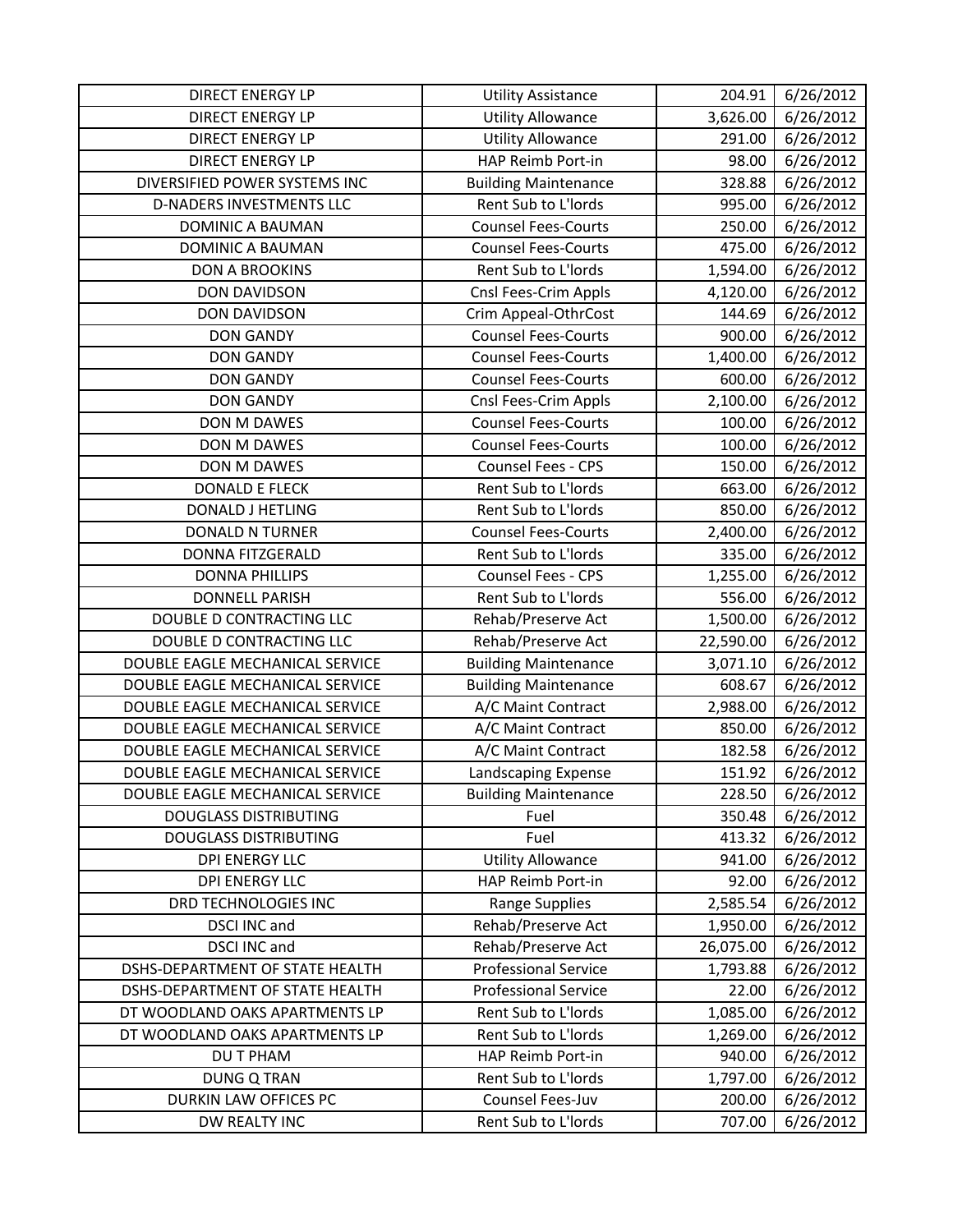| | | | |
|---|---|---|---|
| DIRECT ENERGY LP | Utility Assistance | 204.91 | 6/26/2012 |
| DIRECT ENERGY LP | Utility Allowance | 3,626.00 | 6/26/2012 |
| DIRECT ENERGY LP | Utility Allowance | 291.00 | 6/26/2012 |
| DIRECT ENERGY LP | HAP Reimb Port-in | 98.00 | 6/26/2012 |
| DIVERSIFIED POWER SYSTEMS INC | Building Maintenance | 328.88 | 6/26/2012 |
| D-NADERS INVESTMENTS LLC | Rent Sub to L'lords | 995.00 | 6/26/2012 |
| DOMINIC A BAUMAN | Counsel Fees-Courts | 250.00 | 6/26/2012 |
| DOMINIC A BAUMAN | Counsel Fees-Courts | 475.00 | 6/26/2012 |
| DON A BROOKINS | Rent Sub to L'lords | 1,594.00 | 6/26/2012 |
| DON DAVIDSON | Cnsl Fees-Crim Appls | 4,120.00 | 6/26/2012 |
| DON DAVIDSON | Crim Appeal-OthrCost | 144.69 | 6/26/2012 |
| DON GANDY | Counsel Fees-Courts | 900.00 | 6/26/2012 |
| DON GANDY | Counsel Fees-Courts | 1,400.00 | 6/26/2012 |
| DON GANDY | Counsel Fees-Courts | 600.00 | 6/26/2012 |
| DON GANDY | Cnsl Fees-Crim Appls | 2,100.00 | 6/26/2012 |
| DON M DAWES | Counsel Fees-Courts | 100.00 | 6/26/2012 |
| DON M DAWES | Counsel Fees-Courts | 100.00 | 6/26/2012 |
| DON M DAWES | Counsel Fees - CPS | 150.00 | 6/26/2012 |
| DONALD E FLECK | Rent Sub to L'lords | 663.00 | 6/26/2012 |
| DONALD J HETLING | Rent Sub to L'lords | 850.00 | 6/26/2012 |
| DONALD N TURNER | Counsel Fees-Courts | 2,400.00 | 6/26/2012 |
| DONNA FITZGERALD | Rent Sub to L'lords | 335.00 | 6/26/2012 |
| DONNA PHILLIPS | Counsel Fees - CPS | 1,255.00 | 6/26/2012 |
| DONNELL PARISH | Rent Sub to L'lords | 556.00 | 6/26/2012 |
| DOUBLE D CONTRACTING LLC | Rehab/Preserve Act | 1,500.00 | 6/26/2012 |
| DOUBLE D CONTRACTING LLC | Rehab/Preserve Act | 22,590.00 | 6/26/2012 |
| DOUBLE EAGLE MECHANICAL SERVICE | Building Maintenance | 3,071.10 | 6/26/2012 |
| DOUBLE EAGLE MECHANICAL SERVICE | Building Maintenance | 608.67 | 6/26/2012 |
| DOUBLE EAGLE MECHANICAL SERVICE | A/C Maint Contract | 2,988.00 | 6/26/2012 |
| DOUBLE EAGLE MECHANICAL SERVICE | A/C Maint Contract | 850.00 | 6/26/2012 |
| DOUBLE EAGLE MECHANICAL SERVICE | A/C Maint Contract | 182.58 | 6/26/2012 |
| DOUBLE EAGLE MECHANICAL SERVICE | Landscaping Expense | 151.92 | 6/26/2012 |
| DOUBLE EAGLE MECHANICAL SERVICE | Building Maintenance | 228.50 | 6/26/2012 |
| DOUGLASS DISTRIBUTING | Fuel | 350.48 | 6/26/2012 |
| DOUGLASS DISTRIBUTING | Fuel | 413.32 | 6/26/2012 |
| DPI ENERGY LLC | Utility Allowance | 941.00 | 6/26/2012 |
| DPI ENERGY LLC | HAP Reimb Port-in | 92.00 | 6/26/2012 |
| DRD TECHNOLOGIES INC | Range Supplies | 2,585.54 | 6/26/2012 |
| DSCI INC and | Rehab/Preserve Act | 1,950.00 | 6/26/2012 |
| DSCI INC and | Rehab/Preserve Act | 26,075.00 | 6/26/2012 |
| DSHS-DEPARTMENT OF STATE HEALTH | Professional Service | 1,793.88 | 6/26/2012 |
| DSHS-DEPARTMENT OF STATE HEALTH | Professional Service | 22.00 | 6/26/2012 |
| DT WOODLAND OAKS APARTMENTS LP | Rent Sub to L'lords | 1,085.00 | 6/26/2012 |
| DT WOODLAND OAKS APARTMENTS LP | Rent Sub to L'lords | 1,269.00 | 6/26/2012 |
| DU T PHAM | HAP Reimb Port-in | 940.00 | 6/26/2012 |
| DUNG Q TRAN | Rent Sub to L'lords | 1,797.00 | 6/26/2012 |
| DURKIN LAW OFFICES PC | Counsel Fees-Juv | 200.00 | 6/26/2012 |
| DW REALTY INC | Rent Sub to L'lords | 707.00 | 6/26/2012 |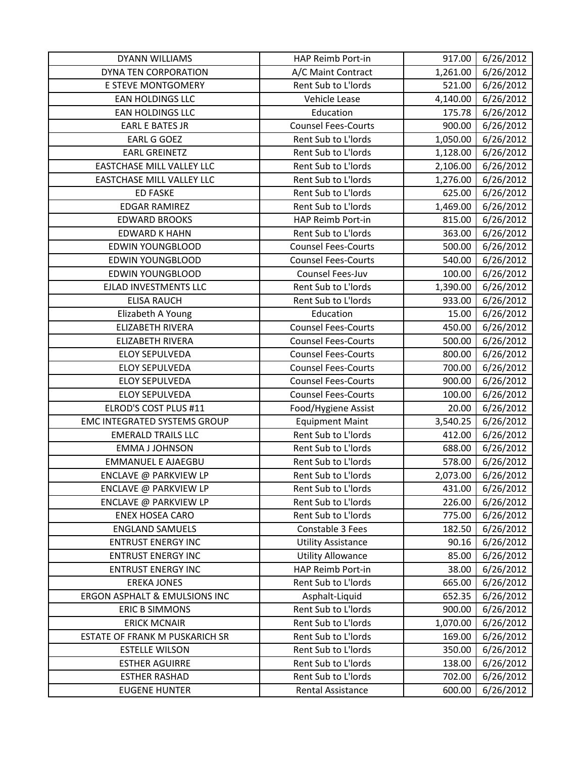| DYANN WILLIAMS | HAP Reimb Port-in | 917.00 | 6/26/2012 |
|---|---|---|---|
| DYNA TEN CORPORATION | A/C Maint Contract | 1,261.00 | 6/26/2012 |
| E STEVE MONTGOMERY | Rent Sub to L'lords | 521.00 | 6/26/2012 |
| EAN HOLDINGS LLC | Vehicle Lease | 4,140.00 | 6/26/2012 |
| EAN HOLDINGS LLC | Education | 175.78 | 6/26/2012 |
| EARL E BATES JR | Counsel Fees-Courts | 900.00 | 6/26/2012 |
| EARL G GOEZ | Rent Sub to L'lords | 1,050.00 | 6/26/2012 |
| EARL GREINETZ | Rent Sub to L'lords | 1,128.00 | 6/26/2012 |
| EASTCHASE MILL VALLEY LLC | Rent Sub to L'lords | 2,106.00 | 6/26/2012 |
| EASTCHASE MILL VALLEY LLC | Rent Sub to L'lords | 1,276.00 | 6/26/2012 |
| ED FASKE | Rent Sub to L'lords | 625.00 | 6/26/2012 |
| EDGAR RAMIREZ | Rent Sub to L'lords | 1,469.00 | 6/26/2012 |
| EDWARD BROOKS | HAP Reimb Port-in | 815.00 | 6/26/2012 |
| EDWARD K HAHN | Rent Sub to L'lords | 363.00 | 6/26/2012 |
| EDWIN YOUNGBLOOD | Counsel Fees-Courts | 500.00 | 6/26/2012 |
| EDWIN YOUNGBLOOD | Counsel Fees-Courts | 540.00 | 6/26/2012 |
| EDWIN YOUNGBLOOD | Counsel Fees-Juv | 100.00 | 6/26/2012 |
| EJLAD INVESTMENTS LLC | Rent Sub to L'lords | 1,390.00 | 6/26/2012 |
| ELISA RAUCH | Rent Sub to L'lords | 933.00 | 6/26/2012 |
| Elizabeth A Young | Education | 15.00 | 6/26/2012 |
| ELIZABETH RIVERA | Counsel Fees-Courts | 450.00 | 6/26/2012 |
| ELIZABETH RIVERA | Counsel Fees-Courts | 500.00 | 6/26/2012 |
| ELOY SEPULVEDA | Counsel Fees-Courts | 800.00 | 6/26/2012 |
| ELOY SEPULVEDA | Counsel Fees-Courts | 700.00 | 6/26/2012 |
| ELOY SEPULVEDA | Counsel Fees-Courts | 900.00 | 6/26/2012 |
| ELOY SEPULVEDA | Counsel Fees-Courts | 100.00 | 6/26/2012 |
| ELROD'S COST PLUS #11 | Food/Hygiene Assist | 20.00 | 6/26/2012 |
| EMC INTEGRATED SYSTEMS GROUP | Equipment Maint | 3,540.25 | 6/26/2012 |
| EMERALD TRAILS LLC | Rent Sub to L'lords | 412.00 | 6/26/2012 |
| EMMA J JOHNSON | Rent Sub to L'lords | 688.00 | 6/26/2012 |
| EMMANUEL E AJAEGBU | Rent Sub to L'lords | 578.00 | 6/26/2012 |
| ENCLAVE @ PARKVIEW LP | Rent Sub to L'lords | 2,073.00 | 6/26/2012 |
| ENCLAVE @ PARKVIEW LP | Rent Sub to L'lords | 431.00 | 6/26/2012 |
| ENCLAVE @ PARKVIEW LP | Rent Sub to L'lords | 226.00 | 6/26/2012 |
| ENEX HOSEA CARO | Rent Sub to L'lords | 775.00 | 6/26/2012 |
| ENGLAND SAMUELS | Constable 3 Fees | 182.50 | 6/26/2012 |
| ENTRUST ENERGY INC | Utility Assistance | 90.16 | 6/26/2012 |
| ENTRUST ENERGY INC | Utility Allowance | 85.00 | 6/26/2012 |
| ENTRUST ENERGY INC | HAP Reimb Port-in | 38.00 | 6/26/2012 |
| EREKA JONES | Rent Sub to L'lords | 665.00 | 6/26/2012 |
| ERGON ASPHALT & EMULSIONS INC | Asphalt-Liquid | 652.35 | 6/26/2012 |
| ERIC B SIMMONS | Rent Sub to L'lords | 900.00 | 6/26/2012 |
| ERICK MCNAIR | Rent Sub to L'lords | 1,070.00 | 6/26/2012 |
| ESTATE OF FRANK M PUSKARICH SR | Rent Sub to L'lords | 169.00 | 6/26/2012 |
| ESTELLE WILSON | Rent Sub to L'lords | 350.00 | 6/26/2012 |
| ESTHER AGUIRRE | Rent Sub to L'lords | 138.00 | 6/26/2012 |
| ESTHER RASHAD | Rent Sub to L'lords | 702.00 | 6/26/2012 |
| EUGENE HUNTER | Rental Assistance | 600.00 | 6/26/2012 |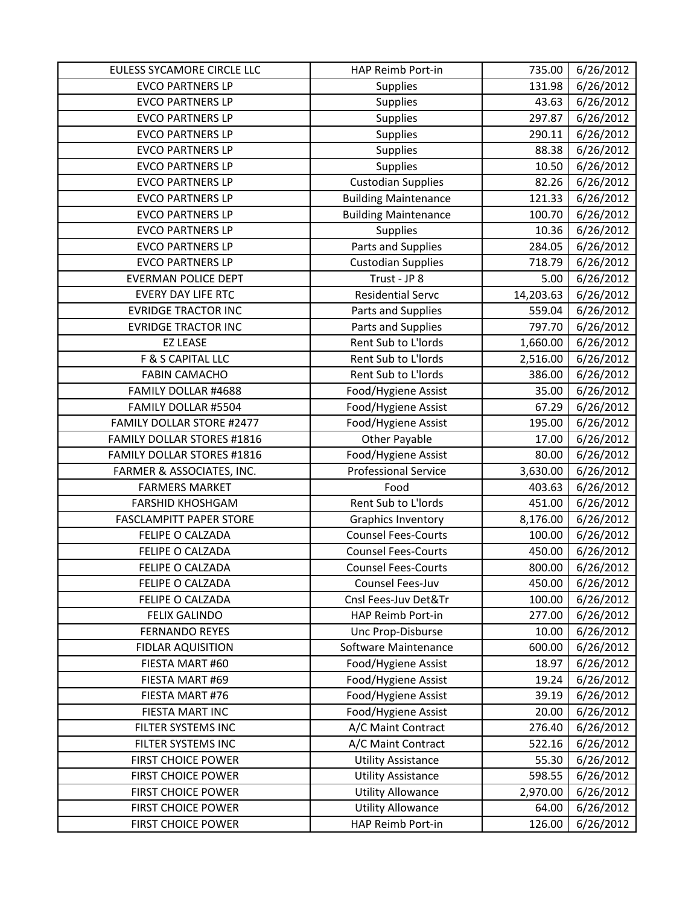| EULESS SYCAMORE CIRCLE LLC | HAP Reimb Port-in | 735.00 | 6/26/2012 |
|---|---|---|---|
| EVCO PARTNERS LP | Supplies | 131.98 | 6/26/2012 |
| EVCO PARTNERS LP | Supplies | 43.63 | 6/26/2012 |
| EVCO PARTNERS LP | Supplies | 297.87 | 6/26/2012 |
| EVCO PARTNERS LP | Supplies | 290.11 | 6/26/2012 |
| EVCO PARTNERS LP | Supplies | 88.38 | 6/26/2012 |
| EVCO PARTNERS LP | Supplies | 10.50 | 6/26/2012 |
| EVCO PARTNERS LP | Custodian Supplies | 82.26 | 6/26/2012 |
| EVCO PARTNERS LP | Building Maintenance | 121.33 | 6/26/2012 |
| EVCO PARTNERS LP | Building Maintenance | 100.70 | 6/26/2012 |
| EVCO PARTNERS LP | Supplies | 10.36 | 6/26/2012 |
| EVCO PARTNERS LP | Parts and Supplies | 284.05 | 6/26/2012 |
| EVCO PARTNERS LP | Custodian Supplies | 718.79 | 6/26/2012 |
| EVERMAN POLICE DEPT | Trust - JP 8 | 5.00 | 6/26/2012 |
| EVERY DAY LIFE RTC | Residential Servc | 14,203.63 | 6/26/2012 |
| EVRIDGE TRACTOR INC | Parts and Supplies | 559.04 | 6/26/2012 |
| EVRIDGE TRACTOR INC | Parts and Supplies | 797.70 | 6/26/2012 |
| EZ LEASE | Rent Sub to L'lords | 1,660.00 | 6/26/2012 |
| F & S CAPITAL LLC | Rent Sub to L'lords | 2,516.00 | 6/26/2012 |
| FABIN CAMACHO | Rent Sub to L'lords | 386.00 | 6/26/2012 |
| FAMILY DOLLAR #4688 | Food/Hygiene Assist | 35.00 | 6/26/2012 |
| FAMILY DOLLAR #5504 | Food/Hygiene Assist | 67.29 | 6/26/2012 |
| FAMILY DOLLAR STORE #2477 | Food/Hygiene Assist | 195.00 | 6/26/2012 |
| FAMILY DOLLAR STORES #1816 | Other Payable | 17.00 | 6/26/2012 |
| FAMILY DOLLAR STORES #1816 | Food/Hygiene Assist | 80.00 | 6/26/2012 |
| FARMER & ASSOCIATES, INC. | Professional Service | 3,630.00 | 6/26/2012 |
| FARMERS MARKET | Food | 403.63 | 6/26/2012 |
| FARSHID KHOSHGAM | Rent Sub to L'lords | 451.00 | 6/26/2012 |
| FASCLAMPITT PAPER STORE | Graphics Inventory | 8,176.00 | 6/26/2012 |
| FELIPE O CALZADA | Counsel Fees-Courts | 100.00 | 6/26/2012 |
| FELIPE O CALZADA | Counsel Fees-Courts | 450.00 | 6/26/2012 |
| FELIPE O CALZADA | Counsel Fees-Courts | 800.00 | 6/26/2012 |
| FELIPE O CALZADA | Counsel Fees-Juv | 450.00 | 6/26/2012 |
| FELIPE O CALZADA | Cnsl Fees-Juv Det&Tr | 100.00 | 6/26/2012 |
| FELIX GALINDO | HAP Reimb Port-in | 277.00 | 6/26/2012 |
| FERNANDO REYES | Unc Prop-Disburse | 10.00 | 6/26/2012 |
| FIDLAR AQUISITION | Software Maintenance | 600.00 | 6/26/2012 |
| FIESTA MART #60 | Food/Hygiene Assist | 18.97 | 6/26/2012 |
| FIESTA MART #69 | Food/Hygiene Assist | 19.24 | 6/26/2012 |
| FIESTA MART #76 | Food/Hygiene Assist | 39.19 | 6/26/2012 |
| FIESTA MART INC | Food/Hygiene Assist | 20.00 | 6/26/2012 |
| FILTER SYSTEMS INC | A/C Maint Contract | 276.40 | 6/26/2012 |
| FILTER SYSTEMS INC | A/C Maint Contract | 522.16 | 6/26/2012 |
| FIRST CHOICE POWER | Utility Assistance | 55.30 | 6/26/2012 |
| FIRST CHOICE POWER | Utility Assistance | 598.55 | 6/26/2012 |
| FIRST CHOICE POWER | Utility Allowance | 2,970.00 | 6/26/2012 |
| FIRST CHOICE POWER | Utility Allowance | 64.00 | 6/26/2012 |
| FIRST CHOICE POWER | HAP Reimb Port-in | 126.00 | 6/26/2012 |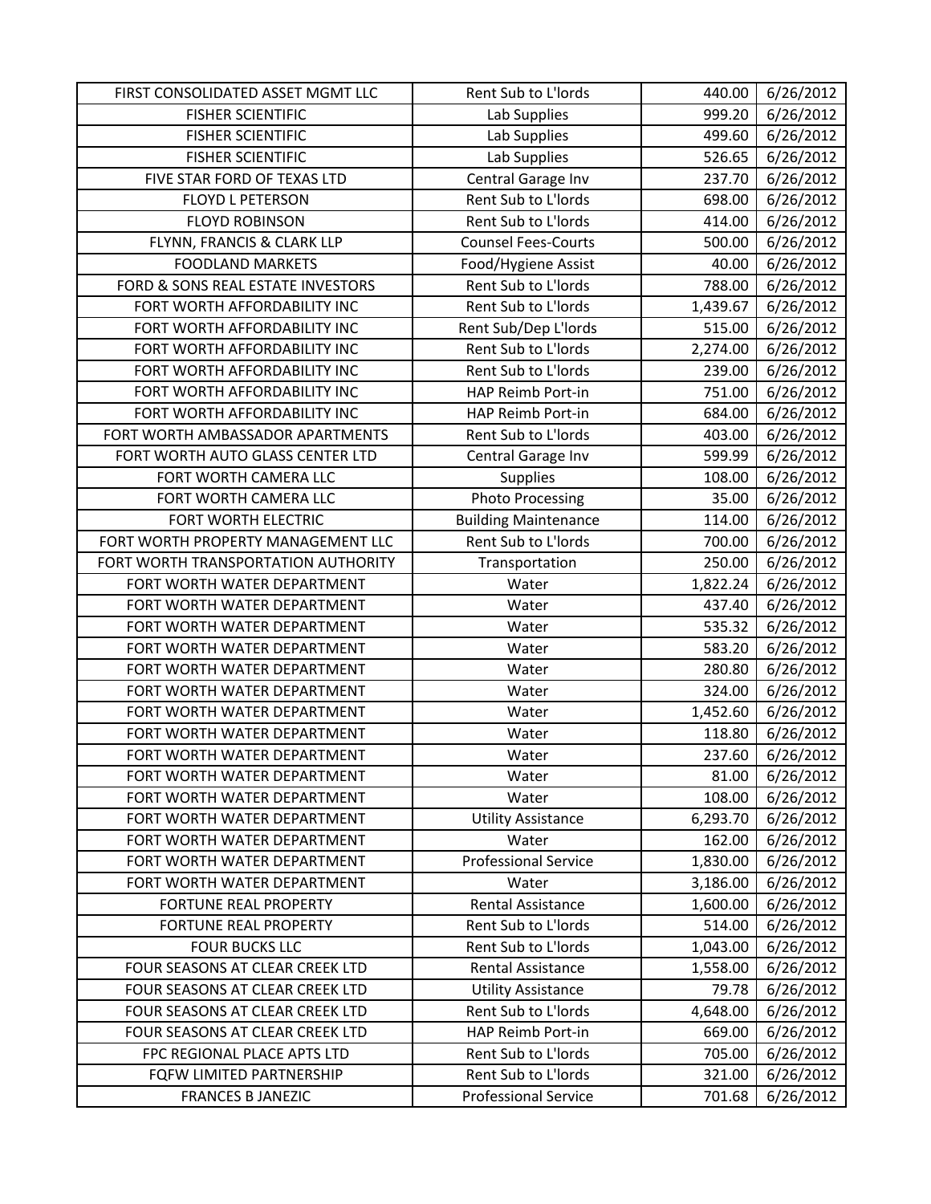| FIRST CONSOLIDATED ASSET MGMT LLC | Rent Sub to L'lords | 440.00 | 6/26/2012 |
|---|---|---|---|
| FISHER SCIENTIFIC | Lab Supplies | 999.20 | 6/26/2012 |
| FISHER SCIENTIFIC | Lab Supplies | 499.60 | 6/26/2012 |
| FISHER SCIENTIFIC | Lab Supplies | 526.65 | 6/26/2012 |
| FIVE STAR FORD OF TEXAS LTD | Central Garage Inv | 237.70 | 6/26/2012 |
| FLOYD L PETERSON | Rent Sub to L'lords | 698.00 | 6/26/2012 |
| FLOYD ROBINSON | Rent Sub to L'lords | 414.00 | 6/26/2012 |
| FLYNN, FRANCIS & CLARK LLP | Counsel Fees-Courts | 500.00 | 6/26/2012 |
| FOODLAND MARKETS | Food/Hygiene Assist | 40.00 | 6/26/2012 |
| FORD & SONS REAL ESTATE INVESTORS | Rent Sub to L'lords | 788.00 | 6/26/2012 |
| FORT WORTH AFFORDABILITY INC | Rent Sub to L'lords | 1,439.67 | 6/26/2012 |
| FORT WORTH AFFORDABILITY INC | Rent Sub/Dep L'lords | 515.00 | 6/26/2012 |
| FORT WORTH AFFORDABILITY INC | Rent Sub to L'lords | 2,274.00 | 6/26/2012 |
| FORT WORTH AFFORDABILITY INC | Rent Sub to L'lords | 239.00 | 6/26/2012 |
| FORT WORTH AFFORDABILITY INC | HAP Reimb Port-in | 751.00 | 6/26/2012 |
| FORT WORTH AFFORDABILITY INC | HAP Reimb Port-in | 684.00 | 6/26/2012 |
| FORT WORTH AMBASSADOR APARTMENTS | Rent Sub to L'lords | 403.00 | 6/26/2012 |
| FORT WORTH AUTO GLASS CENTER LTD | Central Garage Inv | 599.99 | 6/26/2012 |
| FORT WORTH CAMERA LLC | Supplies | 108.00 | 6/26/2012 |
| FORT WORTH CAMERA LLC | Photo Processing | 35.00 | 6/26/2012 |
| FORT WORTH ELECTRIC | Building Maintenance | 114.00 | 6/26/2012 |
| FORT WORTH PROPERTY MANAGEMENT LLC | Rent Sub to L'lords | 700.00 | 6/26/2012 |
| FORT WORTH TRANSPORTATION AUTHORITY | Transportation | 250.00 | 6/26/2012 |
| FORT WORTH WATER DEPARTMENT | Water | 1,822.24 | 6/26/2012 |
| FORT WORTH WATER DEPARTMENT | Water | 437.40 | 6/26/2012 |
| FORT WORTH WATER DEPARTMENT | Water | 535.32 | 6/26/2012 |
| FORT WORTH WATER DEPARTMENT | Water | 583.20 | 6/26/2012 |
| FORT WORTH WATER DEPARTMENT | Water | 280.80 | 6/26/2012 |
| FORT WORTH WATER DEPARTMENT | Water | 324.00 | 6/26/2012 |
| FORT WORTH WATER DEPARTMENT | Water | 1,452.60 | 6/26/2012 |
| FORT WORTH WATER DEPARTMENT | Water | 118.80 | 6/26/2012 |
| FORT WORTH WATER DEPARTMENT | Water | 237.60 | 6/26/2012 |
| FORT WORTH WATER DEPARTMENT | Water | 81.00 | 6/26/2012 |
| FORT WORTH WATER DEPARTMENT | Water | 108.00 | 6/26/2012 |
| FORT WORTH WATER DEPARTMENT | Utility Assistance | 6,293.70 | 6/26/2012 |
| FORT WORTH WATER DEPARTMENT | Water | 162.00 | 6/26/2012 |
| FORT WORTH WATER DEPARTMENT | Professional Service | 1,830.00 | 6/26/2012 |
| FORT WORTH WATER DEPARTMENT | Water | 3,186.00 | 6/26/2012 |
| FORTUNE REAL PROPERTY | Rental Assistance | 1,600.00 | 6/26/2012 |
| FORTUNE REAL PROPERTY | Rent Sub to L'lords | 514.00 | 6/26/2012 |
| FOUR BUCKS LLC | Rent Sub to L'lords | 1,043.00 | 6/26/2012 |
| FOUR SEASONS AT CLEAR CREEK LTD | Rental Assistance | 1,558.00 | 6/26/2012 |
| FOUR SEASONS AT CLEAR CREEK LTD | Utility Assistance | 79.78 | 6/26/2012 |
| FOUR SEASONS AT CLEAR CREEK LTD | Rent Sub to L'lords | 4,648.00 | 6/26/2012 |
| FOUR SEASONS AT CLEAR CREEK LTD | HAP Reimb Port-in | 669.00 | 6/26/2012 |
| FPC REGIONAL PLACE APTS LTD | Rent Sub to L'lords | 705.00 | 6/26/2012 |
| FQFW LIMITED PARTNERSHIP | Rent Sub to L'lords | 321.00 | 6/26/2012 |
| FRANCES B JANEZIC | Professional Service | 701.68 | 6/26/2012 |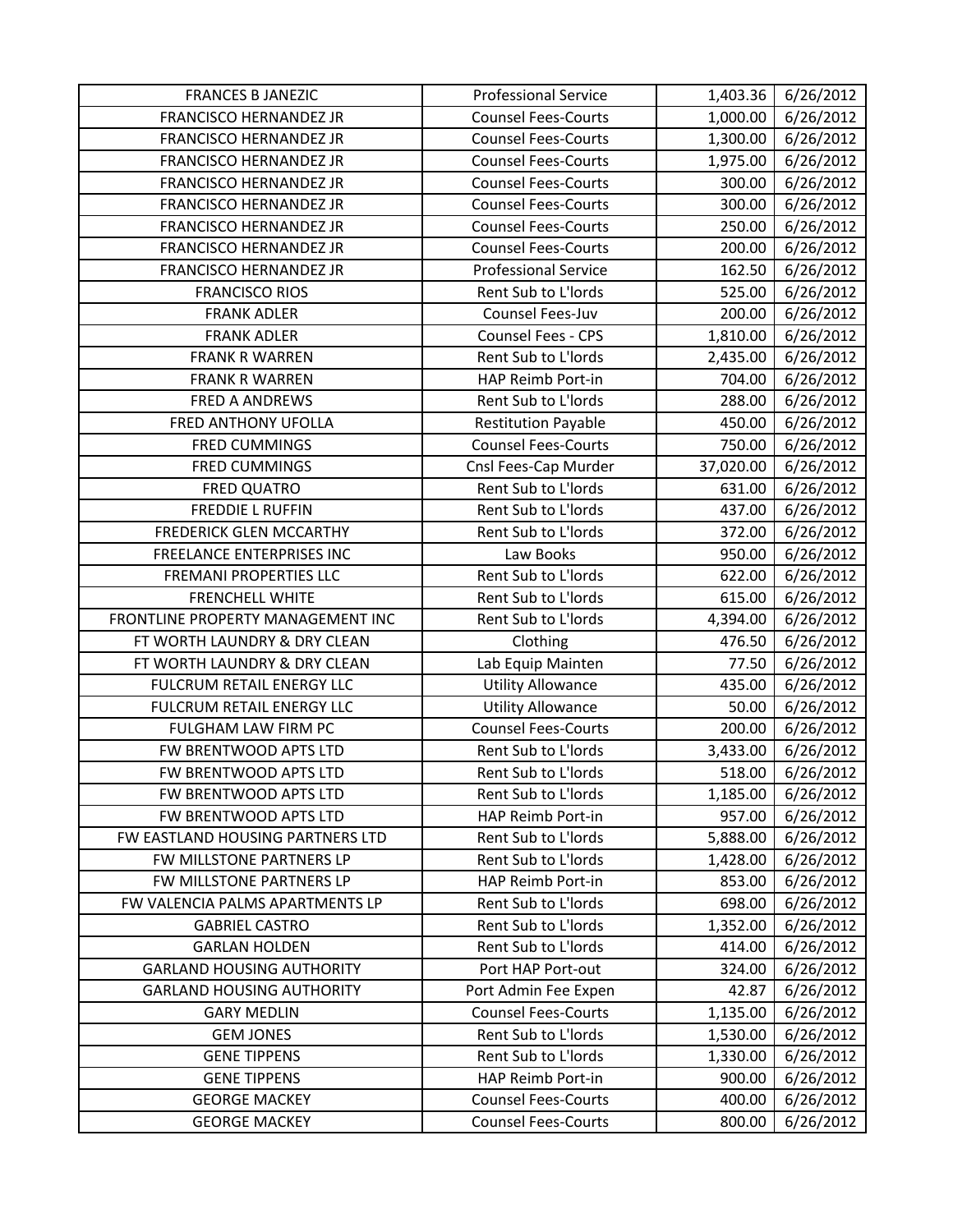| FRANCES B JANEZIC | Professional Service | 1,403.36 | 6/26/2012 |
|---|---|---|---|
| FRANCISCO HERNANDEZ JR | Counsel Fees-Courts | 1,000.00 | 6/26/2012 |
| FRANCISCO HERNANDEZ JR | Counsel Fees-Courts | 1,300.00 | 6/26/2012 |
| FRANCISCO HERNANDEZ JR | Counsel Fees-Courts | 1,975.00 | 6/26/2012 |
| FRANCISCO HERNANDEZ JR | Counsel Fees-Courts | 300.00 | 6/26/2012 |
| FRANCISCO HERNANDEZ JR | Counsel Fees-Courts | 300.00 | 6/26/2012 |
| FRANCISCO HERNANDEZ JR | Counsel Fees-Courts | 250.00 | 6/26/2012 |
| FRANCISCO HERNANDEZ JR | Counsel Fees-Courts | 200.00 | 6/26/2012 |
| FRANCISCO HERNANDEZ JR | Professional Service | 162.50 | 6/26/2012 |
| FRANCISCO RIOS | Rent Sub to L'lords | 525.00 | 6/26/2012 |
| FRANK ADLER | Counsel Fees-Juv | 200.00 | 6/26/2012 |
| FRANK ADLER | Counsel Fees - CPS | 1,810.00 | 6/26/2012 |
| FRANK R WARREN | Rent Sub to L'lords | 2,435.00 | 6/26/2012 |
| FRANK R WARREN | HAP Reimb Port-in | 704.00 | 6/26/2012 |
| FRED A ANDREWS | Rent Sub to L'lords | 288.00 | 6/26/2012 |
| FRED ANTHONY UFOLLA | Restitution Payable | 450.00 | 6/26/2012 |
| FRED CUMMINGS | Counsel Fees-Courts | 750.00 | 6/26/2012 |
| FRED CUMMINGS | Cnsl Fees-Cap Murder | 37,020.00 | 6/26/2012 |
| FRED QUATRO | Rent Sub to L'lords | 631.00 | 6/26/2012 |
| FREDDIE L RUFFIN | Rent Sub to L'lords | 437.00 | 6/26/2012 |
| FREDERICK GLEN MCCARTHY | Rent Sub to L'lords | 372.00 | 6/26/2012 |
| FREELANCE ENTERPRISES INC | Law Books | 950.00 | 6/26/2012 |
| FREMANI PROPERTIES LLC | Rent Sub to L'lords | 622.00 | 6/26/2012 |
| FRENCHELL WHITE | Rent Sub to L'lords | 615.00 | 6/26/2012 |
| FRONTLINE PROPERTY MANAGEMENT INC | Rent Sub to L'lords | 4,394.00 | 6/26/2012 |
| FT WORTH LAUNDRY & DRY CLEAN | Clothing | 476.50 | 6/26/2012 |
| FT WORTH LAUNDRY & DRY CLEAN | Lab Equip Mainten | 77.50 | 6/26/2012 |
| FULCRUM RETAIL ENERGY LLC | Utility Allowance | 435.00 | 6/26/2012 |
| FULCRUM RETAIL ENERGY LLC | Utility Allowance | 50.00 | 6/26/2012 |
| FULGHAM LAW FIRM PC | Counsel Fees-Courts | 200.00 | 6/26/2012 |
| FW BRENTWOOD APTS LTD | Rent Sub to L'lords | 3,433.00 | 6/26/2012 |
| FW BRENTWOOD APTS LTD | Rent Sub to L'lords | 518.00 | 6/26/2012 |
| FW BRENTWOOD APTS LTD | Rent Sub to L'lords | 1,185.00 | 6/26/2012 |
| FW BRENTWOOD APTS LTD | HAP Reimb Port-in | 957.00 | 6/26/2012 |
| FW EASTLAND HOUSING PARTNERS LTD | Rent Sub to L'lords | 5,888.00 | 6/26/2012 |
| FW MILLSTONE PARTNERS LP | Rent Sub to L'lords | 1,428.00 | 6/26/2012 |
| FW MILLSTONE PARTNERS LP | HAP Reimb Port-in | 853.00 | 6/26/2012 |
| FW VALENCIA PALMS APARTMENTS LP | Rent Sub to L'lords | 698.00 | 6/26/2012 |
| GABRIEL CASTRO | Rent Sub to L'lords | 1,352.00 | 6/26/2012 |
| GARLAN HOLDEN | Rent Sub to L'lords | 414.00 | 6/26/2012 |
| GARLAND HOUSING AUTHORITY | Port HAP Port-out | 324.00 | 6/26/2012 |
| GARLAND HOUSING AUTHORITY | Port Admin Fee Expen | 42.87 | 6/26/2012 |
| GARY MEDLIN | Counsel Fees-Courts | 1,135.00 | 6/26/2012 |
| GEM JONES | Rent Sub to L'lords | 1,530.00 | 6/26/2012 |
| GENE TIPPENS | Rent Sub to L'lords | 1,330.00 | 6/26/2012 |
| GENE TIPPENS | HAP Reimb Port-in | 900.00 | 6/26/2012 |
| GEORGE MACKEY | Counsel Fees-Courts | 400.00 | 6/26/2012 |
| GEORGE MACKEY | Counsel Fees-Courts | 800.00 | 6/26/2012 |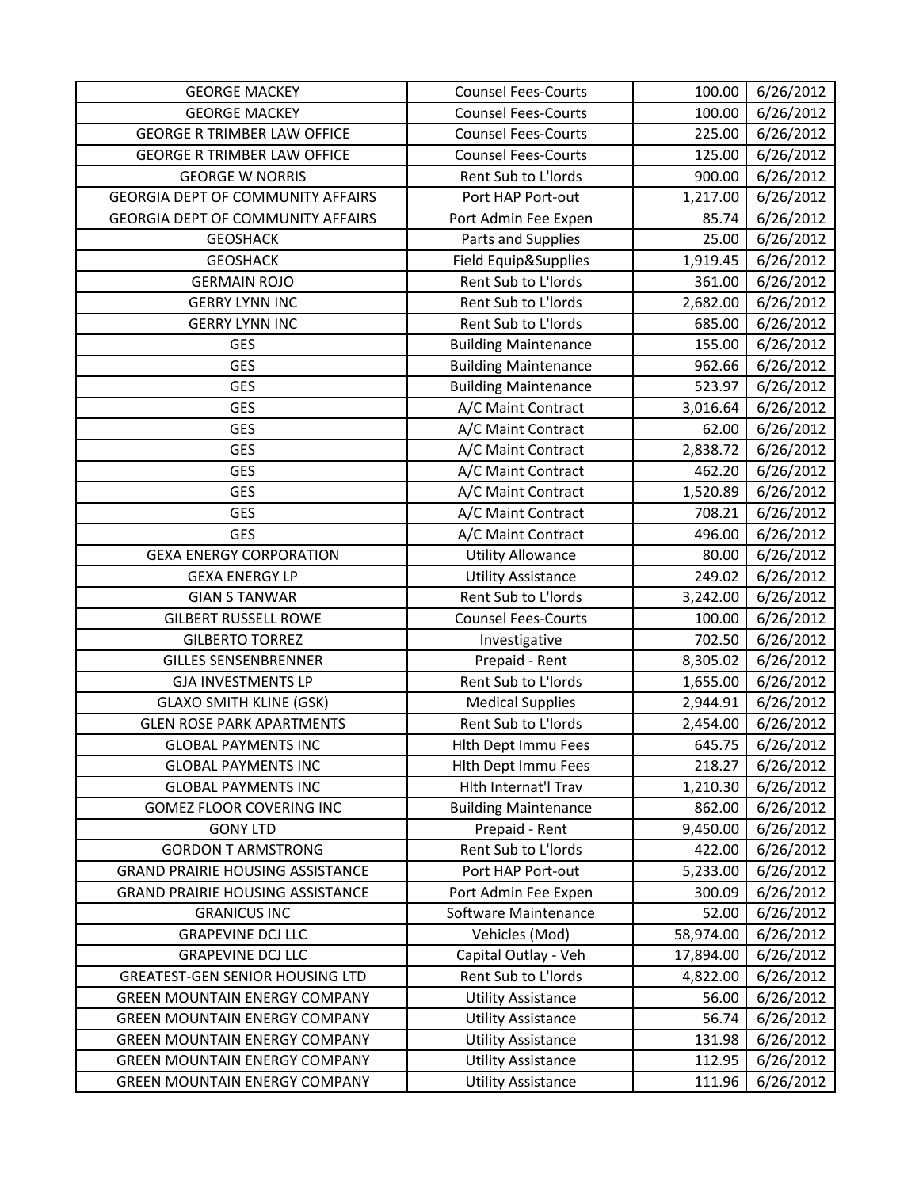| GEORGE MACKEY | Counsel Fees-Courts | 100.00 | 6/26/2012 |
|---|---|---|---|
| GEORGE MACKEY | Counsel Fees-Courts | 100.00 | 6/26/2012 |
| GEORGE R TRIMBER LAW OFFICE | Counsel Fees-Courts | 225.00 | 6/26/2012 |
| GEORGE R TRIMBER LAW OFFICE | Counsel Fees-Courts | 125.00 | 6/26/2012 |
| GEORGE W NORRIS | Rent Sub to L'lords | 900.00 | 6/26/2012 |
| GEORGIA DEPT OF COMMUNITY AFFAIRS | Port HAP Port-out | 1,217.00 | 6/26/2012 |
| GEORGIA DEPT OF COMMUNITY AFFAIRS | Port Admin Fee Expen | 85.74 | 6/26/2012 |
| GEOSHACK | Parts and Supplies | 25.00 | 6/26/2012 |
| GEOSHACK | Field Equip&Supplies | 1,919.45 | 6/26/2012 |
| GERMAIN ROJO | Rent Sub to L'lords | 361.00 | 6/26/2012 |
| GERRY LYNN INC | Rent Sub to L'lords | 2,682.00 | 6/26/2012 |
| GERRY LYNN INC | Rent Sub to L'lords | 685.00 | 6/26/2012 |
| GES | Building Maintenance | 155.00 | 6/26/2012 |
| GES | Building Maintenance | 962.66 | 6/26/2012 |
| GES | Building Maintenance | 523.97 | 6/26/2012 |
| GES | A/C Maint Contract | 3,016.64 | 6/26/2012 |
| GES | A/C Maint Contract | 62.00 | 6/26/2012 |
| GES | A/C Maint Contract | 2,838.72 | 6/26/2012 |
| GES | A/C Maint Contract | 462.20 | 6/26/2012 |
| GES | A/C Maint Contract | 1,520.89 | 6/26/2012 |
| GES | A/C Maint Contract | 708.21 | 6/26/2012 |
| GES | A/C Maint Contract | 496.00 | 6/26/2012 |
| GEXA ENERGY CORPORATION | Utility Allowance | 80.00 | 6/26/2012 |
| GEXA ENERGY LP | Utility Assistance | 249.02 | 6/26/2012 |
| GIAN S TANWAR | Rent Sub to L'lords | 3,242.00 | 6/26/2012 |
| GILBERT RUSSELL ROWE | Counsel Fees-Courts | 100.00 | 6/26/2012 |
| GILBERTO TORREZ | Investigative | 702.50 | 6/26/2012 |
| GILLES SENSENBRENNER | Prepaid - Rent | 8,305.02 | 6/26/2012 |
| GJA INVESTMENTS LP | Rent Sub to L'lords | 1,655.00 | 6/26/2012 |
| GLAXO SMITH KLINE (GSK) | Medical Supplies | 2,944.91 | 6/26/2012 |
| GLEN ROSE PARK APARTMENTS | Rent Sub to L'lords | 2,454.00 | 6/26/2012 |
| GLOBAL PAYMENTS INC | Hlth Dept Immu Fees | 645.75 | 6/26/2012 |
| GLOBAL PAYMENTS INC | Hlth Dept Immu Fees | 218.27 | 6/26/2012 |
| GLOBAL PAYMENTS INC | Hlth Internat'l Trav | 1,210.30 | 6/26/2012 |
| GOMEZ FLOOR COVERING INC | Building Maintenance | 862.00 | 6/26/2012 |
| GONY LTD | Prepaid - Rent | 9,450.00 | 6/26/2012 |
| GORDON T ARMSTRONG | Rent Sub to L'lords | 422.00 | 6/26/2012 |
| GRAND PRAIRIE HOUSING ASSISTANCE | Port HAP Port-out | 5,233.00 | 6/26/2012 |
| GRAND PRAIRIE HOUSING ASSISTANCE | Port Admin Fee Expen | 300.09 | 6/26/2012 |
| GRANICUS INC | Software Maintenance | 52.00 | 6/26/2012 |
| GRAPEVINE DCJ LLC | Vehicles (Mod) | 58,974.00 | 6/26/2012 |
| GRAPEVINE DCJ LLC | Capital Outlay - Veh | 17,894.00 | 6/26/2012 |
| GREATEST-GEN SENIOR HOUSING LTD | Rent Sub to L'lords | 4,822.00 | 6/26/2012 |
| GREEN MOUNTAIN ENERGY COMPANY | Utility Assistance | 56.00 | 6/26/2012 |
| GREEN MOUNTAIN ENERGY COMPANY | Utility Assistance | 56.74 | 6/26/2012 |
| GREEN MOUNTAIN ENERGY COMPANY | Utility Assistance | 131.98 | 6/26/2012 |
| GREEN MOUNTAIN ENERGY COMPANY | Utility Assistance | 112.95 | 6/26/2012 |
| GREEN MOUNTAIN ENERGY COMPANY | Utility Assistance | 111.96 | 6/26/2012 |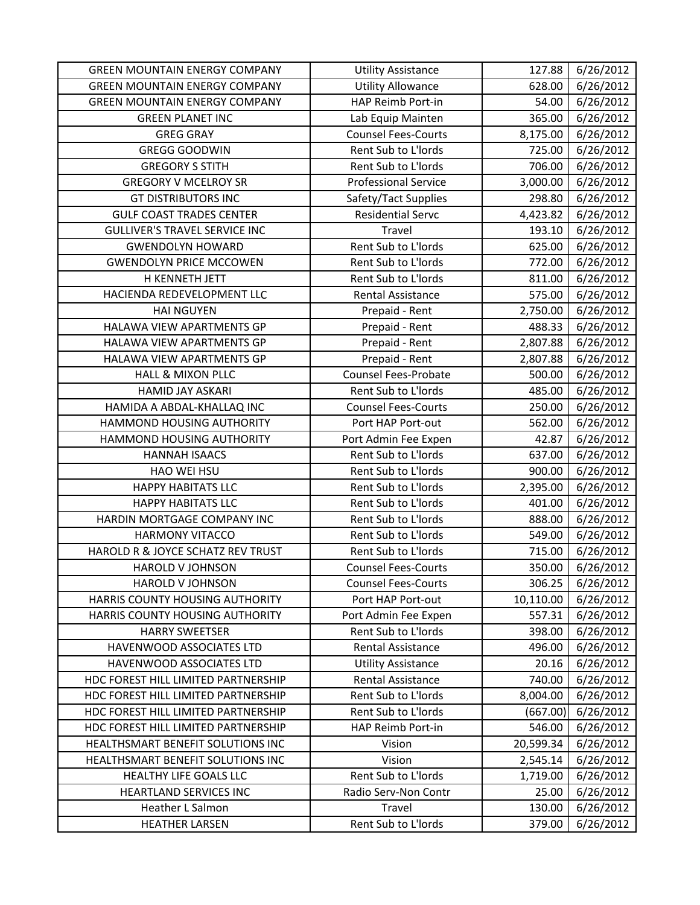| GREEN MOUNTAIN ENERGY COMPANY | Utility Assistance | 127.88 | 6/26/2012 |
|---|---|---|---|
| GREEN MOUNTAIN ENERGY COMPANY | Utility Allowance | 628.00 | 6/26/2012 |
| GREEN MOUNTAIN ENERGY COMPANY | HAP Reimb Port-in | 54.00 | 6/26/2012 |
| GREEN PLANET INC | Lab Equip Mainten | 365.00 | 6/26/2012 |
| GREG GRAY | Counsel Fees-Courts | 8,175.00 | 6/26/2012 |
| GREGG GOODWIN | Rent Sub to L'lords | 725.00 | 6/26/2012 |
| GREGORY S STITH | Rent Sub to L'lords | 706.00 | 6/26/2012 |
| GREGORY V MCELROY SR | Professional Service | 3,000.00 | 6/26/2012 |
| GT DISTRIBUTORS INC | Safety/Tact Supplies | 298.80 | 6/26/2012 |
| GULF COAST TRADES CENTER | Residential Servc | 4,423.82 | 6/26/2012 |
| GULLIVER'S TRAVEL SERVICE INC | Travel | 193.10 | 6/26/2012 |
| GWENDOLYN HOWARD | Rent Sub to L'lords | 625.00 | 6/26/2012 |
| GWENDOLYN PRICE MCCOWEN | Rent Sub to L'lords | 772.00 | 6/26/2012 |
| H KENNETH JETT | Rent Sub to L'lords | 811.00 | 6/26/2012 |
| HACIENDA REDEVELOPMENT LLC | Rental Assistance | 575.00 | 6/26/2012 |
| HAI NGUYEN | Prepaid - Rent | 2,750.00 | 6/26/2012 |
| HALAWA VIEW APARTMENTS GP | Prepaid - Rent | 488.33 | 6/26/2012 |
| HALAWA VIEW APARTMENTS GP | Prepaid - Rent | 2,807.88 | 6/26/2012 |
| HALAWA VIEW APARTMENTS GP | Prepaid - Rent | 2,807.88 | 6/26/2012 |
| HALL & MIXON PLLC | Counsel Fees-Probate | 500.00 | 6/26/2012 |
| HAMID JAY ASKARI | Rent Sub to L'lords | 485.00 | 6/26/2012 |
| HAMIDA A ABDAL-KHALLAQ INC | Counsel Fees-Courts | 250.00 | 6/26/2012 |
| HAMMOND HOUSING AUTHORITY | Port HAP Port-out | 562.00 | 6/26/2012 |
| HAMMOND HOUSING AUTHORITY | Port Admin Fee Expen | 42.87 | 6/26/2012 |
| HANNAH ISAACS | Rent Sub to L'lords | 637.00 | 6/26/2012 |
| HAO WEI HSU | Rent Sub to L'lords | 900.00 | 6/26/2012 |
| HAPPY HABITATS LLC | Rent Sub to L'lords | 2,395.00 | 6/26/2012 |
| HAPPY HABITATS LLC | Rent Sub to L'lords | 401.00 | 6/26/2012 |
| HARDIN MORTGAGE COMPANY INC | Rent Sub to L'lords | 888.00 | 6/26/2012 |
| HARMONY VITACCO | Rent Sub to L'lords | 549.00 | 6/26/2012 |
| HAROLD R & JOYCE SCHATZ REV TRUST | Rent Sub to L'lords | 715.00 | 6/26/2012 |
| HAROLD V JOHNSON | Counsel Fees-Courts | 350.00 | 6/26/2012 |
| HAROLD V JOHNSON | Counsel Fees-Courts | 306.25 | 6/26/2012 |
| HARRIS COUNTY HOUSING AUTHORITY | Port HAP Port-out | 10,110.00 | 6/26/2012 |
| HARRIS COUNTY HOUSING AUTHORITY | Port Admin Fee Expen | 557.31 | 6/26/2012 |
| HARRY SWEETSER | Rent Sub to L'lords | 398.00 | 6/26/2012 |
| HAVENWOOD ASSOCIATES LTD | Rental Assistance | 496.00 | 6/26/2012 |
| HAVENWOOD ASSOCIATES LTD | Utility Assistance | 20.16 | 6/26/2012 |
| HDC FOREST HILL LIMITED PARTNERSHIP | Rental Assistance | 740.00 | 6/26/2012 |
| HDC FOREST HILL LIMITED PARTNERSHIP | Rent Sub to L'lords | 8,004.00 | 6/26/2012 |
| HDC FOREST HILL LIMITED PARTNERSHIP | Rent Sub to L'lords | (667.00) | 6/26/2012 |
| HDC FOREST HILL LIMITED PARTNERSHIP | HAP Reimb Port-in | 546.00 | 6/26/2012 |
| HEALTHSMART BENEFIT SOLUTIONS INC | Vision | 20,599.34 | 6/26/2012 |
| HEALTHSMART BENEFIT SOLUTIONS INC | Vision | 2,545.14 | 6/26/2012 |
| HEALTHY LIFE GOALS LLC | Rent Sub to L'lords | 1,719.00 | 6/26/2012 |
| HEARTLAND SERVICES INC | Radio Serv-Non Contr | 25.00 | 6/26/2012 |
| Heather L Salmon | Travel | 130.00 | 6/26/2012 |
| HEATHER LARSEN | Rent Sub to L'lords | 379.00 | 6/26/2012 |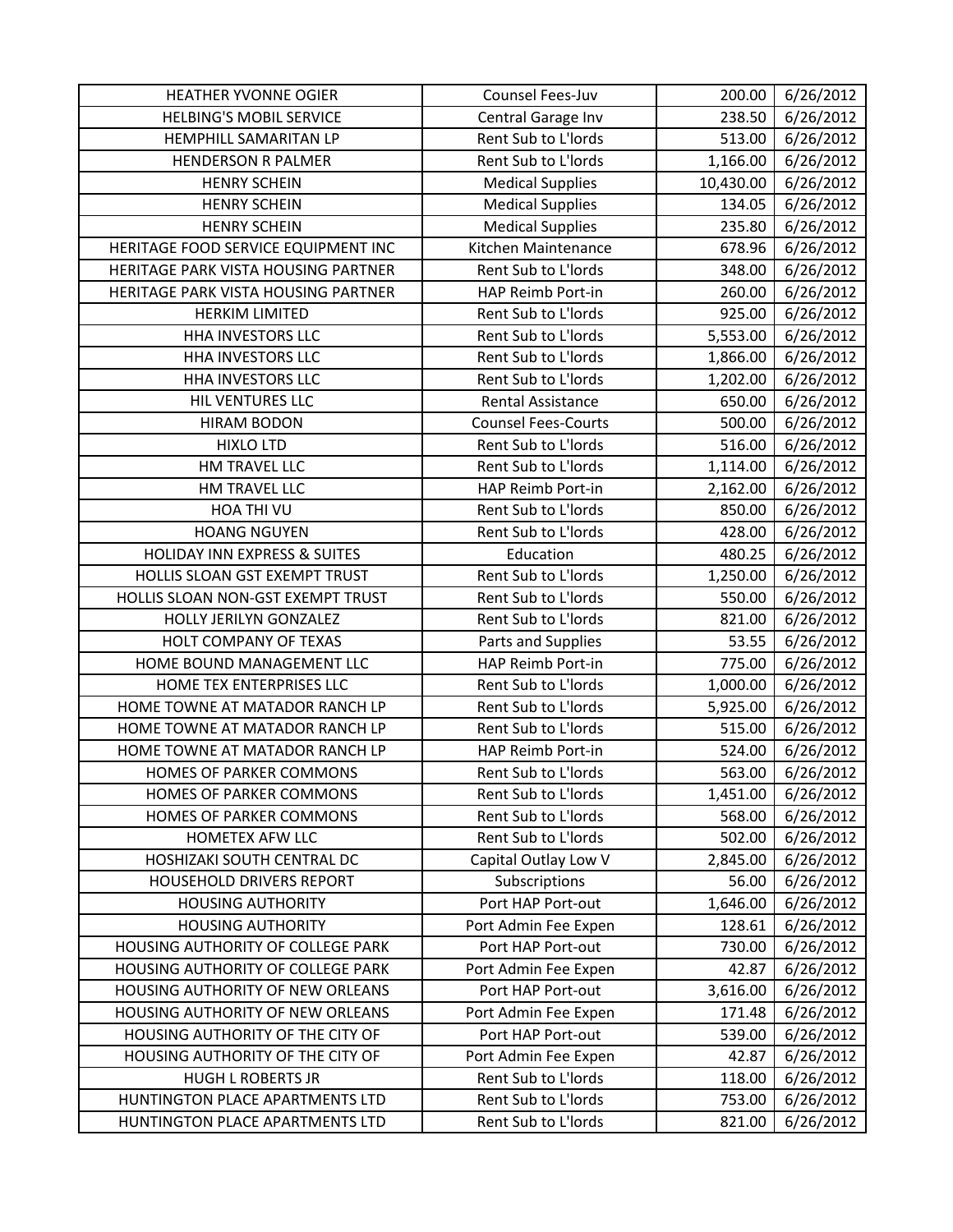| HEATHER YVONNE OGIER | Counsel Fees-Juv | 200.00 | 6/26/2012 |
|---|---|---|---|
| HELBING'S MOBIL SERVICE | Central Garage Inv | 238.50 | 6/26/2012 |
| HEMPHILL SAMARITAN LP | Rent Sub to L'lords | 513.00 | 6/26/2012 |
| HENDERSON R PALMER | Rent Sub to L'lords | 1,166.00 | 6/26/2012 |
| HENRY SCHEIN | Medical Supplies | 10,430.00 | 6/26/2012 |
| HENRY SCHEIN | Medical Supplies | 134.05 | 6/26/2012 |
| HENRY SCHEIN | Medical Supplies | 235.80 | 6/26/2012 |
| HERITAGE FOOD SERVICE EQUIPMENT INC | Kitchen Maintenance | 678.96 | 6/26/2012 |
| HERITAGE PARK VISTA HOUSING PARTNER | Rent Sub to L'lords | 348.00 | 6/26/2012 |
| HERITAGE PARK VISTA HOUSING PARTNER | HAP Reimb Port-in | 260.00 | 6/26/2012 |
| HERKIM LIMITED | Rent Sub to L'lords | 925.00 | 6/26/2012 |
| HHA INVESTORS LLC | Rent Sub to L'lords | 5,553.00 | 6/26/2012 |
| HHA INVESTORS LLC | Rent Sub to L'lords | 1,866.00 | 6/26/2012 |
| HHA INVESTORS LLC | Rent Sub to L'lords | 1,202.00 | 6/26/2012 |
| HIL VENTURES LLC | Rental Assistance | 650.00 | 6/26/2012 |
| HIRAM BODON | Counsel Fees-Courts | 500.00 | 6/26/2012 |
| HIXLO LTD | Rent Sub to L'lords | 516.00 | 6/26/2012 |
| HM TRAVEL LLC | Rent Sub to L'lords | 1,114.00 | 6/26/2012 |
| HM TRAVEL LLC | HAP Reimb Port-in | 2,162.00 | 6/26/2012 |
| HOA THI VU | Rent Sub to L'lords | 850.00 | 6/26/2012 |
| HOANG NGUYEN | Rent Sub to L'lords | 428.00 | 6/26/2012 |
| HOLIDAY INN EXPRESS & SUITES | Education | 480.25 | 6/26/2012 |
| HOLLIS SLOAN GST EXEMPT TRUST | Rent Sub to L'lords | 1,250.00 | 6/26/2012 |
| HOLLIS SLOAN NON-GST EXEMPT TRUST | Rent Sub to L'lords | 550.00 | 6/26/2012 |
| HOLLY JERILYN GONZALEZ | Rent Sub to L'lords | 821.00 | 6/26/2012 |
| HOLT COMPANY OF TEXAS | Parts and Supplies | 53.55 | 6/26/2012 |
| HOME BOUND MANAGEMENT LLC | HAP Reimb Port-in | 775.00 | 6/26/2012 |
| HOME TEX ENTERPRISES LLC | Rent Sub to L'lords | 1,000.00 | 6/26/2012 |
| HOME TOWNE AT MATADOR RANCH LP | Rent Sub to L'lords | 5,925.00 | 6/26/2012 |
| HOME TOWNE AT MATADOR RANCH LP | Rent Sub to L'lords | 515.00 | 6/26/2012 |
| HOME TOWNE AT MATADOR RANCH LP | HAP Reimb Port-in | 524.00 | 6/26/2012 |
| HOMES OF PARKER COMMONS | Rent Sub to L'lords | 563.00 | 6/26/2012 |
| HOMES OF PARKER COMMONS | Rent Sub to L'lords | 1,451.00 | 6/26/2012 |
| HOMES OF PARKER COMMONS | Rent Sub to L'lords | 568.00 | 6/26/2012 |
| HOMETEX AFW LLC | Rent Sub to L'lords | 502.00 | 6/26/2012 |
| HOSHIZAKI SOUTH CENTRAL DC | Capital Outlay Low V | 2,845.00 | 6/26/2012 |
| HOUSEHOLD DRIVERS REPORT | Subscriptions | 56.00 | 6/26/2012 |
| HOUSING AUTHORITY | Port HAP Port-out | 1,646.00 | 6/26/2012 |
| HOUSING AUTHORITY | Port Admin Fee Expen | 128.61 | 6/26/2012 |
| HOUSING AUTHORITY OF COLLEGE PARK | Port HAP Port-out | 730.00 | 6/26/2012 |
| HOUSING AUTHORITY OF COLLEGE PARK | Port Admin Fee Expen | 42.87 | 6/26/2012 |
| HOUSING AUTHORITY OF NEW ORLEANS | Port HAP Port-out | 3,616.00 | 6/26/2012 |
| HOUSING AUTHORITY OF NEW ORLEANS | Port Admin Fee Expen | 171.48 | 6/26/2012 |
| HOUSING AUTHORITY OF THE CITY OF | Port HAP Port-out | 539.00 | 6/26/2012 |
| HOUSING AUTHORITY OF THE CITY OF | Port Admin Fee Expen | 42.87 | 6/26/2012 |
| HUGH L ROBERTS JR | Rent Sub to L'lords | 118.00 | 6/26/2012 |
| HUNTINGTON PLACE APARTMENTS LTD | Rent Sub to L'lords | 753.00 | 6/26/2012 |
| HUNTINGTON PLACE APARTMENTS LTD | Rent Sub to L'lords | 821.00 | 6/26/2012 |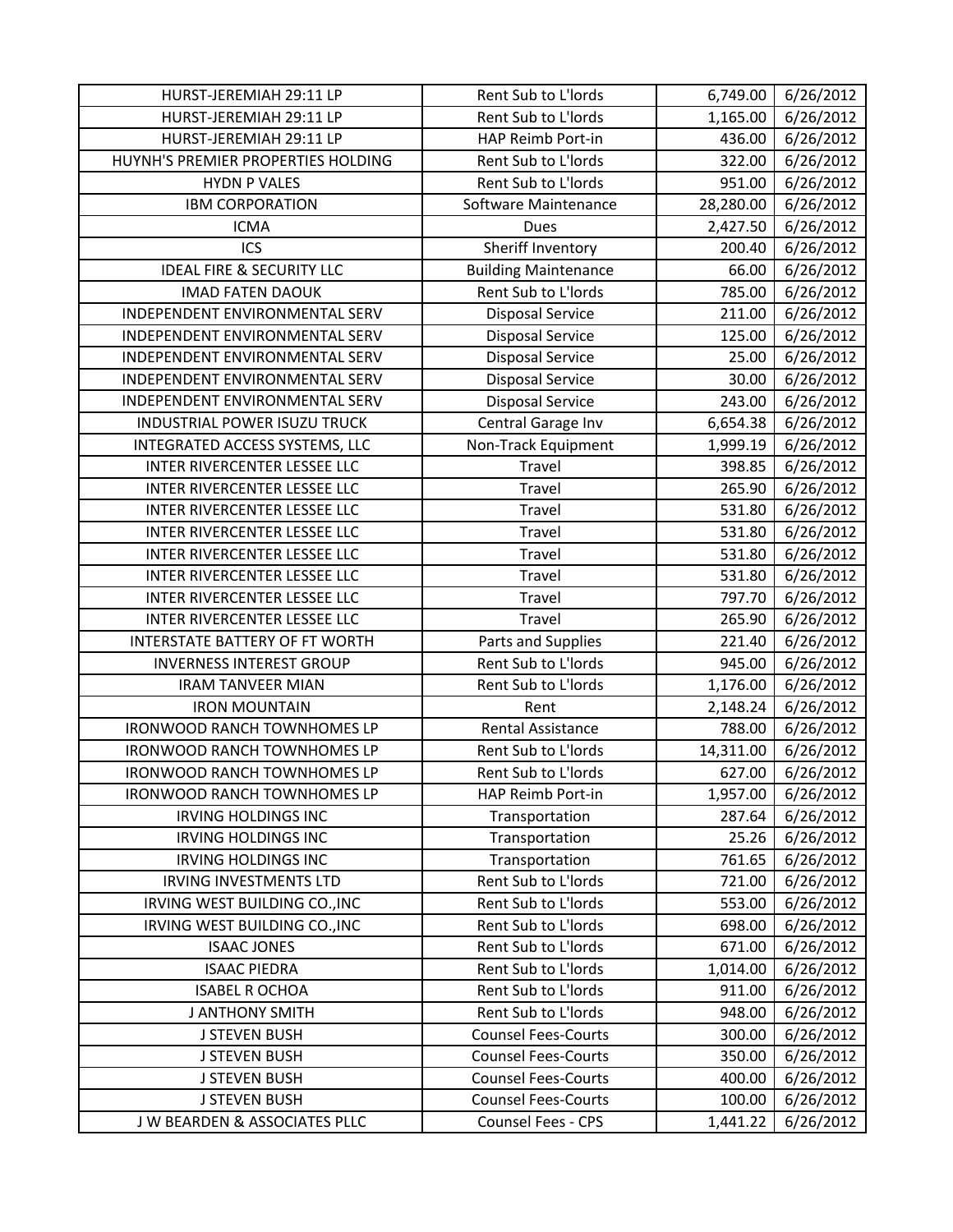| | | | |
|---|---|---|---|
| HURST-JEREMIAH 29:11 LP | Rent Sub to L'lords | 6,749.00 | 6/26/2012 |
| HURST-JEREMIAH 29:11 LP | Rent Sub to L'lords | 1,165.00 | 6/26/2012 |
| HURST-JEREMIAH 29:11 LP | HAP Reimb Port-in | 436.00 | 6/26/2012 |
| HUYNH'S PREMIER PROPERTIES HOLDING | Rent Sub to L'lords | 322.00 | 6/26/2012 |
| HYDN P VALES | Rent Sub to L'lords | 951.00 | 6/26/2012 |
| IBM CORPORATION | Software Maintenance | 28,280.00 | 6/26/2012 |
| ICMA | Dues | 2,427.50 | 6/26/2012 |
| ICS | Sheriff Inventory | 200.40 | 6/26/2012 |
| IDEAL FIRE & SECURITY LLC | Building Maintenance | 66.00 | 6/26/2012 |
| IMAD FATEN DAOUK | Rent Sub to L'lords | 785.00 | 6/26/2012 |
| INDEPENDENT ENVIRONMENTAL SERV | Disposal Service | 211.00 | 6/26/2012 |
| INDEPENDENT ENVIRONMENTAL SERV | Disposal Service | 125.00 | 6/26/2012 |
| INDEPENDENT ENVIRONMENTAL SERV | Disposal Service | 25.00 | 6/26/2012 |
| INDEPENDENT ENVIRONMENTAL SERV | Disposal Service | 30.00 | 6/26/2012 |
| INDEPENDENT ENVIRONMENTAL SERV | Disposal Service | 243.00 | 6/26/2012 |
| INDUSTRIAL POWER ISUZU TRUCK | Central Garage Inv | 6,654.38 | 6/26/2012 |
| INTEGRATED ACCESS SYSTEMS, LLC | Non-Track Equipment | 1,999.19 | 6/26/2012 |
| INTER RIVERCENTER LESSEE LLC | Travel | 398.85 | 6/26/2012 |
| INTER RIVERCENTER LESSEE LLC | Travel | 265.90 | 6/26/2012 |
| INTER RIVERCENTER LESSEE LLC | Travel | 531.80 | 6/26/2012 |
| INTER RIVERCENTER LESSEE LLC | Travel | 531.80 | 6/26/2012 |
| INTER RIVERCENTER LESSEE LLC | Travel | 531.80 | 6/26/2012 |
| INTER RIVERCENTER LESSEE LLC | Travel | 531.80 | 6/26/2012 |
| INTER RIVERCENTER LESSEE LLC | Travel | 797.70 | 6/26/2012 |
| INTER RIVERCENTER LESSEE LLC | Travel | 265.90 | 6/26/2012 |
| INTERSTATE BATTERY OF FT WORTH | Parts and Supplies | 221.40 | 6/26/2012 |
| INVERNESS INTEREST GROUP | Rent Sub to L'lords | 945.00 | 6/26/2012 |
| IRAM TANVEER MIAN | Rent Sub to L'lords | 1,176.00 | 6/26/2012 |
| IRON MOUNTAIN | Rent | 2,148.24 | 6/26/2012 |
| IRONWOOD RANCH TOWNHOMES LP | Rental Assistance | 788.00 | 6/26/2012 |
| IRONWOOD RANCH TOWNHOMES LP | Rent Sub to L'lords | 14,311.00 | 6/26/2012 |
| IRONWOOD RANCH TOWNHOMES LP | Rent Sub to L'lords | 627.00 | 6/26/2012 |
| IRONWOOD RANCH TOWNHOMES LP | HAP Reimb Port-in | 1,957.00 | 6/26/2012 |
| IRVING HOLDINGS INC | Transportation | 287.64 | 6/26/2012 |
| IRVING HOLDINGS INC | Transportation | 25.26 | 6/26/2012 |
| IRVING HOLDINGS INC | Transportation | 761.65 | 6/26/2012 |
| IRVING INVESTMENTS LTD | Rent Sub to L'lords | 721.00 | 6/26/2012 |
| IRVING WEST BUILDING CO.,INC | Rent Sub to L'lords | 553.00 | 6/26/2012 |
| IRVING WEST BUILDING CO.,INC | Rent Sub to L'lords | 698.00 | 6/26/2012 |
| ISAAC JONES | Rent Sub to L'lords | 671.00 | 6/26/2012 |
| ISAAC PIEDRA | Rent Sub to L'lords | 1,014.00 | 6/26/2012 |
| ISABEL R OCHOA | Rent Sub to L'lords | 911.00 | 6/26/2012 |
| J ANTHONY SMITH | Rent Sub to L'lords | 948.00 | 6/26/2012 |
| J STEVEN BUSH | Counsel Fees-Courts | 300.00 | 6/26/2012 |
| J STEVEN BUSH | Counsel Fees-Courts | 350.00 | 6/26/2012 |
| J STEVEN BUSH | Counsel Fees-Courts | 400.00 | 6/26/2012 |
| J STEVEN BUSH | Counsel Fees-Courts | 100.00 | 6/26/2012 |
| J W BEARDEN & ASSOCIATES PLLC | Counsel Fees - CPS | 1,441.22 | 6/26/2012 |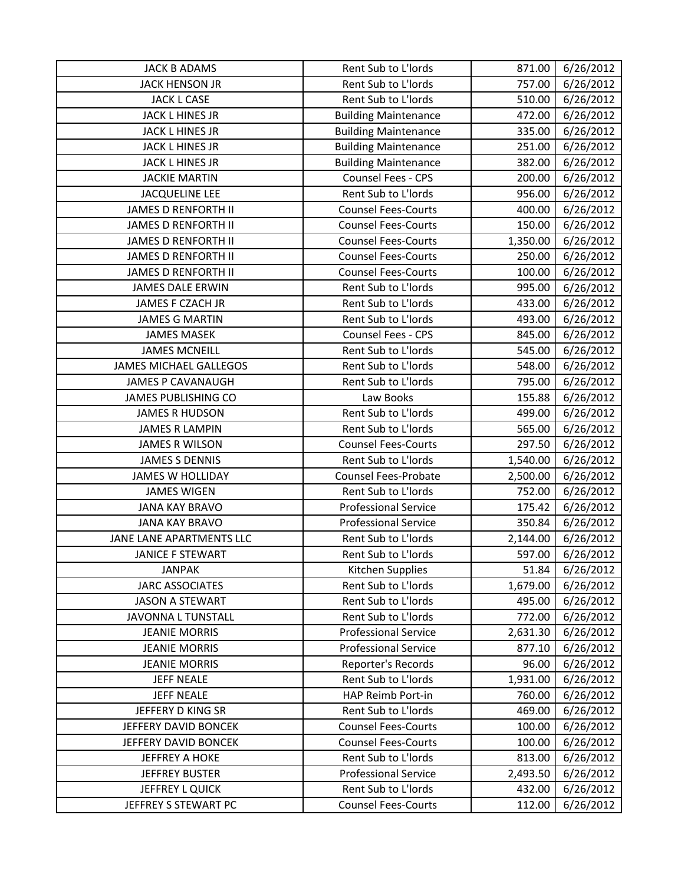| | | | |
|---|---|---|---|
| JACK B ADAMS | Rent Sub to L'lords | 871.00 | 6/26/2012 |
| JACK HENSON JR | Rent Sub to L'lords | 757.00 | 6/26/2012 |
| JACK L CASE | Rent Sub to L'lords | 510.00 | 6/26/2012 |
| JACK L HINES JR | Building Maintenance | 472.00 | 6/26/2012 |
| JACK L HINES JR | Building Maintenance | 335.00 | 6/26/2012 |
| JACK L HINES JR | Building Maintenance | 251.00 | 6/26/2012 |
| JACK L HINES JR | Building Maintenance | 382.00 | 6/26/2012 |
| JACKIE MARTIN | Counsel Fees - CPS | 200.00 | 6/26/2012 |
| JACQUELINE LEE | Rent Sub to L'lords | 956.00 | 6/26/2012 |
| JAMES D RENFORTH II | Counsel Fees-Courts | 400.00 | 6/26/2012 |
| JAMES D RENFORTH II | Counsel Fees-Courts | 150.00 | 6/26/2012 |
| JAMES D RENFORTH II | Counsel Fees-Courts | 1,350.00 | 6/26/2012 |
| JAMES D RENFORTH II | Counsel Fees-Courts | 250.00 | 6/26/2012 |
| JAMES D RENFORTH II | Counsel Fees-Courts | 100.00 | 6/26/2012 |
| JAMES DALE ERWIN | Rent Sub to L'lords | 995.00 | 6/26/2012 |
| JAMES F CZACH JR | Rent Sub to L'lords | 433.00 | 6/26/2012 |
| JAMES G MARTIN | Rent Sub to L'lords | 493.00 | 6/26/2012 |
| JAMES MASEK | Counsel Fees - CPS | 845.00 | 6/26/2012 |
| JAMES MCNEILL | Rent Sub to L'lords | 545.00 | 6/26/2012 |
| JAMES MICHAEL GALLEGOS | Rent Sub to L'lords | 548.00 | 6/26/2012 |
| JAMES P CAVANAUGH | Rent Sub to L'lords | 795.00 | 6/26/2012 |
| JAMES PUBLISHING CO | Law Books | 155.88 | 6/26/2012 |
| JAMES R HUDSON | Rent Sub to L'lords | 499.00 | 6/26/2012 |
| JAMES R LAMPIN | Rent Sub to L'lords | 565.00 | 6/26/2012 |
| JAMES R WILSON | Counsel Fees-Courts | 297.50 | 6/26/2012 |
| JAMES S DENNIS | Rent Sub to L'lords | 1,540.00 | 6/26/2012 |
| JAMES W HOLLIDAY | Counsel Fees-Probate | 2,500.00 | 6/26/2012 |
| JAMES WIGEN | Rent Sub to L'lords | 752.00 | 6/26/2012 |
| JANA KAY BRAVO | Professional Service | 175.42 | 6/26/2012 |
| JANA KAY BRAVO | Professional Service | 350.84 | 6/26/2012 |
| JANE LANE APARTMENTS LLC | Rent Sub to L'lords | 2,144.00 | 6/26/2012 |
| JANICE F STEWART | Rent Sub to L'lords | 597.00 | 6/26/2012 |
| JANPAK | Kitchen Supplies | 51.84 | 6/26/2012 |
| JARC ASSOCIATES | Rent Sub to L'lords | 1,679.00 | 6/26/2012 |
| JASON A STEWART | Rent Sub to L'lords | 495.00 | 6/26/2012 |
| JAVONNA L TUNSTALL | Rent Sub to L'lords | 772.00 | 6/26/2012 |
| JEANIE MORRIS | Professional Service | 2,631.30 | 6/26/2012 |
| JEANIE MORRIS | Professional Service | 877.10 | 6/26/2012 |
| JEANIE MORRIS | Reporter's Records | 96.00 | 6/26/2012 |
| JEFF NEALE | Rent Sub to L'lords | 1,931.00 | 6/26/2012 |
| JEFF NEALE | HAP Reimb Port-in | 760.00 | 6/26/2012 |
| JEFFERY D KING SR | Rent Sub to L'lords | 469.00 | 6/26/2012 |
| JEFFERY DAVID BONCEK | Counsel Fees-Courts | 100.00 | 6/26/2012 |
| JEFFERY DAVID BONCEK | Counsel Fees-Courts | 100.00 | 6/26/2012 |
| JEFFREY A HOKE | Rent Sub to L'lords | 813.00 | 6/26/2012 |
| JEFFREY BUSTER | Professional Service | 2,493.50 | 6/26/2012 |
| JEFFREY L QUICK | Rent Sub to L'lords | 432.00 | 6/26/2012 |
| JEFFREY S STEWART PC | Counsel Fees-Courts | 112.00 | 6/26/2012 |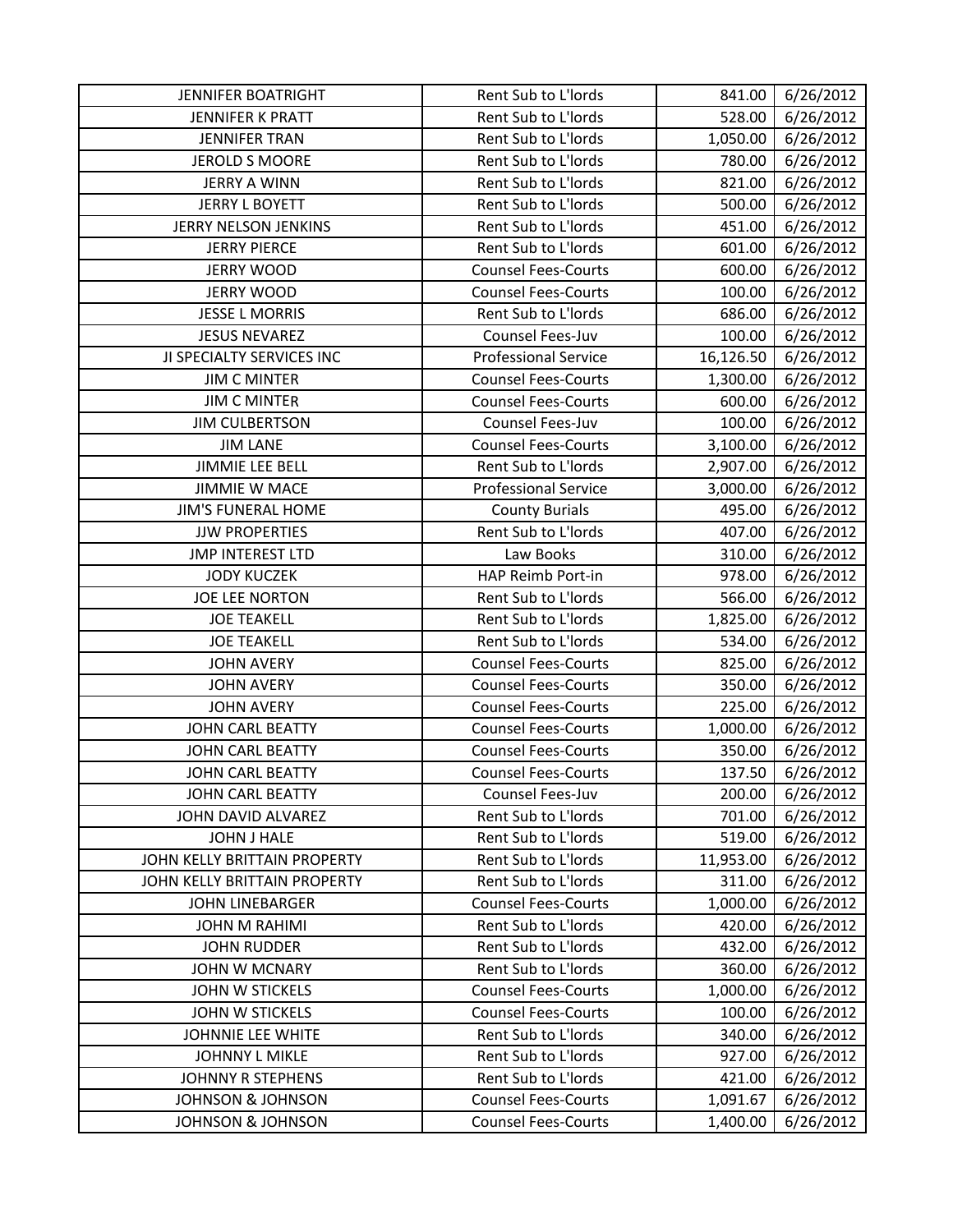| | | | |
|---|---|---|---|
| JENNIFER BOATRIGHT | Rent Sub to L'lords | 841.00 | 6/26/2012 |
| JENNIFER K PRATT | Rent Sub to L'lords | 528.00 | 6/26/2012 |
| JENNIFER TRAN | Rent Sub to L'lords | 1,050.00 | 6/26/2012 |
| JEROLD S MOORE | Rent Sub to L'lords | 780.00 | 6/26/2012 |
| JERRY A WINN | Rent Sub to L'lords | 821.00 | 6/26/2012 |
| JERRY L BOYETT | Rent Sub to L'lords | 500.00 | 6/26/2012 |
| JERRY NELSON JENKINS | Rent Sub to L'lords | 451.00 | 6/26/2012 |
| JERRY PIERCE | Rent Sub to L'lords | 601.00 | 6/26/2012 |
| JERRY WOOD | Counsel Fees-Courts | 600.00 | 6/26/2012 |
| JERRY WOOD | Counsel Fees-Courts | 100.00 | 6/26/2012 |
| JESSE L MORRIS | Rent Sub to L'lords | 686.00 | 6/26/2012 |
| JESUS NEVAREZ | Counsel Fees-Juv | 100.00 | 6/26/2012 |
| JI SPECIALTY SERVICES INC | Professional Service | 16,126.50 | 6/26/2012 |
| JIM C MINTER | Counsel Fees-Courts | 1,300.00 | 6/26/2012 |
| JIM C MINTER | Counsel Fees-Courts | 600.00 | 6/26/2012 |
| JIM CULBERTSON | Counsel Fees-Juv | 100.00 | 6/26/2012 |
| JIM LANE | Counsel Fees-Courts | 3,100.00 | 6/26/2012 |
| JIMMIE LEE BELL | Rent Sub to L'lords | 2,907.00 | 6/26/2012 |
| JIMMIE W MACE | Professional Service | 3,000.00 | 6/26/2012 |
| JIM'S FUNERAL HOME | County Burials | 495.00 | 6/26/2012 |
| JJW PROPERTIES | Rent Sub to L'lords | 407.00 | 6/26/2012 |
| JMP INTEREST LTD | Law Books | 310.00 | 6/26/2012 |
| JODY KUCZEK | HAP Reimb Port-in | 978.00 | 6/26/2012 |
| JOE LEE NORTON | Rent Sub to L'lords | 566.00 | 6/26/2012 |
| JOE TEAKELL | Rent Sub to L'lords | 1,825.00 | 6/26/2012 |
| JOE TEAKELL | Rent Sub to L'lords | 534.00 | 6/26/2012 |
| JOHN AVERY | Counsel Fees-Courts | 825.00 | 6/26/2012 |
| JOHN AVERY | Counsel Fees-Courts | 350.00 | 6/26/2012 |
| JOHN AVERY | Counsel Fees-Courts | 225.00 | 6/26/2012 |
| JOHN CARL BEATTY | Counsel Fees-Courts | 1,000.00 | 6/26/2012 |
| JOHN CARL BEATTY | Counsel Fees-Courts | 350.00 | 6/26/2012 |
| JOHN CARL BEATTY | Counsel Fees-Courts | 137.50 | 6/26/2012 |
| JOHN CARL BEATTY | Counsel Fees-Juv | 200.00 | 6/26/2012 |
| JOHN DAVID ALVAREZ | Rent Sub to L'lords | 701.00 | 6/26/2012 |
| JOHN J HALE | Rent Sub to L'lords | 519.00 | 6/26/2012 |
| JOHN KELLY BRITTAIN PROPERTY | Rent Sub to L'lords | 11,953.00 | 6/26/2012 |
| JOHN KELLY BRITTAIN PROPERTY | Rent Sub to L'lords | 311.00 | 6/26/2012 |
| JOHN LINEBARGER | Counsel Fees-Courts | 1,000.00 | 6/26/2012 |
| JOHN M RAHIMI | Rent Sub to L'lords | 420.00 | 6/26/2012 |
| JOHN RUDDER | Rent Sub to L'lords | 432.00 | 6/26/2012 |
| JOHN W MCNARY | Rent Sub to L'lords | 360.00 | 6/26/2012 |
| JOHN W STICKELS | Counsel Fees-Courts | 1,000.00 | 6/26/2012 |
| JOHN W STICKELS | Counsel Fees-Courts | 100.00 | 6/26/2012 |
| JOHNNIE LEE WHITE | Rent Sub to L'lords | 340.00 | 6/26/2012 |
| JOHNNY L MIKLE | Rent Sub to L'lords | 927.00 | 6/26/2012 |
| JOHNNY R STEPHENS | Rent Sub to L'lords | 421.00 | 6/26/2012 |
| JOHNSON & JOHNSON | Counsel Fees-Courts | 1,091.67 | 6/26/2012 |
| JOHNSON & JOHNSON | Counsel Fees-Courts | 1,400.00 | 6/26/2012 |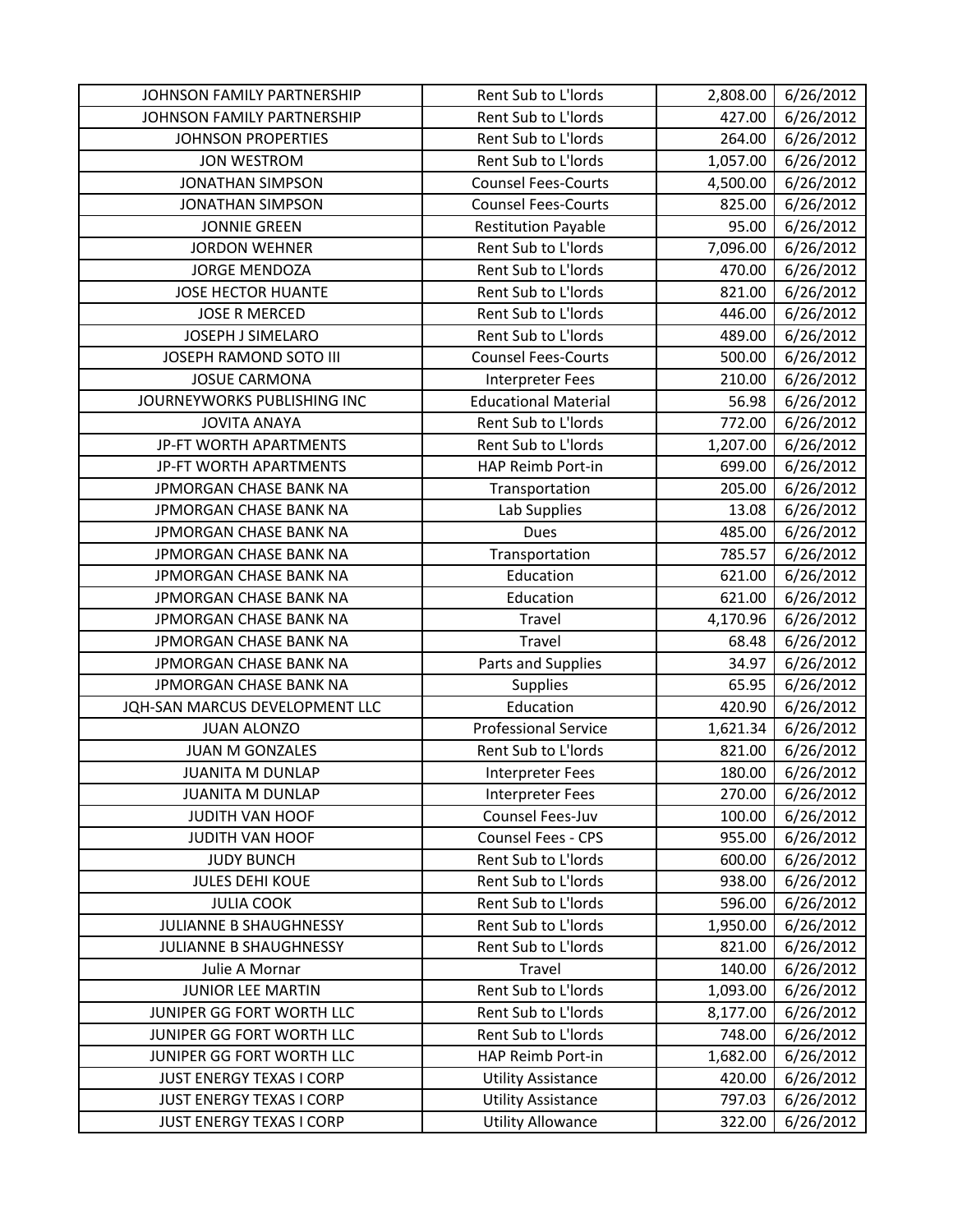| JOHNSON FAMILY PARTNERSHIP | Rent Sub to L'lords | 2,808.00 | 6/26/2012 |
|---|---|---|---|
| JOHNSON FAMILY PARTNERSHIP | Rent Sub to L'lords | 427.00 | 6/26/2012 |
| JOHNSON PROPERTIES | Rent Sub to L'lords | 264.00 | 6/26/2012 |
| JON WESTROM | Rent Sub to L'lords | 1,057.00 | 6/26/2012 |
| JONATHAN SIMPSON | Counsel Fees-Courts | 4,500.00 | 6/26/2012 |
| JONATHAN SIMPSON | Counsel Fees-Courts | 825.00 | 6/26/2012 |
| JONNIE GREEN | Restitution Payable | 95.00 | 6/26/2012 |
| JORDON WEHNER | Rent Sub to L'lords | 7,096.00 | 6/26/2012 |
| JORGE MENDOZA | Rent Sub to L'lords | 470.00 | 6/26/2012 |
| JOSE HECTOR HUANTE | Rent Sub to L'lords | 821.00 | 6/26/2012 |
| JOSE R MERCED | Rent Sub to L'lords | 446.00 | 6/26/2012 |
| JOSEPH J SIMELARO | Rent Sub to L'lords | 489.00 | 6/26/2012 |
| JOSEPH RAMOND SOTO III | Counsel Fees-Courts | 500.00 | 6/26/2012 |
| JOSUE CARMONA | Interpreter Fees | 210.00 | 6/26/2012 |
| JOURNEYWORKS PUBLISHING INC | Educational Material | 56.98 | 6/26/2012 |
| JOVITA ANAYA | Rent Sub to L'lords | 772.00 | 6/26/2012 |
| JP-FT WORTH APARTMENTS | Rent Sub to L'lords | 1,207.00 | 6/26/2012 |
| JP-FT WORTH APARTMENTS | HAP Reimb Port-in | 699.00 | 6/26/2012 |
| JPMORGAN CHASE BANK NA | Transportation | 205.00 | 6/26/2012 |
| JPMORGAN CHASE BANK NA | Lab Supplies | 13.08 | 6/26/2012 |
| JPMORGAN CHASE BANK NA | Dues | 485.00 | 6/26/2012 |
| JPMORGAN CHASE BANK NA | Transportation | 785.57 | 6/26/2012 |
| JPMORGAN CHASE BANK NA | Education | 621.00 | 6/26/2012 |
| JPMORGAN CHASE BANK NA | Education | 621.00 | 6/26/2012 |
| JPMORGAN CHASE BANK NA | Travel | 4,170.96 | 6/26/2012 |
| JPMORGAN CHASE BANK NA | Travel | 68.48 | 6/26/2012 |
| JPMORGAN CHASE BANK NA | Parts and Supplies | 34.97 | 6/26/2012 |
| JPMORGAN CHASE BANK NA | Supplies | 65.95 | 6/26/2012 |
| JQH-SAN MARCUS DEVELOPMENT LLC | Education | 420.90 | 6/26/2012 |
| JUAN ALONZO | Professional Service | 1,621.34 | 6/26/2012 |
| JUAN M GONZALES | Rent Sub to L'lords | 821.00 | 6/26/2012 |
| JUANITA M DUNLAP | Interpreter Fees | 180.00 | 6/26/2012 |
| JUANITA M DUNLAP | Interpreter Fees | 270.00 | 6/26/2012 |
| JUDITH VAN HOOF | Counsel Fees-Juv | 100.00 | 6/26/2012 |
| JUDITH VAN HOOF | Counsel Fees - CPS | 955.00 | 6/26/2012 |
| JUDY BUNCH | Rent Sub to L'lords | 600.00 | 6/26/2012 |
| JULES DEHI KOUE | Rent Sub to L'lords | 938.00 | 6/26/2012 |
| JULIA COOK | Rent Sub to L'lords | 596.00 | 6/26/2012 |
| JULIANNE B SHAUGHNESSY | Rent Sub to L'lords | 1,950.00 | 6/26/2012 |
| JULIANNE B SHAUGHNESSY | Rent Sub to L'lords | 821.00 | 6/26/2012 |
| Julie A Mornar | Travel | 140.00 | 6/26/2012 |
| JUNIOR LEE MARTIN | Rent Sub to L'lords | 1,093.00 | 6/26/2012 |
| JUNIPER GG FORT WORTH LLC | Rent Sub to L'lords | 8,177.00 | 6/26/2012 |
| JUNIPER GG FORT WORTH LLC | Rent Sub to L'lords | 748.00 | 6/26/2012 |
| JUNIPER GG FORT WORTH LLC | HAP Reimb Port-in | 1,682.00 | 6/26/2012 |
| JUST ENERGY TEXAS I CORP | Utility Assistance | 420.00 | 6/26/2012 |
| JUST ENERGY TEXAS I CORP | Utility Assistance | 797.03 | 6/26/2012 |
| JUST ENERGY TEXAS I CORP | Utility Allowance | 322.00 | 6/26/2012 |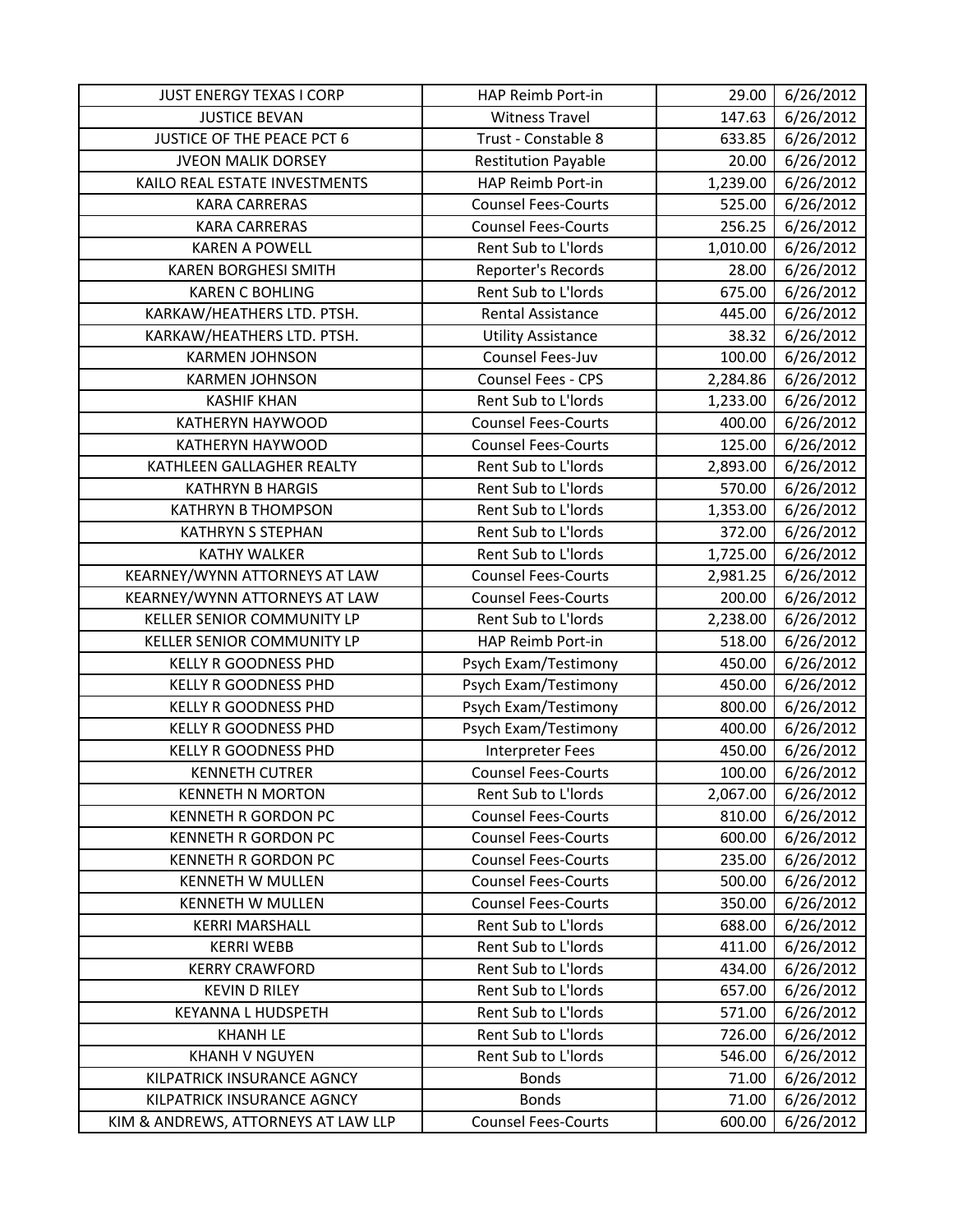| JUST ENERGY TEXAS I CORP | HAP Reimb Port-in | 29.00 | 6/26/2012 |
|---|---|---|---|
| JUSTICE BEVAN | Witness Travel | 147.63 | 6/26/2012 |
| JUSTICE OF THE PEACE PCT 6 | Trust - Constable 8 | 633.85 | 6/26/2012 |
| JVEON MALIK DORSEY | Restitution Payable | 20.00 | 6/26/2012 |
| KAILO REAL ESTATE INVESTMENTS | HAP Reimb Port-in | 1,239.00 | 6/26/2012 |
| KARA CARRERAS | Counsel Fees-Courts | 525.00 | 6/26/2012 |
| KARA CARRERAS | Counsel Fees-Courts | 256.25 | 6/26/2012 |
| KAREN A POWELL | Rent Sub to L'lords | 1,010.00 | 6/26/2012 |
| KAREN BORGHESI SMITH | Reporter's Records | 28.00 | 6/26/2012 |
| KAREN C BOHLING | Rent Sub to L'lords | 675.00 | 6/26/2012 |
| KARKAW/HEATHERS LTD. PTSH. | Rental Assistance | 445.00 | 6/26/2012 |
| KARKAW/HEATHERS LTD. PTSH. | Utility Assistance | 38.32 | 6/26/2012 |
| KARMEN JOHNSON | Counsel Fees-Juv | 100.00 | 6/26/2012 |
| KARMEN JOHNSON | Counsel Fees - CPS | 2,284.86 | 6/26/2012 |
| KASHIF KHAN | Rent Sub to L'lords | 1,233.00 | 6/26/2012 |
| KATHERYN HAYWOOD | Counsel Fees-Courts | 400.00 | 6/26/2012 |
| KATHERYN HAYWOOD | Counsel Fees-Courts | 125.00 | 6/26/2012 |
| KATHLEEN GALLAGHER REALTY | Rent Sub to L'lords | 2,893.00 | 6/26/2012 |
| KATHRYN B HARGIS | Rent Sub to L'lords | 570.00 | 6/26/2012 |
| KATHRYN B THOMPSON | Rent Sub to L'lords | 1,353.00 | 6/26/2012 |
| KATHRYN S STEPHAN | Rent Sub to L'lords | 372.00 | 6/26/2012 |
| KATHY WALKER | Rent Sub to L'lords | 1,725.00 | 6/26/2012 |
| KEARNEY/WYNN ATTORNEYS AT LAW | Counsel Fees-Courts | 2,981.25 | 6/26/2012 |
| KEARNEY/WYNN ATTORNEYS AT LAW | Counsel Fees-Courts | 200.00 | 6/26/2012 |
| KELLER SENIOR COMMUNITY LP | Rent Sub to L'lords | 2,238.00 | 6/26/2012 |
| KELLER SENIOR COMMUNITY LP | HAP Reimb Port-in | 518.00 | 6/26/2012 |
| KELLY R GOODNESS PHD | Psych Exam/Testimony | 450.00 | 6/26/2012 |
| KELLY R GOODNESS PHD | Psych Exam/Testimony | 450.00 | 6/26/2012 |
| KELLY R GOODNESS PHD | Psych Exam/Testimony | 800.00 | 6/26/2012 |
| KELLY R GOODNESS PHD | Psych Exam/Testimony | 400.00 | 6/26/2012 |
| KELLY R GOODNESS PHD | Interpreter Fees | 450.00 | 6/26/2012 |
| KENNETH CUTRER | Counsel Fees-Courts | 100.00 | 6/26/2012 |
| KENNETH N MORTON | Rent Sub to L'lords | 2,067.00 | 6/26/2012 |
| KENNETH R GORDON PC | Counsel Fees-Courts | 810.00 | 6/26/2012 |
| KENNETH R GORDON PC | Counsel Fees-Courts | 600.00 | 6/26/2012 |
| KENNETH R GORDON PC | Counsel Fees-Courts | 235.00 | 6/26/2012 |
| KENNETH W MULLEN | Counsel Fees-Courts | 500.00 | 6/26/2012 |
| KENNETH W MULLEN | Counsel Fees-Courts | 350.00 | 6/26/2012 |
| KERRI MARSHALL | Rent Sub to L'lords | 688.00 | 6/26/2012 |
| KERRI WEBB | Rent Sub to L'lords | 411.00 | 6/26/2012 |
| KERRY CRAWFORD | Rent Sub to L'lords | 434.00 | 6/26/2012 |
| KEVIN D RILEY | Rent Sub to L'lords | 657.00 | 6/26/2012 |
| KEYANNA L HUDSPETH | Rent Sub to L'lords | 571.00 | 6/26/2012 |
| KHANH LE | Rent Sub to L'lords | 726.00 | 6/26/2012 |
| KHANH V NGUYEN | Rent Sub to L'lords | 546.00 | 6/26/2012 |
| KILPATRICK INSURANCE AGNCY | Bonds | 71.00 | 6/26/2012 |
| KILPATRICK INSURANCE AGNCY | Bonds | 71.00 | 6/26/2012 |
| KIM & ANDREWS, ATTORNEYS AT LAW LLP | Counsel Fees-Courts | 600.00 | 6/26/2012 |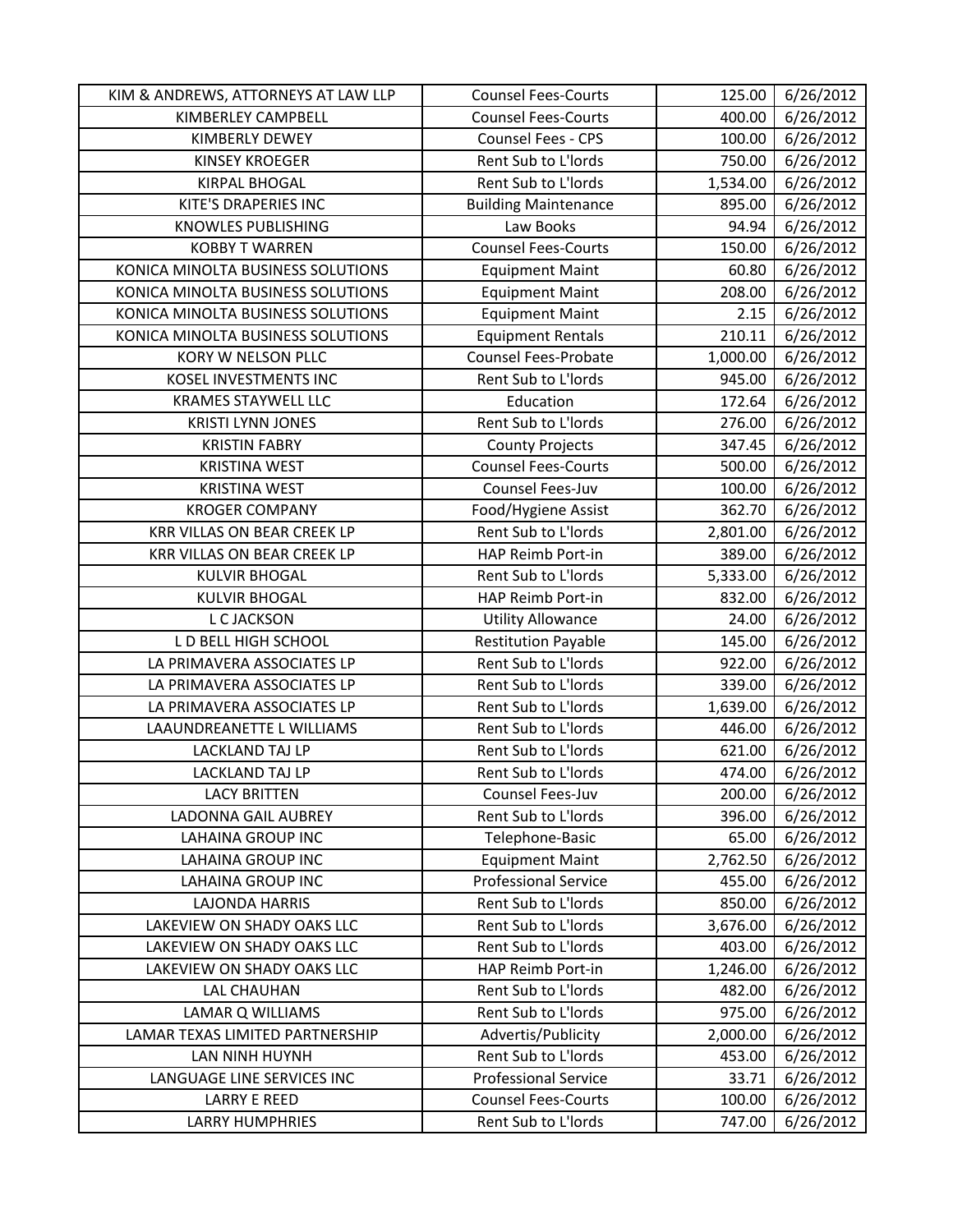| KIM & ANDREWS, ATTORNEYS AT LAW LLP | Counsel Fees-Courts | 125.00 | 6/26/2012 |
|---|---|---|---|
| KIMBERLEY CAMPBELL | Counsel Fees-Courts | 400.00 | 6/26/2012 |
| KIMBERLY DEWEY | Counsel Fees - CPS | 100.00 | 6/26/2012 |
| KINSEY KROEGER | Rent Sub to L'lords | 750.00 | 6/26/2012 |
| KIRPAL BHOGAL | Rent Sub to L'lords | 1,534.00 | 6/26/2012 |
| KITE'S DRAPERIES INC | Building Maintenance | 895.00 | 6/26/2012 |
| KNOWLES PUBLISHING | Law Books | 94.94 | 6/26/2012 |
| KOBBY T WARREN | Counsel Fees-Courts | 150.00 | 6/26/2012 |
| KONICA MINOLTA BUSINESS SOLUTIONS | Equipment Maint | 60.80 | 6/26/2012 |
| KONICA MINOLTA BUSINESS SOLUTIONS | Equipment Maint | 208.00 | 6/26/2012 |
| KONICA MINOLTA BUSINESS SOLUTIONS | Equipment Maint | 2.15 | 6/26/2012 |
| KONICA MINOLTA BUSINESS SOLUTIONS | Equipment Rentals | 210.11 | 6/26/2012 |
| KORY W NELSON PLLC | Counsel Fees-Probate | 1,000.00 | 6/26/2012 |
| KOSEL INVESTMENTS INC | Rent Sub to L'lords | 945.00 | 6/26/2012 |
| KRAMES STAYWELL LLC | Education | 172.64 | 6/26/2012 |
| KRISTI LYNN JONES | Rent Sub to L'lords | 276.00 | 6/26/2012 |
| KRISTIN FABRY | County Projects | 347.45 | 6/26/2012 |
| KRISTINA WEST | Counsel Fees-Courts | 500.00 | 6/26/2012 |
| KRISTINA WEST | Counsel Fees-Juv | 100.00 | 6/26/2012 |
| KROGER COMPANY | Food/Hygiene Assist | 362.70 | 6/26/2012 |
| KRR VILLAS ON BEAR CREEK LP | Rent Sub to L'lords | 2,801.00 | 6/26/2012 |
| KRR VILLAS ON BEAR CREEK LP | HAP Reimb Port-in | 389.00 | 6/26/2012 |
| KULVIR BHOGAL | Rent Sub to L'lords | 5,333.00 | 6/26/2012 |
| KULVIR BHOGAL | HAP Reimb Port-in | 832.00 | 6/26/2012 |
| L C JACKSON | Utility Allowance | 24.00 | 6/26/2012 |
| L D BELL HIGH SCHOOL | Restitution Payable | 145.00 | 6/26/2012 |
| LA PRIMAVERA ASSOCIATES LP | Rent Sub to L'lords | 922.00 | 6/26/2012 |
| LA PRIMAVERA ASSOCIATES LP | Rent Sub to L'lords | 339.00 | 6/26/2012 |
| LA PRIMAVERA ASSOCIATES LP | Rent Sub to L'lords | 1,639.00 | 6/26/2012 |
| LAAUNDREANETTE L WILLIAMS | Rent Sub to L'lords | 446.00 | 6/26/2012 |
| LACKLAND TAJ LP | Rent Sub to L'lords | 621.00 | 6/26/2012 |
| LACKLAND TAJ LP | Rent Sub to L'lords | 474.00 | 6/26/2012 |
| LACY BRITTEN | Counsel Fees-Juv | 200.00 | 6/26/2012 |
| LADONNA GAIL AUBREY | Rent Sub to L'lords | 396.00 | 6/26/2012 |
| LAHAINA GROUP INC | Telephone-Basic | 65.00 | 6/26/2012 |
| LAHAINA GROUP INC | Equipment Maint | 2,762.50 | 6/26/2012 |
| LAHAINA GROUP INC | Professional Service | 455.00 | 6/26/2012 |
| LAJONDA HARRIS | Rent Sub to L'lords | 850.00 | 6/26/2012 |
| LAKEVIEW ON SHADY OAKS LLC | Rent Sub to L'lords | 3,676.00 | 6/26/2012 |
| LAKEVIEW ON SHADY OAKS LLC | Rent Sub to L'lords | 403.00 | 6/26/2012 |
| LAKEVIEW ON SHADY OAKS LLC | HAP Reimb Port-in | 1,246.00 | 6/26/2012 |
| LAL CHAUHAN | Rent Sub to L'lords | 482.00 | 6/26/2012 |
| LAMAR Q WILLIAMS | Rent Sub to L'lords | 975.00 | 6/26/2012 |
| LAMAR TEXAS LIMITED PARTNERSHIP | Advertis/Publicity | 2,000.00 | 6/26/2012 |
| LAN NINH HUYNH | Rent Sub to L'lords | 453.00 | 6/26/2012 |
| LANGUAGE LINE SERVICES INC | Professional Service | 33.71 | 6/26/2012 |
| LARRY E REED | Counsel Fees-Courts | 100.00 | 6/26/2012 |
| LARRY HUMPHRIES | Rent Sub to L'lords | 747.00 | 6/26/2012 |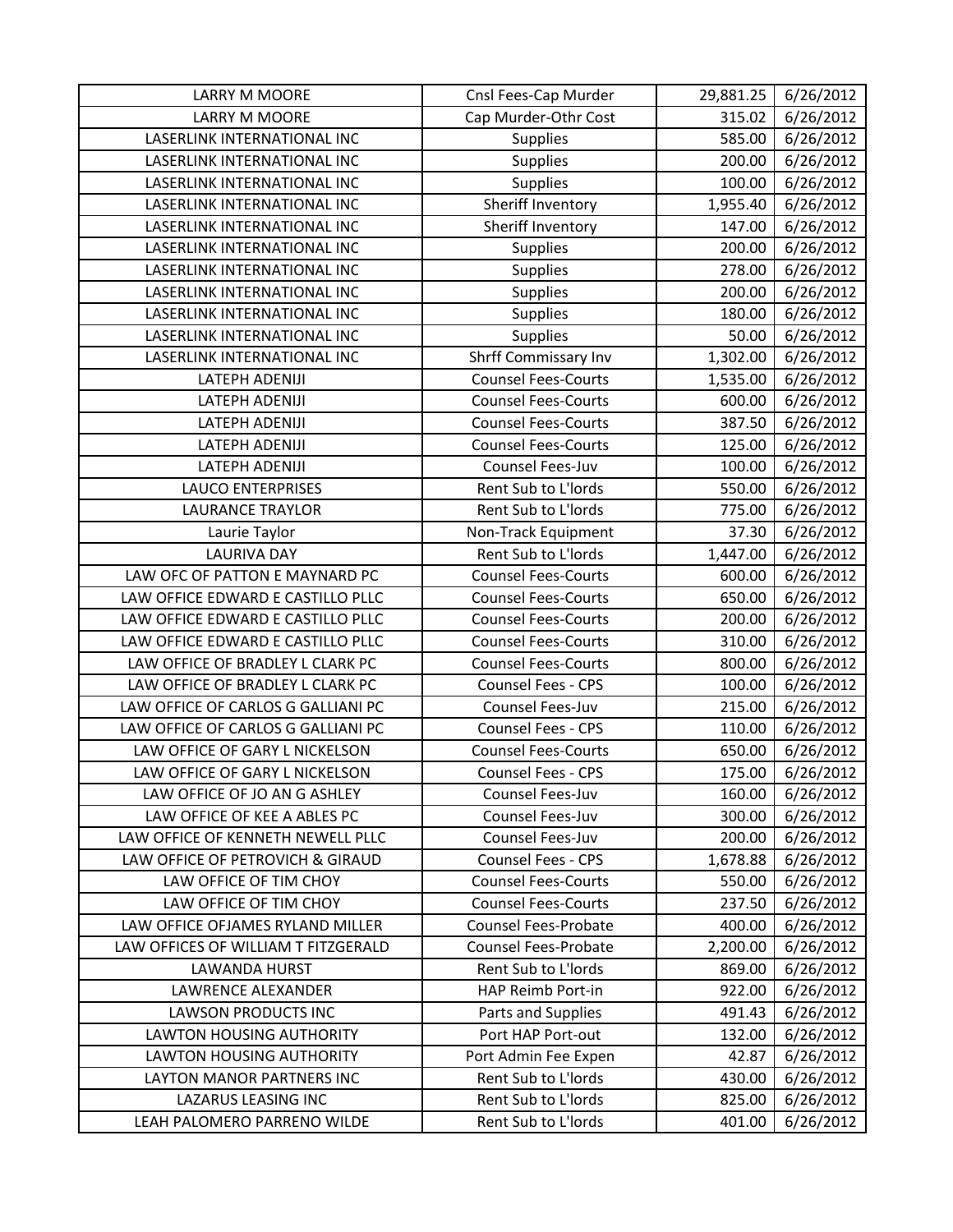| LARRY M MOORE | Cnsl Fees-Cap Murder | 29,881.25 | 6/26/2012 |
|---|---|---|---|
| LARRY M MOORE | Cap Murder-Othr Cost | 315.02 | 6/26/2012 |
| LASERLINK INTERNATIONAL INC | Supplies | 585.00 | 6/26/2012 |
| LASERLINK INTERNATIONAL INC | Supplies | 200.00 | 6/26/2012 |
| LASERLINK INTERNATIONAL INC | Supplies | 100.00 | 6/26/2012 |
| LASERLINK INTERNATIONAL INC | Sheriff Inventory | 1,955.40 | 6/26/2012 |
| LASERLINK INTERNATIONAL INC | Sheriff Inventory | 147.00 | 6/26/2012 |
| LASERLINK INTERNATIONAL INC | Supplies | 200.00 | 6/26/2012 |
| LASERLINK INTERNATIONAL INC | Supplies | 278.00 | 6/26/2012 |
| LASERLINK INTERNATIONAL INC | Supplies | 200.00 | 6/26/2012 |
| LASERLINK INTERNATIONAL INC | Supplies | 180.00 | 6/26/2012 |
| LASERLINK INTERNATIONAL INC | Supplies | 50.00 | 6/26/2012 |
| LASERLINK INTERNATIONAL INC | Shrff Commissary Inv | 1,302.00 | 6/26/2012 |
| LATEPH ADENIJI | Counsel Fees-Courts | 1,535.00 | 6/26/2012 |
| LATEPH ADENIJI | Counsel Fees-Courts | 600.00 | 6/26/2012 |
| LATEPH ADENIJI | Counsel Fees-Courts | 387.50 | 6/26/2012 |
| LATEPH ADENIJI | Counsel Fees-Courts | 125.00 | 6/26/2012 |
| LATEPH ADENIJI | Counsel Fees-Juv | 100.00 | 6/26/2012 |
| LAUCO ENTERPRISES | Rent Sub to L'lords | 550.00 | 6/26/2012 |
| LAURANCE TRAYLOR | Rent Sub to L'lords | 775.00 | 6/26/2012 |
| Laurie Taylor | Non-Track Equipment | 37.30 | 6/26/2012 |
| LAURIVA DAY | Rent Sub to L'lords | 1,447.00 | 6/26/2012 |
| LAW OFC OF PATTON E MAYNARD PC | Counsel Fees-Courts | 600.00 | 6/26/2012 |
| LAW OFFICE EDWARD E CASTILLO PLLC | Counsel Fees-Courts | 650.00 | 6/26/2012 |
| LAW OFFICE EDWARD E CASTILLO PLLC | Counsel Fees-Courts | 200.00 | 6/26/2012 |
| LAW OFFICE EDWARD E CASTILLO PLLC | Counsel Fees-Courts | 310.00 | 6/26/2012 |
| LAW OFFICE OF BRADLEY L CLARK PC | Counsel Fees-Courts | 800.00 | 6/26/2012 |
| LAW OFFICE OF BRADLEY L CLARK PC | Counsel Fees - CPS | 100.00 | 6/26/2012 |
| LAW OFFICE OF CARLOS G GALLIANI PC | Counsel Fees-Juv | 215.00 | 6/26/2012 |
| LAW OFFICE OF CARLOS G GALLIANI PC | Counsel Fees - CPS | 110.00 | 6/26/2012 |
| LAW OFFICE OF GARY L NICKELSON | Counsel Fees-Courts | 650.00 | 6/26/2012 |
| LAW OFFICE OF GARY L NICKELSON | Counsel Fees - CPS | 175.00 | 6/26/2012 |
| LAW OFFICE OF JO AN G ASHLEY | Counsel Fees-Juv | 160.00 | 6/26/2012 |
| LAW OFFICE OF KEE A ABLES PC | Counsel Fees-Juv | 300.00 | 6/26/2012 |
| LAW OFFICE OF KENNETH NEWELL PLLC | Counsel Fees-Juv | 200.00 | 6/26/2012 |
| LAW OFFICE OF PETROVICH & GIRAUD | Counsel Fees - CPS | 1,678.88 | 6/26/2012 |
| LAW OFFICE OF TIM CHOY | Counsel Fees-Courts | 550.00 | 6/26/2012 |
| LAW OFFICE OF TIM CHOY | Counsel Fees-Courts | 237.50 | 6/26/2012 |
| LAW OFFICE OFJAMES RYLAND MILLER | Counsel Fees-Probate | 400.00 | 6/26/2012 |
| LAW OFFICES OF WILLIAM T FITZGERALD | Counsel Fees-Probate | 2,200.00 | 6/26/2012 |
| LAWANDA HURST | Rent Sub to L'lords | 869.00 | 6/26/2012 |
| LAWRENCE ALEXANDER | HAP Reimb Port-in | 922.00 | 6/26/2012 |
| LAWSON PRODUCTS INC | Parts and Supplies | 491.43 | 6/26/2012 |
| LAWTON HOUSING AUTHORITY | Port HAP Port-out | 132.00 | 6/26/2012 |
| LAWTON HOUSING AUTHORITY | Port Admin Fee Expen | 42.87 | 6/26/2012 |
| LAYTON MANOR PARTNERS INC | Rent Sub to L'lords | 430.00 | 6/26/2012 |
| LAZARUS LEASING INC | Rent Sub to L'lords | 825.00 | 6/26/2012 |
| LEAH PALOMERO PARRENO WILDE | Rent Sub to L'lords | 401.00 | 6/26/2012 |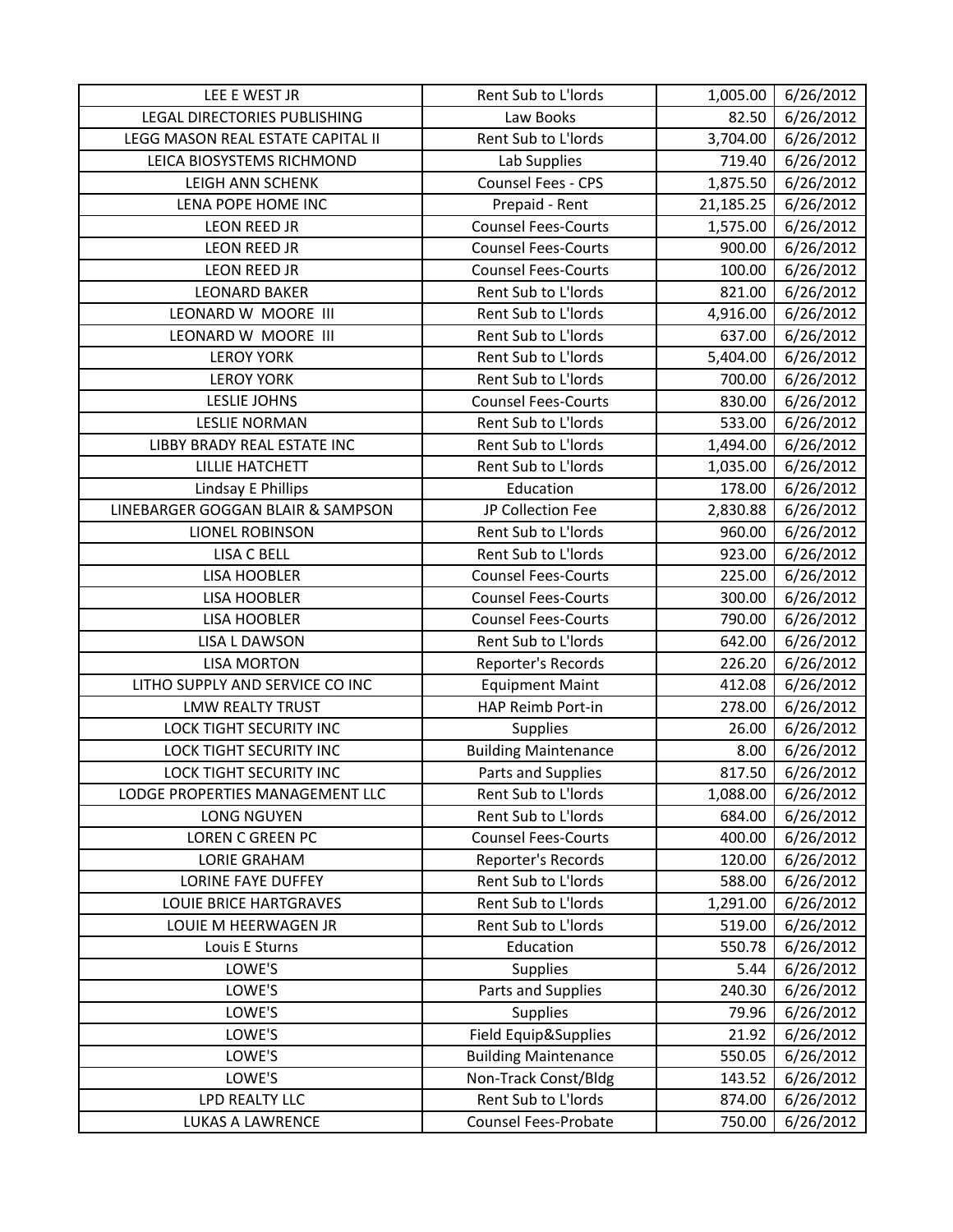| LEE E WEST JR | Rent Sub to L'lords | 1,005.00 | 6/26/2012 |
|---|---|---|---|
| LEGAL DIRECTORIES PUBLISHING | Law Books | 82.50 | 6/26/2012 |
| LEGG MASON REAL ESTATE CAPITAL II | Rent Sub to L'lords | 3,704.00 | 6/26/2012 |
| LEICA BIOSYSTEMS RICHMOND | Lab Supplies | 719.40 | 6/26/2012 |
| LEIGH ANN SCHENK | Counsel Fees - CPS | 1,875.50 | 6/26/2012 |
| LENA POPE HOME INC | Prepaid - Rent | 21,185.25 | 6/26/2012 |
| LEON REED JR | Counsel Fees-Courts | 1,575.00 | 6/26/2012 |
| LEON REED JR | Counsel Fees-Courts | 900.00 | 6/26/2012 |
| LEON REED JR | Counsel Fees-Courts | 100.00 | 6/26/2012 |
| LEONARD BAKER | Rent Sub to L'lords | 821.00 | 6/26/2012 |
| LEONARD W MOORE III | Rent Sub to L'lords | 4,916.00 | 6/26/2012 |
| LEONARD W MOORE III | Rent Sub to L'lords | 637.00 | 6/26/2012 |
| LEROY YORK | Rent Sub to L'lords | 5,404.00 | 6/26/2012 |
| LEROY YORK | Rent Sub to L'lords | 700.00 | 6/26/2012 |
| LESLIE JOHNS | Counsel Fees-Courts | 830.00 | 6/26/2012 |
| LESLIE NORMAN | Rent Sub to L'lords | 533.00 | 6/26/2012 |
| LIBBY BRADY REAL ESTATE INC | Rent Sub to L'lords | 1,494.00 | 6/26/2012 |
| LILLIE HATCHETT | Rent Sub to L'lords | 1,035.00 | 6/26/2012 |
| Lindsay E Phillips | Education | 178.00 | 6/26/2012 |
| LINEBARGER GOGGAN BLAIR & SAMPSON | JP Collection Fee | 2,830.88 | 6/26/2012 |
| LIONEL ROBINSON | Rent Sub to L'lords | 960.00 | 6/26/2012 |
| LISA C BELL | Rent Sub to L'lords | 923.00 | 6/26/2012 |
| LISA HOOBLER | Counsel Fees-Courts | 225.00 | 6/26/2012 |
| LISA HOOBLER | Counsel Fees-Courts | 300.00 | 6/26/2012 |
| LISA HOOBLER | Counsel Fees-Courts | 790.00 | 6/26/2012 |
| LISA L DAWSON | Rent Sub to L'lords | 642.00 | 6/26/2012 |
| LISA MORTON | Reporter's Records | 226.20 | 6/26/2012 |
| LITHO SUPPLY AND SERVICE CO INC | Equipment Maint | 412.08 | 6/26/2012 |
| LMW REALTY TRUST | HAP Reimb Port-in | 278.00 | 6/26/2012 |
| LOCK TIGHT SECURITY INC | Supplies | 26.00 | 6/26/2012 |
| LOCK TIGHT SECURITY INC | Building Maintenance | 8.00 | 6/26/2012 |
| LOCK TIGHT SECURITY INC | Parts and Supplies | 817.50 | 6/26/2012 |
| LODGE PROPERTIES MANAGEMENT LLC | Rent Sub to L'lords | 1,088.00 | 6/26/2012 |
| LONG NGUYEN | Rent Sub to L'lords | 684.00 | 6/26/2012 |
| LOREN C GREEN PC | Counsel Fees-Courts | 400.00 | 6/26/2012 |
| LORIE GRAHAM | Reporter's Records | 120.00 | 6/26/2012 |
| LORINE FAYE DUFFEY | Rent Sub to L'lords | 588.00 | 6/26/2012 |
| LOUIE BRICE HARTGRAVES | Rent Sub to L'lords | 1,291.00 | 6/26/2012 |
| LOUIE M HEERWAGEN JR | Rent Sub to L'lords | 519.00 | 6/26/2012 |
| Louis E Sturns | Education | 550.78 | 6/26/2012 |
| LOWE'S | Supplies | 5.44 | 6/26/2012 |
| LOWE'S | Parts and Supplies | 240.30 | 6/26/2012 |
| LOWE'S | Supplies | 79.96 | 6/26/2012 |
| LOWE'S | Field Equip&Supplies | 21.92 | 6/26/2012 |
| LOWE'S | Building Maintenance | 550.05 | 6/26/2012 |
| LOWE'S | Non-Track Const/Bldg | 143.52 | 6/26/2012 |
| LPD REALTY LLC | Rent Sub to L'lords | 874.00 | 6/26/2012 |
| LUKAS A LAWRENCE | Counsel Fees-Probate | 750.00 | 6/26/2012 |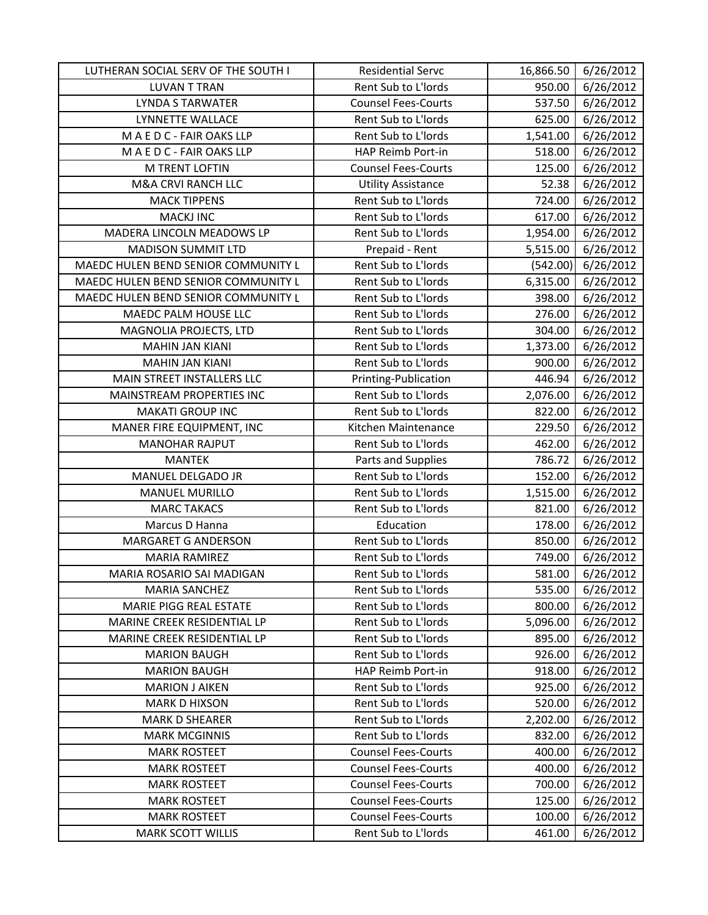| LUTHERAN SOCIAL SERV OF THE SOUTH I | Residential Servc | 16,866.50 | 6/26/2012 |
|---|---|---|---|
| LUVAN T TRAN | Rent Sub to L'lords | 950.00 | 6/26/2012 |
| LYNDA S TARWATER | Counsel Fees-Courts | 537.50 | 6/26/2012 |
| LYNNETTE WALLACE | Rent Sub to L'lords | 625.00 | 6/26/2012 |
| M A E D C - FAIR OAKS LLP | Rent Sub to L'lords | 1,541.00 | 6/26/2012 |
| M A E D C - FAIR OAKS LLP | HAP Reimb Port-in | 518.00 | 6/26/2012 |
| M TRENT LOFTIN | Counsel Fees-Courts | 125.00 | 6/26/2012 |
| M&A CRVI RANCH LLC | Utility Assistance | 52.38 | 6/26/2012 |
| MACK TIPPENS | Rent Sub to L'lords | 724.00 | 6/26/2012 |
| MACKJ INC | Rent Sub to L'lords | 617.00 | 6/26/2012 |
| MADERA LINCOLN MEADOWS LP | Rent Sub to L'lords | 1,954.00 | 6/26/2012 |
| MADISON SUMMIT LTD | Prepaid - Rent | 5,515.00 | 6/26/2012 |
| MAEDC HULEN BEND SENIOR COMMUNITY L | Rent Sub to L'lords | (542.00) | 6/26/2012 |
| MAEDC HULEN BEND SENIOR COMMUNITY L | Rent Sub to L'lords | 6,315.00 | 6/26/2012 |
| MAEDC HULEN BEND SENIOR COMMUNITY L | Rent Sub to L'lords | 398.00 | 6/26/2012 |
| MAEDC PALM HOUSE LLC | Rent Sub to L'lords | 276.00 | 6/26/2012 |
| MAGNOLIA PROJECTS, LTD | Rent Sub to L'lords | 304.00 | 6/26/2012 |
| MAHIN JAN KIANI | Rent Sub to L'lords | 1,373.00 | 6/26/2012 |
| MAHIN JAN KIANI | Rent Sub to L'lords | 900.00 | 6/26/2012 |
| MAIN STREET INSTALLERS LLC | Printing-Publication | 446.94 | 6/26/2012 |
| MAINSTREAM PROPERTIES INC | Rent Sub to L'lords | 2,076.00 | 6/26/2012 |
| MAKATI GROUP INC | Rent Sub to L'lords | 822.00 | 6/26/2012 |
| MANER FIRE EQUIPMENT, INC | Kitchen Maintenance | 229.50 | 6/26/2012 |
| MANOHAR RAJPUT | Rent Sub to L'lords | 462.00 | 6/26/2012 |
| MANTEK | Parts and Supplies | 786.72 | 6/26/2012 |
| MANUEL DELGADO JR | Rent Sub to L'lords | 152.00 | 6/26/2012 |
| MANUEL MURILLO | Rent Sub to L'lords | 1,515.00 | 6/26/2012 |
| MARC TAKACS | Rent Sub to L'lords | 821.00 | 6/26/2012 |
| Marcus D Hanna | Education | 178.00 | 6/26/2012 |
| MARGARET G ANDERSON | Rent Sub to L'lords | 850.00 | 6/26/2012 |
| MARIA RAMIREZ | Rent Sub to L'lords | 749.00 | 6/26/2012 |
| MARIA ROSARIO SAI MADIGAN | Rent Sub to L'lords | 581.00 | 6/26/2012 |
| MARIA SANCHEZ | Rent Sub to L'lords | 535.00 | 6/26/2012 |
| MARIE PIGG REAL ESTATE | Rent Sub to L'lords | 800.00 | 6/26/2012 |
| MARINE CREEK RESIDENTIAL LP | Rent Sub to L'lords | 5,096.00 | 6/26/2012 |
| MARINE CREEK RESIDENTIAL LP | Rent Sub to L'lords | 895.00 | 6/26/2012 |
| MARION BAUGH | Rent Sub to L'lords | 926.00 | 6/26/2012 |
| MARION BAUGH | HAP Reimb Port-in | 918.00 | 6/26/2012 |
| MARION J AIKEN | Rent Sub to L'lords | 925.00 | 6/26/2012 |
| MARK D HIXSON | Rent Sub to L'lords | 520.00 | 6/26/2012 |
| MARK D SHEARER | Rent Sub to L'lords | 2,202.00 | 6/26/2012 |
| MARK MCGINNIS | Rent Sub to L'lords | 832.00 | 6/26/2012 |
| MARK ROSTEET | Counsel Fees-Courts | 400.00 | 6/26/2012 |
| MARK ROSTEET | Counsel Fees-Courts | 400.00 | 6/26/2012 |
| MARK ROSTEET | Counsel Fees-Courts | 700.00 | 6/26/2012 |
| MARK ROSTEET | Counsel Fees-Courts | 125.00 | 6/26/2012 |
| MARK ROSTEET | Counsel Fees-Courts | 100.00 | 6/26/2012 |
| MARK SCOTT WILLIS | Rent Sub to L'lords | 461.00 | 6/26/2012 |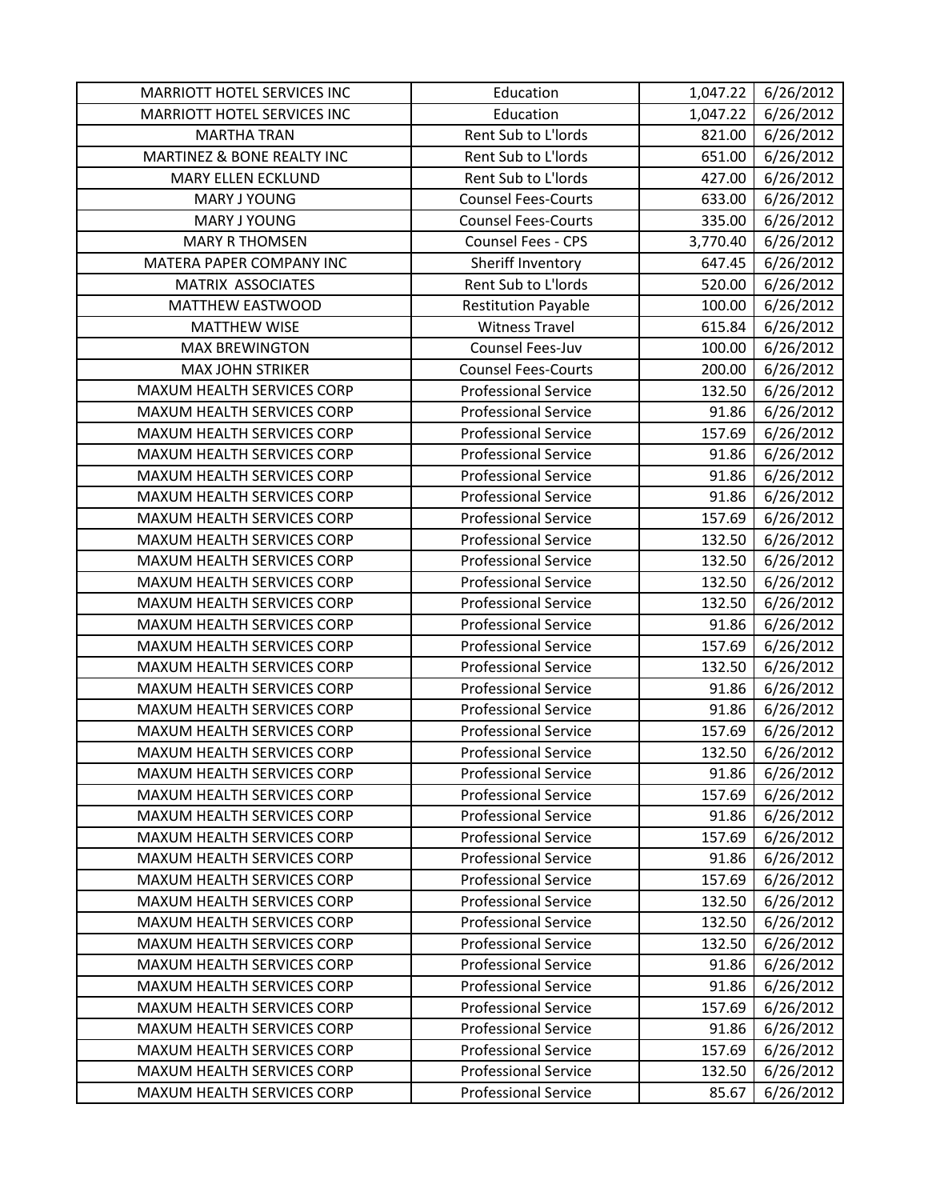| MARRIOTT HOTEL SERVICES INC | Education | 1,047.22 | 6/26/2012 |
|---|---|---|---|
| MARRIOTT HOTEL SERVICES INC | Education | 1,047.22 | 6/26/2012 |
| MARTHA TRAN | Rent Sub to L'lords | 821.00 | 6/26/2012 |
| MARTINEZ & BONE REALTY INC | Rent Sub to L'lords | 651.00 | 6/26/2012 |
| MARY ELLEN ECKLUND | Rent Sub to L'lords | 427.00 | 6/26/2012 |
| MARY J YOUNG | Counsel Fees-Courts | 633.00 | 6/26/2012 |
| MARY J YOUNG | Counsel Fees-Courts | 335.00 | 6/26/2012 |
| MARY R THOMSEN | Counsel Fees - CPS | 3,770.40 | 6/26/2012 |
| MATERA PAPER COMPANY INC | Sheriff Inventory | 647.45 | 6/26/2012 |
| MATRIX ASSOCIATES | Rent Sub to L'lords | 520.00 | 6/26/2012 |
| MATTHEW EASTWOOD | Restitution Payable | 100.00 | 6/26/2012 |
| MATTHEW WISE | Witness Travel | 615.84 | 6/26/2012 |
| MAX BREWINGTON | Counsel Fees-Juv | 100.00 | 6/26/2012 |
| MAX JOHN STRIKER | Counsel Fees-Courts | 200.00 | 6/26/2012 |
| MAXUM HEALTH SERVICES CORP | Professional Service | 132.50 | 6/26/2012 |
| MAXUM HEALTH SERVICES CORP | Professional Service | 91.86 | 6/26/2012 |
| MAXUM HEALTH SERVICES CORP | Professional Service | 157.69 | 6/26/2012 |
| MAXUM HEALTH SERVICES CORP | Professional Service | 91.86 | 6/26/2012 |
| MAXUM HEALTH SERVICES CORP | Professional Service | 91.86 | 6/26/2012 |
| MAXUM HEALTH SERVICES CORP | Professional Service | 91.86 | 6/26/2012 |
| MAXUM HEALTH SERVICES CORP | Professional Service | 157.69 | 6/26/2012 |
| MAXUM HEALTH SERVICES CORP | Professional Service | 132.50 | 6/26/2012 |
| MAXUM HEALTH SERVICES CORP | Professional Service | 132.50 | 6/26/2012 |
| MAXUM HEALTH SERVICES CORP | Professional Service | 132.50 | 6/26/2012 |
| MAXUM HEALTH SERVICES CORP | Professional Service | 132.50 | 6/26/2012 |
| MAXUM HEALTH SERVICES CORP | Professional Service | 91.86 | 6/26/2012 |
| MAXUM HEALTH SERVICES CORP | Professional Service | 157.69 | 6/26/2012 |
| MAXUM HEALTH SERVICES CORP | Professional Service | 132.50 | 6/26/2012 |
| MAXUM HEALTH SERVICES CORP | Professional Service | 91.86 | 6/26/2012 |
| MAXUM HEALTH SERVICES CORP | Professional Service | 91.86 | 6/26/2012 |
| MAXUM HEALTH SERVICES CORP | Professional Service | 157.69 | 6/26/2012 |
| MAXUM HEALTH SERVICES CORP | Professional Service | 132.50 | 6/26/2012 |
| MAXUM HEALTH SERVICES CORP | Professional Service | 91.86 | 6/26/2012 |
| MAXUM HEALTH SERVICES CORP | Professional Service | 157.69 | 6/26/2012 |
| MAXUM HEALTH SERVICES CORP | Professional Service | 91.86 | 6/26/2012 |
| MAXUM HEALTH SERVICES CORP | Professional Service | 157.69 | 6/26/2012 |
| MAXUM HEALTH SERVICES CORP | Professional Service | 91.86 | 6/26/2012 |
| MAXUM HEALTH SERVICES CORP | Professional Service | 157.69 | 6/26/2012 |
| MAXUM HEALTH SERVICES CORP | Professional Service | 132.50 | 6/26/2012 |
| MAXUM HEALTH SERVICES CORP | Professional Service | 132.50 | 6/26/2012 |
| MAXUM HEALTH SERVICES CORP | Professional Service | 132.50 | 6/26/2012 |
| MAXUM HEALTH SERVICES CORP | Professional Service | 91.86 | 6/26/2012 |
| MAXUM HEALTH SERVICES CORP | Professional Service | 91.86 | 6/26/2012 |
| MAXUM HEALTH SERVICES CORP | Professional Service | 157.69 | 6/26/2012 |
| MAXUM HEALTH SERVICES CORP | Professional Service | 91.86 | 6/26/2012 |
| MAXUM HEALTH SERVICES CORP | Professional Service | 157.69 | 6/26/2012 |
| MAXUM HEALTH SERVICES CORP | Professional Service | 132.50 | 6/26/2012 |
| MAXUM HEALTH SERVICES CORP | Professional Service | 85.67 | 6/26/2012 |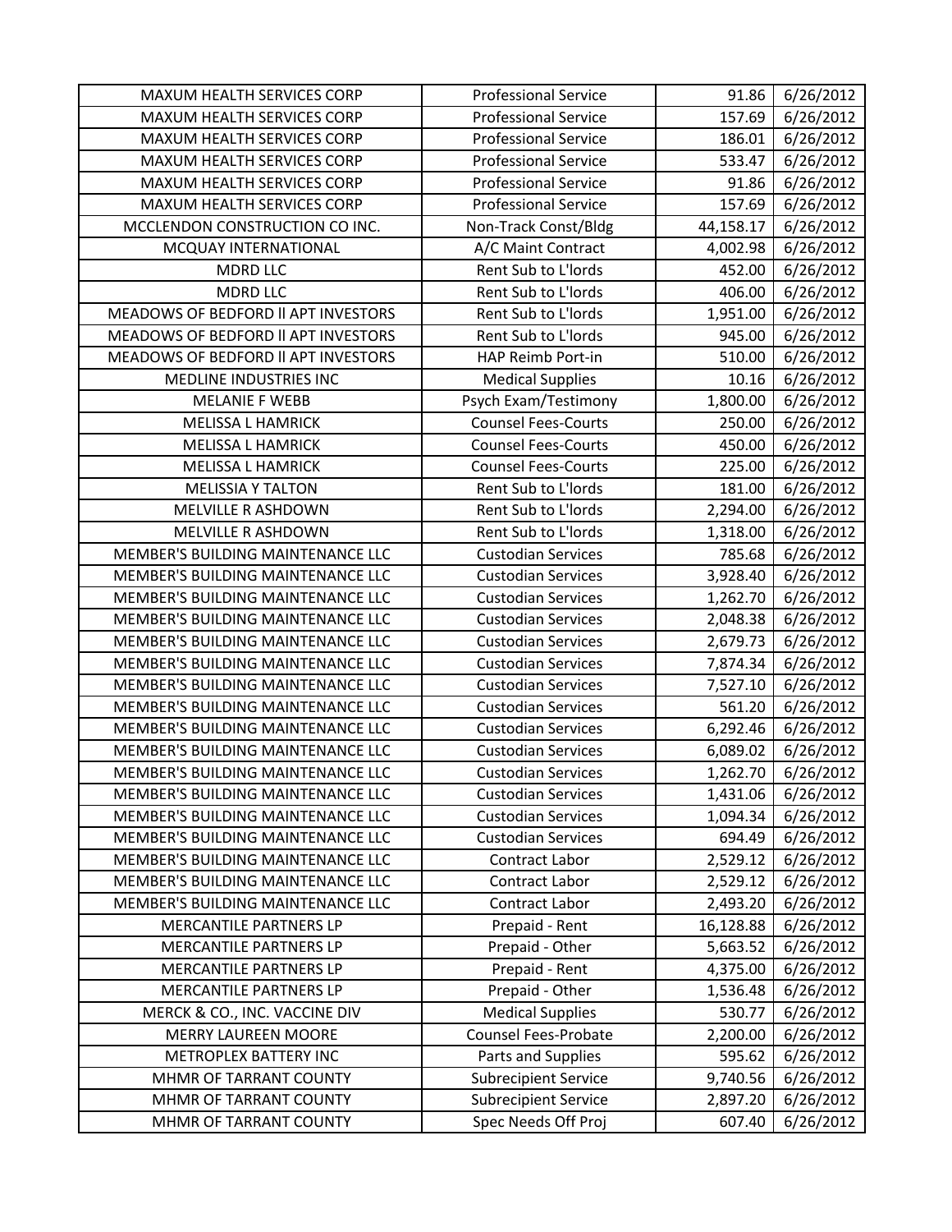| MAXUM HEALTH SERVICES CORP | Professional Service | 91.86 | 6/26/2012 |
|---|---|---|---|
| MAXUM HEALTH SERVICES CORP | Professional Service | 157.69 | 6/26/2012 |
| MAXUM HEALTH SERVICES CORP | Professional Service | 186.01 | 6/26/2012 |
| MAXUM HEALTH SERVICES CORP | Professional Service | 533.47 | 6/26/2012 |
| MAXUM HEALTH SERVICES CORP | Professional Service | 91.86 | 6/26/2012 |
| MAXUM HEALTH SERVICES CORP | Professional Service | 157.69 | 6/26/2012 |
| MCCLENDON CONSTRUCTION CO INC. | Non-Track Const/Bldg | 44,158.17 | 6/26/2012 |
| MCQUAY INTERNATIONAL | A/C Maint Contract | 4,002.98 | 6/26/2012 |
| MDRD LLC | Rent Sub to L'lords | 452.00 | 6/26/2012 |
| MDRD LLC | Rent Sub to L'lords | 406.00 | 6/26/2012 |
| MEADOWS OF BEDFORD II APT INVESTORS | Rent Sub to L'lords | 1,951.00 | 6/26/2012 |
| MEADOWS OF BEDFORD II APT INVESTORS | Rent Sub to L'lords | 945.00 | 6/26/2012 |
| MEADOWS OF BEDFORD II APT INVESTORS | HAP Reimb Port-in | 510.00 | 6/26/2012 |
| MEDLINE INDUSTRIES INC | Medical Supplies | 10.16 | 6/26/2012 |
| MELANIE F WEBB | Psych Exam/Testimony | 1,800.00 | 6/26/2012 |
| MELISSA L HAMRICK | Counsel Fees-Courts | 250.00 | 6/26/2012 |
| MELISSA L HAMRICK | Counsel Fees-Courts | 450.00 | 6/26/2012 |
| MELISSA L HAMRICK | Counsel Fees-Courts | 225.00 | 6/26/2012 |
| MELISSIA Y TALTON | Rent Sub to L'lords | 181.00 | 6/26/2012 |
| MELVILLE R ASHDOWN | Rent Sub to L'lords | 2,294.00 | 6/26/2012 |
| MELVILLE R ASHDOWN | Rent Sub to L'lords | 1,318.00 | 6/26/2012 |
| MEMBER'S BUILDING MAINTENANCE LLC | Custodian Services | 785.68 | 6/26/2012 |
| MEMBER'S BUILDING MAINTENANCE LLC | Custodian Services | 3,928.40 | 6/26/2012 |
| MEMBER'S BUILDING MAINTENANCE LLC | Custodian Services | 1,262.70 | 6/26/2012 |
| MEMBER'S BUILDING MAINTENANCE LLC | Custodian Services | 2,048.38 | 6/26/2012 |
| MEMBER'S BUILDING MAINTENANCE LLC | Custodian Services | 2,679.73 | 6/26/2012 |
| MEMBER'S BUILDING MAINTENANCE LLC | Custodian Services | 7,874.34 | 6/26/2012 |
| MEMBER'S BUILDING MAINTENANCE LLC | Custodian Services | 7,527.10 | 6/26/2012 |
| MEMBER'S BUILDING MAINTENANCE LLC | Custodian Services | 561.20 | 6/26/2012 |
| MEMBER'S BUILDING MAINTENANCE LLC | Custodian Services | 6,292.46 | 6/26/2012 |
| MEMBER'S BUILDING MAINTENANCE LLC | Custodian Services | 6,089.02 | 6/26/2012 |
| MEMBER'S BUILDING MAINTENANCE LLC | Custodian Services | 1,262.70 | 6/26/2012 |
| MEMBER'S BUILDING MAINTENANCE LLC | Custodian Services | 1,431.06 | 6/26/2012 |
| MEMBER'S BUILDING MAINTENANCE LLC | Custodian Services | 1,094.34 | 6/26/2012 |
| MEMBER'S BUILDING MAINTENANCE LLC | Custodian Services | 694.49 | 6/26/2012 |
| MEMBER'S BUILDING MAINTENANCE LLC | Contract Labor | 2,529.12 | 6/26/2012 |
| MEMBER'S BUILDING MAINTENANCE LLC | Contract Labor | 2,529.12 | 6/26/2012 |
| MEMBER'S BUILDING MAINTENANCE LLC | Contract Labor | 2,493.20 | 6/26/2012 |
| MERCANTILE PARTNERS LP | Prepaid - Rent | 16,128.88 | 6/26/2012 |
| MERCANTILE PARTNERS LP | Prepaid - Other | 5,663.52 | 6/26/2012 |
| MERCANTILE PARTNERS LP | Prepaid - Rent | 4,375.00 | 6/26/2012 |
| MERCANTILE PARTNERS LP | Prepaid - Other | 1,536.48 | 6/26/2012 |
| MERCK & CO., INC. VACCINE DIV | Medical Supplies | 530.77 | 6/26/2012 |
| MERRY LAUREEN MOORE | Counsel Fees-Probate | 2,200.00 | 6/26/2012 |
| METROPLEX BATTERY INC | Parts and Supplies | 595.62 | 6/26/2012 |
| MHMR OF TARRANT COUNTY | Subrecipient Service | 9,740.56 | 6/26/2012 |
| MHMR OF TARRANT COUNTY | Subrecipient Service | 2,897.20 | 6/26/2012 |
| MHMR OF TARRANT COUNTY | Spec Needs Off Proj | 607.40 | 6/26/2012 |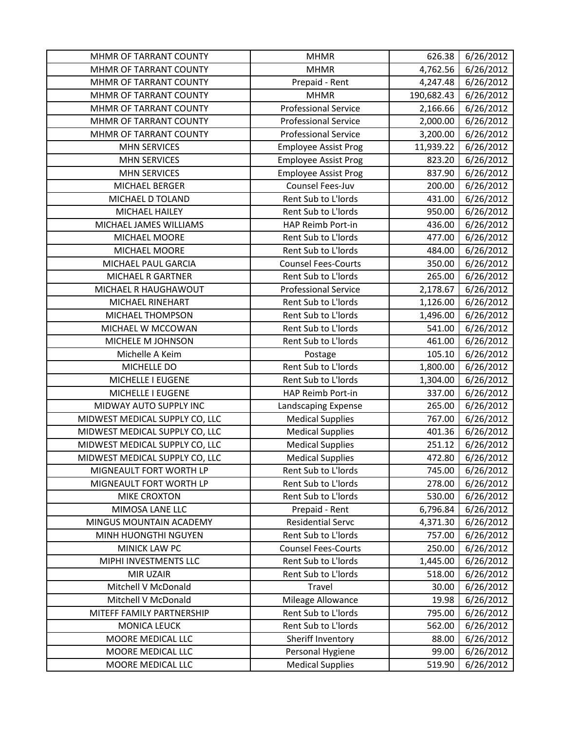| MHMR OF TARRANT COUNTY | MHMR | 626.38 | 6/26/2012 |
|---|---|---|---|
| MHMR OF TARRANT COUNTY | MHMR | 4,762.56 | 6/26/2012 |
| MHMR OF TARRANT COUNTY | Prepaid - Rent | 4,247.48 | 6/26/2012 |
| MHMR OF TARRANT COUNTY | MHMR | 190,682.43 | 6/26/2012 |
| MHMR OF TARRANT COUNTY | Professional Service | 2,166.66 | 6/26/2012 |
| MHMR OF TARRANT COUNTY | Professional Service | 2,000.00 | 6/26/2012 |
| MHMR OF TARRANT COUNTY | Professional Service | 3,200.00 | 6/26/2012 |
| MHN SERVICES | Employee Assist Prog | 11,939.22 | 6/26/2012 |
| MHN SERVICES | Employee Assist Prog | 823.20 | 6/26/2012 |
| MHN SERVICES | Employee Assist Prog | 837.90 | 6/26/2012 |
| MICHAEL BERGER | Counsel Fees-Juv | 200.00 | 6/26/2012 |
| MICHAEL D TOLAND | Rent Sub to L'lords | 431.00 | 6/26/2012 |
| MICHAEL HAILEY | Rent Sub to L'lords | 950.00 | 6/26/2012 |
| MICHAEL JAMES WILLIAMS | HAP Reimb Port-in | 436.00 | 6/26/2012 |
| MICHAEL MOORE | Rent Sub to L'lords | 477.00 | 6/26/2012 |
| MICHAEL MOORE | Rent Sub to L'lords | 484.00 | 6/26/2012 |
| MICHAEL PAUL GARCIA | Counsel Fees-Courts | 350.00 | 6/26/2012 |
| MICHAEL R GARTNER | Rent Sub to L'lords | 265.00 | 6/26/2012 |
| MICHAEL R HAUGHAWOUT | Professional Service | 2,178.67 | 6/26/2012 |
| MICHAEL RINEHART | Rent Sub to L'lords | 1,126.00 | 6/26/2012 |
| MICHAEL THOMPSON | Rent Sub to L'lords | 1,496.00 | 6/26/2012 |
| MICHAEL W MCCOWAN | Rent Sub to L'lords | 541.00 | 6/26/2012 |
| MICHELE M JOHNSON | Rent Sub to L'lords | 461.00 | 6/26/2012 |
| Michelle A Keim | Postage | 105.10 | 6/26/2012 |
| MICHELLE DO | Rent Sub to L'lords | 1,800.00 | 6/26/2012 |
| MICHELLE I EUGENE | Rent Sub to L'lords | 1,304.00 | 6/26/2012 |
| MICHELLE I EUGENE | HAP Reimb Port-in | 337.00 | 6/26/2012 |
| MIDWAY AUTO SUPPLY INC | Landscaping Expense | 265.00 | 6/26/2012 |
| MIDWEST MEDICAL SUPPLY CO, LLC | Medical Supplies | 767.00 | 6/26/2012 |
| MIDWEST MEDICAL SUPPLY CO, LLC | Medical Supplies | 401.36 | 6/26/2012 |
| MIDWEST MEDICAL SUPPLY CO, LLC | Medical Supplies | 251.12 | 6/26/2012 |
| MIDWEST MEDICAL SUPPLY CO, LLC | Medical Supplies | 472.80 | 6/26/2012 |
| MIGNEAULT FORT WORTH LP | Rent Sub to L'lords | 745.00 | 6/26/2012 |
| MIGNEAULT FORT WORTH LP | Rent Sub to L'lords | 278.00 | 6/26/2012 |
| MIKE CROXTON | Rent Sub to L'lords | 530.00 | 6/26/2012 |
| MIMOSA LANE LLC | Prepaid - Rent | 6,796.84 | 6/26/2012 |
| MINGUS MOUNTAIN ACADEMY | Residential Servc | 4,371.30 | 6/26/2012 |
| MINH HUONGTHI NGUYEN | Rent Sub to L'lords | 757.00 | 6/26/2012 |
| MINICK LAW PC | Counsel Fees-Courts | 250.00 | 6/26/2012 |
| MIPHI INVESTMENTS LLC | Rent Sub to L'lords | 1,445.00 | 6/26/2012 |
| MIR UZAIR | Rent Sub to L'lords | 518.00 | 6/26/2012 |
| Mitchell V McDonald | Travel | 30.00 | 6/26/2012 |
| Mitchell V McDonald | Mileage Allowance | 19.98 | 6/26/2012 |
| MITEFF FAMILY PARTNERSHIP | Rent Sub to L'lords | 795.00 | 6/26/2012 |
| MONICA LEUCK | Rent Sub to L'lords | 562.00 | 6/26/2012 |
| MOORE MEDICAL LLC | Sheriff Inventory | 88.00 | 6/26/2012 |
| MOORE MEDICAL LLC | Personal Hygiene | 99.00 | 6/26/2012 |
| MOORE MEDICAL LLC | Medical Supplies | 519.90 | 6/26/2012 |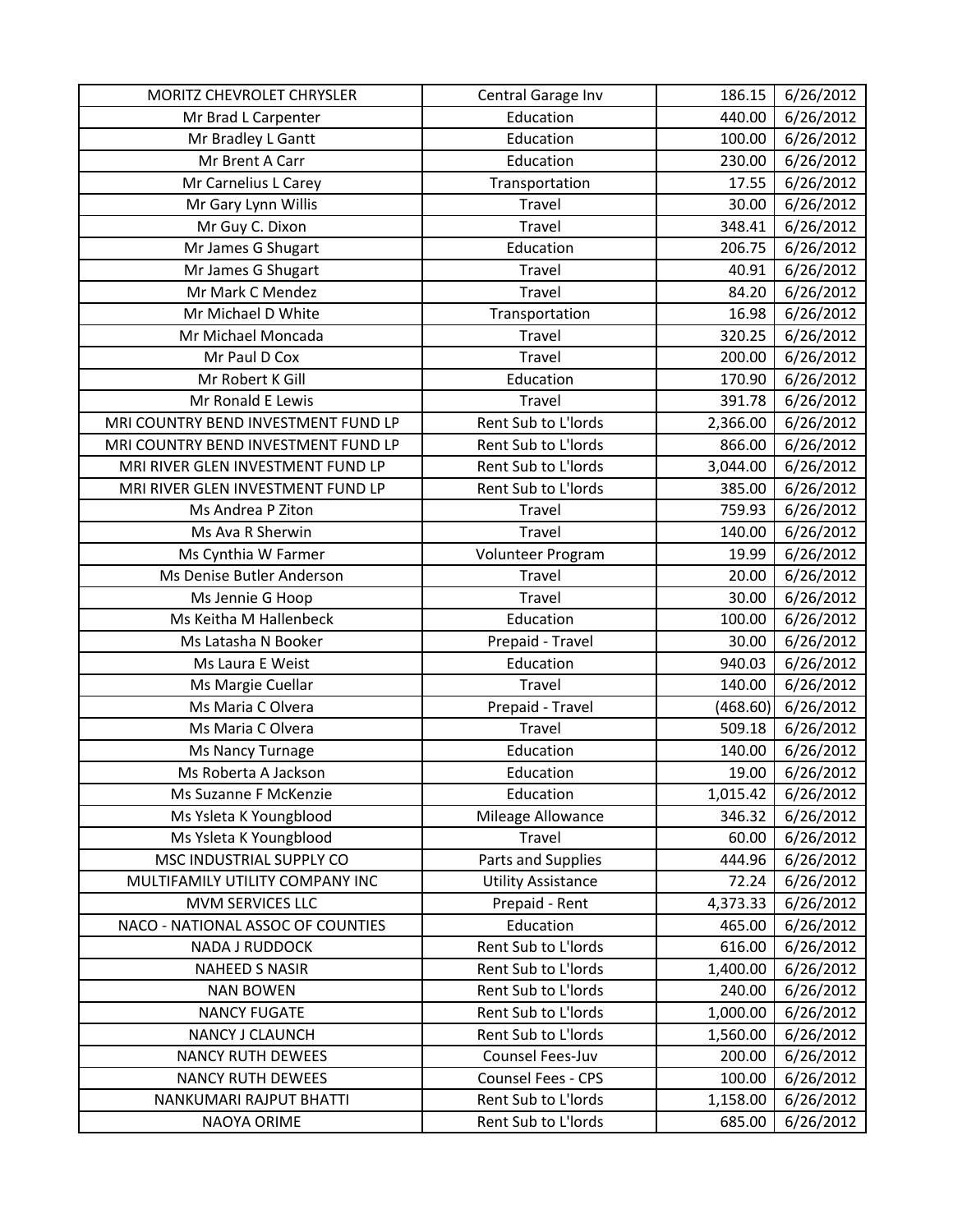| | | | |
|---|---|---|---|
| MORITZ CHEVROLET CHRYSLER | Central Garage Inv | 186.15 | 6/26/2012 |
| Mr Brad L Carpenter | Education | 440.00 | 6/26/2012 |
| Mr Bradley L Gantt | Education | 100.00 | 6/26/2012 |
| Mr Brent A Carr | Education | 230.00 | 6/26/2012 |
| Mr Carnelius L Carey | Transportation | 17.55 | 6/26/2012 |
| Mr Gary Lynn Willis | Travel | 30.00 | 6/26/2012 |
| Mr Guy C. Dixon | Travel | 348.41 | 6/26/2012 |
| Mr James G Shugart | Education | 206.75 | 6/26/2012 |
| Mr James G Shugart | Travel | 40.91 | 6/26/2012 |
| Mr Mark C Mendez | Travel | 84.20 | 6/26/2012 |
| Mr Michael D White | Transportation | 16.98 | 6/26/2012 |
| Mr Michael Moncada | Travel | 320.25 | 6/26/2012 |
| Mr Paul D Cox | Travel | 200.00 | 6/26/2012 |
| Mr Robert K Gill | Education | 170.90 | 6/26/2012 |
| Mr Ronald E Lewis | Travel | 391.78 | 6/26/2012 |
| MRI COUNTRY BEND INVESTMENT FUND LP | Rent Sub to L'lords | 2,366.00 | 6/26/2012 |
| MRI COUNTRY BEND INVESTMENT FUND LP | Rent Sub to L'lords | 866.00 | 6/26/2012 |
| MRI RIVER GLEN INVESTMENT FUND LP | Rent Sub to L'lords | 3,044.00 | 6/26/2012 |
| MRI RIVER GLEN INVESTMENT FUND LP | Rent Sub to L'lords | 385.00 | 6/26/2012 |
| Ms Andrea P Ziton | Travel | 759.93 | 6/26/2012 |
| Ms Ava R Sherwin | Travel | 140.00 | 6/26/2012 |
| Ms Cynthia W Farmer | Volunteer Program | 19.99 | 6/26/2012 |
| Ms Denise Butler Anderson | Travel | 20.00 | 6/26/2012 |
| Ms Jennie G Hoop | Travel | 30.00 | 6/26/2012 |
| Ms Keitha M Hallenbeck | Education | 100.00 | 6/26/2012 |
| Ms Latasha N Booker | Prepaid - Travel | 30.00 | 6/26/2012 |
| Ms Laura E Weist | Education | 940.03 | 6/26/2012 |
| Ms Margie Cuellar | Travel | 140.00 | 6/26/2012 |
| Ms Maria C Olvera | Prepaid - Travel | (468.60) | 6/26/2012 |
| Ms Maria C Olvera | Travel | 509.18 | 6/26/2012 |
| Ms Nancy Turnage | Education | 140.00 | 6/26/2012 |
| Ms Roberta A Jackson | Education | 19.00 | 6/26/2012 |
| Ms Suzanne F McKenzie | Education | 1,015.42 | 6/26/2012 |
| Ms Ysleta K Youngblood | Mileage Allowance | 346.32 | 6/26/2012 |
| Ms Ysleta K Youngblood | Travel | 60.00 | 6/26/2012 |
| MSC INDUSTRIAL SUPPLY CO | Parts and Supplies | 444.96 | 6/26/2012 |
| MULTIFAMILY UTILITY COMPANY INC | Utility Assistance | 72.24 | 6/26/2012 |
| MVM SERVICES LLC | Prepaid - Rent | 4,373.33 | 6/26/2012 |
| NACO - NATIONAL ASSOC OF COUNTIES | Education | 465.00 | 6/26/2012 |
| NADA J RUDDOCK | Rent Sub to L'lords | 616.00 | 6/26/2012 |
| NAHEED S NASIR | Rent Sub to L'lords | 1,400.00 | 6/26/2012 |
| NAN BOWEN | Rent Sub to L'lords | 240.00 | 6/26/2012 |
| NANCY FUGATE | Rent Sub to L'lords | 1,000.00 | 6/26/2012 |
| NANCY J CLAUNCH | Rent Sub to L'lords | 1,560.00 | 6/26/2012 |
| NANCY RUTH DEWEES | Counsel Fees-Juv | 200.00 | 6/26/2012 |
| NANCY RUTH DEWEES | Counsel Fees - CPS | 100.00 | 6/26/2012 |
| NANKUMARI RAJPUT BHATTI | Rent Sub to L'lords | 1,158.00 | 6/26/2012 |
| NAOYA ORIME | Rent Sub to L'lords | 685.00 | 6/26/2012 |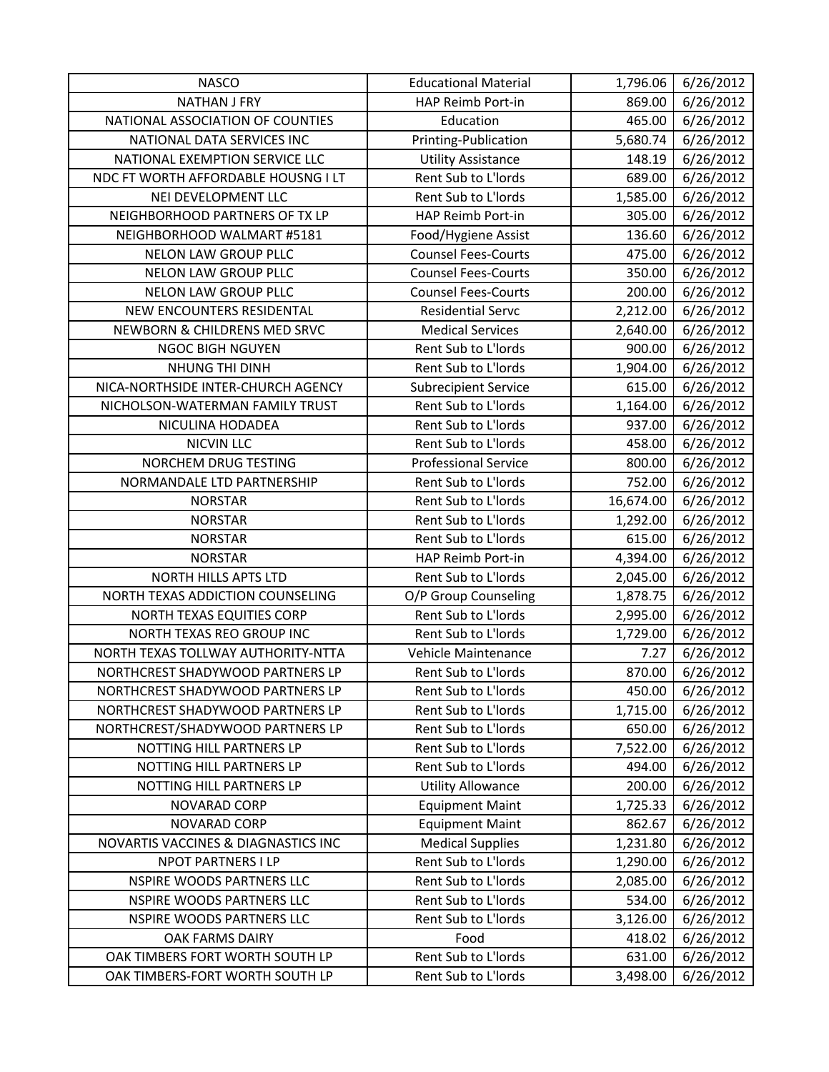| NASCO | Educational Material | 1,796.06 | 6/26/2012 |
|---|---|---|---|
| NATHAN J FRY | HAP Reimb Port-in | 869.00 | 6/26/2012 |
| NATIONAL ASSOCIATION OF COUNTIES | Education | 465.00 | 6/26/2012 |
| NATIONAL DATA SERVICES INC | Printing-Publication | 5,680.74 | 6/26/2012 |
| NATIONAL EXEMPTION SERVICE LLC | Utility Assistance | 148.19 | 6/26/2012 |
| NDC FT WORTH AFFORDABLE HOUSNG I LT | Rent Sub to L'lords | 689.00 | 6/26/2012 |
| NEI DEVELOPMENT LLC | Rent Sub to L'lords | 1,585.00 | 6/26/2012 |
| NEIGHBORHOOD PARTNERS OF TX LP | HAP Reimb Port-in | 305.00 | 6/26/2012 |
| NEIGHBORHOOD WALMART #5181 | Food/Hygiene Assist | 136.60 | 6/26/2012 |
| NELON LAW GROUP PLLC | Counsel Fees-Courts | 475.00 | 6/26/2012 |
| NELON LAW GROUP PLLC | Counsel Fees-Courts | 350.00 | 6/26/2012 |
| NELON LAW GROUP PLLC | Counsel Fees-Courts | 200.00 | 6/26/2012 |
| NEW ENCOUNTERS RESIDENTAL | Residential Servc | 2,212.00 | 6/26/2012 |
| NEWBORN & CHILDRENS MED SRVC | Medical Services | 2,640.00 | 6/26/2012 |
| NGOC BIGH NGUYEN | Rent Sub to L'lords | 900.00 | 6/26/2012 |
| NHUNG THI DINH | Rent Sub to L'lords | 1,904.00 | 6/26/2012 |
| NICA-NORTHSIDE INTER-CHURCH AGENCY | Subrecipient Service | 615.00 | 6/26/2012 |
| NICHOLSON-WATERMAN FAMILY TRUST | Rent Sub to L'lords | 1,164.00 | 6/26/2012 |
| NICULINA HODADEA | Rent Sub to L'lords | 937.00 | 6/26/2012 |
| NICVIN LLC | Rent Sub to L'lords | 458.00 | 6/26/2012 |
| NORCHEM DRUG TESTING | Professional Service | 800.00 | 6/26/2012 |
| NORMANDALE LTD PARTNERSHIP | Rent Sub to L'lords | 752.00 | 6/26/2012 |
| NORSTAR | Rent Sub to L'lords | 16,674.00 | 6/26/2012 |
| NORSTAR | Rent Sub to L'lords | 1,292.00 | 6/26/2012 |
| NORSTAR | Rent Sub to L'lords | 615.00 | 6/26/2012 |
| NORSTAR | HAP Reimb Port-in | 4,394.00 | 6/26/2012 |
| NORTH HILLS APTS LTD | Rent Sub to L'lords | 2,045.00 | 6/26/2012 |
| NORTH TEXAS ADDICTION COUNSELING | O/P Group Counseling | 1,878.75 | 6/26/2012 |
| NORTH TEXAS EQUITIES CORP | Rent Sub to L'lords | 2,995.00 | 6/26/2012 |
| NORTH TEXAS REO GROUP INC | Rent Sub to L'lords | 1,729.00 | 6/26/2012 |
| NORTH TEXAS TOLLWAY AUTHORITY-NTTA | Vehicle Maintenance | 7.27 | 6/26/2012 |
| NORTHCREST SHADYWOOD PARTNERS LP | Rent Sub to L'lords | 870.00 | 6/26/2012 |
| NORTHCREST SHADYWOOD PARTNERS LP | Rent Sub to L'lords | 450.00 | 6/26/2012 |
| NORTHCREST SHADYWOOD PARTNERS LP | Rent Sub to L'lords | 1,715.00 | 6/26/2012 |
| NORTHCREST/SHADYWOOD PARTNERS LP | Rent Sub to L'lords | 650.00 | 6/26/2012 |
| NOTTING HILL PARTNERS LP | Rent Sub to L'lords | 7,522.00 | 6/26/2012 |
| NOTTING HILL PARTNERS LP | Rent Sub to L'lords | 494.00 | 6/26/2012 |
| NOTTING HILL PARTNERS LP | Utility Allowance | 200.00 | 6/26/2012 |
| NOVARAD CORP | Equipment Maint | 1,725.33 | 6/26/2012 |
| NOVARAD CORP | Equipment Maint | 862.67 | 6/26/2012 |
| NOVARTIS VACCINES & DIAGNASTICS INC | Medical Supplies | 1,231.80 | 6/26/2012 |
| NPOT PARTNERS I LP | Rent Sub to L'lords | 1,290.00 | 6/26/2012 |
| NSPIRE WOODS PARTNERS LLC | Rent Sub to L'lords | 2,085.00 | 6/26/2012 |
| NSPIRE WOODS PARTNERS LLC | Rent Sub to L'lords | 534.00 | 6/26/2012 |
| NSPIRE WOODS PARTNERS LLC | Rent Sub to L'lords | 3,126.00 | 6/26/2012 |
| OAK FARMS DAIRY | Food | 418.02 | 6/26/2012 |
| OAK TIMBERS FORT WORTH SOUTH LP | Rent Sub to L'lords | 631.00 | 6/26/2012 |
| OAK TIMBERS-FORT WORTH SOUTH LP | Rent Sub to L'lords | 3,498.00 | 6/26/2012 |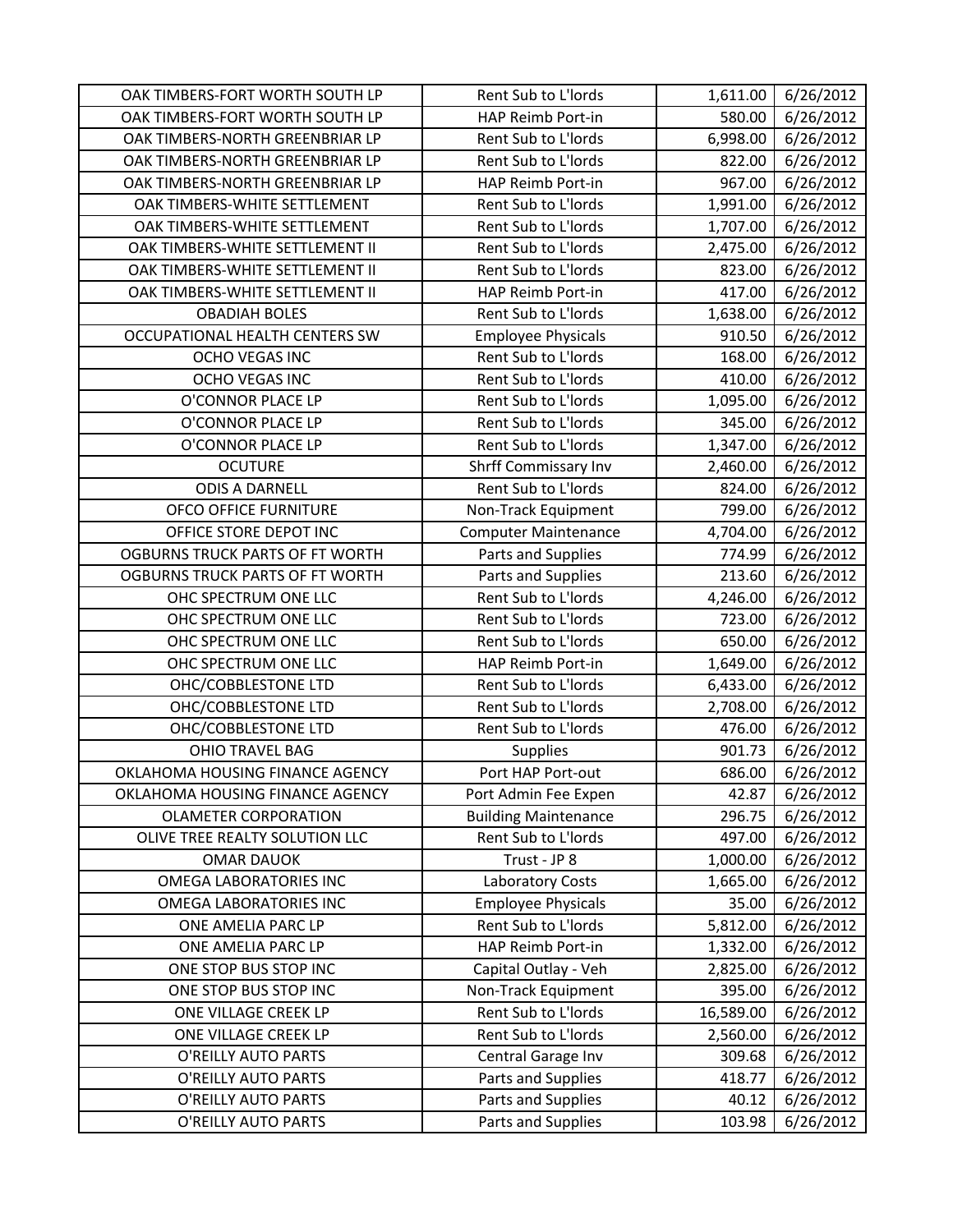| | | | |
|---|---|---|---|
| OAK TIMBERS-FORT WORTH SOUTH LP | Rent Sub to L'lords | 1,611.00 | 6/26/2012 |
| OAK TIMBERS-FORT WORTH SOUTH LP | HAP Reimb Port-in | 580.00 | 6/26/2012 |
| OAK TIMBERS-NORTH GREENBRIAR LP | Rent Sub to L'lords | 6,998.00 | 6/26/2012 |
| OAK TIMBERS-NORTH GREENBRIAR LP | Rent Sub to L'lords | 822.00 | 6/26/2012 |
| OAK TIMBERS-NORTH GREENBRIAR LP | HAP Reimb Port-in | 967.00 | 6/26/2012 |
| OAK TIMBERS-WHITE SETTLEMENT | Rent Sub to L'lords | 1,991.00 | 6/26/2012 |
| OAK TIMBERS-WHITE SETTLEMENT | Rent Sub to L'lords | 1,707.00 | 6/26/2012 |
| OAK TIMBERS-WHITE SETTLEMENT II | Rent Sub to L'lords | 2,475.00 | 6/26/2012 |
| OAK TIMBERS-WHITE SETTLEMENT II | Rent Sub to L'lords | 823.00 | 6/26/2012 |
| OAK TIMBERS-WHITE SETTLEMENT II | HAP Reimb Port-in | 417.00 | 6/26/2012 |
| OBADIAH BOLES | Rent Sub to L'lords | 1,638.00 | 6/26/2012 |
| OCCUPATIONAL HEALTH CENTERS SW | Employee Physicals | 910.50 | 6/26/2012 |
| OCHO VEGAS INC | Rent Sub to L'lords | 168.00 | 6/26/2012 |
| OCHO VEGAS INC | Rent Sub to L'lords | 410.00 | 6/26/2012 |
| O'CONNOR PLACE LP | Rent Sub to L'lords | 1,095.00 | 6/26/2012 |
| O'CONNOR PLACE LP | Rent Sub to L'lords | 345.00 | 6/26/2012 |
| O'CONNOR PLACE LP | Rent Sub to L'lords | 1,347.00 | 6/26/2012 |
| OCUTURE | Shrff Commissary Inv | 2,460.00 | 6/26/2012 |
| ODIS A DARNELL | Rent Sub to L'lords | 824.00 | 6/26/2012 |
| OFCO OFFICE FURNITURE | Non-Track Equipment | 799.00 | 6/26/2012 |
| OFFICE STORE DEPOT INC | Computer Maintenance | 4,704.00 | 6/26/2012 |
| OGBURNS TRUCK PARTS OF FT WORTH | Parts and Supplies | 774.99 | 6/26/2012 |
| OGBURNS TRUCK PARTS OF FT WORTH | Parts and Supplies | 213.60 | 6/26/2012 |
| OHC SPECTRUM ONE LLC | Rent Sub to L'lords | 4,246.00 | 6/26/2012 |
| OHC SPECTRUM ONE LLC | Rent Sub to L'lords | 723.00 | 6/26/2012 |
| OHC SPECTRUM ONE LLC | Rent Sub to L'lords | 650.00 | 6/26/2012 |
| OHC SPECTRUM ONE LLC | HAP Reimb Port-in | 1,649.00 | 6/26/2012 |
| OHC/COBBLESTONE LTD | Rent Sub to L'lords | 6,433.00 | 6/26/2012 |
| OHC/COBBLESTONE LTD | Rent Sub to L'lords | 2,708.00 | 6/26/2012 |
| OHC/COBBLESTONE LTD | Rent Sub to L'lords | 476.00 | 6/26/2012 |
| OHIO TRAVEL BAG | Supplies | 901.73 | 6/26/2012 |
| OKLAHOMA HOUSING FINANCE AGENCY | Port HAP Port-out | 686.00 | 6/26/2012 |
| OKLAHOMA HOUSING FINANCE AGENCY | Port Admin Fee Expen | 42.87 | 6/26/2012 |
| OLAMETER CORPORATION | Building Maintenance | 296.75 | 6/26/2012 |
| OLIVE TREE REALTY SOLUTION LLC | Rent Sub to L'lords | 497.00 | 6/26/2012 |
| OMAR DAUOK | Trust - JP 8 | 1,000.00 | 6/26/2012 |
| OMEGA LABORATORIES INC | Laboratory Costs | 1,665.00 | 6/26/2012 |
| OMEGA LABORATORIES INC | Employee Physicals | 35.00 | 6/26/2012 |
| ONE AMELIA PARC LP | Rent Sub to L'lords | 5,812.00 | 6/26/2012 |
| ONE AMELIA PARC LP | HAP Reimb Port-in | 1,332.00 | 6/26/2012 |
| ONE STOP BUS STOP INC | Capital Outlay - Veh | 2,825.00 | 6/26/2012 |
| ONE STOP BUS STOP INC | Non-Track Equipment | 395.00 | 6/26/2012 |
| ONE VILLAGE CREEK LP | Rent Sub to L'lords | 16,589.00 | 6/26/2012 |
| ONE VILLAGE CREEK LP | Rent Sub to L'lords | 2,560.00 | 6/26/2012 |
| O'REILLY AUTO PARTS | Central Garage Inv | 309.68 | 6/26/2012 |
| O'REILLY AUTO PARTS | Parts and Supplies | 418.77 | 6/26/2012 |
| O'REILLY AUTO PARTS | Parts and Supplies | 40.12 | 6/26/2012 |
| O'REILLY AUTO PARTS | Parts and Supplies | 103.98 | 6/26/2012 |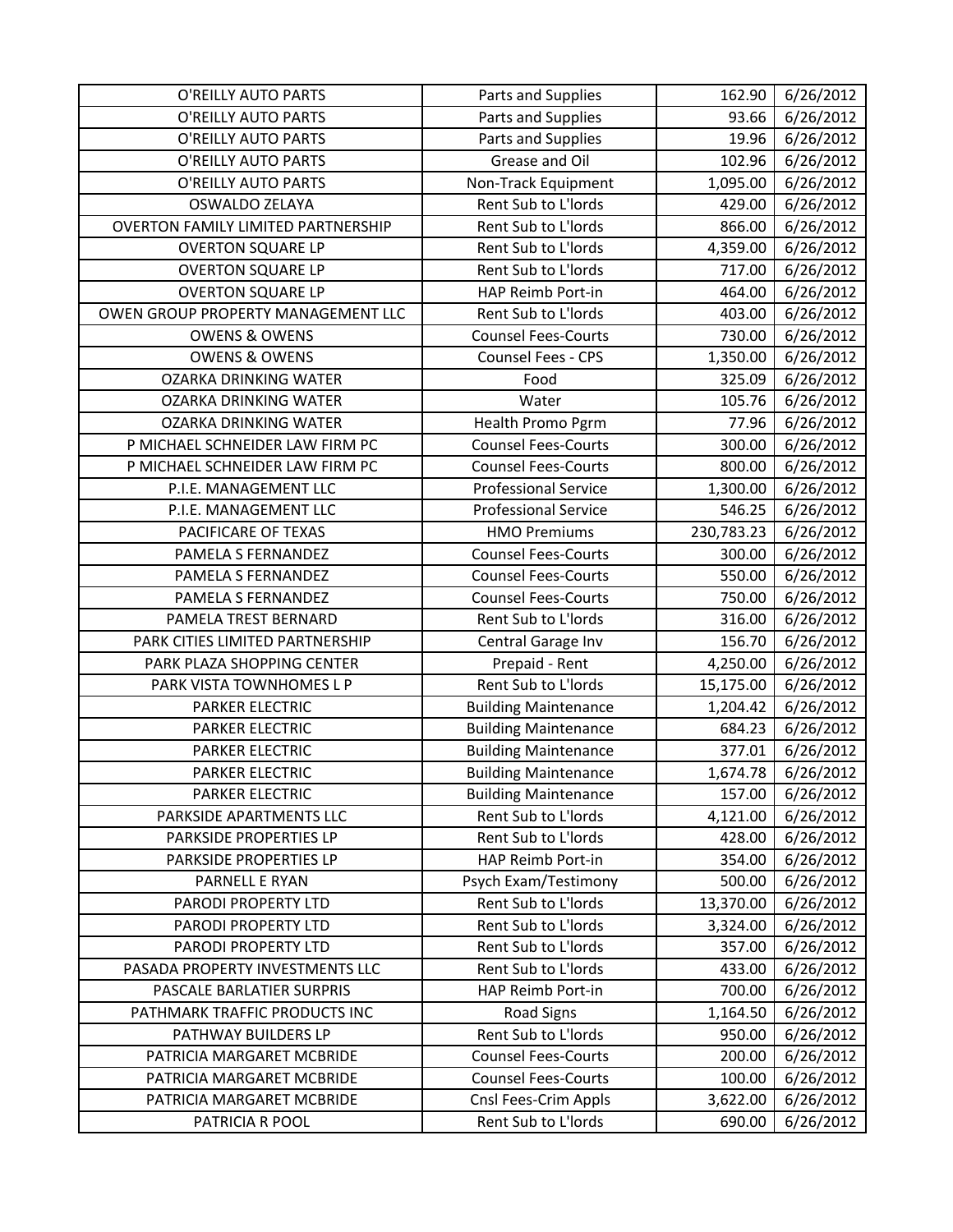| | | | |
|---|---|---|---|
| O'REILLY AUTO PARTS | Parts and Supplies | 162.90 | 6/26/2012 |
| O'REILLY AUTO PARTS | Parts and Supplies | 93.66 | 6/26/2012 |
| O'REILLY AUTO PARTS | Parts and Supplies | 19.96 | 6/26/2012 |
| O'REILLY AUTO PARTS | Grease and Oil | 102.96 | 6/26/2012 |
| O'REILLY AUTO PARTS | Non-Track Equipment | 1,095.00 | 6/26/2012 |
| OSWALDO ZELAYA | Rent Sub to L'lords | 429.00 | 6/26/2012 |
| OVERTON FAMILY LIMITED PARTNERSHIP | Rent Sub to L'lords | 866.00 | 6/26/2012 |
| OVERTON SQUARE LP | Rent Sub to L'lords | 4,359.00 | 6/26/2012 |
| OVERTON SQUARE LP | Rent Sub to L'lords | 717.00 | 6/26/2012 |
| OVERTON SQUARE LP | HAP Reimb Port-in | 464.00 | 6/26/2012 |
| OWEN GROUP PROPERTY MANAGEMENT LLC | Rent Sub to L'lords | 403.00 | 6/26/2012 |
| OWENS & OWENS | Counsel Fees-Courts | 730.00 | 6/26/2012 |
| OWENS & OWENS | Counsel Fees - CPS | 1,350.00 | 6/26/2012 |
| OZARKA DRINKING WATER | Food | 325.09 | 6/26/2012 |
| OZARKA DRINKING WATER | Water | 105.76 | 6/26/2012 |
| OZARKA DRINKING WATER | Health Promo Pgrm | 77.96 | 6/26/2012 |
| P MICHAEL SCHNEIDER LAW FIRM PC | Counsel Fees-Courts | 300.00 | 6/26/2012 |
| P MICHAEL SCHNEIDER LAW FIRM PC | Counsel Fees-Courts | 800.00 | 6/26/2012 |
| P.I.E. MANAGEMENT LLC | Professional Service | 1,300.00 | 6/26/2012 |
| P.I.E. MANAGEMENT LLC | Professional Service | 546.25 | 6/26/2012 |
| PACIFICARE OF TEXAS | HMO Premiums | 230,783.23 | 6/26/2012 |
| PAMELA S FERNANDEZ | Counsel Fees-Courts | 300.00 | 6/26/2012 |
| PAMELA S FERNANDEZ | Counsel Fees-Courts | 550.00 | 6/26/2012 |
| PAMELA S FERNANDEZ | Counsel Fees-Courts | 750.00 | 6/26/2012 |
| PAMELA TREST BERNARD | Rent Sub to L'lords | 316.00 | 6/26/2012 |
| PARK CITIES LIMITED PARTNERSHIP | Central Garage Inv | 156.70 | 6/26/2012 |
| PARK PLAZA SHOPPING CENTER | Prepaid - Rent | 4,250.00 | 6/26/2012 |
| PARK VISTA TOWNHOMES L P | Rent Sub to L'lords | 15,175.00 | 6/26/2012 |
| PARKER ELECTRIC | Building Maintenance | 1,204.42 | 6/26/2012 |
| PARKER ELECTRIC | Building Maintenance | 684.23 | 6/26/2012 |
| PARKER ELECTRIC | Building Maintenance | 377.01 | 6/26/2012 |
| PARKER ELECTRIC | Building Maintenance | 1,674.78 | 6/26/2012 |
| PARKER ELECTRIC | Building Maintenance | 157.00 | 6/26/2012 |
| PARKSIDE APARTMENTS LLC | Rent Sub to L'lords | 4,121.00 | 6/26/2012 |
| PARKSIDE PROPERTIES LP | Rent Sub to L'lords | 428.00 | 6/26/2012 |
| PARKSIDE PROPERTIES LP | HAP Reimb Port-in | 354.00 | 6/26/2012 |
| PARNELL E RYAN | Psych Exam/Testimony | 500.00 | 6/26/2012 |
| PARODI PROPERTY LTD | Rent Sub to L'lords | 13,370.00 | 6/26/2012 |
| PARODI PROPERTY LTD | Rent Sub to L'lords | 3,324.00 | 6/26/2012 |
| PARODI PROPERTY LTD | Rent Sub to L'lords | 357.00 | 6/26/2012 |
| PASADA PROPERTY INVESTMENTS LLC | Rent Sub to L'lords | 433.00 | 6/26/2012 |
| PASCALE BARLATIER SURPRIS | HAP Reimb Port-in | 700.00 | 6/26/2012 |
| PATHMARK TRAFFIC PRODUCTS INC | Road Signs | 1,164.50 | 6/26/2012 |
| PATHWAY BUILDERS LP | Rent Sub to L'lords | 950.00 | 6/26/2012 |
| PATRICIA MARGARET MCBRIDE | Counsel Fees-Courts | 200.00 | 6/26/2012 |
| PATRICIA MARGARET MCBRIDE | Counsel Fees-Courts | 100.00 | 6/26/2012 |
| PATRICIA MARGARET MCBRIDE | Cnsl Fees-Crim Appls | 3,622.00 | 6/26/2012 |
| PATRICIA R POOL | Rent Sub to L'lords | 690.00 | 6/26/2012 |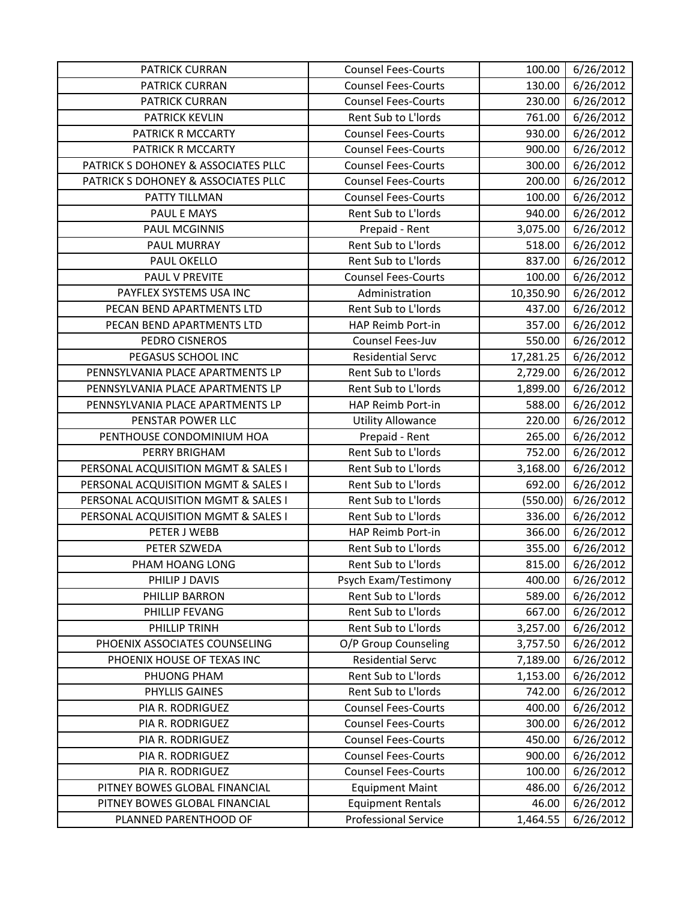| PATRICK CURRAN | Counsel Fees-Courts | 100.00 | 6/26/2012 |
|---|---|---|---|
| PATRICK CURRAN | Counsel Fees-Courts | 130.00 | 6/26/2012 |
| PATRICK CURRAN | Counsel Fees-Courts | 230.00 | 6/26/2012 |
| PATRICK KEVLIN | Rent Sub to L'lords | 761.00 | 6/26/2012 |
| PATRICK R MCCARTY | Counsel Fees-Courts | 930.00 | 6/26/2012 |
| PATRICK R MCCARTY | Counsel Fees-Courts | 900.00 | 6/26/2012 |
| PATRICK S DOHONEY & ASSOCIATES PLLC | Counsel Fees-Courts | 300.00 | 6/26/2012 |
| PATRICK S DOHONEY & ASSOCIATES PLLC | Counsel Fees-Courts | 200.00 | 6/26/2012 |
| PATTY TILLMAN | Counsel Fees-Courts | 100.00 | 6/26/2012 |
| PAUL E MAYS | Rent Sub to L'lords | 940.00 | 6/26/2012 |
| PAUL MCGINNIS | Prepaid - Rent | 3,075.00 | 6/26/2012 |
| PAUL MURRAY | Rent Sub to L'lords | 518.00 | 6/26/2012 |
| PAUL OKELLO | Rent Sub to L'lords | 837.00 | 6/26/2012 |
| PAUL V PREVITE | Counsel Fees-Courts | 100.00 | 6/26/2012 |
| PAYFLEX SYSTEMS USA INC | Administration | 10,350.90 | 6/26/2012 |
| PECAN BEND APARTMENTS LTD | Rent Sub to L'lords | 437.00 | 6/26/2012 |
| PECAN BEND APARTMENTS LTD | HAP Reimb Port-in | 357.00 | 6/26/2012 |
| PEDRO CISNEROS | Counsel Fees-Juv | 550.00 | 6/26/2012 |
| PEGASUS SCHOOL INC | Residential Servc | 17,281.25 | 6/26/2012 |
| PENNSYLVANIA PLACE APARTMENTS LP | Rent Sub to L'lords | 2,729.00 | 6/26/2012 |
| PENNSYLVANIA PLACE APARTMENTS LP | Rent Sub to L'lords | 1,899.00 | 6/26/2012 |
| PENNSYLVANIA PLACE APARTMENTS LP | HAP Reimb Port-in | 588.00 | 6/26/2012 |
| PENSTAR POWER LLC | Utility Allowance | 220.00 | 6/26/2012 |
| PENTHOUSE CONDOMINIUM HOA | Prepaid - Rent | 265.00 | 6/26/2012 |
| PERRY BRIGHAM | Rent Sub to L'lords | 752.00 | 6/26/2012 |
| PERSONAL ACQUISITION MGMT & SALES I | Rent Sub to L'lords | 3,168.00 | 6/26/2012 |
| PERSONAL ACQUISITION MGMT & SALES I | Rent Sub to L'lords | 692.00 | 6/26/2012 |
| PERSONAL ACQUISITION MGMT & SALES I | Rent Sub to L'lords | (550.00) | 6/26/2012 |
| PERSONAL ACQUISITION MGMT & SALES I | Rent Sub to L'lords | 336.00 | 6/26/2012 |
| PETER J WEBB | HAP Reimb Port-in | 366.00 | 6/26/2012 |
| PETER SZWEDA | Rent Sub to L'lords | 355.00 | 6/26/2012 |
| PHAM HOANG LONG | Rent Sub to L'lords | 815.00 | 6/26/2012 |
| PHILIP J DAVIS | Psych Exam/Testimony | 400.00 | 6/26/2012 |
| PHILLIP BARRON | Rent Sub to L'lords | 589.00 | 6/26/2012 |
| PHILLIP FEVANG | Rent Sub to L'lords | 667.00 | 6/26/2012 |
| PHILLIP TRINH | Rent Sub to L'lords | 3,257.00 | 6/26/2012 |
| PHOENIX ASSOCIATES COUNSELING | O/P Group Counseling | 3,757.50 | 6/26/2012 |
| PHOENIX HOUSE OF TEXAS INC | Residential Servc | 7,189.00 | 6/26/2012 |
| PHUONG PHAM | Rent Sub to L'lords | 1,153.00 | 6/26/2012 |
| PHYLLIS GAINES | Rent Sub to L'lords | 742.00 | 6/26/2012 |
| PIA R. RODRIGUEZ | Counsel Fees-Courts | 400.00 | 6/26/2012 |
| PIA R. RODRIGUEZ | Counsel Fees-Courts | 300.00 | 6/26/2012 |
| PIA R. RODRIGUEZ | Counsel Fees-Courts | 450.00 | 6/26/2012 |
| PIA R. RODRIGUEZ | Counsel Fees-Courts | 900.00 | 6/26/2012 |
| PIA R. RODRIGUEZ | Counsel Fees-Courts | 100.00 | 6/26/2012 |
| PITNEY BOWES GLOBAL FINANCIAL | Equipment Maint | 486.00 | 6/26/2012 |
| PITNEY BOWES GLOBAL FINANCIAL | Equipment Rentals | 46.00 | 6/26/2012 |
| PLANNED PARENTHOOD OF | Professional Service | 1,464.55 | 6/26/2012 |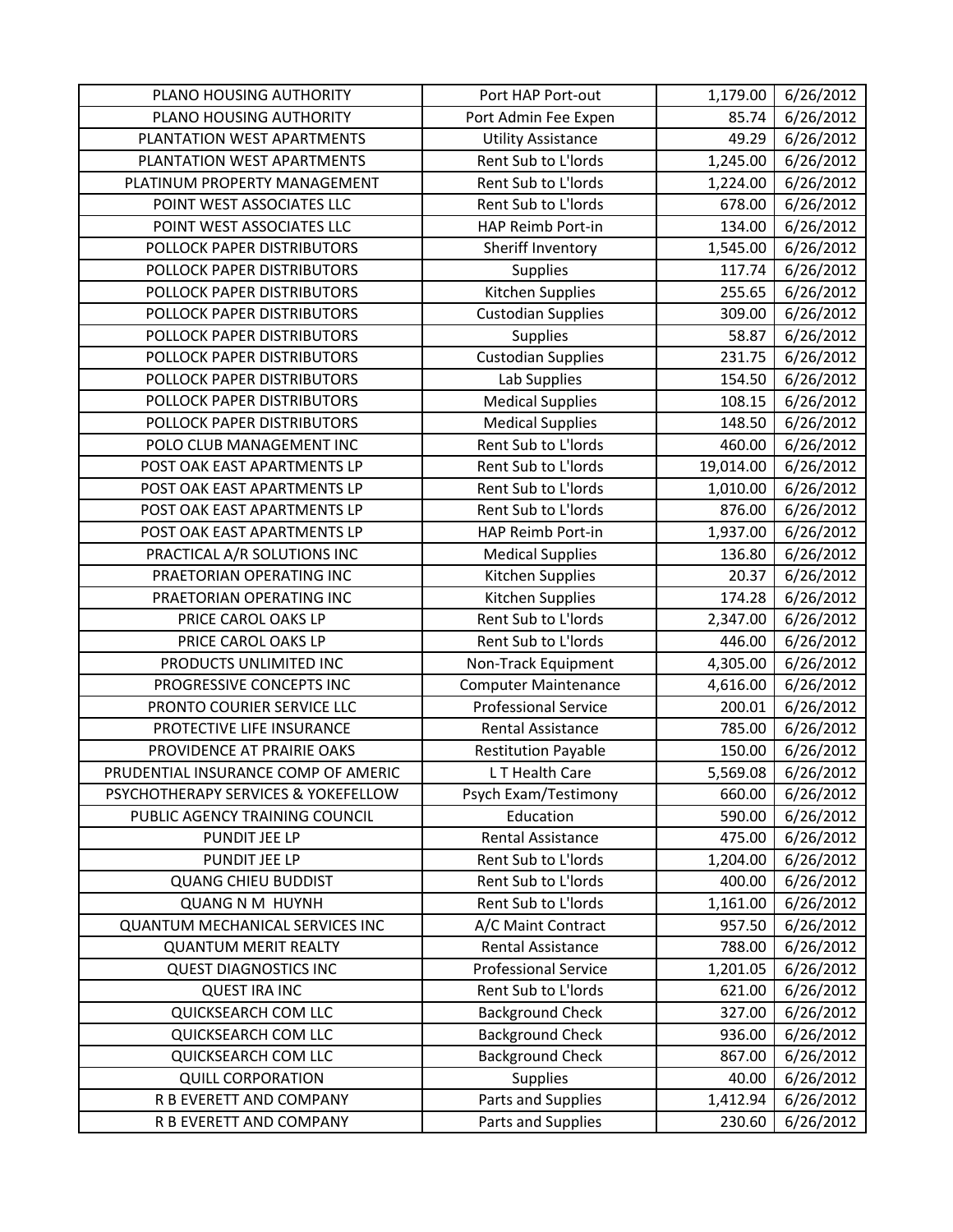| PLANO HOUSING AUTHORITY | Port HAP Port-out | 1,179.00 | 6/26/2012 |
|---|---|---|---|
| PLANO HOUSING AUTHORITY | Port Admin Fee Expen | 85.74 | 6/26/2012 |
| PLANTATION WEST APARTMENTS | Utility Assistance | 49.29 | 6/26/2012 |
| PLANTATION WEST APARTMENTS | Rent Sub to L'lords | 1,245.00 | 6/26/2012 |
| PLATINUM PROPERTY MANAGEMENT | Rent Sub to L'lords | 1,224.00 | 6/26/2012 |
| POINT WEST ASSOCIATES LLC | Rent Sub to L'lords | 678.00 | 6/26/2012 |
| POINT WEST ASSOCIATES LLC | HAP Reimb Port-in | 134.00 | 6/26/2012 |
| POLLOCK PAPER DISTRIBUTORS | Sheriff Inventory | 1,545.00 | 6/26/2012 |
| POLLOCK PAPER DISTRIBUTORS | Supplies | 117.74 | 6/26/2012 |
| POLLOCK PAPER DISTRIBUTORS | Kitchen Supplies | 255.65 | 6/26/2012 |
| POLLOCK PAPER DISTRIBUTORS | Custodian Supplies | 309.00 | 6/26/2012 |
| POLLOCK PAPER DISTRIBUTORS | Supplies | 58.87 | 6/26/2012 |
| POLLOCK PAPER DISTRIBUTORS | Custodian Supplies | 231.75 | 6/26/2012 |
| POLLOCK PAPER DISTRIBUTORS | Lab Supplies | 154.50 | 6/26/2012 |
| POLLOCK PAPER DISTRIBUTORS | Medical Supplies | 108.15 | 6/26/2012 |
| POLLOCK PAPER DISTRIBUTORS | Medical Supplies | 148.50 | 6/26/2012 |
| POLO CLUB MANAGEMENT INC | Rent Sub to L'lords | 460.00 | 6/26/2012 |
| POST OAK EAST APARTMENTS LP | Rent Sub to L'lords | 19,014.00 | 6/26/2012 |
| POST OAK EAST APARTMENTS LP | Rent Sub to L'lords | 1,010.00 | 6/26/2012 |
| POST OAK EAST APARTMENTS LP | Rent Sub to L'lords | 876.00 | 6/26/2012 |
| POST OAK EAST APARTMENTS LP | HAP Reimb Port-in | 1,937.00 | 6/26/2012 |
| PRACTICAL A/R SOLUTIONS INC | Medical Supplies | 136.80 | 6/26/2012 |
| PRAETORIAN OPERATING INC | Kitchen Supplies | 20.37 | 6/26/2012 |
| PRAETORIAN OPERATING INC | Kitchen Supplies | 174.28 | 6/26/2012 |
| PRICE CAROL OAKS LP | Rent Sub to L'lords | 2,347.00 | 6/26/2012 |
| PRICE CAROL OAKS LP | Rent Sub to L'lords | 446.00 | 6/26/2012 |
| PRODUCTS UNLIMITED INC | Non-Track Equipment | 4,305.00 | 6/26/2012 |
| PROGRESSIVE CONCEPTS INC | Computer Maintenance | 4,616.00 | 6/26/2012 |
| PRONTO COURIER SERVICE LLC | Professional Service | 200.01 | 6/26/2012 |
| PROTECTIVE LIFE INSURANCE | Rental Assistance | 785.00 | 6/26/2012 |
| PROVIDENCE AT PRAIRIE OAKS | Restitution Payable | 150.00 | 6/26/2012 |
| PRUDENTIAL INSURANCE COMP OF AMERIC | L T Health Care | 5,569.08 | 6/26/2012 |
| PSYCHOTHERAPY SERVICES & YOKEFELLOW | Psych Exam/Testimony | 660.00 | 6/26/2012 |
| PUBLIC AGENCY TRAINING COUNCIL | Education | 590.00 | 6/26/2012 |
| PUNDIT JEE LP | Rental Assistance | 475.00 | 6/26/2012 |
| PUNDIT JEE LP | Rent Sub to L'lords | 1,204.00 | 6/26/2012 |
| QUANG CHIEU BUDDIST | Rent Sub to L'lords | 400.00 | 6/26/2012 |
| QUANG N M HUYNH | Rent Sub to L'lords | 1,161.00 | 6/26/2012 |
| QUANTUM MECHANICAL SERVICES INC | A/C Maint Contract | 957.50 | 6/26/2012 |
| QUANTUM MERIT REALTY | Rental Assistance | 788.00 | 6/26/2012 |
| QUEST DIAGNOSTICS INC | Professional Service | 1,201.05 | 6/26/2012 |
| QUEST IRA INC | Rent Sub to L'lords | 621.00 | 6/26/2012 |
| QUICKSEARCH COM LLC | Background Check | 327.00 | 6/26/2012 |
| QUICKSEARCH COM LLC | Background Check | 936.00 | 6/26/2012 |
| QUICKSEARCH COM LLC | Background Check | 867.00 | 6/26/2012 |
| QUILL CORPORATION | Supplies | 40.00 | 6/26/2012 |
| R B EVERETT AND COMPANY | Parts and Supplies | 1,412.94 | 6/26/2012 |
| R B EVERETT AND COMPANY | Parts and Supplies | 230.60 | 6/26/2012 |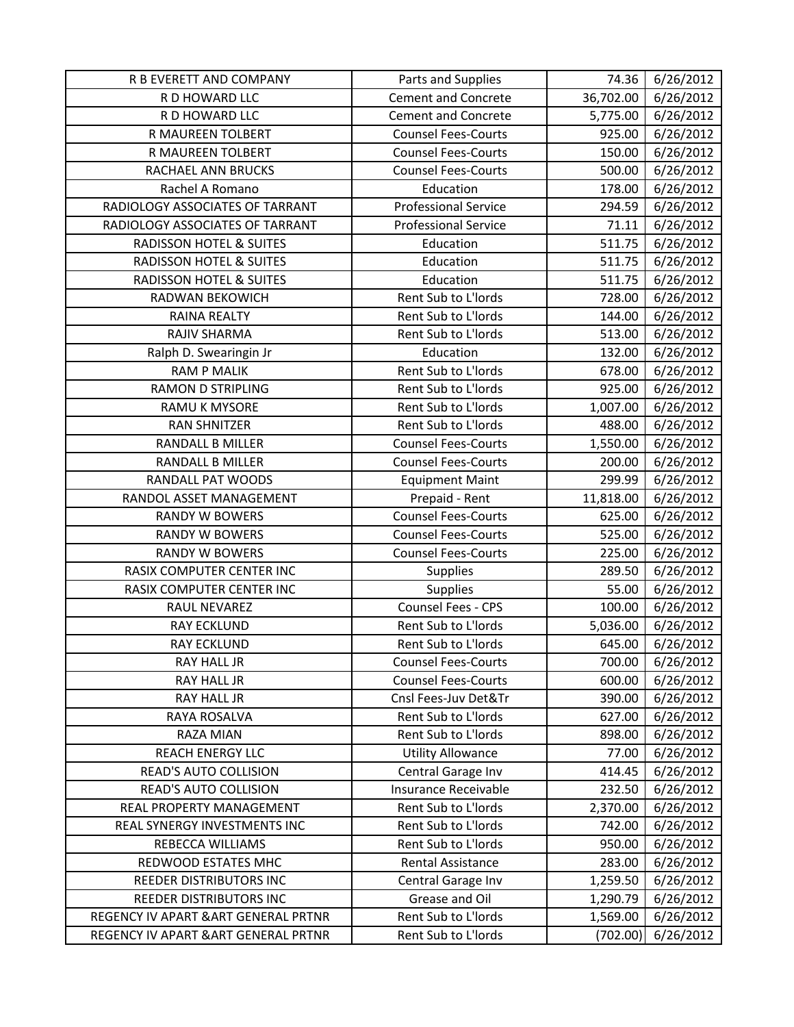| R B EVERETT AND COMPANY | Parts and Supplies | 74.36 | 6/26/2012 |
|---|---|---|---|
| R D HOWARD LLC | Cement and Concrete | 36,702.00 | 6/26/2012 |
| R D HOWARD LLC | Cement and Concrete | 5,775.00 | 6/26/2012 |
| R MAUREEN TOLBERT | Counsel Fees-Courts | 925.00 | 6/26/2012 |
| R MAUREEN TOLBERT | Counsel Fees-Courts | 150.00 | 6/26/2012 |
| RACHAEL ANN BRUCKS | Counsel Fees-Courts | 500.00 | 6/26/2012 |
| Rachel A Romano | Education | 178.00 | 6/26/2012 |
| RADIOLOGY ASSOCIATES OF TARRANT | Professional Service | 294.59 | 6/26/2012 |
| RADIOLOGY ASSOCIATES OF TARRANT | Professional Service | 71.11 | 6/26/2012 |
| RADISSON HOTEL & SUITES | Education | 511.75 | 6/26/2012 |
| RADISSON HOTEL & SUITES | Education | 511.75 | 6/26/2012 |
| RADISSON HOTEL & SUITES | Education | 511.75 | 6/26/2012 |
| RADWAN BEKOWICH | Rent Sub to L'lords | 728.00 | 6/26/2012 |
| RAINA REALTY | Rent Sub to L'lords | 144.00 | 6/26/2012 |
| RAJIV SHARMA | Rent Sub to L'lords | 513.00 | 6/26/2012 |
| Ralph D. Swearingin Jr | Education | 132.00 | 6/26/2012 |
| RAM P MALIK | Rent Sub to L'lords | 678.00 | 6/26/2012 |
| RAMON D STRIPLING | Rent Sub to L'lords | 925.00 | 6/26/2012 |
| RAMU K MYSORE | Rent Sub to L'lords | 1,007.00 | 6/26/2012 |
| RAN SHNITZER | Rent Sub to L'lords | 488.00 | 6/26/2012 |
| RANDALL B MILLER | Counsel Fees-Courts | 1,550.00 | 6/26/2012 |
| RANDALL B MILLER | Counsel Fees-Courts | 200.00 | 6/26/2012 |
| RANDALL PAT WOODS | Equipment Maint | 299.99 | 6/26/2012 |
| RANDOL ASSET MANAGEMENT | Prepaid - Rent | 11,818.00 | 6/26/2012 |
| RANDY W BOWERS | Counsel Fees-Courts | 625.00 | 6/26/2012 |
| RANDY W BOWERS | Counsel Fees-Courts | 525.00 | 6/26/2012 |
| RANDY W BOWERS | Counsel Fees-Courts | 225.00 | 6/26/2012 |
| RASIX COMPUTER CENTER INC | Supplies | 289.50 | 6/26/2012 |
| RASIX COMPUTER CENTER INC | Supplies | 55.00 | 6/26/2012 |
| RAUL NEVAREZ | Counsel Fees - CPS | 100.00 | 6/26/2012 |
| RAY ECKLUND | Rent Sub to L'lords | 5,036.00 | 6/26/2012 |
| RAY ECKLUND | Rent Sub to L'lords | 645.00 | 6/26/2012 |
| RAY HALL JR | Counsel Fees-Courts | 700.00 | 6/26/2012 |
| RAY HALL JR | Counsel Fees-Courts | 600.00 | 6/26/2012 |
| RAY HALL JR | Cnsl Fees-Juv Det&Tr | 390.00 | 6/26/2012 |
| RAYA ROSALVA | Rent Sub to L'lords | 627.00 | 6/26/2012 |
| RAZA MIAN | Rent Sub to L'lords | 898.00 | 6/26/2012 |
| REACH ENERGY LLC | Utility Allowance | 77.00 | 6/26/2012 |
| READ'S AUTO COLLISION | Central Garage Inv | 414.45 | 6/26/2012 |
| READ'S AUTO COLLISION | Insurance Receivable | 232.50 | 6/26/2012 |
| REAL PROPERTY MANAGEMENT | Rent Sub to L'lords | 2,370.00 | 6/26/2012 |
| REAL SYNERGY INVESTMENTS INC | Rent Sub to L'lords | 742.00 | 6/26/2012 |
| REBECCA WILLIAMS | Rent Sub to L'lords | 950.00 | 6/26/2012 |
| REDWOOD ESTATES MHC | Rental Assistance | 283.00 | 6/26/2012 |
| REEDER DISTRIBUTORS INC | Central Garage Inv | 1,259.50 | 6/26/2012 |
| REEDER DISTRIBUTORS INC | Grease and Oil | 1,290.79 | 6/26/2012 |
| REGENCY IV APART &ART GENERAL PRTNR | Rent Sub to L'lords | 1,569.00 | 6/26/2012 |
| REGENCY IV APART &ART GENERAL PRTNR | Rent Sub to L'lords | (702.00) | 6/26/2012 |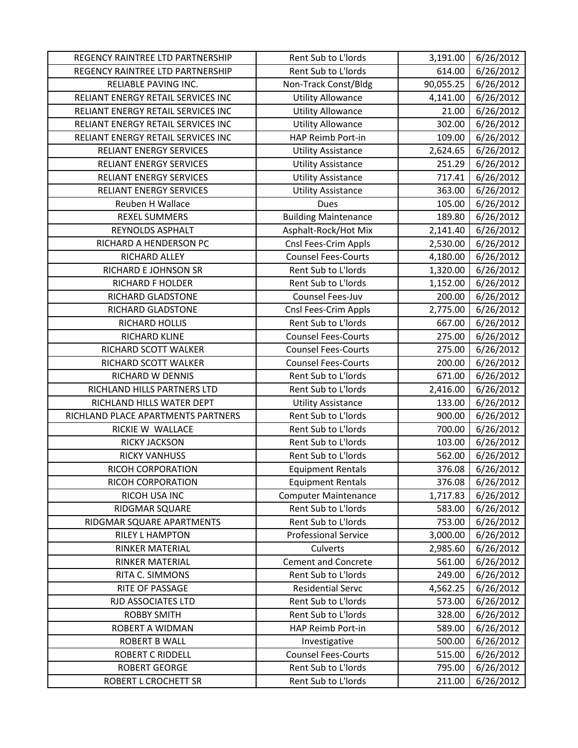| REGENCY RAINTREE LTD PARTNERSHIP | Rent Sub to L'lords | 3,191.00 | 6/26/2012 |
|---|---|---|---|
| REGENCY RAINTREE LTD PARTNERSHIP | Rent Sub to L'lords | 614.00 | 6/26/2012 |
| RELIABLE PAVING INC. | Non-Track Const/Bldg | 90,055.25 | 6/26/2012 |
| RELIANT ENERGY RETAIL SERVICES INC | Utility Allowance | 4,141.00 | 6/26/2012 |
| RELIANT ENERGY RETAIL SERVICES INC | Utility Allowance | 21.00 | 6/26/2012 |
| RELIANT ENERGY RETAIL SERVICES INC | Utility Allowance | 302.00 | 6/26/2012 |
| RELIANT ENERGY RETAIL SERVICES INC | HAP Reimb Port-in | 109.00 | 6/26/2012 |
| RELIANT ENERGY SERVICES | Utility Assistance | 2,624.65 | 6/26/2012 |
| RELIANT ENERGY SERVICES | Utility Assistance | 251.29 | 6/26/2012 |
| RELIANT ENERGY SERVICES | Utility Assistance | 717.41 | 6/26/2012 |
| RELIANT ENERGY SERVICES | Utility Assistance | 363.00 | 6/26/2012 |
| Reuben H Wallace | Dues | 105.00 | 6/26/2012 |
| REXEL SUMMERS | Building Maintenance | 189.80 | 6/26/2012 |
| REYNOLDS ASPHALT | Asphalt-Rock/Hot Mix | 2,141.40 | 6/26/2012 |
| RICHARD A HENDERSON PC | Cnsl Fees-Crim Appls | 2,530.00 | 6/26/2012 |
| RICHARD ALLEY | Counsel Fees-Courts | 4,180.00 | 6/26/2012 |
| RICHARD E JOHNSON SR | Rent Sub to L'lords | 1,320.00 | 6/26/2012 |
| RICHARD F HOLDER | Rent Sub to L'lords | 1,152.00 | 6/26/2012 |
| RICHARD GLADSTONE | Counsel Fees-Juv | 200.00 | 6/26/2012 |
| RICHARD GLADSTONE | Cnsl Fees-Crim Appls | 2,775.00 | 6/26/2012 |
| RICHARD HOLLIS | Rent Sub to L'lords | 667.00 | 6/26/2012 |
| RICHARD KLINE | Counsel Fees-Courts | 275.00 | 6/26/2012 |
| RICHARD SCOTT WALKER | Counsel Fees-Courts | 275.00 | 6/26/2012 |
| RICHARD SCOTT WALKER | Counsel Fees-Courts | 200.00 | 6/26/2012 |
| RICHARD W DENNIS | Rent Sub to L'lords | 671.00 | 6/26/2012 |
| RICHLAND HILLS PARTNERS LTD | Rent Sub to L'lords | 2,416.00 | 6/26/2012 |
| RICHLAND HILLS WATER DEPT | Utility Assistance | 133.00 | 6/26/2012 |
| RICHLAND PLACE APARTMENTS PARTNERS | Rent Sub to L'lords | 900.00 | 6/26/2012 |
| RICKIE W WALLACE | Rent Sub to L'lords | 700.00 | 6/26/2012 |
| RICKY JACKSON | Rent Sub to L'lords | 103.00 | 6/26/2012 |
| RICKY VANHUSS | Rent Sub to L'lords | 562.00 | 6/26/2012 |
| RICOH CORPORATION | Equipment Rentals | 376.08 | 6/26/2012 |
| RICOH CORPORATION | Equipment Rentals | 376.08 | 6/26/2012 |
| RICOH USA INC | Computer Maintenance | 1,717.83 | 6/26/2012 |
| RIDGMAR SQUARE | Rent Sub to L'lords | 583.00 | 6/26/2012 |
| RIDGMAR SQUARE APARTMENTS | Rent Sub to L'lords | 753.00 | 6/26/2012 |
| RILEY L HAMPTON | Professional Service | 3,000.00 | 6/26/2012 |
| RINKER MATERIAL | Culverts | 2,985.60 | 6/26/2012 |
| RINKER MATERIAL | Cement and Concrete | 561.00 | 6/26/2012 |
| RITA C. SIMMONS | Rent Sub to L'lords | 249.00 | 6/26/2012 |
| RITE OF PASSAGE | Residential Servc | 4,562.25 | 6/26/2012 |
| RJD ASSOCIATES LTD | Rent Sub to L'lords | 573.00 | 6/26/2012 |
| ROBBY SMITH | Rent Sub to L'lords | 328.00 | 6/26/2012 |
| ROBERT A WIDMAN | HAP Reimb Port-in | 589.00 | 6/26/2012 |
| ROBERT B WALL | Investigative | 500.00 | 6/26/2012 |
| ROBERT C RIDDELL | Counsel Fees-Courts | 515.00 | 6/26/2012 |
| ROBERT GEORGE | Rent Sub to L'lords | 795.00 | 6/26/2012 |
| ROBERT L CROCHETT SR | Rent Sub to L'lords | 211.00 | 6/26/2012 |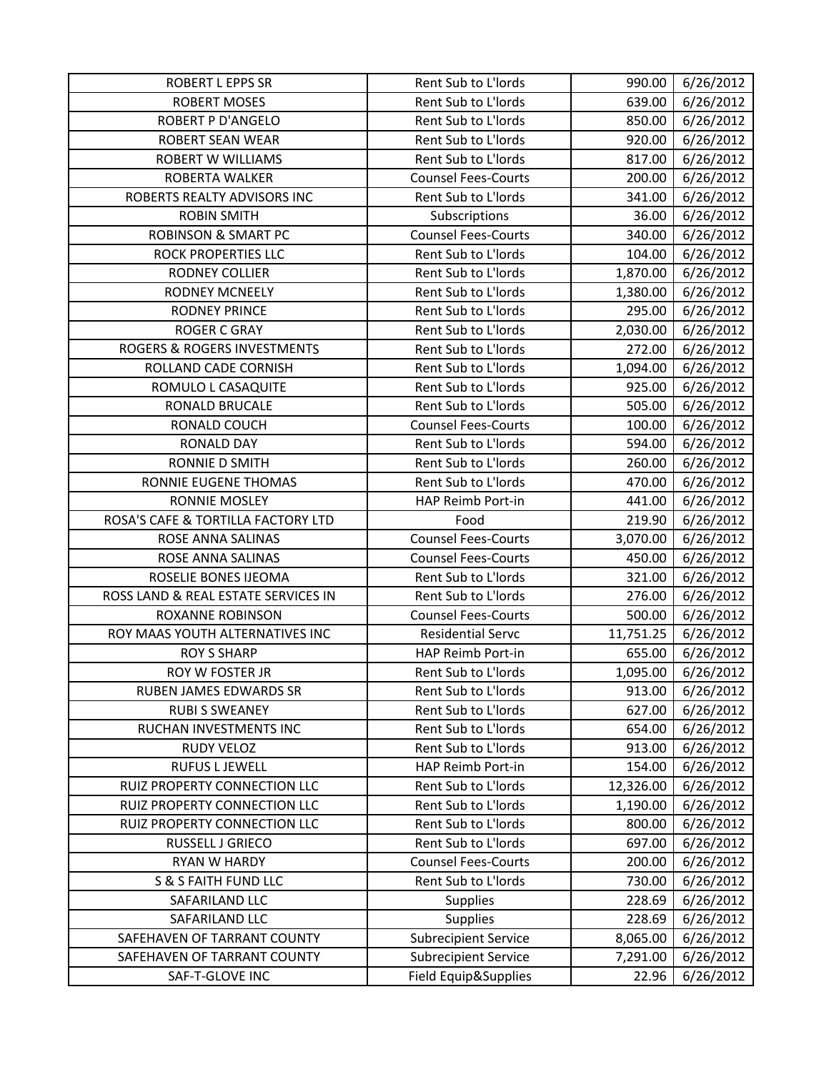| ROBERT L EPPS SR | Rent Sub to L'lords | 990.00 | 6/26/2012 |
|---|---|---|---|
| ROBERT MOSES | Rent Sub to L'lords | 639.00 | 6/26/2012 |
| ROBERT P D'ANGELO | Rent Sub to L'lords | 850.00 | 6/26/2012 |
| ROBERT SEAN WEAR | Rent Sub to L'lords | 920.00 | 6/26/2012 |
| ROBERT W WILLIAMS | Rent Sub to L'lords | 817.00 | 6/26/2012 |
| ROBERTA WALKER | Counsel Fees-Courts | 200.00 | 6/26/2012 |
| ROBERTS REALTY ADVISORS INC | Rent Sub to L'lords | 341.00 | 6/26/2012 |
| ROBIN SMITH | Subscriptions | 36.00 | 6/26/2012 |
| ROBINSON & SMART PC | Counsel Fees-Courts | 340.00 | 6/26/2012 |
| ROCK PROPERTIES LLC | Rent Sub to L'lords | 104.00 | 6/26/2012 |
| RODNEY COLLIER | Rent Sub to L'lords | 1,870.00 | 6/26/2012 |
| RODNEY MCNEELY | Rent Sub to L'lords | 1,380.00 | 6/26/2012 |
| RODNEY PRINCE | Rent Sub to L'lords | 295.00 | 6/26/2012 |
| ROGER C GRAY | Rent Sub to L'lords | 2,030.00 | 6/26/2012 |
| ROGERS & ROGERS INVESTMENTS | Rent Sub to L'lords | 272.00 | 6/26/2012 |
| ROLLAND CADE CORNISH | Rent Sub to L'lords | 1,094.00 | 6/26/2012 |
| ROMULO L CASAQUITE | Rent Sub to L'lords | 925.00 | 6/26/2012 |
| RONALD BRUCALE | Rent Sub to L'lords | 505.00 | 6/26/2012 |
| RONALD COUCH | Counsel Fees-Courts | 100.00 | 6/26/2012 |
| RONALD DAY | Rent Sub to L'lords | 594.00 | 6/26/2012 |
| RONNIE D SMITH | Rent Sub to L'lords | 260.00 | 6/26/2012 |
| RONNIE EUGENE THOMAS | Rent Sub to L'lords | 470.00 | 6/26/2012 |
| RONNIE MOSLEY | HAP Reimb Port-in | 441.00 | 6/26/2012 |
| ROSA'S CAFE & TORTILLA FACTORY LTD | Food | 219.90 | 6/26/2012 |
| ROSE ANNA SALINAS | Counsel Fees-Courts | 3,070.00 | 6/26/2012 |
| ROSE ANNA SALINAS | Counsel Fees-Courts | 450.00 | 6/26/2012 |
| ROSELIE BONES IJEOMA | Rent Sub to L'lords | 321.00 | 6/26/2012 |
| ROSS LAND & REAL ESTATE SERVICES IN | Rent Sub to L'lords | 276.00 | 6/26/2012 |
| ROXANNE ROBINSON | Counsel Fees-Courts | 500.00 | 6/26/2012 |
| ROY MAAS YOUTH ALTERNATIVES INC | Residential Servc | 11,751.25 | 6/26/2012 |
| ROY S SHARP | HAP Reimb Port-in | 655.00 | 6/26/2012 |
| ROY W FOSTER JR | Rent Sub to L'lords | 1,095.00 | 6/26/2012 |
| RUBEN JAMES EDWARDS SR | Rent Sub to L'lords | 913.00 | 6/26/2012 |
| RUBI S SWEANEY | Rent Sub to L'lords | 627.00 | 6/26/2012 |
| RUCHAN INVESTMENTS INC | Rent Sub to L'lords | 654.00 | 6/26/2012 |
| RUDY VELOZ | Rent Sub to L'lords | 913.00 | 6/26/2012 |
| RUFUS L JEWELL | HAP Reimb Port-in | 154.00 | 6/26/2012 |
| RUIZ PROPERTY CONNECTION LLC | Rent Sub to L'lords | 12,326.00 | 6/26/2012 |
| RUIZ PROPERTY CONNECTION LLC | Rent Sub to L'lords | 1,190.00 | 6/26/2012 |
| RUIZ PROPERTY CONNECTION LLC | Rent Sub to L'lords | 800.00 | 6/26/2012 |
| RUSSELL J GRIECO | Rent Sub to L'lords | 697.00 | 6/26/2012 |
| RYAN W HARDY | Counsel Fees-Courts | 200.00 | 6/26/2012 |
| S & S FAITH FUND LLC | Rent Sub to L'lords | 730.00 | 6/26/2012 |
| SAFARILAND LLC | Supplies | 228.69 | 6/26/2012 |
| SAFARILAND LLC | Supplies | 228.69 | 6/26/2012 |
| SAFEHAVEN OF TARRANT COUNTY | Subrecipient Service | 8,065.00 | 6/26/2012 |
| SAFEHAVEN OF TARRANT COUNTY | Subrecipient Service | 7,291.00 | 6/26/2012 |
| SAF-T-GLOVE INC | Field Equip&Supplies | 22.96 | 6/26/2012 |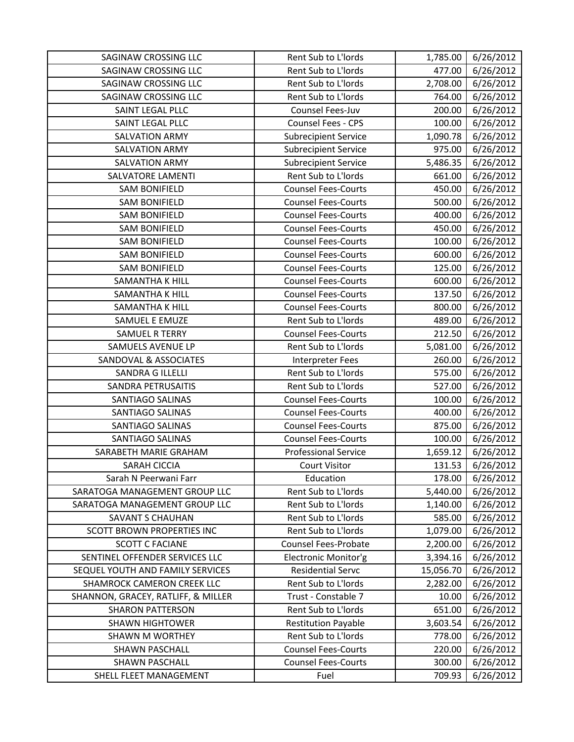| | | | |
|---|---|---|---|
| SAGINAW CROSSING LLC | Rent Sub to L'lords | 1,785.00 | 6/26/2012 |
| SAGINAW CROSSING LLC | Rent Sub to L'lords | 477.00 | 6/26/2012 |
| SAGINAW CROSSING LLC | Rent Sub to L'lords | 2,708.00 | 6/26/2012 |
| SAGINAW CROSSING LLC | Rent Sub to L'lords | 764.00 | 6/26/2012 |
| SAINT LEGAL PLLC | Counsel Fees-Juv | 200.00 | 6/26/2012 |
| SAINT LEGAL PLLC | Counsel Fees - CPS | 100.00 | 6/26/2012 |
| SALVATION ARMY | Subrecipient Service | 1,090.78 | 6/26/2012 |
| SALVATION ARMY | Subrecipient Service | 975.00 | 6/26/2012 |
| SALVATION ARMY | Subrecipient Service | 5,486.35 | 6/26/2012 |
| SALVATORE LAMENTI | Rent Sub to L'lords | 661.00 | 6/26/2012 |
| SAM BONIFIELD | Counsel Fees-Courts | 450.00 | 6/26/2012 |
| SAM BONIFIELD | Counsel Fees-Courts | 500.00 | 6/26/2012 |
| SAM BONIFIELD | Counsel Fees-Courts | 400.00 | 6/26/2012 |
| SAM BONIFIELD | Counsel Fees-Courts | 450.00 | 6/26/2012 |
| SAM BONIFIELD | Counsel Fees-Courts | 100.00 | 6/26/2012 |
| SAM BONIFIELD | Counsel Fees-Courts | 600.00 | 6/26/2012 |
| SAM BONIFIELD | Counsel Fees-Courts | 125.00 | 6/26/2012 |
| SAMANTHA K HILL | Counsel Fees-Courts | 600.00 | 6/26/2012 |
| SAMANTHA K HILL | Counsel Fees-Courts | 137.50 | 6/26/2012 |
| SAMANTHA K HILL | Counsel Fees-Courts | 800.00 | 6/26/2012 |
| SAMUEL E EMUZE | Rent Sub to L'lords | 489.00 | 6/26/2012 |
| SAMUEL R TERRY | Counsel Fees-Courts | 212.50 | 6/26/2012 |
| SAMUELS AVENUE LP | Rent Sub to L'lords | 5,081.00 | 6/26/2012 |
| SANDOVAL & ASSOCIATES | Interpreter Fees | 260.00 | 6/26/2012 |
| SANDRA G ILLELLI | Rent Sub to L'lords | 575.00 | 6/26/2012 |
| SANDRA PETRUSAITIS | Rent Sub to L'lords | 527.00 | 6/26/2012 |
| SANTIAGO SALINAS | Counsel Fees-Courts | 100.00 | 6/26/2012 |
| SANTIAGO SALINAS | Counsel Fees-Courts | 400.00 | 6/26/2012 |
| SANTIAGO SALINAS | Counsel Fees-Courts | 875.00 | 6/26/2012 |
| SANTIAGO SALINAS | Counsel Fees-Courts | 100.00 | 6/26/2012 |
| SARABETH MARIE GRAHAM | Professional Service | 1,659.12 | 6/26/2012 |
| SARAH CICCIA | Court Visitor | 131.53 | 6/26/2012 |
| Sarah N Peerwani Farr | Education | 178.00 | 6/26/2012 |
| SARATOGA MANAGEMENT GROUP LLC | Rent Sub to L'lords | 5,440.00 | 6/26/2012 |
| SARATOGA MANAGEMENT GROUP LLC | Rent Sub to L'lords | 1,140.00 | 6/26/2012 |
| SAVANT S CHAUHAN | Rent Sub to L'lords | 585.00 | 6/26/2012 |
| SCOTT BROWN PROPERTIES INC | Rent Sub to L'lords | 1,079.00 | 6/26/2012 |
| SCOTT C FACIANE | Counsel Fees-Probate | 2,200.00 | 6/26/2012 |
| SENTINEL OFFENDER SERVICES LLC | Electronic Monitor'g | 3,394.16 | 6/26/2012 |
| SEQUEL YOUTH AND FAMILY SERVICES | Residential Servc | 15,056.70 | 6/26/2012 |
| SHAMROCK CAMERON CREEK LLC | Rent Sub to L'lords | 2,282.00 | 6/26/2012 |
| SHANNON, GRACEY, RATLIFF, & MILLER | Trust - Constable 7 | 10.00 | 6/26/2012 |
| SHARON PATTERSON | Rent Sub to L'lords | 651.00 | 6/26/2012 |
| SHAWN HIGHTOWER | Restitution Payable | 3,603.54 | 6/26/2012 |
| SHAWN M WORTHEY | Rent Sub to L'lords | 778.00 | 6/26/2012 |
| SHAWN PASCHALL | Counsel Fees-Courts | 220.00 | 6/26/2012 |
| SHAWN PASCHALL | Counsel Fees-Courts | 300.00 | 6/26/2012 |
| SHELL FLEET MANAGEMENT | Fuel | 709.93 | 6/26/2012 |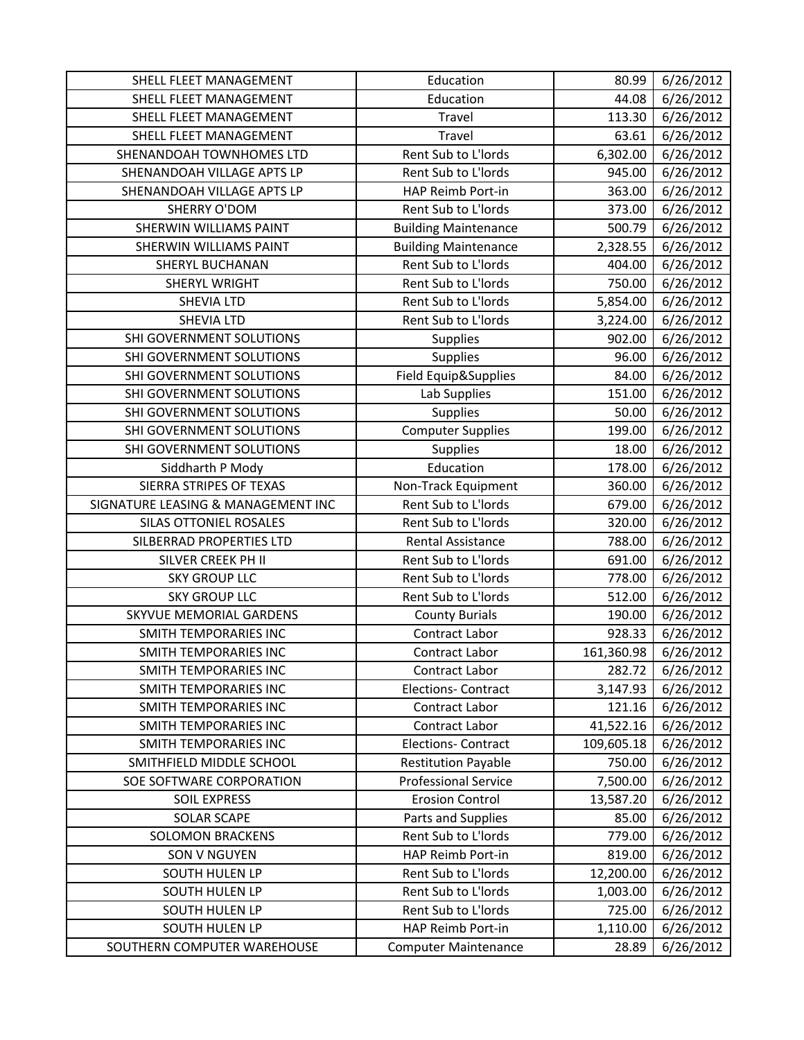| SHELL FLEET MANAGEMENT | Education | 80.99 | 6/26/2012 |
|---|---|---|---|
| SHELL FLEET MANAGEMENT | Education | 44.08 | 6/26/2012 |
| SHELL FLEET MANAGEMENT | Travel | 113.30 | 6/26/2012 |
| SHELL FLEET MANAGEMENT | Travel | 63.61 | 6/26/2012 |
| SHENANDOAH TOWNHOMES LTD | Rent Sub to L'lords | 6,302.00 | 6/26/2012 |
| SHENANDOAH VILLAGE APTS LP | Rent Sub to L'lords | 945.00 | 6/26/2012 |
| SHENANDOAH VILLAGE APTS LP | HAP Reimb Port-in | 363.00 | 6/26/2012 |
| SHERRY O'DOM | Rent Sub to L'lords | 373.00 | 6/26/2012 |
| SHERWIN WILLIAMS PAINT | Building Maintenance | 500.79 | 6/26/2012 |
| SHERWIN WILLIAMS PAINT | Building Maintenance | 2,328.55 | 6/26/2012 |
| SHERYL BUCHANAN | Rent Sub to L'lords | 404.00 | 6/26/2012 |
| SHERYL WRIGHT | Rent Sub to L'lords | 750.00 | 6/26/2012 |
| SHEVIA LTD | Rent Sub to L'lords | 5,854.00 | 6/26/2012 |
| SHEVIA LTD | Rent Sub to L'lords | 3,224.00 | 6/26/2012 |
| SHI GOVERNMENT SOLUTIONS | Supplies | 902.00 | 6/26/2012 |
| SHI GOVERNMENT SOLUTIONS | Supplies | 96.00 | 6/26/2012 |
| SHI GOVERNMENT SOLUTIONS | Field Equip&Supplies | 84.00 | 6/26/2012 |
| SHI GOVERNMENT SOLUTIONS | Lab Supplies | 151.00 | 6/26/2012 |
| SHI GOVERNMENT SOLUTIONS | Supplies | 50.00 | 6/26/2012 |
| SHI GOVERNMENT SOLUTIONS | Computer Supplies | 199.00 | 6/26/2012 |
| SHI GOVERNMENT SOLUTIONS | Supplies | 18.00 | 6/26/2012 |
| Siddharth P Mody | Education | 178.00 | 6/26/2012 |
| SIERRA STRIPES OF TEXAS | Non-Track Equipment | 360.00 | 6/26/2012 |
| SIGNATURE LEASING & MANAGEMENT INC | Rent Sub to L'lords | 679.00 | 6/26/2012 |
| SILAS OTTONIEL ROSALES | Rent Sub to L'lords | 320.00 | 6/26/2012 |
| SILBERRAD PROPERTIES LTD | Rental Assistance | 788.00 | 6/26/2012 |
| SILVER CREEK PH II | Rent Sub to L'lords | 691.00 | 6/26/2012 |
| SKY GROUP LLC | Rent Sub to L'lords | 778.00 | 6/26/2012 |
| SKY GROUP LLC | Rent Sub to L'lords | 512.00 | 6/26/2012 |
| SKYVUE MEMORIAL GARDENS | County Burials | 190.00 | 6/26/2012 |
| SMITH TEMPORARIES INC | Contract Labor | 928.33 | 6/26/2012 |
| SMITH TEMPORARIES INC | Contract Labor | 161,360.98 | 6/26/2012 |
| SMITH TEMPORARIES INC | Contract Labor | 282.72 | 6/26/2012 |
| SMITH TEMPORARIES INC | Elections- Contract | 3,147.93 | 6/26/2012 |
| SMITH TEMPORARIES INC | Contract Labor | 121.16 | 6/26/2012 |
| SMITH TEMPORARIES INC | Contract Labor | 41,522.16 | 6/26/2012 |
| SMITH TEMPORARIES INC | Elections- Contract | 109,605.18 | 6/26/2012 |
| SMITHFIELD MIDDLE SCHOOL | Restitution Payable | 750.00 | 6/26/2012 |
| SOE SOFTWARE CORPORATION | Professional Service | 7,500.00 | 6/26/2012 |
| SOIL EXPRESS | Erosion Control | 13,587.20 | 6/26/2012 |
| SOLAR SCAPE | Parts and Supplies | 85.00 | 6/26/2012 |
| SOLOMON BRACKENS | Rent Sub to L'lords | 779.00 | 6/26/2012 |
| SON V NGUYEN | HAP Reimb Port-in | 819.00 | 6/26/2012 |
| SOUTH HULEN LP | Rent Sub to L'lords | 12,200.00 | 6/26/2012 |
| SOUTH HULEN LP | Rent Sub to L'lords | 1,003.00 | 6/26/2012 |
| SOUTH HULEN LP | Rent Sub to L'lords | 725.00 | 6/26/2012 |
| SOUTH HULEN LP | HAP Reimb Port-in | 1,110.00 | 6/26/2012 |
| SOUTHERN COMPUTER WAREHOUSE | Computer Maintenance | 28.89 | 6/26/2012 |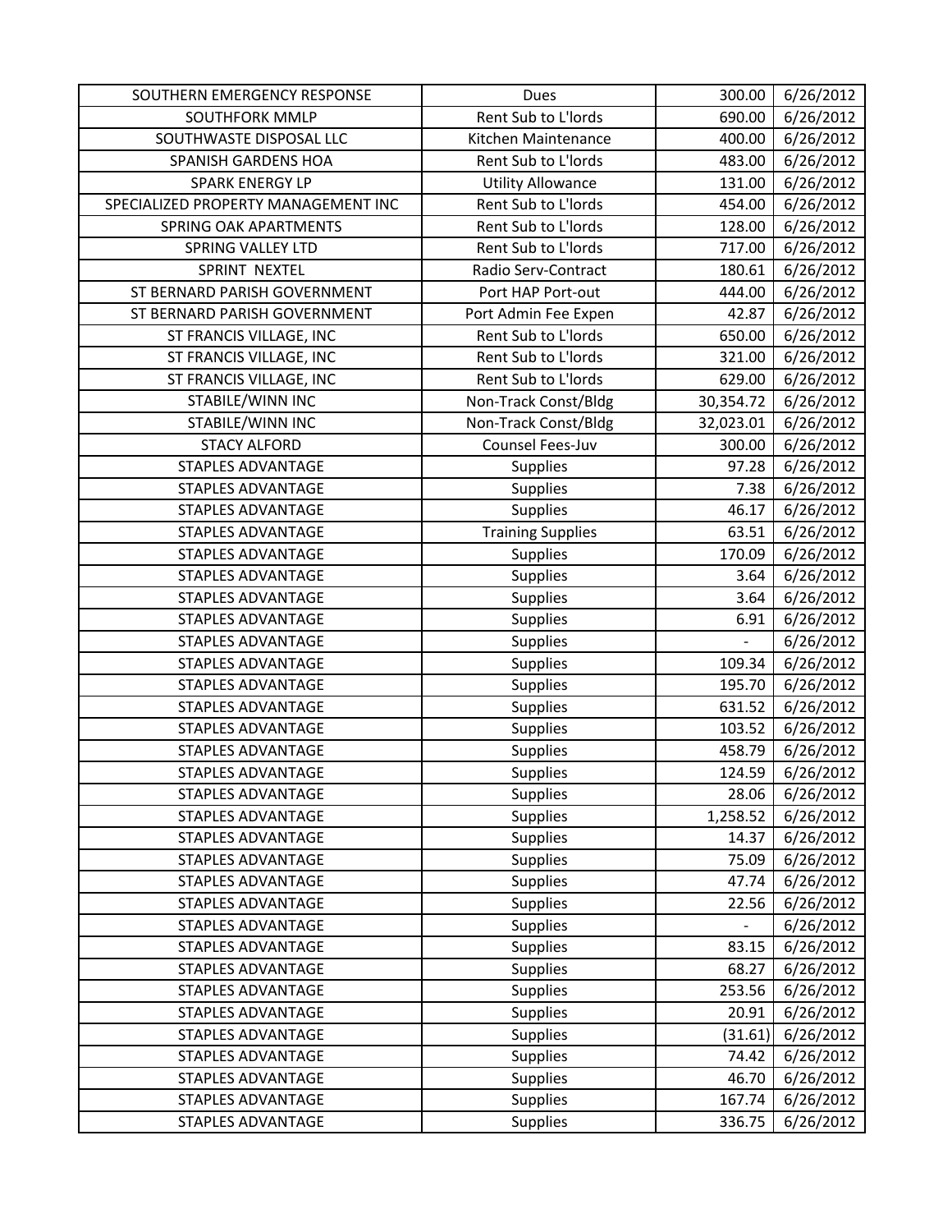| | | | |
|---|---|---|---|
| SOUTHERN EMERGENCY RESPONSE | Dues | 300.00 | 6/26/2012 |
| SOUTHFORK MMLP | Rent Sub to L'lords | 690.00 | 6/26/2012 |
| SOUTHWASTE DISPOSAL LLC | Kitchen Maintenance | 400.00 | 6/26/2012 |
| SPANISH GARDENS HOA | Rent Sub to L'lords | 483.00 | 6/26/2012 |
| SPARK ENERGY LP | Utility Allowance | 131.00 | 6/26/2012 |
| SPECIALIZED PROPERTY MANAGEMENT INC | Rent Sub to L'lords | 454.00 | 6/26/2012 |
| SPRING OAK APARTMENTS | Rent Sub to L'lords | 128.00 | 6/26/2012 |
| SPRING VALLEY LTD | Rent Sub to L'lords | 717.00 | 6/26/2012 |
| SPRINT NEXTEL | Radio Serv-Contract | 180.61 | 6/26/2012 |
| ST BERNARD PARISH GOVERNMENT | Port HAP Port-out | 444.00 | 6/26/2012 |
| ST BERNARD PARISH GOVERNMENT | Port Admin Fee Expen | 42.87 | 6/26/2012 |
| ST FRANCIS VILLAGE, INC | Rent Sub to L'lords | 650.00 | 6/26/2012 |
| ST FRANCIS VILLAGE, INC | Rent Sub to L'lords | 321.00 | 6/26/2012 |
| ST FRANCIS VILLAGE, INC | Rent Sub to L'lords | 629.00 | 6/26/2012 |
| STABILE/WINN INC | Non-Track Const/Bldg | 30,354.72 | 6/26/2012 |
| STABILE/WINN INC | Non-Track Const/Bldg | 32,023.01 | 6/26/2012 |
| STACY ALFORD | Counsel Fees-Juv | 300.00 | 6/26/2012 |
| STAPLES ADVANTAGE | Supplies | 97.28 | 6/26/2012 |
| STAPLES ADVANTAGE | Supplies | 7.38 | 6/26/2012 |
| STAPLES ADVANTAGE | Supplies | 46.17 | 6/26/2012 |
| STAPLES ADVANTAGE | Training Supplies | 63.51 | 6/26/2012 |
| STAPLES ADVANTAGE | Supplies | 170.09 | 6/26/2012 |
| STAPLES ADVANTAGE | Supplies | 3.64 | 6/26/2012 |
| STAPLES ADVANTAGE | Supplies | 3.64 | 6/26/2012 |
| STAPLES ADVANTAGE | Supplies | 6.91 | 6/26/2012 |
| STAPLES ADVANTAGE | Supplies | - | 6/26/2012 |
| STAPLES ADVANTAGE | Supplies | 109.34 | 6/26/2012 |
| STAPLES ADVANTAGE | Supplies | 195.70 | 6/26/2012 |
| STAPLES ADVANTAGE | Supplies | 631.52 | 6/26/2012 |
| STAPLES ADVANTAGE | Supplies | 103.52 | 6/26/2012 |
| STAPLES ADVANTAGE | Supplies | 458.79 | 6/26/2012 |
| STAPLES ADVANTAGE | Supplies | 124.59 | 6/26/2012 |
| STAPLES ADVANTAGE | Supplies | 28.06 | 6/26/2012 |
| STAPLES ADVANTAGE | Supplies | 1,258.52 | 6/26/2012 |
| STAPLES ADVANTAGE | Supplies | 14.37 | 6/26/2012 |
| STAPLES ADVANTAGE | Supplies | 75.09 | 6/26/2012 |
| STAPLES ADVANTAGE | Supplies | 47.74 | 6/26/2012 |
| STAPLES ADVANTAGE | Supplies | 22.56 | 6/26/2012 |
| STAPLES ADVANTAGE | Supplies | - | 6/26/2012 |
| STAPLES ADVANTAGE | Supplies | 83.15 | 6/26/2012 |
| STAPLES ADVANTAGE | Supplies | 68.27 | 6/26/2012 |
| STAPLES ADVANTAGE | Supplies | 253.56 | 6/26/2012 |
| STAPLES ADVANTAGE | Supplies | 20.91 | 6/26/2012 |
| STAPLES ADVANTAGE | Supplies | (31.61) | 6/26/2012 |
| STAPLES ADVANTAGE | Supplies | 74.42 | 6/26/2012 |
| STAPLES ADVANTAGE | Supplies | 46.70 | 6/26/2012 |
| STAPLES ADVANTAGE | Supplies | 167.74 | 6/26/2012 |
| STAPLES ADVANTAGE | Supplies | 336.75 | 6/26/2012 |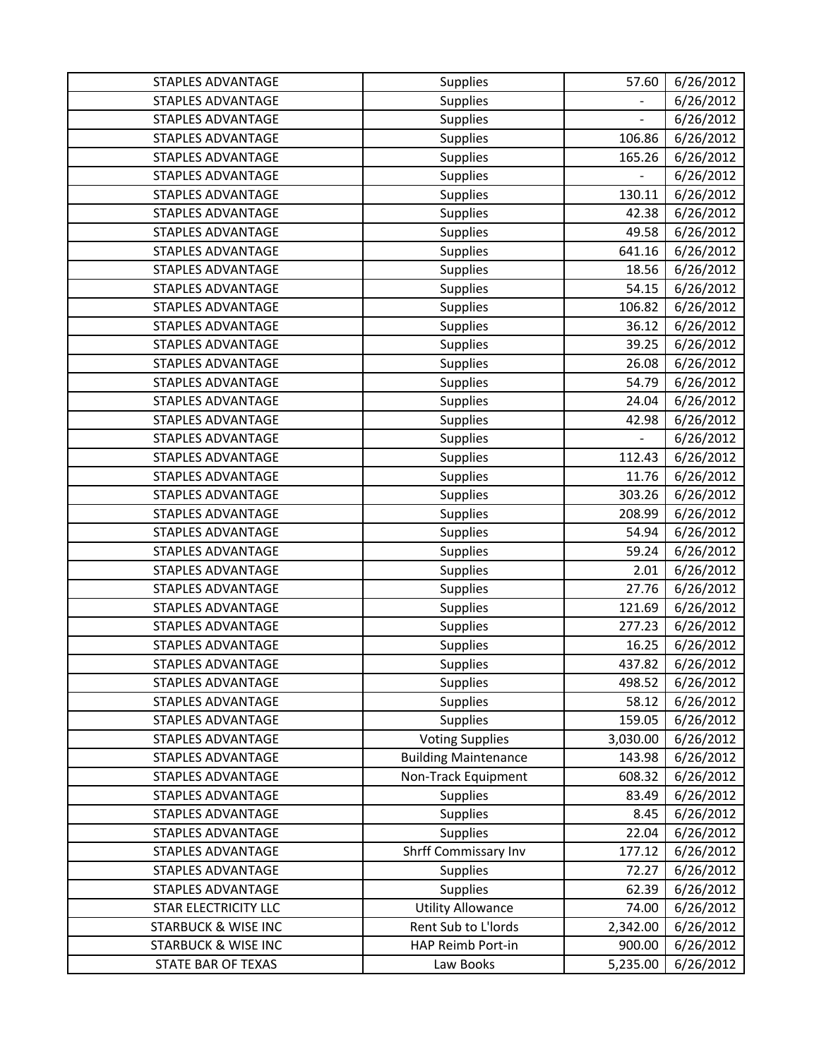| STAPLES ADVANTAGE | Supplies | 57.60 | 6/26/2012 |
|---|---|---|---|
| STAPLES ADVANTAGE | Supplies | - | 6/26/2012 |
| STAPLES ADVANTAGE | Supplies | - | 6/26/2012 |
| STAPLES ADVANTAGE | Supplies | 106.86 | 6/26/2012 |
| STAPLES ADVANTAGE | Supplies | 165.26 | 6/26/2012 |
| STAPLES ADVANTAGE | Supplies | - | 6/26/2012 |
| STAPLES ADVANTAGE | Supplies | 130.11 | 6/26/2012 |
| STAPLES ADVANTAGE | Supplies | 42.38 | 6/26/2012 |
| STAPLES ADVANTAGE | Supplies | 49.58 | 6/26/2012 |
| STAPLES ADVANTAGE | Supplies | 641.16 | 6/26/2012 |
| STAPLES ADVANTAGE | Supplies | 18.56 | 6/26/2012 |
| STAPLES ADVANTAGE | Supplies | 54.15 | 6/26/2012 |
| STAPLES ADVANTAGE | Supplies | 106.82 | 6/26/2012 |
| STAPLES ADVANTAGE | Supplies | 36.12 | 6/26/2012 |
| STAPLES ADVANTAGE | Supplies | 39.25 | 6/26/2012 |
| STAPLES ADVANTAGE | Supplies | 26.08 | 6/26/2012 |
| STAPLES ADVANTAGE | Supplies | 54.79 | 6/26/2012 |
| STAPLES ADVANTAGE | Supplies | 24.04 | 6/26/2012 |
| STAPLES ADVANTAGE | Supplies | 42.98 | 6/26/2012 |
| STAPLES ADVANTAGE | Supplies | - | 6/26/2012 |
| STAPLES ADVANTAGE | Supplies | 112.43 | 6/26/2012 |
| STAPLES ADVANTAGE | Supplies | 11.76 | 6/26/2012 |
| STAPLES ADVANTAGE | Supplies | 303.26 | 6/26/2012 |
| STAPLES ADVANTAGE | Supplies | 208.99 | 6/26/2012 |
| STAPLES ADVANTAGE | Supplies | 54.94 | 6/26/2012 |
| STAPLES ADVANTAGE | Supplies | 59.24 | 6/26/2012 |
| STAPLES ADVANTAGE | Supplies | 2.01 | 6/26/2012 |
| STAPLES ADVANTAGE | Supplies | 27.76 | 6/26/2012 |
| STAPLES ADVANTAGE | Supplies | 121.69 | 6/26/2012 |
| STAPLES ADVANTAGE | Supplies | 277.23 | 6/26/2012 |
| STAPLES ADVANTAGE | Supplies | 16.25 | 6/26/2012 |
| STAPLES ADVANTAGE | Supplies | 437.82 | 6/26/2012 |
| STAPLES ADVANTAGE | Supplies | 498.52 | 6/26/2012 |
| STAPLES ADVANTAGE | Supplies | 58.12 | 6/26/2012 |
| STAPLES ADVANTAGE | Supplies | 159.05 | 6/26/2012 |
| STAPLES ADVANTAGE | Voting Supplies | 3,030.00 | 6/26/2012 |
| STAPLES ADVANTAGE | Building Maintenance | 143.98 | 6/26/2012 |
| STAPLES ADVANTAGE | Non-Track Equipment | 608.32 | 6/26/2012 |
| STAPLES ADVANTAGE | Supplies | 83.49 | 6/26/2012 |
| STAPLES ADVANTAGE | Supplies | 8.45 | 6/26/2012 |
| STAPLES ADVANTAGE | Supplies | 22.04 | 6/26/2012 |
| STAPLES ADVANTAGE | Shrff Commissary Inv | 177.12 | 6/26/2012 |
| STAPLES ADVANTAGE | Supplies | 72.27 | 6/26/2012 |
| STAPLES ADVANTAGE | Supplies | 62.39 | 6/26/2012 |
| STAR ELECTRICITY LLC | Utility Allowance | 74.00 | 6/26/2012 |
| STARBUCK & WISE INC | Rent Sub to L'lords | 2,342.00 | 6/26/2012 |
| STARBUCK & WISE INC | HAP Reimb Port-in | 900.00 | 6/26/2012 |
| STATE BAR OF TEXAS | Law Books | 5,235.00 | 6/26/2012 |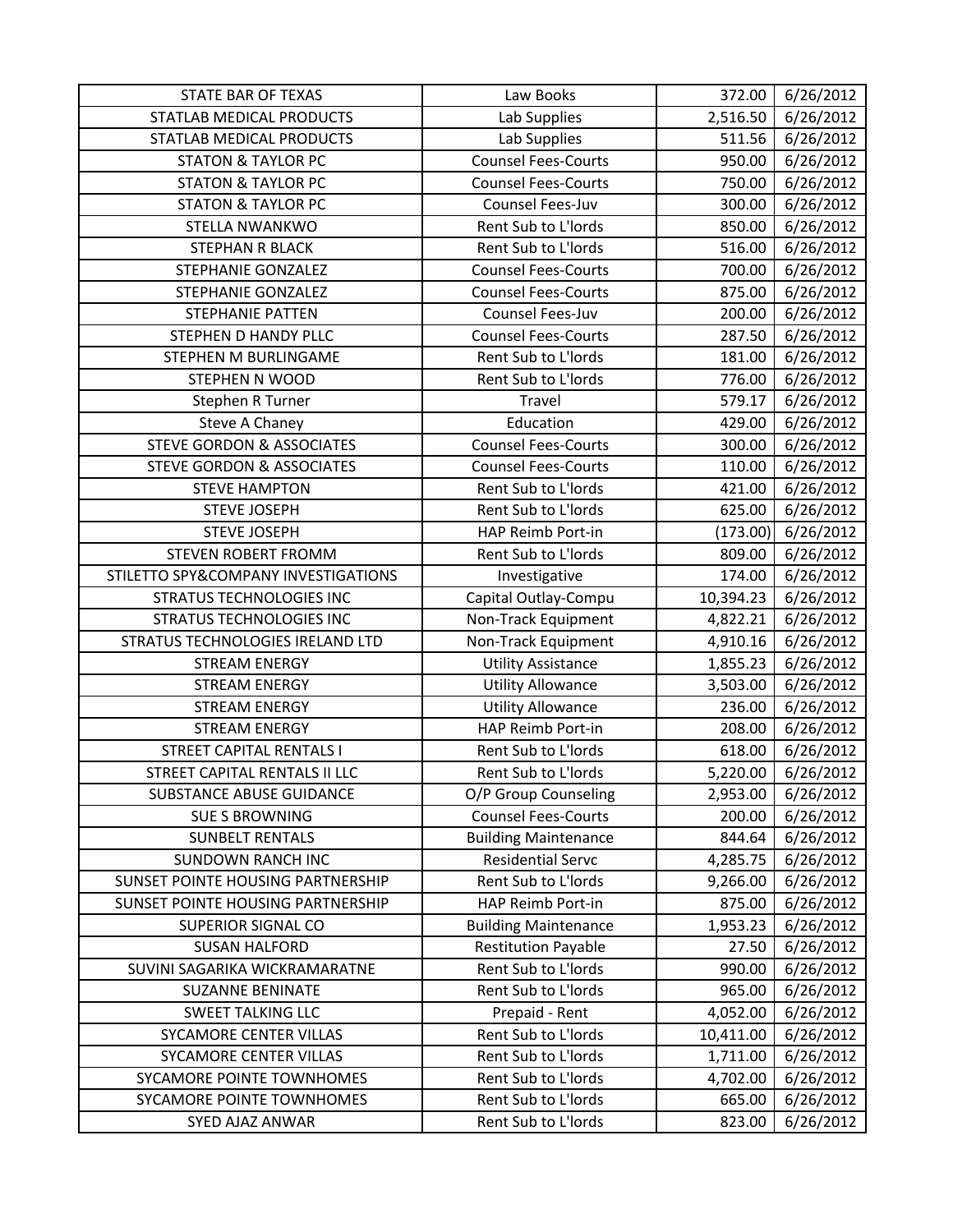| STATE BAR OF TEXAS | Law Books | 372.00 | 6/26/2012 |
|---|---|---|---|
| STATLAB MEDICAL PRODUCTS | Lab Supplies | 2,516.50 | 6/26/2012 |
| STATLAB MEDICAL PRODUCTS | Lab Supplies | 511.56 | 6/26/2012 |
| STATON & TAYLOR PC | Counsel Fees-Courts | 950.00 | 6/26/2012 |
| STATON & TAYLOR PC | Counsel Fees-Courts | 750.00 | 6/26/2012 |
| STATON & TAYLOR PC | Counsel Fees-Juv | 300.00 | 6/26/2012 |
| STELLA NWANKWO | Rent Sub to L'lords | 850.00 | 6/26/2012 |
| STEPHAN R BLACK | Rent Sub to L'lords | 516.00 | 6/26/2012 |
| STEPHANIE GONZALEZ | Counsel Fees-Courts | 700.00 | 6/26/2012 |
| STEPHANIE GONZALEZ | Counsel Fees-Courts | 875.00 | 6/26/2012 |
| STEPHANIE PATTEN | Counsel Fees-Juv | 200.00 | 6/26/2012 |
| STEPHEN D HANDY PLLC | Counsel Fees-Courts | 287.50 | 6/26/2012 |
| STEPHEN M BURLINGAME | Rent Sub to L'lords | 181.00 | 6/26/2012 |
| STEPHEN N WOOD | Rent Sub to L'lords | 776.00 | 6/26/2012 |
| Stephen R Turner | Travel | 579.17 | 6/26/2012 |
| Steve A Chaney | Education | 429.00 | 6/26/2012 |
| STEVE GORDON & ASSOCIATES | Counsel Fees-Courts | 300.00 | 6/26/2012 |
| STEVE GORDON & ASSOCIATES | Counsel Fees-Courts | 110.00 | 6/26/2012 |
| STEVE HAMPTON | Rent Sub to L'lords | 421.00 | 6/26/2012 |
| STEVE JOSEPH | Rent Sub to L'lords | 625.00 | 6/26/2012 |
| STEVE JOSEPH | HAP Reimb Port-in | (173.00) | 6/26/2012 |
| STEVEN ROBERT FROMM | Rent Sub to L'lords | 809.00 | 6/26/2012 |
| STILETTO SPY&COMPANY INVESTIGATIONS | Investigative | 174.00 | 6/26/2012 |
| STRATUS TECHNOLOGIES INC | Capital Outlay-Compu | 10,394.23 | 6/26/2012 |
| STRATUS TECHNOLOGIES INC | Non-Track Equipment | 4,822.21 | 6/26/2012 |
| STRATUS TECHNOLOGIES IRELAND LTD | Non-Track Equipment | 4,910.16 | 6/26/2012 |
| STREAM ENERGY | Utility Assistance | 1,855.23 | 6/26/2012 |
| STREAM ENERGY | Utility Allowance | 3,503.00 | 6/26/2012 |
| STREAM ENERGY | Utility Allowance | 236.00 | 6/26/2012 |
| STREAM ENERGY | HAP Reimb Port-in | 208.00 | 6/26/2012 |
| STREET CAPITAL RENTALS I | Rent Sub to L'lords | 618.00 | 6/26/2012 |
| STREET CAPITAL RENTALS II LLC | Rent Sub to L'lords | 5,220.00 | 6/26/2012 |
| SUBSTANCE ABUSE GUIDANCE | O/P Group Counseling | 2,953.00 | 6/26/2012 |
| SUE S BROWNING | Counsel Fees-Courts | 200.00 | 6/26/2012 |
| SUNBELT RENTALS | Building Maintenance | 844.64 | 6/26/2012 |
| SUNDOWN RANCH INC | Residential Servc | 4,285.75 | 6/26/2012 |
| SUNSET POINTE HOUSING PARTNERSHIP | Rent Sub to L'lords | 9,266.00 | 6/26/2012 |
| SUNSET POINTE HOUSING PARTNERSHIP | HAP Reimb Port-in | 875.00 | 6/26/2012 |
| SUPERIOR SIGNAL CO | Building Maintenance | 1,953.23 | 6/26/2012 |
| SUSAN HALFORD | Restitution Payable | 27.50 | 6/26/2012 |
| SUVINI SAGARIKA WICKRAMARATNE | Rent Sub to L'lords | 990.00 | 6/26/2012 |
| SUZANNE BENINATE | Rent Sub to L'lords | 965.00 | 6/26/2012 |
| SWEET TALKING LLC | Prepaid - Rent | 4,052.00 | 6/26/2012 |
| SYCAMORE CENTER VILLAS | Rent Sub to L'lords | 10,411.00 | 6/26/2012 |
| SYCAMORE CENTER VILLAS | Rent Sub to L'lords | 1,711.00 | 6/26/2012 |
| SYCAMORE POINTE TOWNHOMES | Rent Sub to L'lords | 4,702.00 | 6/26/2012 |
| SYCAMORE POINTE TOWNHOMES | Rent Sub to L'lords | 665.00 | 6/26/2012 |
| SYED AJAZ ANWAR | Rent Sub to L'lords | 823.00 | 6/26/2012 |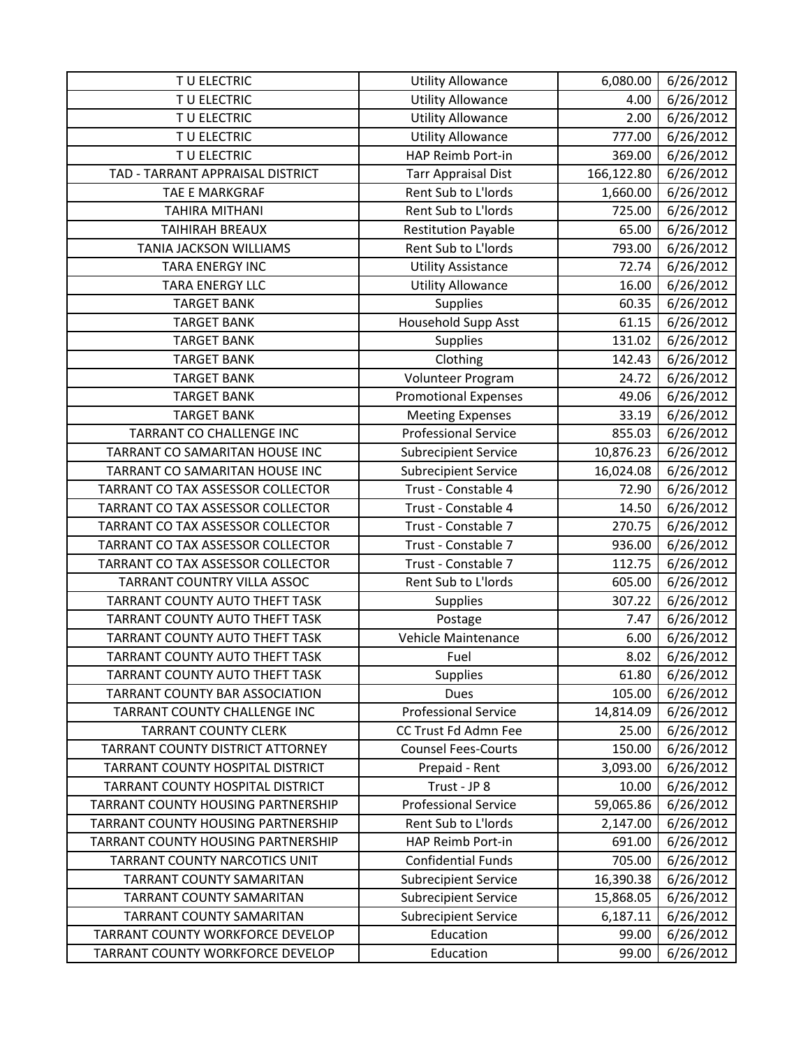| | | | |
|---|---|---|---|
| T U ELECTRIC | Utility Allowance | 6,080.00 | 6/26/2012 |
| T U ELECTRIC | Utility Allowance | 4.00 | 6/26/2012 |
| T U ELECTRIC | Utility Allowance | 2.00 | 6/26/2012 |
| T U ELECTRIC | Utility Allowance | 777.00 | 6/26/2012 |
| T U ELECTRIC | HAP Reimb Port-in | 369.00 | 6/26/2012 |
| TAD - TARRANT APPRAISAL DISTRICT | Tarr Appraisal Dist | 166,122.80 | 6/26/2012 |
| TAE E MARKGRAF | Rent Sub to L'lords | 1,660.00 | 6/26/2012 |
| TAHIRA MITHANI | Rent Sub to L'lords | 725.00 | 6/26/2012 |
| TAIHIRAH BREAUX | Restitution Payable | 65.00 | 6/26/2012 |
| TANIA JACKSON WILLIAMS | Rent Sub to L'lords | 793.00 | 6/26/2012 |
| TARA ENERGY INC | Utility Assistance | 72.74 | 6/26/2012 |
| TARA ENERGY LLC | Utility Allowance | 16.00 | 6/26/2012 |
| TARGET BANK | Supplies | 60.35 | 6/26/2012 |
| TARGET BANK | Household Supp Asst | 61.15 | 6/26/2012 |
| TARGET BANK | Supplies | 131.02 | 6/26/2012 |
| TARGET BANK | Clothing | 142.43 | 6/26/2012 |
| TARGET BANK | Volunteer Program | 24.72 | 6/26/2012 |
| TARGET BANK | Promotional Expenses | 49.06 | 6/26/2012 |
| TARGET BANK | Meeting Expenses | 33.19 | 6/26/2012 |
| TARRANT CO CHALLENGE INC | Professional Service | 855.03 | 6/26/2012 |
| TARRANT CO SAMARITAN HOUSE INC | Subrecipient Service | 10,876.23 | 6/26/2012 |
| TARRANT CO SAMARITAN HOUSE INC | Subrecipient Service | 16,024.08 | 6/26/2012 |
| TARRANT CO TAX ASSESSOR COLLECTOR | Trust - Constable 4 | 72.90 | 6/26/2012 |
| TARRANT CO TAX ASSESSOR COLLECTOR | Trust - Constable 4 | 14.50 | 6/26/2012 |
| TARRANT CO TAX ASSESSOR COLLECTOR | Trust - Constable 7 | 270.75 | 6/26/2012 |
| TARRANT CO TAX ASSESSOR COLLECTOR | Trust - Constable 7 | 936.00 | 6/26/2012 |
| TARRANT CO TAX ASSESSOR COLLECTOR | Trust - Constable 7 | 112.75 | 6/26/2012 |
| TARRANT COUNTRY VILLA ASSOC | Rent Sub to L'lords | 605.00 | 6/26/2012 |
| TARRANT COUNTY AUTO THEFT TASK | Supplies | 307.22 | 6/26/2012 |
| TARRANT COUNTY AUTO THEFT TASK | Postage | 7.47 | 6/26/2012 |
| TARRANT COUNTY AUTO THEFT TASK | Vehicle Maintenance | 6.00 | 6/26/2012 |
| TARRANT COUNTY AUTO THEFT TASK | Fuel | 8.02 | 6/26/2012 |
| TARRANT COUNTY AUTO THEFT TASK | Supplies | 61.80 | 6/26/2012 |
| TARRANT COUNTY BAR ASSOCIATION | Dues | 105.00 | 6/26/2012 |
| TARRANT COUNTY CHALLENGE INC | Professional Service | 14,814.09 | 6/26/2012 |
| TARRANT COUNTY CLERK | CC Trust Fd Admn Fee | 25.00 | 6/26/2012 |
| TARRANT COUNTY DISTRICT ATTORNEY | Counsel Fees-Courts | 150.00 | 6/26/2012 |
| TARRANT COUNTY HOSPITAL DISTRICT | Prepaid - Rent | 3,093.00 | 6/26/2012 |
| TARRANT COUNTY HOSPITAL DISTRICT | Trust - JP 8 | 10.00 | 6/26/2012 |
| TARRANT COUNTY HOUSING PARTNERSHIP | Professional Service | 59,065.86 | 6/26/2012 |
| TARRANT COUNTY HOUSING PARTNERSHIP | Rent Sub to L'lords | 2,147.00 | 6/26/2012 |
| TARRANT COUNTY HOUSING PARTNERSHIP | HAP Reimb Port-in | 691.00 | 6/26/2012 |
| TARRANT COUNTY NARCOTICS UNIT | Confidential Funds | 705.00 | 6/26/2012 |
| TARRANT COUNTY SAMARITAN | Subrecipient Service | 16,390.38 | 6/26/2012 |
| TARRANT COUNTY SAMARITAN | Subrecipient Service | 15,868.05 | 6/26/2012 |
| TARRANT COUNTY SAMARITAN | Subrecipient Service | 6,187.11 | 6/26/2012 |
| TARRANT COUNTY WORKFORCE DEVELOP | Education | 99.00 | 6/26/2012 |
| TARRANT COUNTY WORKFORCE DEVELOP | Education | 99.00 | 6/26/2012 |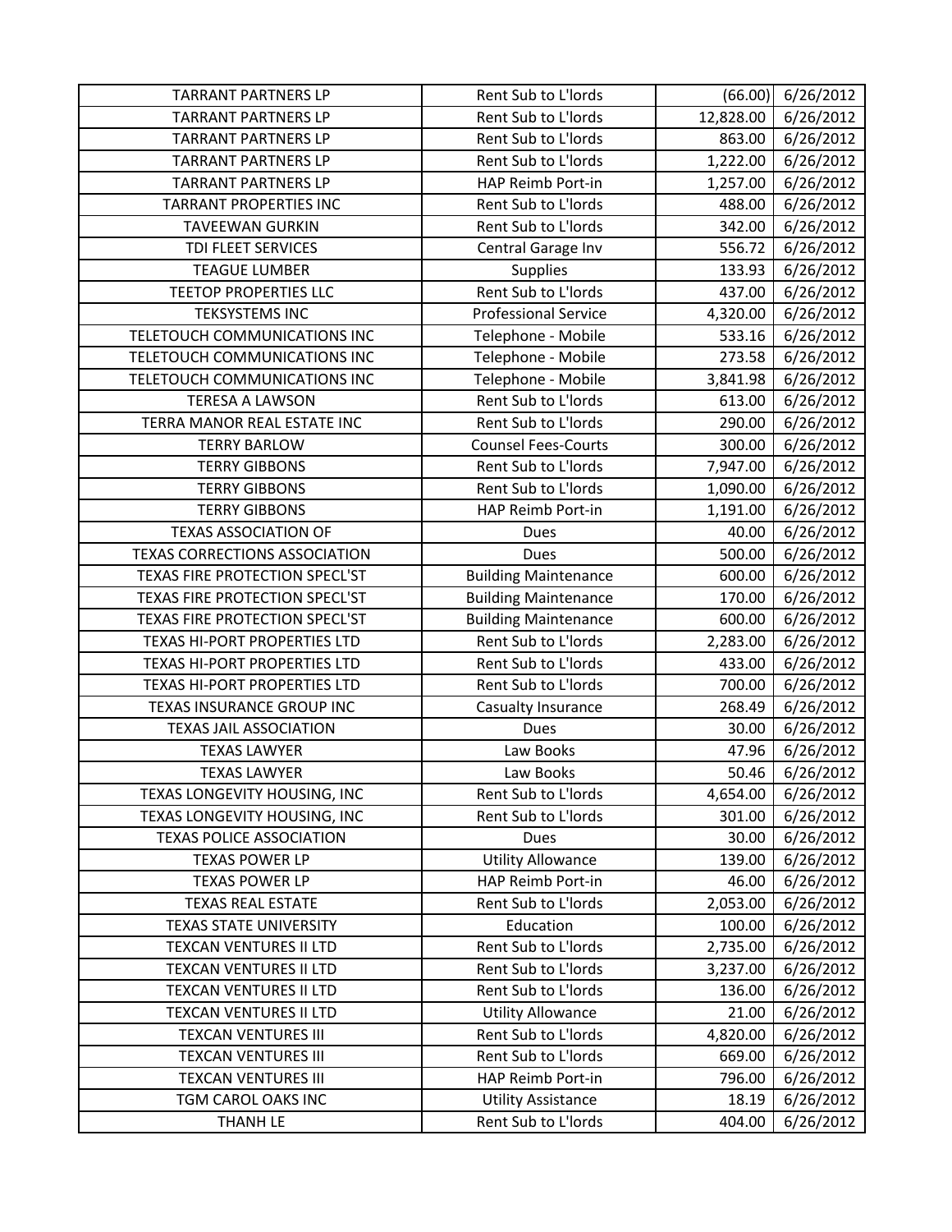| | | | |
|---|---|---|---|
| TARRANT PARTNERS LP | Rent Sub to L'lords | (66.00) | 6/26/2012 |
| TARRANT PARTNERS LP | Rent Sub to L'lords | 12,828.00 | 6/26/2012 |
| TARRANT PARTNERS LP | Rent Sub to L'lords | 863.00 | 6/26/2012 |
| TARRANT PARTNERS LP | Rent Sub to L'lords | 1,222.00 | 6/26/2012 |
| TARRANT PARTNERS LP | HAP Reimb Port-in | 1,257.00 | 6/26/2012 |
| TARRANT PROPERTIES INC | Rent Sub to L'lords | 488.00 | 6/26/2012 |
| TAVEEWAN GURKIN | Rent Sub to L'lords | 342.00 | 6/26/2012 |
| TDI FLEET SERVICES | Central Garage Inv | 556.72 | 6/26/2012 |
| TEAGUE LUMBER | Supplies | 133.93 | 6/26/2012 |
| TEETOP PROPERTIES LLC | Rent Sub to L'lords | 437.00 | 6/26/2012 |
| TEKSYSTEMS INC | Professional Service | 4,320.00 | 6/26/2012 |
| TELETOUCH COMMUNICATIONS INC | Telephone - Mobile | 533.16 | 6/26/2012 |
| TELETOUCH COMMUNICATIONS INC | Telephone - Mobile | 273.58 | 6/26/2012 |
| TELETOUCH COMMUNICATIONS INC | Telephone - Mobile | 3,841.98 | 6/26/2012 |
| TERESA A LAWSON | Rent Sub to L'lords | 613.00 | 6/26/2012 |
| TERRA MANOR REAL ESTATE INC | Rent Sub to L'lords | 290.00 | 6/26/2012 |
| TERRY BARLOW | Counsel Fees-Courts | 300.00 | 6/26/2012 |
| TERRY GIBBONS | Rent Sub to L'lords | 7,947.00 | 6/26/2012 |
| TERRY GIBBONS | Rent Sub to L'lords | 1,090.00 | 6/26/2012 |
| TERRY GIBBONS | HAP Reimb Port-in | 1,191.00 | 6/26/2012 |
| TEXAS ASSOCIATION OF | Dues | 40.00 | 6/26/2012 |
| TEXAS CORRECTIONS ASSOCIATION | Dues | 500.00 | 6/26/2012 |
| TEXAS FIRE PROTECTION SPECL'ST | Building Maintenance | 600.00 | 6/26/2012 |
| TEXAS FIRE PROTECTION SPECL'ST | Building Maintenance | 170.00 | 6/26/2012 |
| TEXAS FIRE PROTECTION SPECL'ST | Building Maintenance | 600.00 | 6/26/2012 |
| TEXAS HI-PORT PROPERTIES LTD | Rent Sub to L'lords | 2,283.00 | 6/26/2012 |
| TEXAS HI-PORT PROPERTIES LTD | Rent Sub to L'lords | 433.00 | 6/26/2012 |
| TEXAS HI-PORT PROPERTIES LTD | Rent Sub to L'lords | 700.00 | 6/26/2012 |
| TEXAS INSURANCE GROUP INC | Casualty Insurance | 268.49 | 6/26/2012 |
| TEXAS JAIL ASSOCIATION | Dues | 30.00 | 6/26/2012 |
| TEXAS LAWYER | Law Books | 47.96 | 6/26/2012 |
| TEXAS LAWYER | Law Books | 50.46 | 6/26/2012 |
| TEXAS LONGEVITY HOUSING, INC | Rent Sub to L'lords | 4,654.00 | 6/26/2012 |
| TEXAS LONGEVITY HOUSING, INC | Rent Sub to L'lords | 301.00 | 6/26/2012 |
| TEXAS POLICE ASSOCIATION | Dues | 30.00 | 6/26/2012 |
| TEXAS POWER LP | Utility Allowance | 139.00 | 6/26/2012 |
| TEXAS POWER LP | HAP Reimb Port-in | 46.00 | 6/26/2012 |
| TEXAS REAL ESTATE | Rent Sub to L'lords | 2,053.00 | 6/26/2012 |
| TEXAS STATE UNIVERSITY | Education | 100.00 | 6/26/2012 |
| TEXCAN VENTURES II LTD | Rent Sub to L'lords | 2,735.00 | 6/26/2012 |
| TEXCAN VENTURES II LTD | Rent Sub to L'lords | 3,237.00 | 6/26/2012 |
| TEXCAN VENTURES II LTD | Rent Sub to L'lords | 136.00 | 6/26/2012 |
| TEXCAN VENTURES II LTD | Utility Allowance | 21.00 | 6/26/2012 |
| TEXCAN VENTURES III | Rent Sub to L'lords | 4,820.00 | 6/26/2012 |
| TEXCAN VENTURES III | Rent Sub to L'lords | 669.00 | 6/26/2012 |
| TEXCAN VENTURES III | HAP Reimb Port-in | 796.00 | 6/26/2012 |
| TGM CAROL OAKS INC | Utility Assistance | 18.19 | 6/26/2012 |
| THANH LE | Rent Sub to L'lords | 404.00 | 6/26/2012 |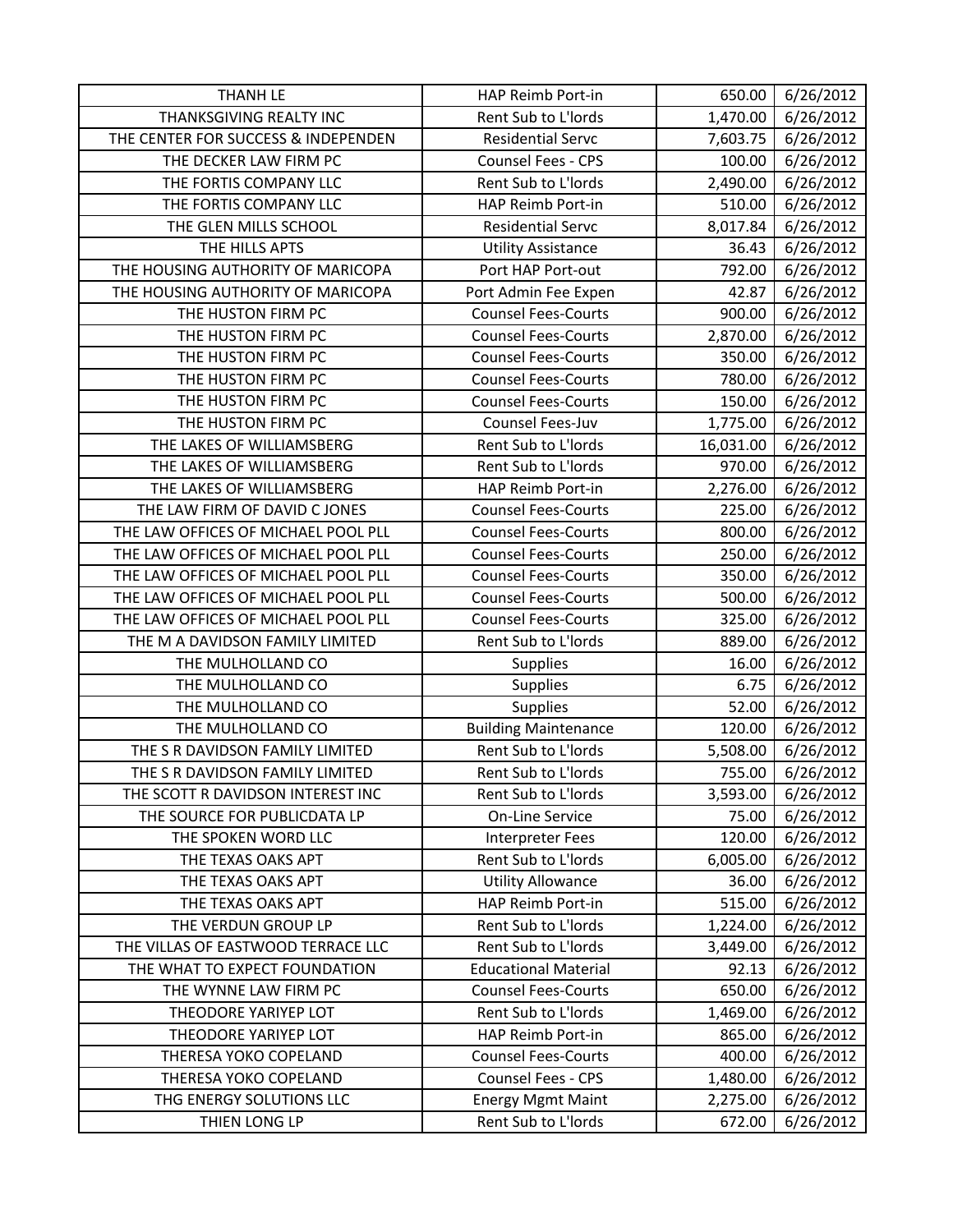| THANH LE | HAP Reimb Port-in | 650.00 | 6/26/2012 |
|---|---|---|---|
| THANKSGIVING REALTY INC | Rent Sub to L'lords | 1,470.00 | 6/26/2012 |
| THE CENTER FOR SUCCESS & INDEPENDEN | Residential Servc | 7,603.75 | 6/26/2012 |
| THE DECKER LAW FIRM PC | Counsel Fees - CPS | 100.00 | 6/26/2012 |
| THE FORTIS COMPANY LLC | Rent Sub to L'lords | 2,490.00 | 6/26/2012 |
| THE FORTIS COMPANY LLC | HAP Reimb Port-in | 510.00 | 6/26/2012 |
| THE GLEN MILLS SCHOOL | Residential Servc | 8,017.84 | 6/26/2012 |
| THE HILLS APTS | Utility Assistance | 36.43 | 6/26/2012 |
| THE HOUSING AUTHORITY OF MARICOPA | Port HAP Port-out | 792.00 | 6/26/2012 |
| THE HOUSING AUTHORITY OF MARICOPA | Port Admin Fee Expen | 42.87 | 6/26/2012 |
| THE HUSTON FIRM PC | Counsel Fees-Courts | 900.00 | 6/26/2012 |
| THE HUSTON FIRM PC | Counsel Fees-Courts | 2,870.00 | 6/26/2012 |
| THE HUSTON FIRM PC | Counsel Fees-Courts | 350.00 | 6/26/2012 |
| THE HUSTON FIRM PC | Counsel Fees-Courts | 780.00 | 6/26/2012 |
| THE HUSTON FIRM PC | Counsel Fees-Courts | 150.00 | 6/26/2012 |
| THE HUSTON FIRM PC | Counsel Fees-Juv | 1,775.00 | 6/26/2012 |
| THE LAKES OF WILLIAMSBERG | Rent Sub to L'lords | 16,031.00 | 6/26/2012 |
| THE LAKES OF WILLIAMSBERG | Rent Sub to L'lords | 970.00 | 6/26/2012 |
| THE LAKES OF WILLIAMSBERG | HAP Reimb Port-in | 2,276.00 | 6/26/2012 |
| THE LAW FIRM OF DAVID C JONES | Counsel Fees-Courts | 225.00 | 6/26/2012 |
| THE LAW OFFICES OF MICHAEL POOL PLL | Counsel Fees-Courts | 800.00 | 6/26/2012 |
| THE LAW OFFICES OF MICHAEL POOL PLL | Counsel Fees-Courts | 250.00 | 6/26/2012 |
| THE LAW OFFICES OF MICHAEL POOL PLL | Counsel Fees-Courts | 350.00 | 6/26/2012 |
| THE LAW OFFICES OF MICHAEL POOL PLL | Counsel Fees-Courts | 500.00 | 6/26/2012 |
| THE LAW OFFICES OF MICHAEL POOL PLL | Counsel Fees-Courts | 325.00 | 6/26/2012 |
| THE M A DAVIDSON FAMILY LIMITED | Rent Sub to L'lords | 889.00 | 6/26/2012 |
| THE MULHOLLAND CO | Supplies | 16.00 | 6/26/2012 |
| THE MULHOLLAND CO | Supplies | 6.75 | 6/26/2012 |
| THE MULHOLLAND CO | Supplies | 52.00 | 6/26/2012 |
| THE MULHOLLAND CO | Building Maintenance | 120.00 | 6/26/2012 |
| THE S R DAVIDSON FAMILY LIMITED | Rent Sub to L'lords | 5,508.00 | 6/26/2012 |
| THE S R DAVIDSON FAMILY LIMITED | Rent Sub to L'lords | 755.00 | 6/26/2012 |
| THE SCOTT R DAVIDSON INTEREST INC | Rent Sub to L'lords | 3,593.00 | 6/26/2012 |
| THE SOURCE FOR PUBLICDATA LP | On-Line Service | 75.00 | 6/26/2012 |
| THE SPOKEN WORD LLC | Interpreter Fees | 120.00 | 6/26/2012 |
| THE TEXAS OAKS APT | Rent Sub to L'lords | 6,005.00 | 6/26/2012 |
| THE TEXAS OAKS APT | Utility Allowance | 36.00 | 6/26/2012 |
| THE TEXAS OAKS APT | HAP Reimb Port-in | 515.00 | 6/26/2012 |
| THE VERDUN GROUP LP | Rent Sub to L'lords | 1,224.00 | 6/26/2012 |
| THE VILLAS OF EASTWOOD TERRACE LLC | Rent Sub to L'lords | 3,449.00 | 6/26/2012 |
| THE WHAT TO EXPECT FOUNDATION | Educational Material | 92.13 | 6/26/2012 |
| THE WYNNE LAW FIRM PC | Counsel Fees-Courts | 650.00 | 6/26/2012 |
| THEODORE YARIYEP LOT | Rent Sub to L'lords | 1,469.00 | 6/26/2012 |
| THEODORE YARIYEP LOT | HAP Reimb Port-in | 865.00 | 6/26/2012 |
| THERESA YOKO COPELAND | Counsel Fees-Courts | 400.00 | 6/26/2012 |
| THERESA YOKO COPELAND | Counsel Fees - CPS | 1,480.00 | 6/26/2012 |
| THG ENERGY SOLUTIONS LLC | Energy Mgmt Maint | 2,275.00 | 6/26/2012 |
| THIEN LONG LP | Rent Sub to L'lords | 672.00 | 6/26/2012 |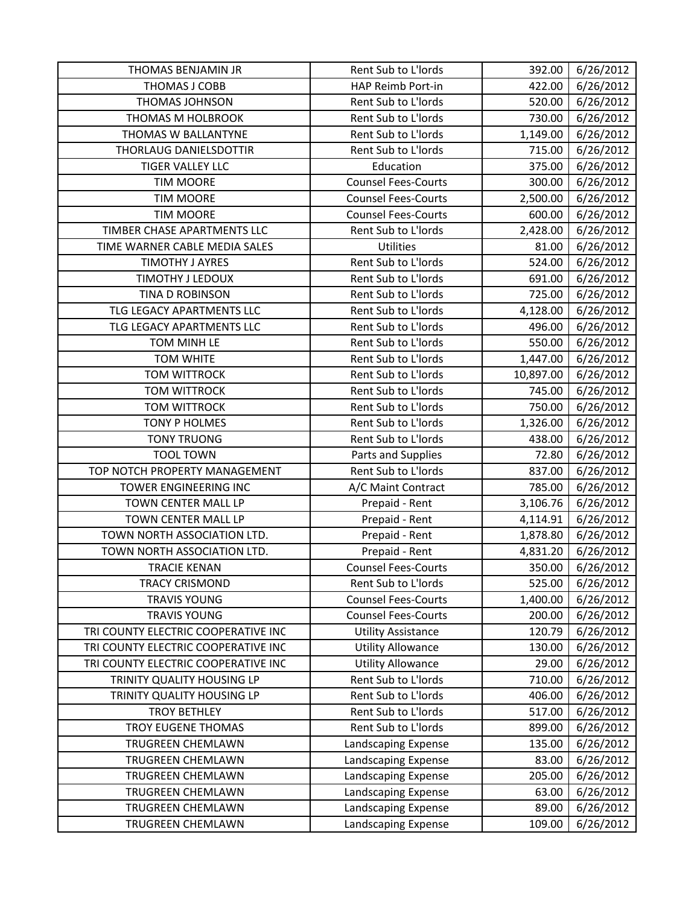| THOMAS BENJAMIN JR | Rent Sub to L'lords | 392.00 | 6/26/2012 |
|---|---|---|---|
| THOMAS J COBB | HAP Reimb Port-in | 422.00 | 6/26/2012 |
| THOMAS JOHNSON | Rent Sub to L'lords | 520.00 | 6/26/2012 |
| THOMAS M HOLBROOK | Rent Sub to L'lords | 730.00 | 6/26/2012 |
| THOMAS W BALLANTYNE | Rent Sub to L'lords | 1,149.00 | 6/26/2012 |
| THORLAUG DANIELSDOTTIR | Rent Sub to L'lords | 715.00 | 6/26/2012 |
| TIGER VALLEY LLC | Education | 375.00 | 6/26/2012 |
| TIM MOORE | Counsel Fees-Courts | 300.00 | 6/26/2012 |
| TIM MOORE | Counsel Fees-Courts | 2,500.00 | 6/26/2012 |
| TIM MOORE | Counsel Fees-Courts | 600.00 | 6/26/2012 |
| TIMBER CHASE APARTMENTS LLC | Rent Sub to L'lords | 2,428.00 | 6/26/2012 |
| TIME WARNER CABLE MEDIA SALES | Utilities | 81.00 | 6/26/2012 |
| TIMOTHY J AYRES | Rent Sub to L'lords | 524.00 | 6/26/2012 |
| TIMOTHY J LEDOUX | Rent Sub to L'lords | 691.00 | 6/26/2012 |
| TINA D ROBINSON | Rent Sub to L'lords | 725.00 | 6/26/2012 |
| TLG LEGACY APARTMENTS LLC | Rent Sub to L'lords | 4,128.00 | 6/26/2012 |
| TLG LEGACY APARTMENTS LLC | Rent Sub to L'lords | 496.00 | 6/26/2012 |
| TOM MINH LE | Rent Sub to L'lords | 550.00 | 6/26/2012 |
| TOM WHITE | Rent Sub to L'lords | 1,447.00 | 6/26/2012 |
| TOM WITTROCK | Rent Sub to L'lords | 10,897.00 | 6/26/2012 |
| TOM WITTROCK | Rent Sub to L'lords | 745.00 | 6/26/2012 |
| TOM WITTROCK | Rent Sub to L'lords | 750.00 | 6/26/2012 |
| TONY P HOLMES | Rent Sub to L'lords | 1,326.00 | 6/26/2012 |
| TONY TRUONG | Rent Sub to L'lords | 438.00 | 6/26/2012 |
| TOOL TOWN | Parts and Supplies | 72.80 | 6/26/2012 |
| TOP NOTCH PROPERTY MANAGEMENT | Rent Sub to L'lords | 837.00 | 6/26/2012 |
| TOWER ENGINEERING INC | A/C Maint Contract | 785.00 | 6/26/2012 |
| TOWN CENTER MALL LP | Prepaid - Rent | 3,106.76 | 6/26/2012 |
| TOWN CENTER MALL LP | Prepaid - Rent | 4,114.91 | 6/26/2012 |
| TOWN NORTH ASSOCIATION LTD. | Prepaid - Rent | 1,878.80 | 6/26/2012 |
| TOWN NORTH ASSOCIATION LTD. | Prepaid - Rent | 4,831.20 | 6/26/2012 |
| TRACIE KENAN | Counsel Fees-Courts | 350.00 | 6/26/2012 |
| TRACY CRISMOND | Rent Sub to L'lords | 525.00 | 6/26/2012 |
| TRAVIS YOUNG | Counsel Fees-Courts | 1,400.00 | 6/26/2012 |
| TRAVIS YOUNG | Counsel Fees-Courts | 200.00 | 6/26/2012 |
| TRI COUNTY ELECTRIC COOPERATIVE INC | Utility Assistance | 120.79 | 6/26/2012 |
| TRI COUNTY ELECTRIC COOPERATIVE INC | Utility Allowance | 130.00 | 6/26/2012 |
| TRI COUNTY ELECTRIC COOPERATIVE INC | Utility Allowance | 29.00 | 6/26/2012 |
| TRINITY QUALITY HOUSING LP | Rent Sub to L'lords | 710.00 | 6/26/2012 |
| TRINITY QUALITY HOUSING LP | Rent Sub to L'lords | 406.00 | 6/26/2012 |
| TROY BETHLEY | Rent Sub to L'lords | 517.00 | 6/26/2012 |
| TROY EUGENE THOMAS | Rent Sub to L'lords | 899.00 | 6/26/2012 |
| TRUGREEN CHEMLAWN | Landscaping Expense | 135.00 | 6/26/2012 |
| TRUGREEN CHEMLAWN | Landscaping Expense | 83.00 | 6/26/2012 |
| TRUGREEN CHEMLAWN | Landscaping Expense | 205.00 | 6/26/2012 |
| TRUGREEN CHEMLAWN | Landscaping Expense | 63.00 | 6/26/2012 |
| TRUGREEN CHEMLAWN | Landscaping Expense | 89.00 | 6/26/2012 |
| TRUGREEN CHEMLAWN | Landscaping Expense | 109.00 | 6/26/2012 |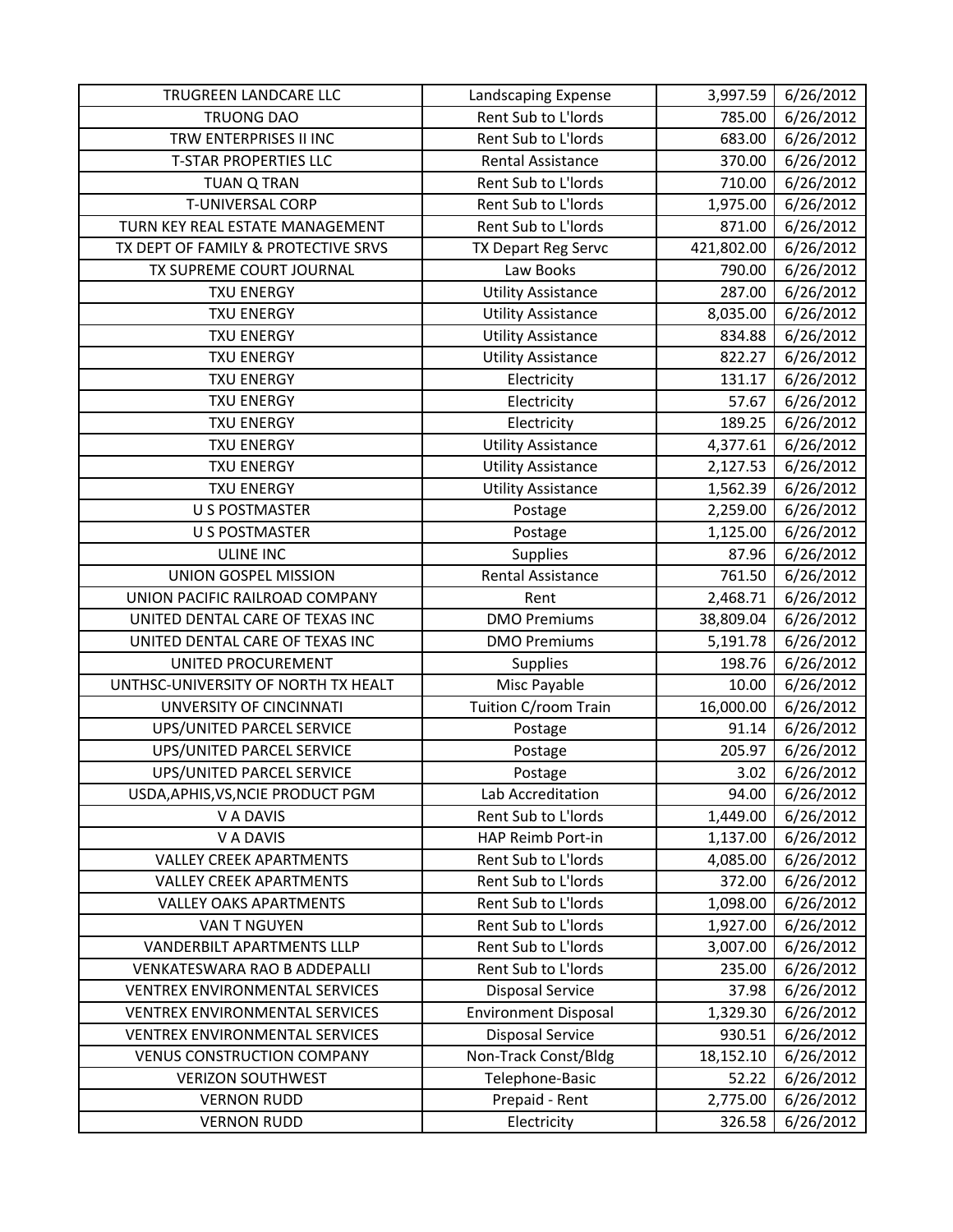| | | | |
|---|---|---|---|
| TRUGREEN LANDCARE LLC | Landscaping Expense | 3,997.59 | 6/26/2012 |
| TRUONG DAO | Rent Sub to L'lords | 785.00 | 6/26/2012 |
| TRW ENTERPRISES II INC | Rent Sub to L'lords | 683.00 | 6/26/2012 |
| T-STAR PROPERTIES LLC | Rental Assistance | 370.00 | 6/26/2012 |
| TUAN Q TRAN | Rent Sub to L'lords | 710.00 | 6/26/2012 |
| T-UNIVERSAL CORP | Rent Sub to L'lords | 1,975.00 | 6/26/2012 |
| TURN KEY REAL ESTATE MANAGEMENT | Rent Sub to L'lords | 871.00 | 6/26/2012 |
| TX DEPT OF FAMILY & PROTECTIVE SRVS | TX Depart Reg Servc | 421,802.00 | 6/26/2012 |
| TX SUPREME COURT JOURNAL | Law Books | 790.00 | 6/26/2012 |
| TXU ENERGY | Utility Assistance | 287.00 | 6/26/2012 |
| TXU ENERGY | Utility Assistance | 8,035.00 | 6/26/2012 |
| TXU ENERGY | Utility Assistance | 834.88 | 6/26/2012 |
| TXU ENERGY | Utility Assistance | 822.27 | 6/26/2012 |
| TXU ENERGY | Electricity | 131.17 | 6/26/2012 |
| TXU ENERGY | Electricity | 57.67 | 6/26/2012 |
| TXU ENERGY | Electricity | 189.25 | 6/26/2012 |
| TXU ENERGY | Utility Assistance | 4,377.61 | 6/26/2012 |
| TXU ENERGY | Utility Assistance | 2,127.53 | 6/26/2012 |
| TXU ENERGY | Utility Assistance | 1,562.39 | 6/26/2012 |
| U S POSTMASTER | Postage | 2,259.00 | 6/26/2012 |
| U S POSTMASTER | Postage | 1,125.00 | 6/26/2012 |
| ULINE INC | Supplies | 87.96 | 6/26/2012 |
| UNION GOSPEL MISSION | Rental Assistance | 761.50 | 6/26/2012 |
| UNION PACIFIC RAILROAD COMPANY | Rent | 2,468.71 | 6/26/2012 |
| UNITED DENTAL CARE OF TEXAS INC | DMO Premiums | 38,809.04 | 6/26/2012 |
| UNITED DENTAL CARE OF TEXAS INC | DMO Premiums | 5,191.78 | 6/26/2012 |
| UNITED PROCUREMENT | Supplies | 198.76 | 6/26/2012 |
| UNTHSC-UNIVERSITY OF NORTH TX HEALT | Misc Payable | 10.00 | 6/26/2012 |
| UNVERSITY OF CINCINNATI | Tuition C/room Train | 16,000.00 | 6/26/2012 |
| UPS/UNITED PARCEL SERVICE | Postage | 91.14 | 6/26/2012 |
| UPS/UNITED PARCEL SERVICE | Postage | 205.97 | 6/26/2012 |
| UPS/UNITED PARCEL SERVICE | Postage | 3.02 | 6/26/2012 |
| USDA,APHIS,VS,NCIE PRODUCT PGM | Lab Accreditation | 94.00 | 6/26/2012 |
| V A DAVIS | Rent Sub to L'lords | 1,449.00 | 6/26/2012 |
| V A DAVIS | HAP Reimb Port-in | 1,137.00 | 6/26/2012 |
| VALLEY CREEK APARTMENTS | Rent Sub to L'lords | 4,085.00 | 6/26/2012 |
| VALLEY CREEK APARTMENTS | Rent Sub to L'lords | 372.00 | 6/26/2012 |
| VALLEY OAKS APARTMENTS | Rent Sub to L'lords | 1,098.00 | 6/26/2012 |
| VAN T NGUYEN | Rent Sub to L'lords | 1,927.00 | 6/26/2012 |
| VANDERBILT APARTMENTS LLLP | Rent Sub to L'lords | 3,007.00 | 6/26/2012 |
| VENKATESWARA RAO B ADDEPALLI | Rent Sub to L'lords | 235.00 | 6/26/2012 |
| VENTREX ENVIRONMENTAL SERVICES | Disposal Service | 37.98 | 6/26/2012 |
| VENTREX ENVIRONMENTAL SERVICES | Environment Disposal | 1,329.30 | 6/26/2012 |
| VENTREX ENVIRONMENTAL SERVICES | Disposal Service | 930.51 | 6/26/2012 |
| VENUS CONSTRUCTION COMPANY | Non-Track Const/Bldg | 18,152.10 | 6/26/2012 |
| VERIZON SOUTHWEST | Telephone-Basic | 52.22 | 6/26/2012 |
| VERNON RUDD | Prepaid - Rent | 2,775.00 | 6/26/2012 |
| VERNON RUDD | Electricity | 326.58 | 6/26/2012 |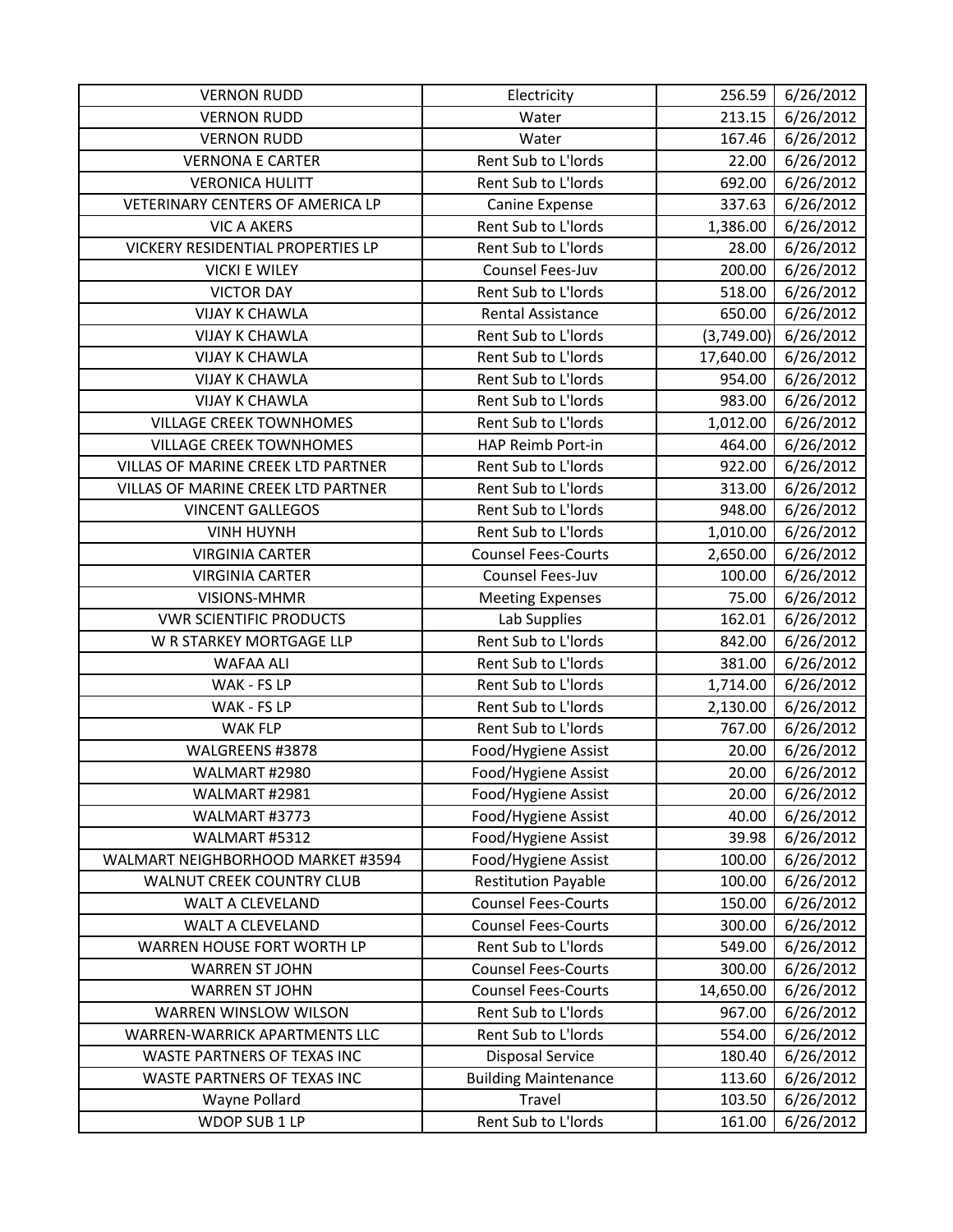| VERNON RUDD | Electricity | 256.59 | 6/26/2012 |
|---|---|---|---|
| VERNON RUDD | Water | 213.15 | 6/26/2012 |
| VERNON RUDD | Water | 167.46 | 6/26/2012 |
| VERNONA E CARTER | Rent Sub to L'lords | 22.00 | 6/26/2012 |
| VERONICA HULITT | Rent Sub to L'lords | 692.00 | 6/26/2012 |
| VETERINARY CENTERS OF AMERICA LP | Canine Expense | 337.63 | 6/26/2012 |
| VIC A AKERS | Rent Sub to L'lords | 1,386.00 | 6/26/2012 |
| VICKERY RESIDENTIAL PROPERTIES LP | Rent Sub to L'lords | 28.00 | 6/26/2012 |
| VICKI E WILEY | Counsel Fees-Juv | 200.00 | 6/26/2012 |
| VICTOR DAY | Rent Sub to L'lords | 518.00 | 6/26/2012 |
| VIJAY K CHAWLA | Rental Assistance | 650.00 | 6/26/2012 |
| VIJAY K CHAWLA | Rent Sub to L'lords | (3,749.00) | 6/26/2012 |
| VIJAY K CHAWLA | Rent Sub to L'lords | 17,640.00 | 6/26/2012 |
| VIJAY K CHAWLA | Rent Sub to L'lords | 954.00 | 6/26/2012 |
| VIJAY K CHAWLA | Rent Sub to L'lords | 983.00 | 6/26/2012 |
| VILLAGE CREEK TOWNHOMES | Rent Sub to L'lords | 1,012.00 | 6/26/2012 |
| VILLAGE CREEK TOWNHOMES | HAP Reimb Port-in | 464.00 | 6/26/2012 |
| VILLAS OF MARINE CREEK LTD PARTNER | Rent Sub to L'lords | 922.00 | 6/26/2012 |
| VILLAS OF MARINE CREEK LTD PARTNER | Rent Sub to L'lords | 313.00 | 6/26/2012 |
| VINCENT GALLEGOS | Rent Sub to L'lords | 948.00 | 6/26/2012 |
| VINH HUYNH | Rent Sub to L'lords | 1,010.00 | 6/26/2012 |
| VIRGINIA CARTER | Counsel Fees-Courts | 2,650.00 | 6/26/2012 |
| VIRGINIA CARTER | Counsel Fees-Juv | 100.00 | 6/26/2012 |
| VISIONS-MHMR | Meeting Expenses | 75.00 | 6/26/2012 |
| VWR SCIENTIFIC PRODUCTS | Lab Supplies | 162.01 | 6/26/2012 |
| W R STARKEY MORTGAGE LLP | Rent Sub to L'lords | 842.00 | 6/26/2012 |
| WAFAA ALI | Rent Sub to L'lords | 381.00 | 6/26/2012 |
| WAK - FS LP | Rent Sub to L'lords | 1,714.00 | 6/26/2012 |
| WAK - FS LP | Rent Sub to L'lords | 2,130.00 | 6/26/2012 |
| WAK FLP | Rent Sub to L'lords | 767.00 | 6/26/2012 |
| WALGREENS #3878 | Food/Hygiene Assist | 20.00 | 6/26/2012 |
| WALMART #2980 | Food/Hygiene Assist | 20.00 | 6/26/2012 |
| WALMART #2981 | Food/Hygiene Assist | 20.00 | 6/26/2012 |
| WALMART #3773 | Food/Hygiene Assist | 40.00 | 6/26/2012 |
| WALMART #5312 | Food/Hygiene Assist | 39.98 | 6/26/2012 |
| WALMART NEIGHBORHOOD MARKET #3594 | Food/Hygiene Assist | 100.00 | 6/26/2012 |
| WALNUT CREEK COUNTRY CLUB | Restitution Payable | 100.00 | 6/26/2012 |
| WALT A CLEVELAND | Counsel Fees-Courts | 150.00 | 6/26/2012 |
| WALT A CLEVELAND | Counsel Fees-Courts | 300.00 | 6/26/2012 |
| WARREN HOUSE FORT WORTH LP | Rent Sub to L'lords | 549.00 | 6/26/2012 |
| WARREN ST JOHN | Counsel Fees-Courts | 300.00 | 6/26/2012 |
| WARREN ST JOHN | Counsel Fees-Courts | 14,650.00 | 6/26/2012 |
| WARREN WINSLOW WILSON | Rent Sub to L'lords | 967.00 | 6/26/2012 |
| WARREN-WARRICK APARTMENTS LLC | Rent Sub to L'lords | 554.00 | 6/26/2012 |
| WASTE PARTNERS OF TEXAS INC | Disposal Service | 180.40 | 6/26/2012 |
| WASTE PARTNERS OF TEXAS INC | Building Maintenance | 113.60 | 6/26/2012 |
| Wayne Pollard | Travel | 103.50 | 6/26/2012 |
| WDOP SUB 1 LP | Rent Sub to L'lords | 161.00 | 6/26/2012 |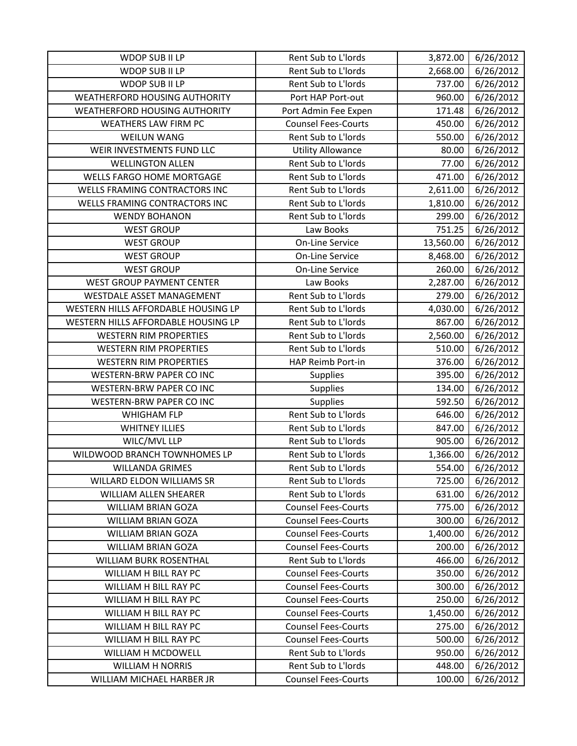| WDOP SUB II LP | Rent Sub to L'lords | 3,872.00 | 6/26/2012 |
|---|---|---|---|
| WDOP SUB II LP | Rent Sub to L'lords | 2,668.00 | 6/26/2012 |
| WDOP SUB II LP | Rent Sub to L'lords | 737.00 | 6/26/2012 |
| WEATHERFORD HOUSING AUTHORITY | Port HAP Port-out | 960.00 | 6/26/2012 |
| WEATHERFORD HOUSING AUTHORITY | Port Admin Fee Expen | 171.48 | 6/26/2012 |
| WEATHERS LAW FIRM PC | Counsel Fees-Courts | 450.00 | 6/26/2012 |
| WEILUN WANG | Rent Sub to L'lords | 550.00 | 6/26/2012 |
| WEIR INVESTMENTS FUND LLC | Utility Allowance | 80.00 | 6/26/2012 |
| WELLINGTON ALLEN | Rent Sub to L'lords | 77.00 | 6/26/2012 |
| WELLS FARGO HOME MORTGAGE | Rent Sub to L'lords | 471.00 | 6/26/2012 |
| WELLS FRAMING CONTRACTORS INC | Rent Sub to L'lords | 2,611.00 | 6/26/2012 |
| WELLS FRAMING CONTRACTORS INC | Rent Sub to L'lords | 1,810.00 | 6/26/2012 |
| WENDY BOHANON | Rent Sub to L'lords | 299.00 | 6/26/2012 |
| WEST GROUP | Law Books | 751.25 | 6/26/2012 |
| WEST GROUP | On-Line Service | 13,560.00 | 6/26/2012 |
| WEST GROUP | On-Line Service | 8,468.00 | 6/26/2012 |
| WEST GROUP | On-Line Service | 260.00 | 6/26/2012 |
| WEST GROUP PAYMENT CENTER | Law Books | 2,287.00 | 6/26/2012 |
| WESTDALE ASSET MANAGEMENT | Rent Sub to L'lords | 279.00 | 6/26/2012 |
| WESTERN HILLS AFFORDABLE HOUSING LP | Rent Sub to L'lords | 4,030.00 | 6/26/2012 |
| WESTERN HILLS AFFORDABLE HOUSING LP | Rent Sub to L'lords | 867.00 | 6/26/2012 |
| WESTERN RIM PROPERTIES | Rent Sub to L'lords | 2,560.00 | 6/26/2012 |
| WESTERN RIM PROPERTIES | Rent Sub to L'lords | 510.00 | 6/26/2012 |
| WESTERN RIM PROPERTIES | HAP Reimb Port-in | 376.00 | 6/26/2012 |
| WESTERN-BRW PAPER CO INC | Supplies | 395.00 | 6/26/2012 |
| WESTERN-BRW PAPER CO INC | Supplies | 134.00 | 6/26/2012 |
| WESTERN-BRW PAPER CO INC | Supplies | 592.50 | 6/26/2012 |
| WHIGHAM FLP | Rent Sub to L'lords | 646.00 | 6/26/2012 |
| WHITNEY ILLIES | Rent Sub to L'lords | 847.00 | 6/26/2012 |
| WILC/MVL LLP | Rent Sub to L'lords | 905.00 | 6/26/2012 |
| WILDWOOD BRANCH TOWNHOMES LP | Rent Sub to L'lords | 1,366.00 | 6/26/2012 |
| WILLANDA GRIMES | Rent Sub to L'lords | 554.00 | 6/26/2012 |
| WILLARD ELDON WILLIAMS SR | Rent Sub to L'lords | 725.00 | 6/26/2012 |
| WILLIAM ALLEN SHEARER | Rent Sub to L'lords | 631.00 | 6/26/2012 |
| WILLIAM BRIAN GOZA | Counsel Fees-Courts | 775.00 | 6/26/2012 |
| WILLIAM BRIAN GOZA | Counsel Fees-Courts | 300.00 | 6/26/2012 |
| WILLIAM BRIAN GOZA | Counsel Fees-Courts | 1,400.00 | 6/26/2012 |
| WILLIAM BRIAN GOZA | Counsel Fees-Courts | 200.00 | 6/26/2012 |
| WILLIAM BURK ROSENTHAL | Rent Sub to L'lords | 466.00 | 6/26/2012 |
| WILLIAM H BILL RAY PC | Counsel Fees-Courts | 350.00 | 6/26/2012 |
| WILLIAM H BILL RAY PC | Counsel Fees-Courts | 300.00 | 6/26/2012 |
| WILLIAM H BILL RAY PC | Counsel Fees-Courts | 250.00 | 6/26/2012 |
| WILLIAM H BILL RAY PC | Counsel Fees-Courts | 1,450.00 | 6/26/2012 |
| WILLIAM H BILL RAY PC | Counsel Fees-Courts | 275.00 | 6/26/2012 |
| WILLIAM H BILL RAY PC | Counsel Fees-Courts | 500.00 | 6/26/2012 |
| WILLIAM H MCDOWELL | Rent Sub to L'lords | 950.00 | 6/26/2012 |
| WILLIAM H NORRIS | Rent Sub to L'lords | 448.00 | 6/26/2012 |
| WILLIAM MICHAEL HARBER JR | Counsel Fees-Courts | 100.00 | 6/26/2012 |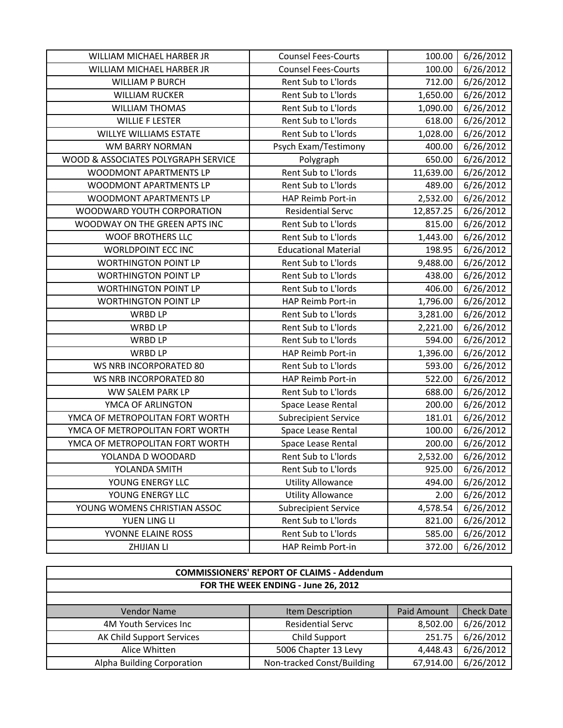| | | | |
|---|---|---|---|
| WILLIAM MICHAEL HARBER JR | Counsel Fees-Courts | 100.00 | 6/26/2012 |
| WILLIAM MICHAEL HARBER JR | Counsel Fees-Courts | 100.00 | 6/26/2012 |
| WILLIAM P BURCH | Rent Sub to L'lords | 712.00 | 6/26/2012 |
| WILLIAM RUCKER | Rent Sub to L'lords | 1,650.00 | 6/26/2012 |
| WILLIAM THOMAS | Rent Sub to L'lords | 1,090.00 | 6/26/2012 |
| WILLIE F LESTER | Rent Sub to L'lords | 618.00 | 6/26/2012 |
| WILLYE WILLIAMS ESTATE | Rent Sub to L'lords | 1,028.00 | 6/26/2012 |
| WM BARRY NORMAN | Psych Exam/Testimony | 400.00 | 6/26/2012 |
| WOOD & ASSOCIATES POLYGRAPH SERVICE | Polygraph | 650.00 | 6/26/2012 |
| WOODMONT APARTMENTS LP | Rent Sub to L'lords | 11,639.00 | 6/26/2012 |
| WOODMONT APARTMENTS LP | Rent Sub to L'lords | 489.00 | 6/26/2012 |
| WOODMONT APARTMENTS LP | HAP Reimb Port-in | 2,532.00 | 6/26/2012 |
| WOODWARD YOUTH CORPORATION | Residential Servc | 12,857.25 | 6/26/2012 |
| WOODWAY ON THE GREEN APTS INC | Rent Sub to L'lords | 815.00 | 6/26/2012 |
| WOOF BROTHERS LLC | Rent Sub to L'lords | 1,443.00 | 6/26/2012 |
| WORLDPOINT ECC INC | Educational Material | 198.95 | 6/26/2012 |
| WORTHINGTON POINT LP | Rent Sub to L'lords | 9,488.00 | 6/26/2012 |
| WORTHINGTON POINT LP | Rent Sub to L'lords | 438.00 | 6/26/2012 |
| WORTHINGTON POINT LP | Rent Sub to L'lords | 406.00 | 6/26/2012 |
| WORTHINGTON POINT LP | HAP Reimb Port-in | 1,796.00 | 6/26/2012 |
| WRBD LP | Rent Sub to L'lords | 3,281.00 | 6/26/2012 |
| WRBD LP | Rent Sub to L'lords | 2,221.00 | 6/26/2012 |
| WRBD LP | Rent Sub to L'lords | 594.00 | 6/26/2012 |
| WRBD LP | HAP Reimb Port-in | 1,396.00 | 6/26/2012 |
| WS NRB INCORPORATED 80 | Rent Sub to L'lords | 593.00 | 6/26/2012 |
| WS NRB INCORPORATED 80 | HAP Reimb Port-in | 522.00 | 6/26/2012 |
| WW SALEM PARK LP | Rent Sub to L'lords | 688.00 | 6/26/2012 |
| YMCA OF ARLINGTON | Space Lease Rental | 200.00 | 6/26/2012 |
| YMCA OF METROPOLITAN FORT WORTH | Subrecipient Service | 181.01 | 6/26/2012 |
| YMCA OF METROPOLITAN FORT WORTH | Space Lease Rental | 100.00 | 6/26/2012 |
| YMCA OF METROPOLITAN FORT WORTH | Space Lease Rental | 200.00 | 6/26/2012 |
| YOLANDA D WOODARD | Rent Sub to L'lords | 2,532.00 | 6/26/2012 |
| YOLANDA SMITH | Rent Sub to L'lords | 925.00 | 6/26/2012 |
| YOUNG ENERGY LLC | Utility Allowance | 494.00 | 6/26/2012 |
| YOUNG ENERGY LLC | Utility Allowance | 2.00 | 6/26/2012 |
| YOUNG WOMENS CHRISTIAN ASSOC | Subrecipient Service | 4,578.54 | 6/26/2012 |
| YUEN LING LI | Rent Sub to L'lords | 821.00 | 6/26/2012 |
| YVONNE ELAINE ROSS | Rent Sub to L'lords | 585.00 | 6/26/2012 |
| ZHIJIAN LI | HAP Reimb Port-in | 372.00 | 6/26/2012 |

## COMMISSIONERS' REPORT OF CLAIMS - Addendum

### FOR THE WEEK ENDING - June 26, 2012

| Vendor Name | Item Description | Paid Amount | Check Date |
|---|---|---|---|
| 4M Youth Services Inc | Residential Servc | 8,502.00 | 6/26/2012 |
| AK Child Support Services | Child Support | 251.75 | 6/26/2012 |
| Alice Whitten | 5006 Chapter 13 Levy | 4,448.43 | 6/26/2012 |
| Alpha Building Corporation | Non-tracked Const/Building | 67,914.00 | 6/26/2012 |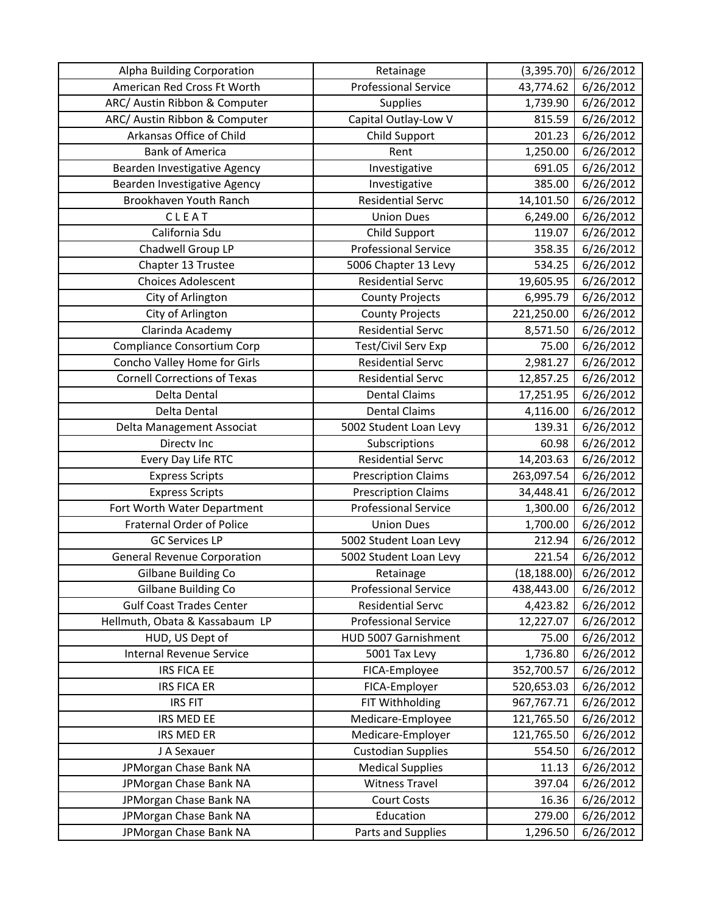| Alpha Building Corporation | Retainage | (3,395.70) | 6/26/2012 |
|---|---|---|---|
| American Red Cross Ft Worth | Professional Service | 43,774.62 | 6/26/2012 |
| ARC/ Austin Ribbon & Computer | Supplies | 1,739.90 | 6/26/2012 |
| ARC/ Austin Ribbon & Computer | Capital Outlay-Low V | 815.59 | 6/26/2012 |
| Arkansas Office of Child | Child Support | 201.23 | 6/26/2012 |
| Bank of America | Rent | 1,250.00 | 6/26/2012 |
| Bearden Investigative Agency | Investigative | 691.05 | 6/26/2012 |
| Bearden Investigative Agency | Investigative | 385.00 | 6/26/2012 |
| Brookhaven Youth Ranch | Residential Servc | 14,101.50 | 6/26/2012 |
| C L E A T | Union Dues | 6,249.00 | 6/26/2012 |
| California Sdu | Child Support | 119.07 | 6/26/2012 |
| Chadwell Group LP | Professional Service | 358.35 | 6/26/2012 |
| Chapter 13 Trustee | 5006 Chapter 13 Levy | 534.25 | 6/26/2012 |
| Choices Adolescent | Residential Servc | 19,605.95 | 6/26/2012 |
| City of Arlington | County Projects | 6,995.79 | 6/26/2012 |
| City of Arlington | County Projects | 221,250.00 | 6/26/2012 |
| Clarinda Academy | Residential Servc | 8,571.50 | 6/26/2012 |
| Compliance Consortium Corp | Test/Civil Serv Exp | 75.00 | 6/26/2012 |
| Concho Valley Home for Girls | Residential Servc | 2,981.27 | 6/26/2012 |
| Cornell Corrections of Texas | Residential Servc | 12,857.25 | 6/26/2012 |
| Delta Dental | Dental Claims | 17,251.95 | 6/26/2012 |
| Delta Dental | Dental Claims | 4,116.00 | 6/26/2012 |
| Delta Management Associat | 5002 Student Loan Levy | 139.31 | 6/26/2012 |
| Directv Inc | Subscriptions | 60.98 | 6/26/2012 |
| Every Day Life RTC | Residential Servc | 14,203.63 | 6/26/2012 |
| Express Scripts | Prescription Claims | 263,097.54 | 6/26/2012 |
| Express Scripts | Prescription Claims | 34,448.41 | 6/26/2012 |
| Fort Worth Water Department | Professional Service | 1,300.00 | 6/26/2012 |
| Fraternal Order of Police | Union Dues | 1,700.00 | 6/26/2012 |
| GC Services LP | 5002 Student Loan Levy | 212.94 | 6/26/2012 |
| General Revenue Corporation | 5002 Student Loan Levy | 221.54 | 6/26/2012 |
| Gilbane Building Co | Retainage | (18,188.00) | 6/26/2012 |
| Gilbane Building Co | Professional Service | 438,443.00 | 6/26/2012 |
| Gulf Coast Trades Center | Residential Servc | 4,423.82 | 6/26/2012 |
| Hellmuth, Obata & Kassabaum LP | Professional Service | 12,227.07 | 6/26/2012 |
| HUD, US Dept of | HUD 5007 Garnishment | 75.00 | 6/26/2012 |
| Internal Revenue Service | 5001 Tax Levy | 1,736.80 | 6/26/2012 |
| IRS FICA EE | FICA-Employee | 352,700.57 | 6/26/2012 |
| IRS FICA ER | FICA-Employer | 520,653.03 | 6/26/2012 |
| IRS FIT | FIT Withholding | 967,767.71 | 6/26/2012 |
| IRS MED EE | Medicare-Employee | 121,765.50 | 6/26/2012 |
| IRS MED ER | Medicare-Employer | 121,765.50 | 6/26/2012 |
| J A Sexauer | Custodian Supplies | 554.50 | 6/26/2012 |
| JPMorgan Chase Bank NA | Medical Supplies | 11.13 | 6/26/2012 |
| JPMorgan Chase Bank NA | Witness Travel | 397.04 | 6/26/2012 |
| JPMorgan Chase Bank NA | Court Costs | 16.36 | 6/26/2012 |
| JPMorgan Chase Bank NA | Education | 279.00 | 6/26/2012 |
| JPMorgan Chase Bank NA | Parts and Supplies | 1,296.50 | 6/26/2012 |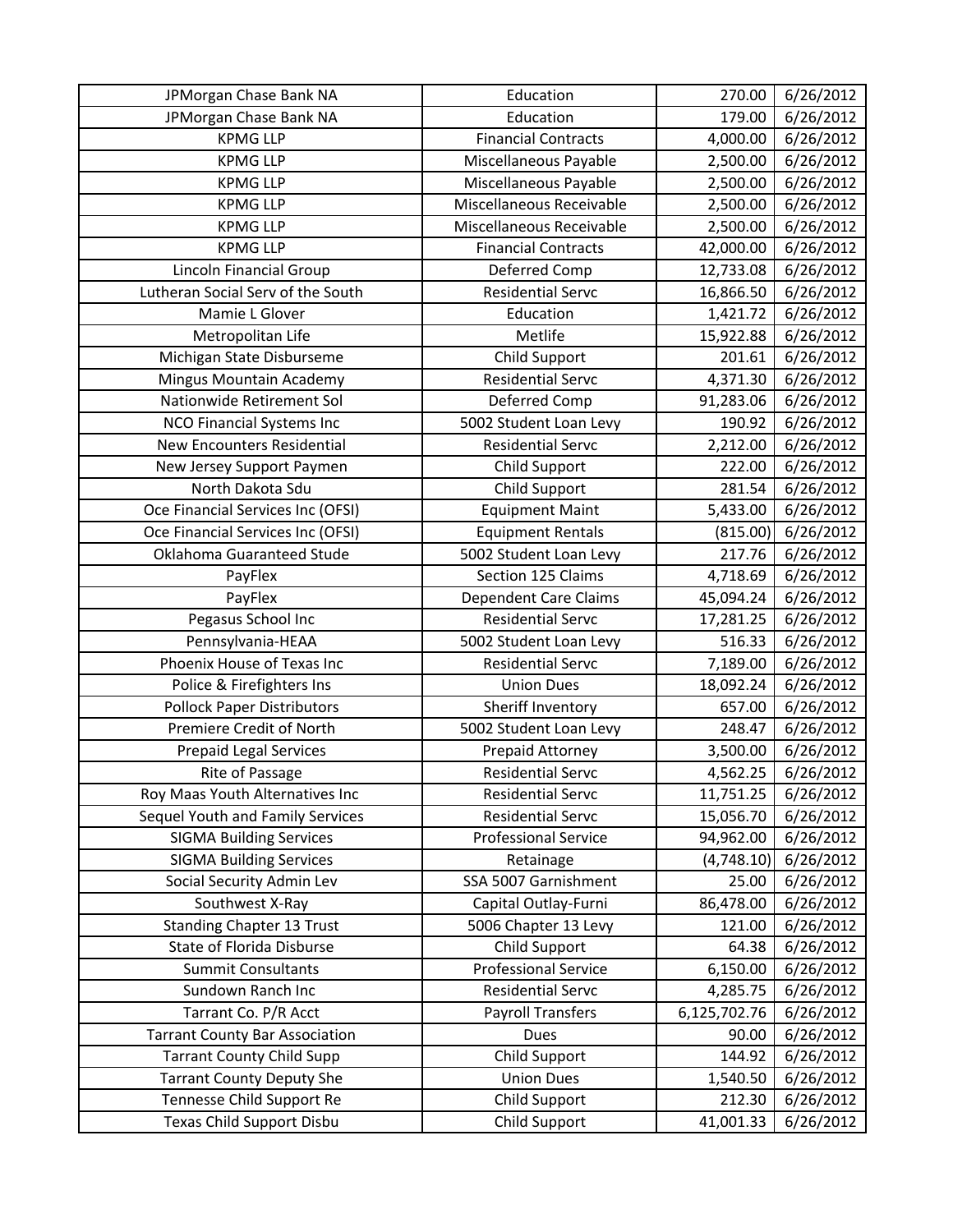| JPMorgan Chase Bank NA | Education | 270.00 | 6/26/2012 |
|---|---|---|---|
| JPMorgan Chase Bank NA | Education | 179.00 | 6/26/2012 |
| KPMG LLP | Financial Contracts | 4,000.00 | 6/26/2012 |
| KPMG LLP | Miscellaneous Payable | 2,500.00 | 6/26/2012 |
| KPMG LLP | Miscellaneous Payable | 2,500.00 | 6/26/2012 |
| KPMG LLP | Miscellaneous Receivable | 2,500.00 | 6/26/2012 |
| KPMG LLP | Miscellaneous Receivable | 2,500.00 | 6/26/2012 |
| KPMG LLP | Financial Contracts | 42,000.00 | 6/26/2012 |
| Lincoln Financial Group | Deferred Comp | 12,733.08 | 6/26/2012 |
| Lutheran Social Serv of the South | Residential Servc | 16,866.50 | 6/26/2012 |
| Mamie L Glover | Education | 1,421.72 | 6/26/2012 |
| Metropolitan Life | Metlife | 15,922.88 | 6/26/2012 |
| Michigan State Disburseme | Child Support | 201.61 | 6/26/2012 |
| Mingus Mountain Academy | Residential Servc | 4,371.30 | 6/26/2012 |
| Nationwide Retirement Sol | Deferred Comp | 91,283.06 | 6/26/2012 |
| NCO Financial Systems Inc | 5002 Student Loan Levy | 190.92 | 6/26/2012 |
| New Encounters Residential | Residential Servc | 2,212.00 | 6/26/2012 |
| New Jersey Support Paymen | Child Support | 222.00 | 6/26/2012 |
| North Dakota Sdu | Child Support | 281.54 | 6/26/2012 |
| Oce Financial Services Inc (OFSI) | Equipment Maint | 5,433.00 | 6/26/2012 |
| Oce Financial Services Inc (OFSI) | Equipment Rentals | (815.00) | 6/26/2012 |
| Oklahoma Guaranteed Stude | 5002 Student Loan Levy | 217.76 | 6/26/2012 |
| PayFlex | Section 125 Claims | 4,718.69 | 6/26/2012 |
| PayFlex | Dependent Care Claims | 45,094.24 | 6/26/2012 |
| Pegasus School Inc | Residential Servc | 17,281.25 | 6/26/2012 |
| Pennsylvania-HEAA | 5002 Student Loan Levy | 516.33 | 6/26/2012 |
| Phoenix House of Texas Inc | Residential Servc | 7,189.00 | 6/26/2012 |
| Police & Firefighters Ins | Union Dues | 18,092.24 | 6/26/2012 |
| Pollock Paper Distributors | Sheriff Inventory | 657.00 | 6/26/2012 |
| Premiere Credit of North | 5002 Student Loan Levy | 248.47 | 6/26/2012 |
| Prepaid Legal Services | Prepaid Attorney | 3,500.00 | 6/26/2012 |
| Rite of Passage | Residential Servc | 4,562.25 | 6/26/2012 |
| Roy Maas Youth Alternatives Inc | Residential Servc | 11,751.25 | 6/26/2012 |
| Sequel Youth and Family Services | Residential Servc | 15,056.70 | 6/26/2012 |
| SIGMA Building Services | Professional Service | 94,962.00 | 6/26/2012 |
| SIGMA Building Services | Retainage | (4,748.10) | 6/26/2012 |
| Social Security Admin Lev | SSA 5007 Garnishment | 25.00 | 6/26/2012 |
| Southwest X-Ray | Capital Outlay-Furni | 86,478.00 | 6/26/2012 |
| Standing Chapter 13 Trust | 5006 Chapter 13 Levy | 121.00 | 6/26/2012 |
| State of Florida Disburse | Child Support | 64.38 | 6/26/2012 |
| Summit Consultants | Professional Service | 6,150.00 | 6/26/2012 |
| Sundown Ranch Inc | Residential Servc | 4,285.75 | 6/26/2012 |
| Tarrant Co. P/R Acct | Payroll Transfers | 6,125,702.76 | 6/26/2012 |
| Tarrant County Bar Association | Dues | 90.00 | 6/26/2012 |
| Tarrant County Child Supp | Child Support | 144.92 | 6/26/2012 |
| Tarrant County Deputy She | Union Dues | 1,540.50 | 6/26/2012 |
| Tennesse Child Support Re | Child Support | 212.30 | 6/26/2012 |
| Texas Child Support Disbu | Child Support | 41,001.33 | 6/26/2012 |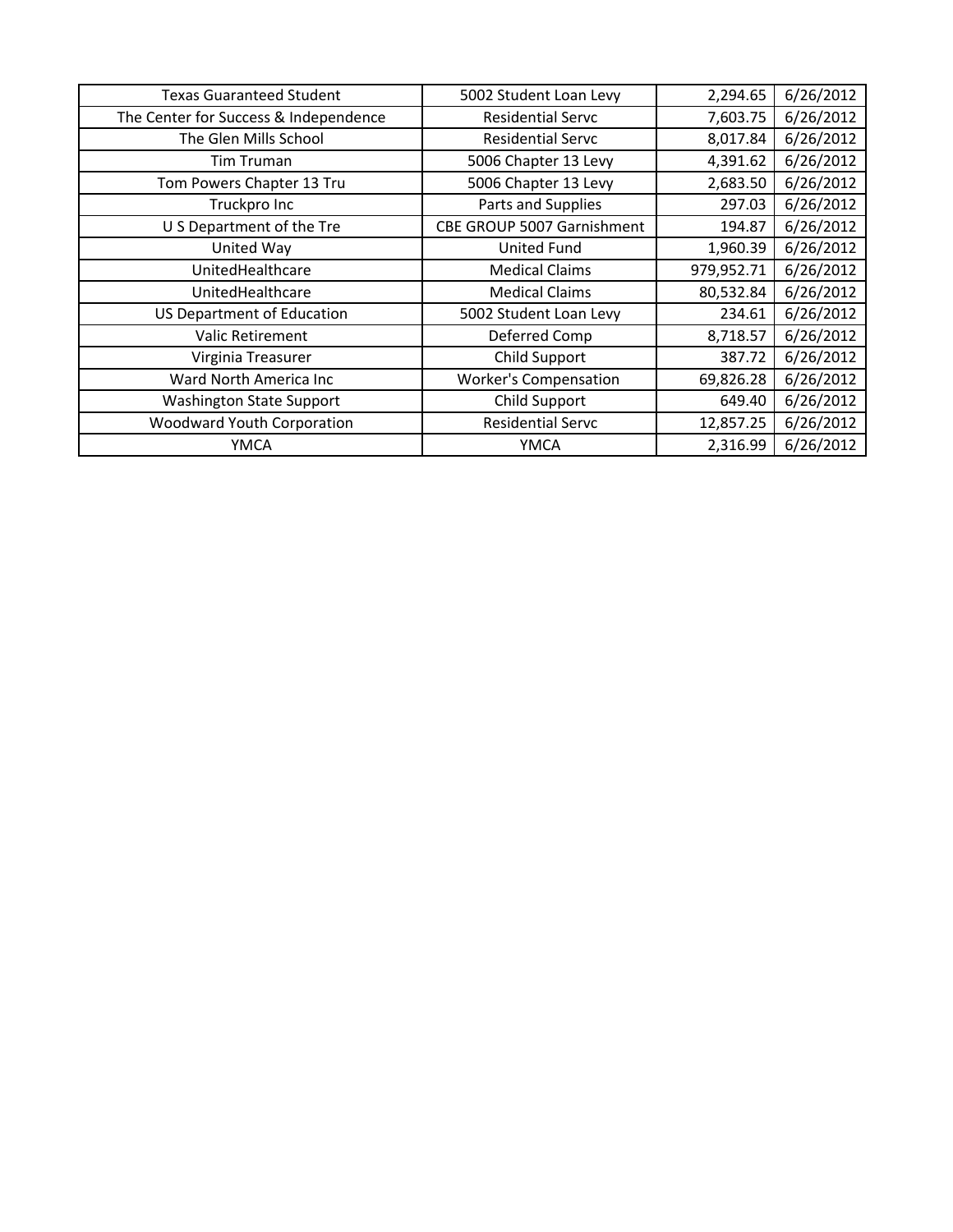| | | | |
|---|---|---|---|
| Texas Guaranteed Student | 5002 Student Loan Levy | 2,294.65 | 6/26/2012 |
| The Center for Success & Independence | Residential Servc | 7,603.75 | 6/26/2012 |
| The Glen Mills School | Residential Servc | 8,017.84 | 6/26/2012 |
| Tim Truman | 5006 Chapter 13 Levy | 4,391.62 | 6/26/2012 |
| Tom Powers Chapter 13 Tru | 5006 Chapter 13 Levy | 2,683.50 | 6/26/2012 |
| Truckpro Inc | Parts and Supplies | 297.03 | 6/26/2012 |
| U S Department of the Tre | CBE GROUP 5007 Garnishment | 194.87 | 6/26/2012 |
| United Way | United Fund | 1,960.39 | 6/26/2012 |
| UnitedHealthcare | Medical Claims | 979,952.71 | 6/26/2012 |
| UnitedHealthcare | Medical Claims | 80,532.84 | 6/26/2012 |
| US Department of Education | 5002 Student Loan Levy | 234.61 | 6/26/2012 |
| Valic Retirement | Deferred Comp | 8,718.57 | 6/26/2012 |
| Virginia Treasurer | Child Support | 387.72 | 6/26/2012 |
| Ward North America Inc | Worker's Compensation | 69,826.28 | 6/26/2012 |
| Washington State Support | Child Support | 649.40 | 6/26/2012 |
| Woodward Youth Corporation | Residential Servc | 12,857.25 | 6/26/2012 |
| YMCA | YMCA | 2,316.99 | 6/26/2012 |